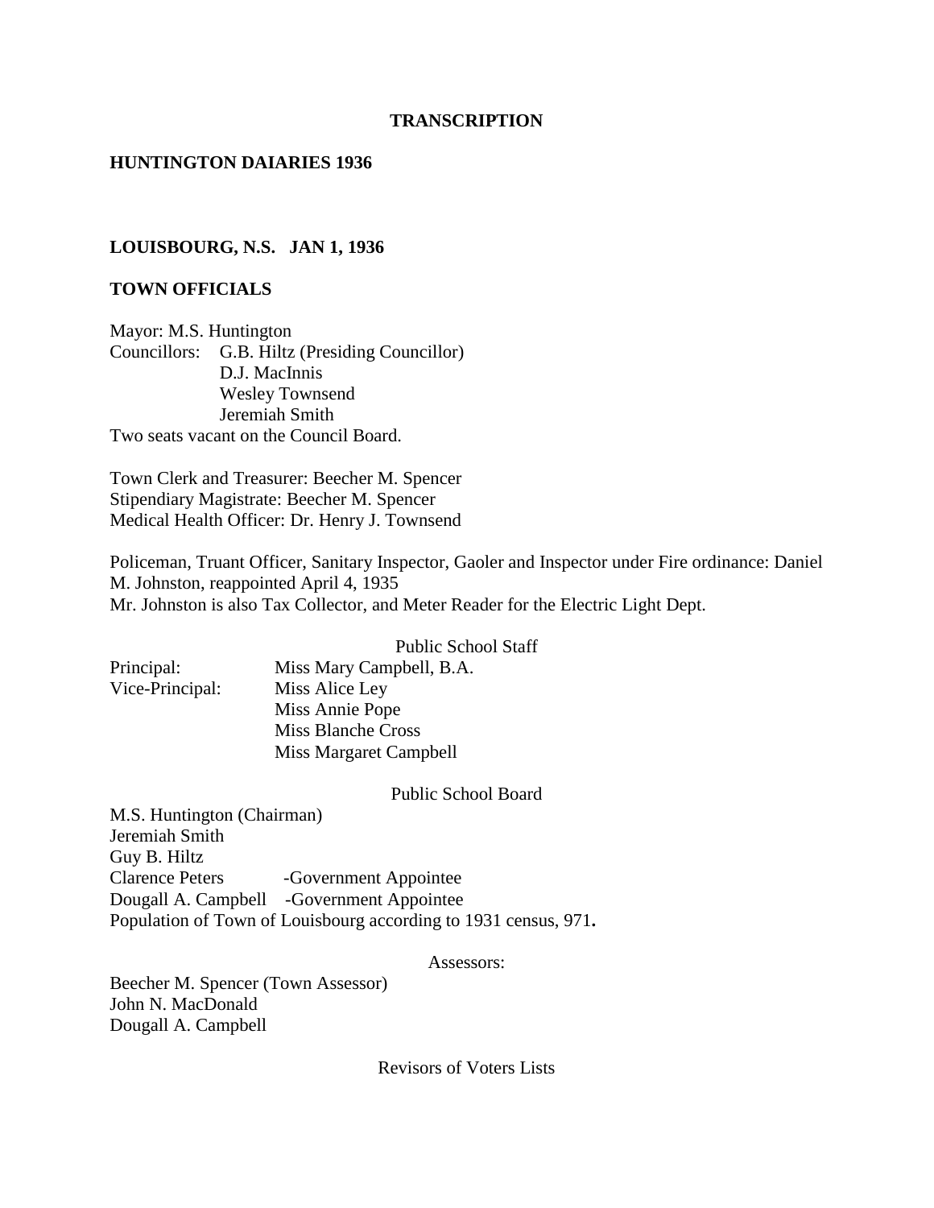**TRANSCRIPTION**

**HUNTINGTON DAIARIES 1936**

**LOUISBOURG, N.S. JAN 1, 1936**

**TOWN OFFICIALS**

Mayor: M.S. Huntington
Councillors: G.B. Hiltz (Presiding Councillor)
D.J. MacInnis
Wesley Townsend
Jeremiah Smith
Two seats vacant on the Council Board.

Town Clerk and Treasurer: Beecher M. Spencer
Stipendiary Magistrate: Beecher M. Spencer
Medical Health Officer: Dr. Henry J. Townsend

Policeman, Truant Officer, Sanitary Inspector, Gaoler and Inspector under Fire ordinance: Daniel M. Johnston, reappointed April 4, 1935
Mr. Johnston is also Tax Collector, and Meter Reader for the Electric Light Dept.

Public School Staff

Principal: Miss Mary Campbell, B.A.
Vice-Principal: Miss Alice Ley
Miss Annie Pope
Miss Blanche Cross
Miss Margaret Campbell

Public School Board

M.S. Huntington (Chairman)
Jeremiah Smith
Guy B. Hiltz
Clarence Peters -Government Appointee
Dougall A. Campbell -Government Appointee
Population of Town of Louisbourg according to 1931 census, 971**.**

Assessors:

Beecher M. Spencer (Town Assessor)
John N. MacDonald
Dougall A. Campbell

Revisors of Voters Lists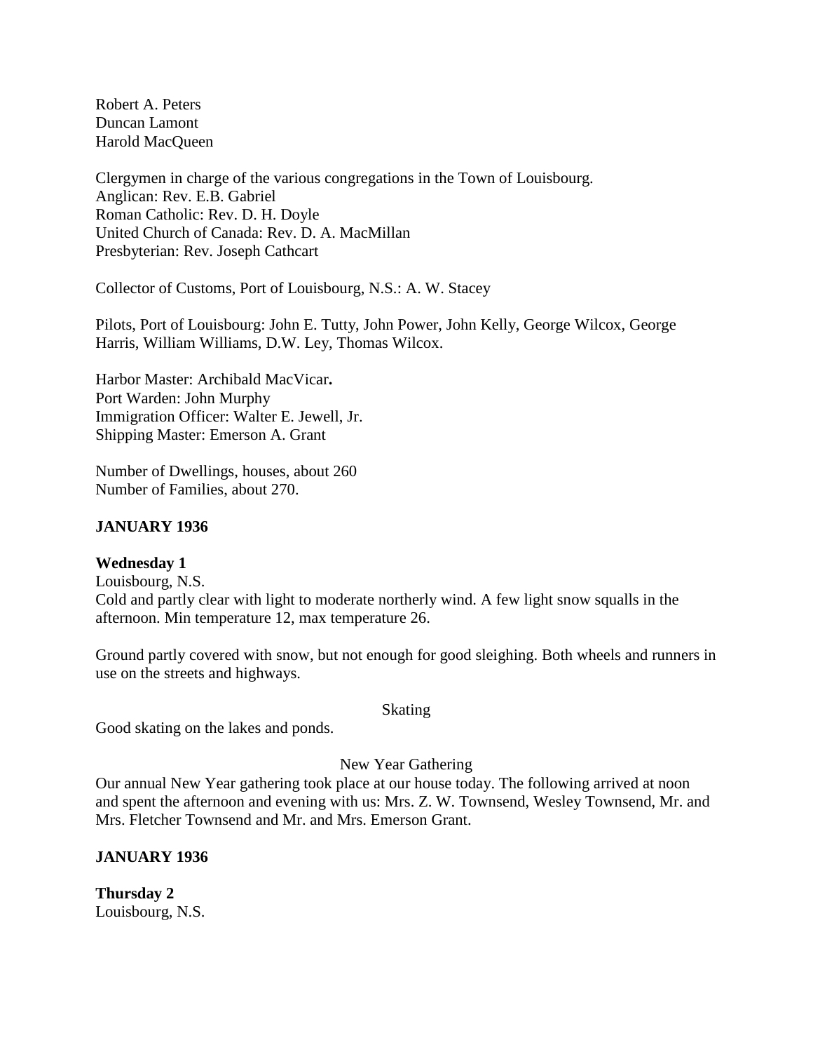Robert A. Peters
Duncan Lamont
Harold MacQueen

Clergymen in charge of the various congregations in the Town of Louisbourg.
Anglican: Rev. E.B. Gabriel
Roman Catholic: Rev. D. H. Doyle
United Church of Canada: Rev. D. A. MacMillan
Presbyterian: Rev. Joseph Cathcart

Collector of Customs, Port of Louisbourg, N.S.: A. W. Stacey

Pilots, Port of Louisbourg: John E. Tutty, John Power, John Kelly, George Wilcox, George Harris, William Williams, D.W. Ley, Thomas Wilcox.

Harbor Master: Archibald MacVicar**.**
Port Warden: John Murphy
Immigration Officer: Walter E. Jewell, Jr.
Shipping Master: Emerson A. Grant

Number of Dwellings, houses, about 260
Number of Families, about 270.

**JANUARY 1936**

**Wednesday 1**
Louisbourg, N.S.
Cold and partly clear with light to moderate northerly wind. A few light snow squalls in the afternoon. Min temperature 12, max temperature 26.

Ground partly covered with snow, but not enough for good sleighing. Both wheels and runners in use on the streets and highways.

Skating

Good skating on the lakes and ponds.

New Year Gathering

Our annual New Year gathering took place at our house today. The following arrived at noon and spent the afternoon and evening with us: Mrs. Z. W. Townsend, Wesley Townsend, Mr. and Mrs. Fletcher Townsend and Mr. and Mrs. Emerson Grant.

**JANUARY 1936**

**Thursday 2**
Louisbourg, N.S.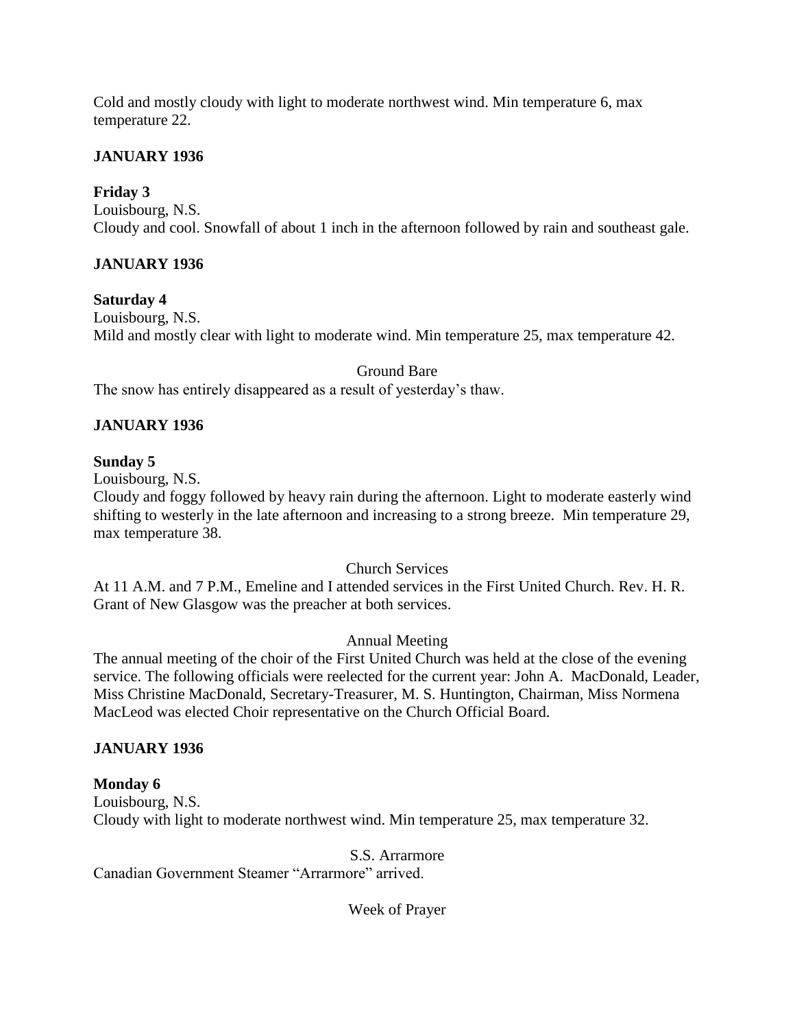Cold and mostly cloudy with light to moderate northwest wind. Min temperature 6, max temperature 22.

**JANUARY 1936**

**Friday 3**
Louisbourg, N.S.
Cloudy and cool. Snowfall of about 1 inch in the afternoon followed by rain and southeast gale.

**JANUARY 1936**

**Saturday 4**
Louisbourg, N.S.
Mild and mostly clear with light to moderate wind. Min temperature 25, max temperature 42.

Ground Bare

The snow has entirely disappeared as a result of yesterday's thaw.

**JANUARY 1936**

**Sunday 5**
Louisbourg, N.S.
Cloudy and foggy followed by heavy rain during the afternoon. Light to moderate easterly wind shifting to westerly in the late afternoon and increasing to a strong breeze. Min temperature 29, max temperature 38.

Church Services

At 11 A.M. and 7 P.M., Emeline and I attended services in the First United Church. Rev. H. R. Grant of New Glasgow was the preacher at both services.

Annual Meeting

The annual meeting of the choir of the First United Church was held at the close of the evening service. The following officials were reelected for the current year: John A. MacDonald, Leader, Miss Christine MacDonald, Secretary-Treasurer, M. S. Huntington, Chairman, Miss Normena MacLeod was elected Choir representative on the Church Official Board.

**JANUARY 1936**

**Monday 6**
Louisbourg, N.S.
Cloudy with light to moderate northwest wind. Min temperature 25, max temperature 32.

S.S. Arrarmore

Canadian Government Steamer "Arrarmore" arrived.

Week of Prayer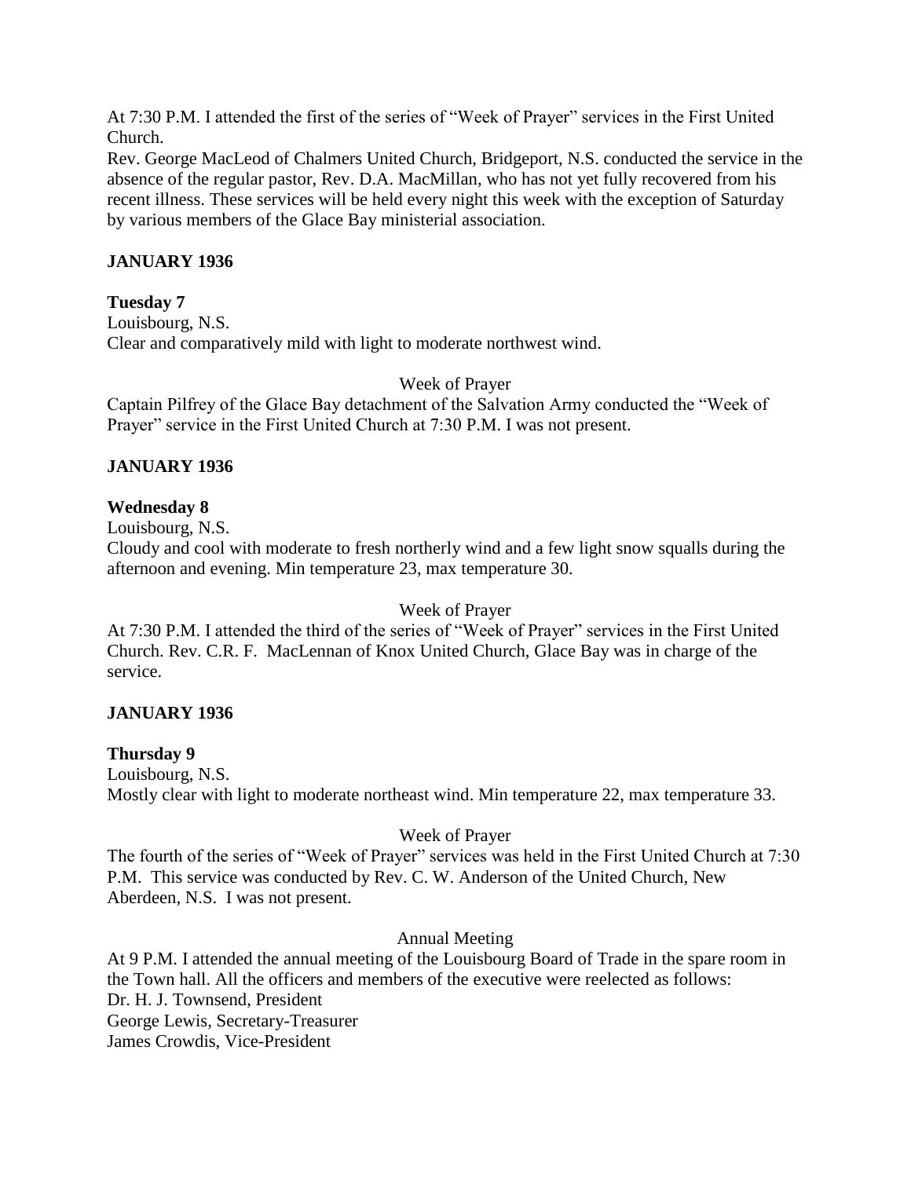At 7:30 P.M. I attended the first of the series of "Week of Prayer" services in the First United Church.
Rev. George MacLeod of Chalmers United Church, Bridgeport, N.S. conducted the service in the absence of the regular pastor, Rev. D.A. MacMillan, who has not yet fully recovered from his recent illness. These services will be held every night this week with the exception of Saturday by various members of the Glace Bay ministerial association.

**JANUARY 1936**

**Tuesday 7**
Louisbourg, N.S.
Clear and comparatively mild with light to moderate northwest wind.

Week of Prayer

Captain Pilfrey of the Glace Bay detachment of the Salvation Army conducted the "Week of Prayer" service in the First United Church at 7:30 P.M. I was not present.

**JANUARY 1936**

**Wednesday 8**
Louisbourg, N.S.
Cloudy and cool with moderate to fresh northerly wind and a few light snow squalls during the afternoon and evening. Min temperature 23, max temperature 30.

Week of Prayer

At 7:30 P.M. I attended the third of the series of "Week of Prayer" services in the First United Church. Rev. C.R. F. MacLennan of Knox United Church, Glace Bay was in charge of the service.

**JANUARY 1936**

**Thursday 9**
Louisbourg, N.S.
Mostly clear with light to moderate northeast wind. Min temperature 22, max temperature 33.

Week of Prayer

The fourth of the series of "Week of Prayer" services was held in the First United Church at 7:30 P.M. This service was conducted by Rev. C. W. Anderson of the United Church, New Aberdeen, N.S. I was not present.

Annual Meeting

At 9 P.M. I attended the annual meeting of the Louisbourg Board of Trade in the spare room in the Town hall. All the officers and members of the executive were reelected as follows:
Dr. H. J. Townsend, President
George Lewis, Secretary-Treasurer
James Crowdis, Vice-President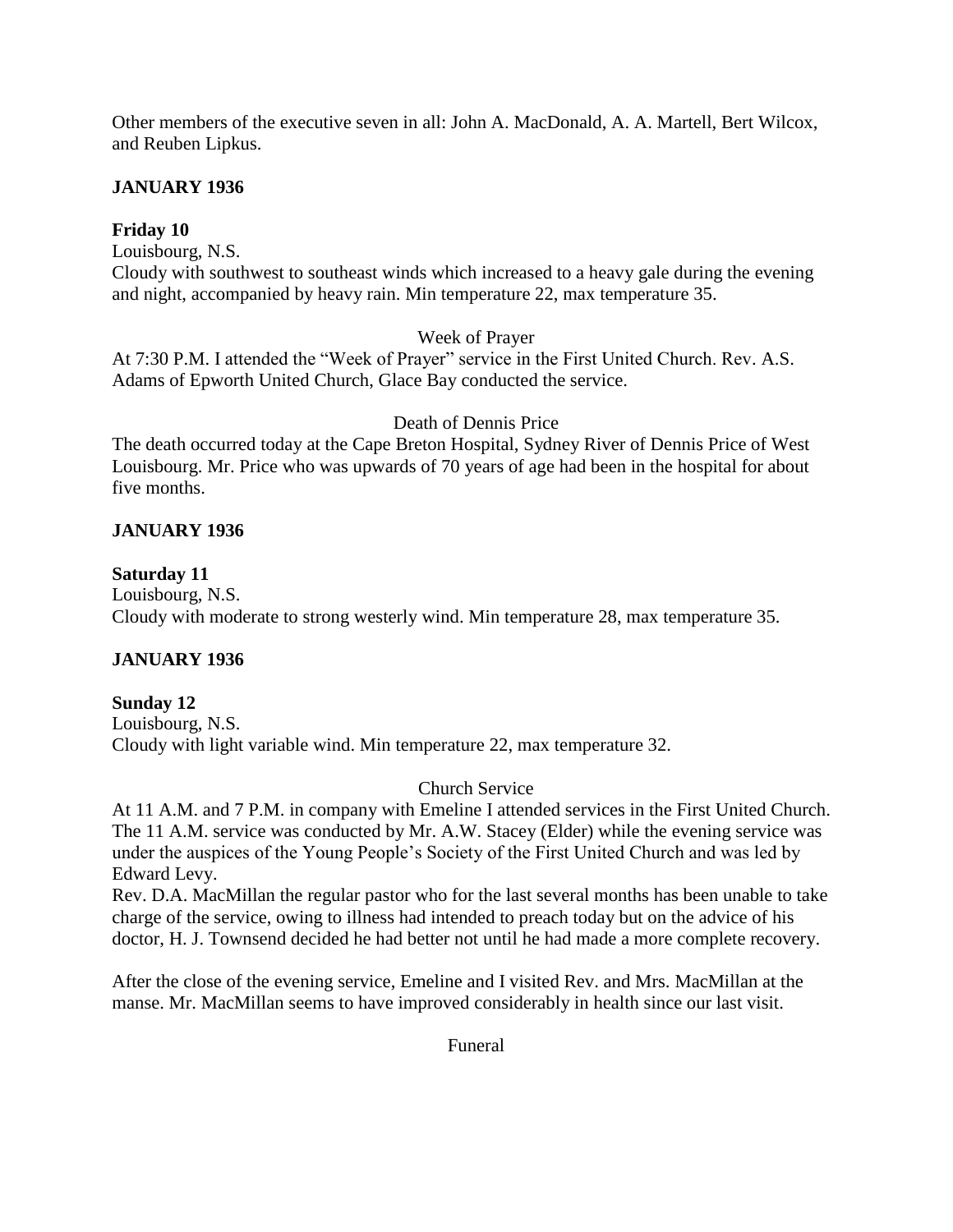Other members of the executive seven in all: John A. MacDonald, A. A. Martell, Bert Wilcox, and Reuben Lipkus.

**JANUARY 1936**

**Friday 10**

Louisbourg, N.S.

Cloudy with southwest to southeast winds which increased to a heavy gale during the evening and night, accompanied by heavy rain. Min temperature 22, max temperature 35.

Week of Prayer

At 7:30 P.M. I attended the "Week of Prayer" service in the First United Church. Rev. A.S. Adams of Epworth United Church, Glace Bay conducted the service.

Death of Dennis Price

The death occurred today at the Cape Breton Hospital, Sydney River of Dennis Price of West Louisbourg. Mr. Price who was upwards of 70 years of age had been in the hospital for about five months.

**JANUARY 1936**

**Saturday 11**

Louisbourg, N.S.

Cloudy with moderate to strong westerly wind. Min temperature 28, max temperature 35.

**JANUARY 1936**

**Sunday 12**

Louisbourg, N.S.

Cloudy with light variable wind. Min temperature 22, max temperature 32.

Church Service

At 11 A.M. and 7 P.M. in company with Emeline I attended services in the First United Church. The 11 A.M. service was conducted by Mr. A.W. Stacey (Elder) while the evening service was under the auspices of the Young People's Society of the First United Church and was led by Edward Levy.

Rev. D.A. MacMillan the regular pastor who for the last several months has been unable to take charge of the service, owing to illness had intended to preach today but on the advice of his doctor, H. J. Townsend decided he had better not until he had made a more complete recovery.

After the close of the evening service, Emeline and I visited Rev. and Mrs. MacMillan at the manse. Mr. MacMillan seems to have improved considerably in health since our last visit.

Funeral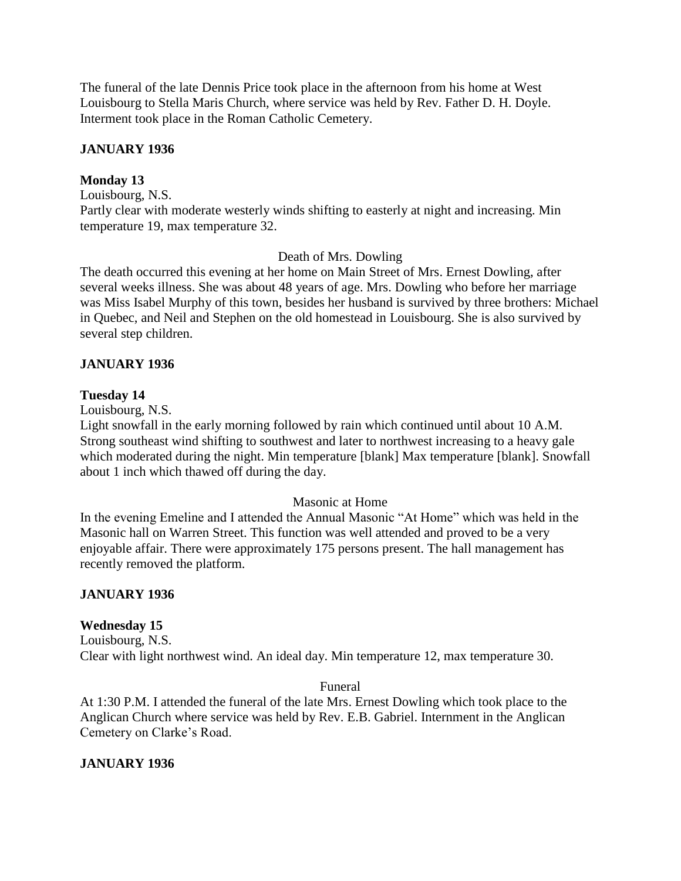The funeral of the late Dennis Price took place in the afternoon from his home at West Louisbourg to Stella Maris Church, where service was held by Rev. Father D. H. Doyle. Interment took place in the Roman Catholic Cemetery.

**JANUARY 1936**

**Monday 13**

Louisbourg, N.S.

Partly clear with moderate westerly winds shifting to easterly at night and increasing. Min temperature 19, max temperature 32.

Death of Mrs. Dowling

The death occurred this evening at her home on Main Street of Mrs. Ernest Dowling, after several weeks illness. She was about 48 years of age. Mrs. Dowling who before her marriage was Miss Isabel Murphy of this town, besides her husband is survived by three brothers: Michael in Quebec, and Neil and Stephen on the old homestead in Louisbourg. She is also survived by several step children.

**JANUARY 1936**

**Tuesday 14**

Louisbourg, N.S.

Light snowfall in the early morning followed by rain which continued until about 10 A.M. Strong southeast wind shifting to southwest and later to northwest increasing to a heavy gale which moderated during the night. Min temperature [blank] Max temperature [blank]. Snowfall about 1 inch which thawed off during the day.

Masonic at Home

In the evening Emeline and I attended the Annual Masonic "At Home" which was held in the Masonic hall on Warren Street. This function was well attended and proved to be a very enjoyable affair. There were approximately 175 persons present. The hall management has recently removed the platform.

**JANUARY 1936**

**Wednesday 15**

Louisbourg, N.S.

Clear with light northwest wind. An ideal day. Min temperature 12, max temperature 30.

Funeral

At 1:30 P.M. I attended the funeral of the late Mrs. Ernest Dowling which took place to the Anglican Church where service was held by Rev. E.B. Gabriel. Internment in the Anglican Cemetery on Clarke's Road.

**JANUARY 1936**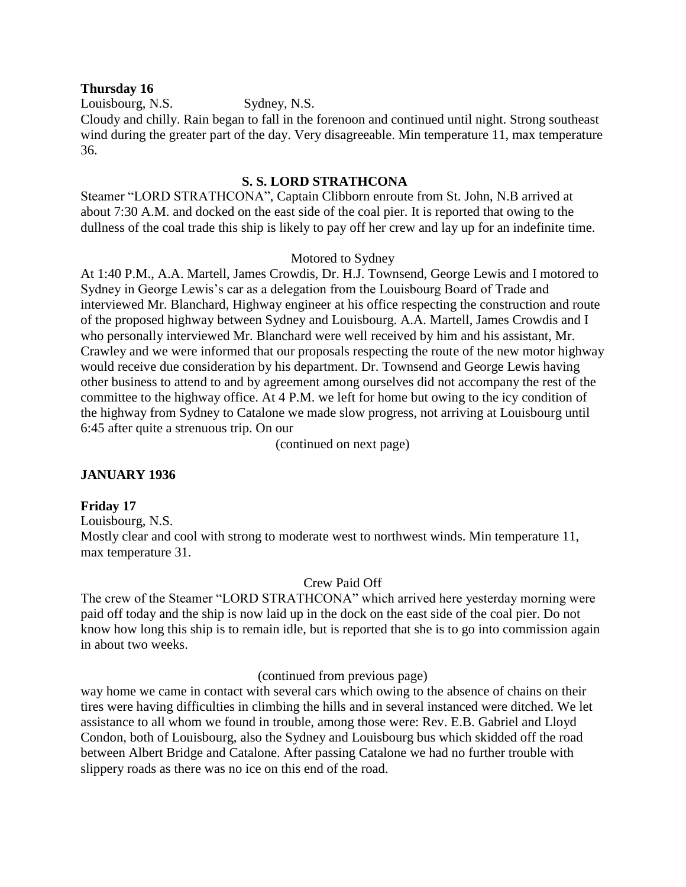**Thursday 16**

Louisbourg, N.S. Sydney, N.S.

Cloudy and chilly. Rain began to fall in the forenoon and continued until night. Strong southeast wind during the greater part of the day. Very disagreeable. Min temperature 11, max temperature 36.

**S. S. LORD STRATHCONA**

Steamer "LORD STRATHCONA", Captain Clibborn enroute from St. John, N.B arrived at about 7:30 A.M. and docked on the east side of the coal pier. It is reported that owing to the dullness of the coal trade this ship is likely to pay off her crew and lay up for an indefinite time.

Motored to Sydney

At 1:40 P.M., A.A. Martell, James Crowdis, Dr. H.J. Townsend, George Lewis and I motored to Sydney in George Lewis's car as a delegation from the Louisbourg Board of Trade and interviewed Mr. Blanchard, Highway engineer at his office respecting the construction and route of the proposed highway between Sydney and Louisbourg. A.A. Martell, James Crowdis and I who personally interviewed Mr. Blanchard were well received by him and his assistant, Mr. Crawley and we were informed that our proposals respecting the route of the new motor highway would receive due consideration by his department. Dr. Townsend and George Lewis having other business to attend to and by agreement among ourselves did not accompany the rest of the committee to the highway office. At 4 P.M. we left for home but owing to the icy condition of the highway from Sydney to Catalone we made slow progress, not arriving at Louisbourg until 6:45 after quite a strenuous trip. On our

(continued on next page)

**JANUARY 1936**

**Friday 17**

Louisbourg, N.S.

Mostly clear and cool with strong to moderate west to northwest winds. Min temperature 11, max temperature 31.

Crew Paid Off

The crew of the Steamer "LORD STRATHCONA" which arrived here yesterday morning were paid off today and the ship is now laid up in the dock on the east side of the coal pier. Do not know how long this ship is to remain idle, but is reported that she is to go into commission again in about two weeks.

(continued from previous page)

way home we came in contact with several cars which owing to the absence of chains on their tires were having difficulties in climbing the hills and in several instanced were ditched. We let assistance to all whom we found in trouble, among those were: Rev. E.B. Gabriel and Lloyd Condon, both of Louisbourg, also the Sydney and Louisbourg bus which skidded off the road between Albert Bridge and Catalone. After passing Catalone we had no further trouble with slippery roads as there was no ice on this end of the road.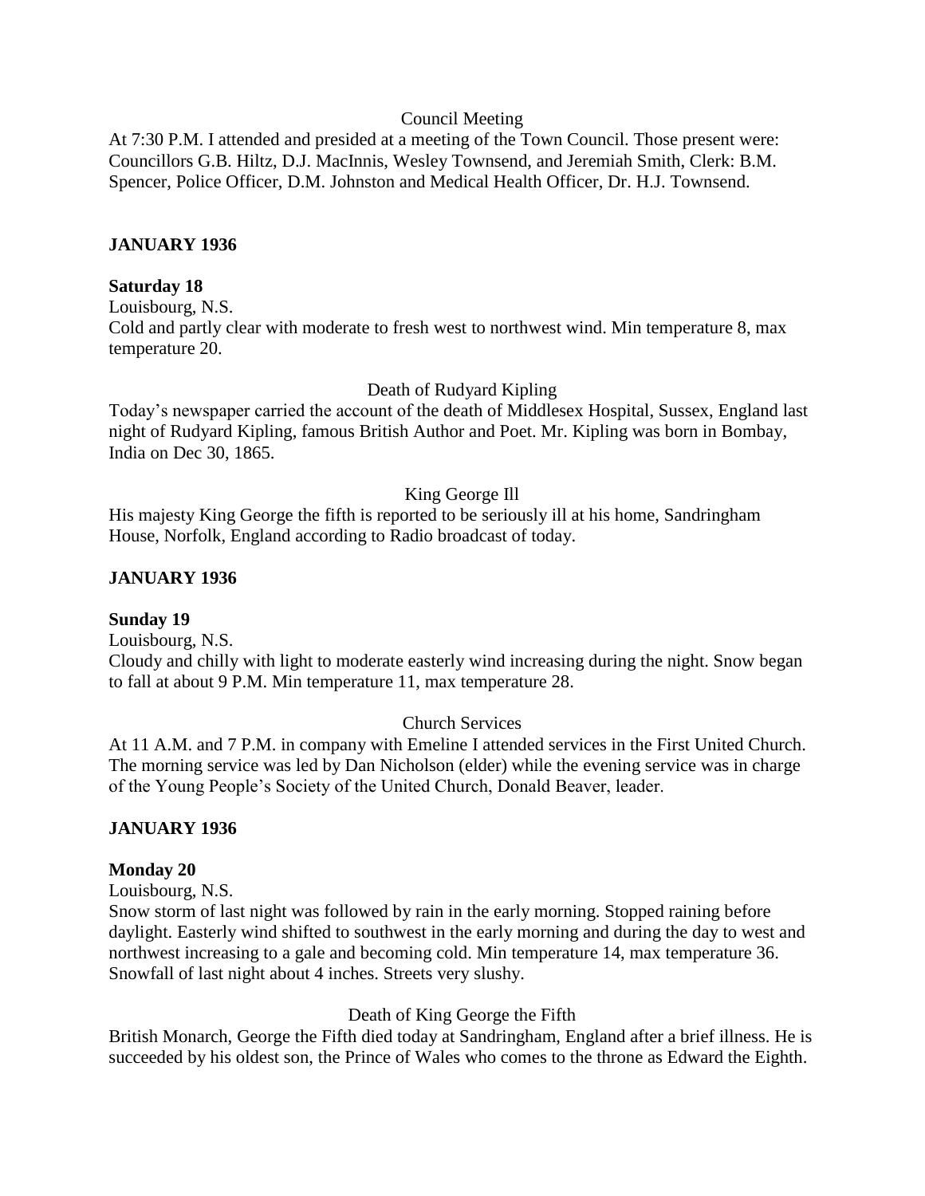Council Meeting

At 7:30 P.M. I attended and presided at a meeting of the Town Council. Those present were: Councillors G.B. Hiltz, D.J. MacInnis, Wesley Townsend, and Jeremiah Smith, Clerk: B.M. Spencer, Police Officer, D.M. Johnston and Medical Health Officer, Dr. H.J. Townsend.

**JANUARY 1936**

**Saturday 18**

Louisbourg, N.S.

Cold and partly clear with moderate to fresh west to northwest wind. Min temperature 8, max temperature 20.

Death of Rudyard Kipling

Today's newspaper carried the account of the death of Middlesex Hospital, Sussex, England last night of Rudyard Kipling, famous British Author and Poet. Mr. Kipling was born in Bombay, India on Dec 30, 1865.

King George Ill

His majesty King George the fifth is reported to be seriously ill at his home, Sandringham House, Norfolk, England according to Radio broadcast of today.

**JANUARY 1936**

**Sunday 19**

Louisbourg, N.S.

Cloudy and chilly with light to moderate easterly wind increasing during the night. Snow began to fall at about 9 P.M. Min temperature 11, max temperature 28.

Church Services

At 11 A.M. and 7 P.M. in company with Emeline I attended services in the First United Church. The morning service was led by Dan Nicholson (elder) while the evening service was in charge of the Young People's Society of the United Church, Donald Beaver, leader.

**JANUARY 1936**

**Monday 20**

Louisbourg, N.S.

Snow storm of last night was followed by rain in the early morning. Stopped raining before daylight. Easterly wind shifted to southwest in the early morning and during the day to west and northwest increasing to a gale and becoming cold. Min temperature 14, max temperature 36. Snowfall of last night about 4 inches. Streets very slushy.

Death of King George the Fifth

British Monarch, George the Fifth died today at Sandringham, England after a brief illness. He is succeeded by his oldest son, the Prince of Wales who comes to the throne as Edward the Eighth.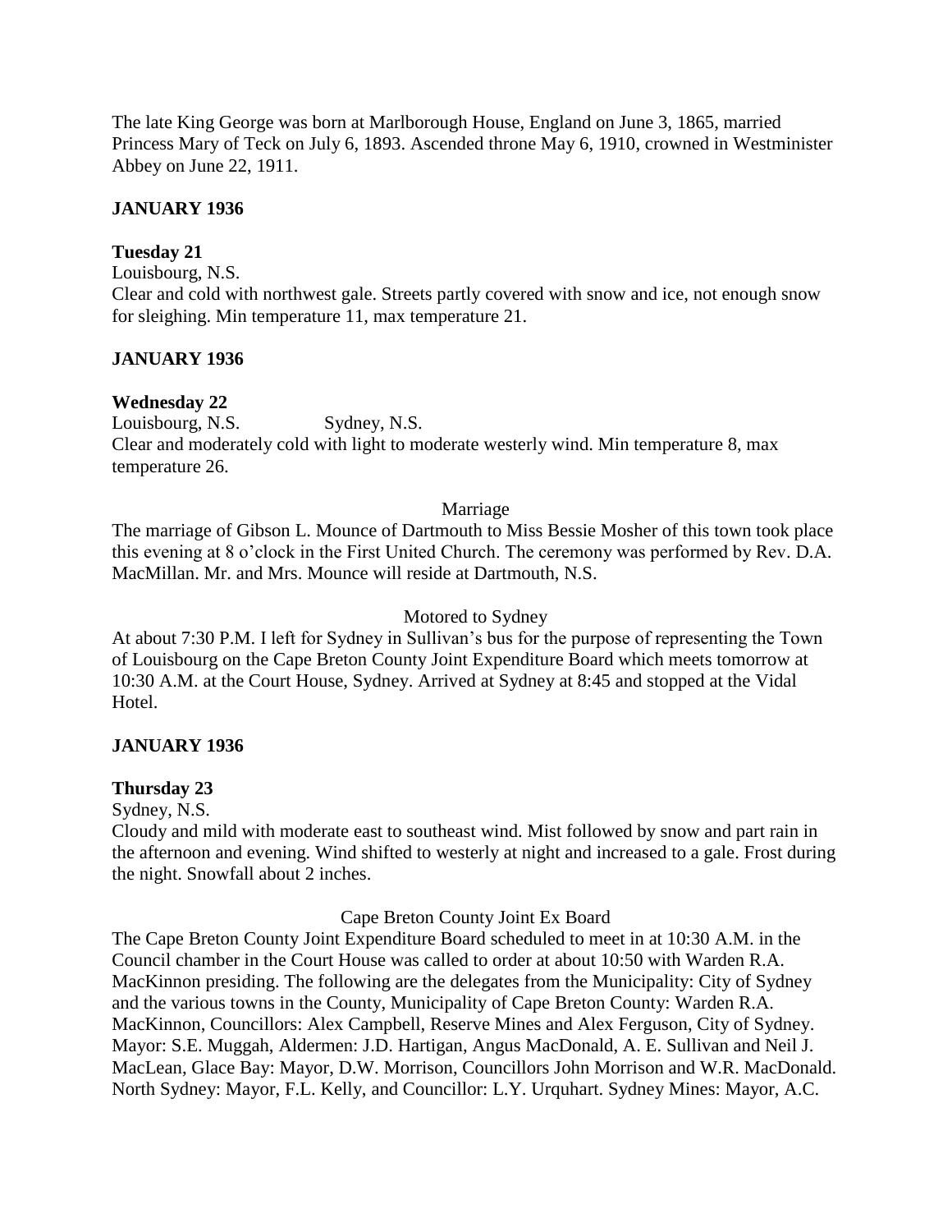The late King George was born at Marlborough House, England on June 3, 1865, married Princess Mary of Teck on July 6, 1893. Ascended throne May 6, 1910, crowned in Westminister Abbey on June 22, 1911.

**JANUARY 1936**

**Tuesday 21**

Louisbourg, N.S.

Clear and cold with northwest gale. Streets partly covered with snow and ice, not enough snow for sleighing. Min temperature 11, max temperature 21.

**JANUARY 1936**

**Wednesday 22**

Louisbourg, N.S. Sydney, N.S.

Clear and moderately cold with light to moderate westerly wind. Min temperature 8, max temperature 26.

Marriage

The marriage of Gibson L. Mounce of Dartmouth to Miss Bessie Mosher of this town took place this evening at 8 o'clock in the First United Church. The ceremony was performed by Rev. D.A. MacMillan. Mr. and Mrs. Mounce will reside at Dartmouth, N.S.

Motored to Sydney

At about 7:30 P.M. I left for Sydney in Sullivan's bus for the purpose of representing the Town of Louisbourg on the Cape Breton County Joint Expenditure Board which meets tomorrow at 10:30 A.M. at the Court House, Sydney. Arrived at Sydney at 8:45 and stopped at the Vidal Hotel.

**JANUARY 1936**

**Thursday 23**

Sydney, N.S.

Cloudy and mild with moderate east to southeast wind. Mist followed by snow and part rain in the afternoon and evening. Wind shifted to westerly at night and increased to a gale. Frost during the night. Snowfall about 2 inches.

Cape Breton County Joint Ex Board

The Cape Breton County Joint Expenditure Board scheduled to meet in at 10:30 A.M. in the Council chamber in the Court House was called to order at about 10:50 with Warden R.A. MacKinnon presiding. The following are the delegates from the Municipality: City of Sydney and the various towns in the County, Municipality of Cape Breton County: Warden R.A. MacKinnon, Councillors: Alex Campbell, Reserve Mines and Alex Ferguson, City of Sydney. Mayor: S.E. Muggah, Aldermen: J.D. Hartigan, Angus MacDonald, A. E. Sullivan and Neil J. MacLean, Glace Bay: Mayor, D.W. Morrison, Councillors John Morrison and W.R. MacDonald. North Sydney: Mayor, F.L. Kelly, and Councillor: L.Y. Urquhart. Sydney Mines: Mayor, A.C.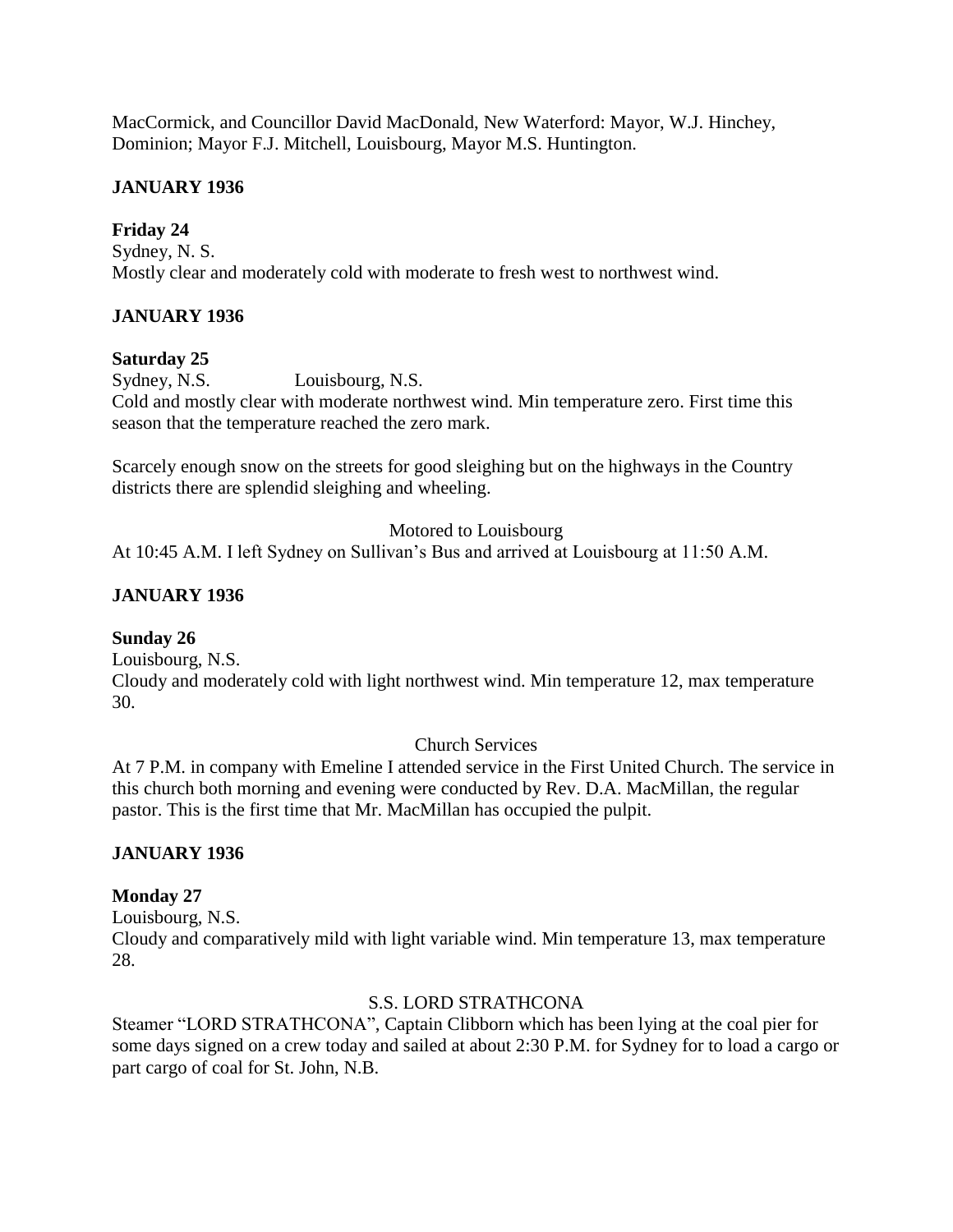MacCormick, and Councillor David MacDonald, New Waterford: Mayor, W.J. Hinchey, Dominion; Mayor F.J. Mitchell, Louisbourg, Mayor M.S. Huntington.

## JANUARY 1936

**Friday 24**

Sydney, N. S.

Mostly clear and moderately cold with moderate to fresh west to northwest wind.

## JANUARY 1936

**Saturday 25**

Sydney, N.S. Louisbourg, N.S.

Cold and mostly clear with moderate northwest wind. Min temperature zero. First time this season that the temperature reached the zero mark.

Scarcely enough snow on the streets for good sleighing but on the highways in the Country districts there are splendid sleighing and wheeling.

Motored to Louisbourg

At 10:45 A.M. I left Sydney on Sullivan's Bus and arrived at Louisbourg at 11:50 A.M.

## JANUARY 1936

**Sunday 26**

Louisbourg, N.S.

Cloudy and moderately cold with light northwest wind. Min temperature 12, max temperature 30.

Church Services

At 7 P.M. in company with Emeline I attended service in the First United Church. The service in this church both morning and evening were conducted by Rev. D.A. MacMillan, the regular pastor. This is the first time that Mr. MacMillan has occupied the pulpit.

## JANUARY 1936

**Monday 27**

Louisbourg, N.S.

Cloudy and comparatively mild with light variable wind. Min temperature 13, max temperature 28.

S.S. LORD STRATHCONA

Steamer "LORD STRATHCONA", Captain Clibborn which has been lying at the coal pier for some days signed on a crew today and sailed at about 2:30 P.M. for Sydney for to load a cargo or part cargo of coal for St. John, N.B.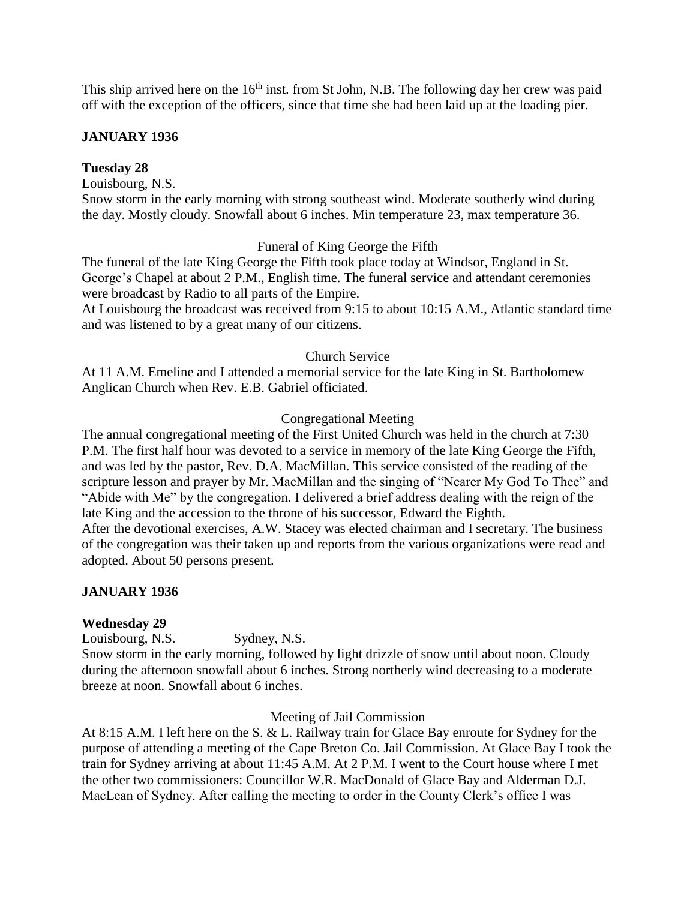This ship arrived here on the 16th inst. from St John, N.B. The following day her crew was paid off with the exception of the officers, since that time she had been laid up at the loading pier.

**JANUARY 1936**

**Tuesday 28**

Louisbourg, N.S.

Snow storm in the early morning with strong southeast wind. Moderate southerly wind during the day. Mostly cloudy. Snowfall about 6 inches. Min temperature 23, max temperature 36.

Funeral of King George the Fifth

The funeral of the late King George the Fifth took place today at Windsor, England in St. George's Chapel at about 2 P.M., English time. The funeral service and attendant ceremonies were broadcast by Radio to all parts of the Empire.

At Louisbourg the broadcast was received from 9:15 to about 10:15 A.M., Atlantic standard time and was listened to by a great many of our citizens.

Church Service

At 11 A.M. Emeline and I attended a memorial service for the late King in St. Bartholomew Anglican Church when Rev. E.B. Gabriel officiated.

Congregational Meeting

The annual congregational meeting of the First United Church was held in the church at 7:30 P.M. The first half hour was devoted to a service in memory of the late King George the Fifth, and was led by the pastor, Rev. D.A. MacMillan. This service consisted of the reading of the scripture lesson and prayer by Mr. MacMillan and the singing of "Nearer My God To Thee" and "Abide with Me" by the congregation. I delivered a brief address dealing with the reign of the late King and the accession to the throne of his successor, Edward the Eighth.

After the devotional exercises, A.W. Stacey was elected chairman and I secretary. The business of the congregation was their taken up and reports from the various organizations were read and adopted. About 50 persons present.

**JANUARY 1936**

**Wednesday 29**

Louisbourg, N.S. Sydney, N.S.

Snow storm in the early morning, followed by light drizzle of snow until about noon. Cloudy during the afternoon snowfall about 6 inches. Strong northerly wind decreasing to a moderate breeze at noon. Snowfall about 6 inches.

Meeting of Jail Commission

At 8:15 A.M. I left here on the S. & L. Railway train for Glace Bay enroute for Sydney for the purpose of attending a meeting of the Cape Breton Co. Jail Commission. At Glace Bay I took the train for Sydney arriving at about 11:45 A.M. At 2 P.M. I went to the Court house where I met the other two commissioners: Councillor W.R. MacDonald of Glace Bay and Alderman D.J. MacLean of Sydney. After calling the meeting to order in the County Clerk's office I was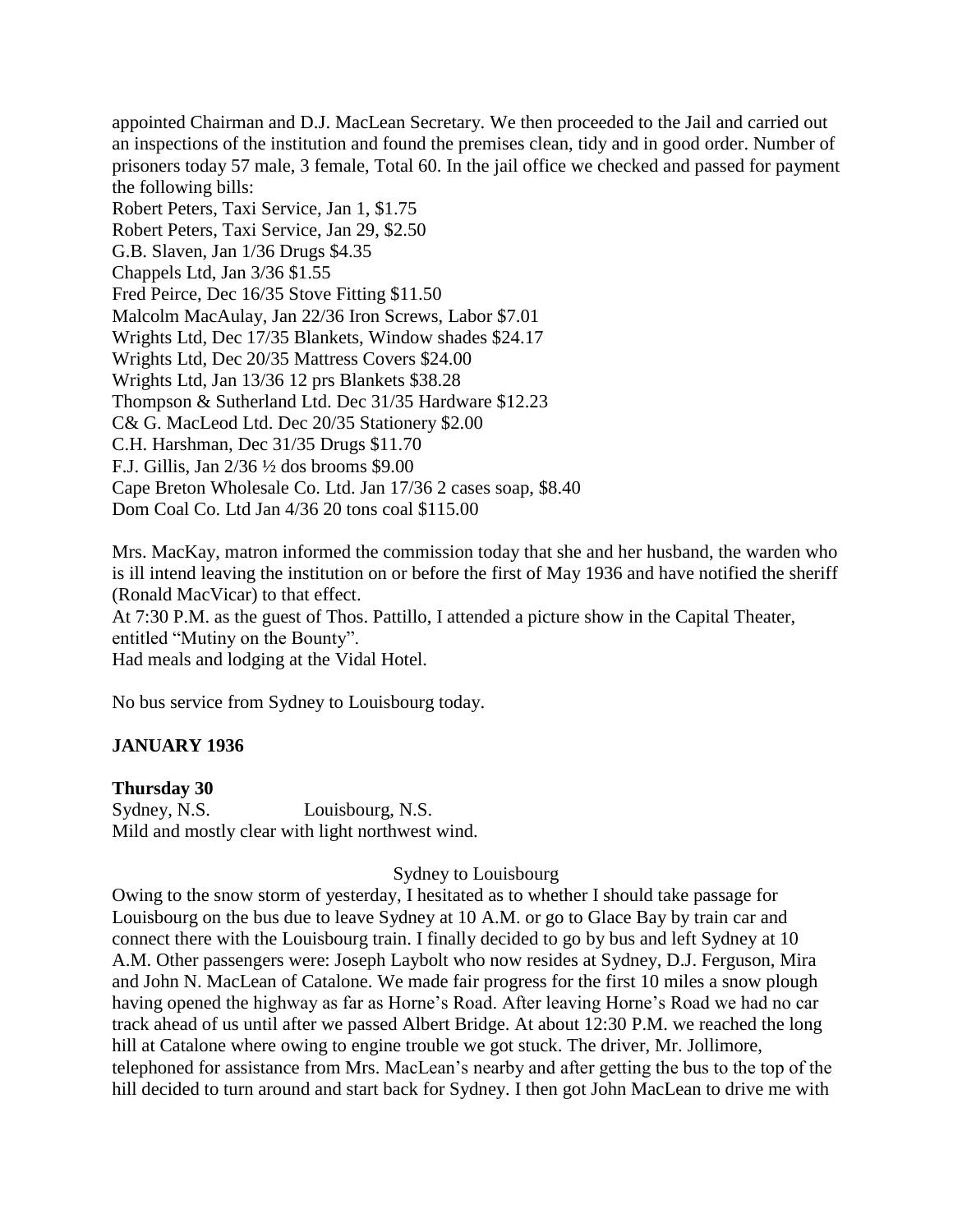appointed Chairman and D.J. MacLean Secretary. We then proceeded to the Jail and carried out an inspections of the institution and found the premises clean, tidy and in good order. Number of prisoners today 57 male, 3 female, Total 60. In the jail office we checked and passed for payment the following bills:

Robert Peters, Taxi Service, Jan 1, $1.75  
Robert Peters, Taxi Service, Jan 29, $2.50  
G.B. Slaven, Jan 1/36 Drugs $4.35  
Chappels Ltd, Jan 3/36 $1.55  
Fred Peirce, Dec 16/35 Stove Fitting $11.50  
Malcolm MacAulay, Jan 22/36 Iron Screws, Labor $7.01  
Wrights Ltd, Dec 17/35 Blankets, Window shades $24.17  
Wrights Ltd, Dec 20/35 Mattress Covers $24.00  
Wrights Ltd, Jan 13/36 12 prs Blankets $38.28  
Thompson & Sutherland Ltd. Dec 31/35 Hardware $12.23  
C& G. MacLeod Ltd. Dec 20/35 Stationery $2.00  
C.H. Harshman, Dec 31/35 Drugs $11.70  
F.J. Gillis, Jan 2/36 ½ dos brooms $9.00  
Cape Breton Wholesale Co. Ltd. Jan 17/36 2 cases soap, $8.40  
Dom Coal Co. Ltd Jan 4/36 20 tons coal $115.00

Mrs. MacKay, matron informed the commission today that she and her husband, the warden who is ill intend leaving the institution on or before the first of May 1936 and have notified the sheriff (Ronald MacVicar) to that effect.  
At 7:30 P.M. as the guest of Thos. Pattillo, I attended a picture show in the Capital Theater, entitled "Mutiny on the Bounty".  
Had meals and lodging at the Vidal Hotel.

No bus service from Sydney to Louisbourg today.

## JANUARY 1936

### Thursday 30

Sydney, N.S. Louisbourg, N.S.  
Mild and mostly clear with light northwest wind.

Sydney to Louisbourg

Owing to the snow storm of yesterday, I hesitated as to whether I should take passage for Louisbourg on the bus due to leave Sydney at 10 A.M. or go to Glace Bay by train car and connect there with the Louisbourg train. I finally decided to go by bus and left Sydney at 10 A.M. Other passengers were: Joseph Laybolt who now resides at Sydney, D.J. Ferguson, Mira and John N. MacLean of Catalone. We made fair progress for the first 10 miles a snow plough having opened the highway as far as Horne's Road. After leaving Horne's Road we had no car track ahead of us until after we passed Albert Bridge. At about 12:30 P.M. we reached the long hill at Catalone where owing to engine trouble we got stuck. The driver, Mr. Jollimore, telephoned for assistance from Mrs. MacLean's nearby and after getting the bus to the top of the hill decided to turn around and start back for Sydney. I then got John MacLean to drive me with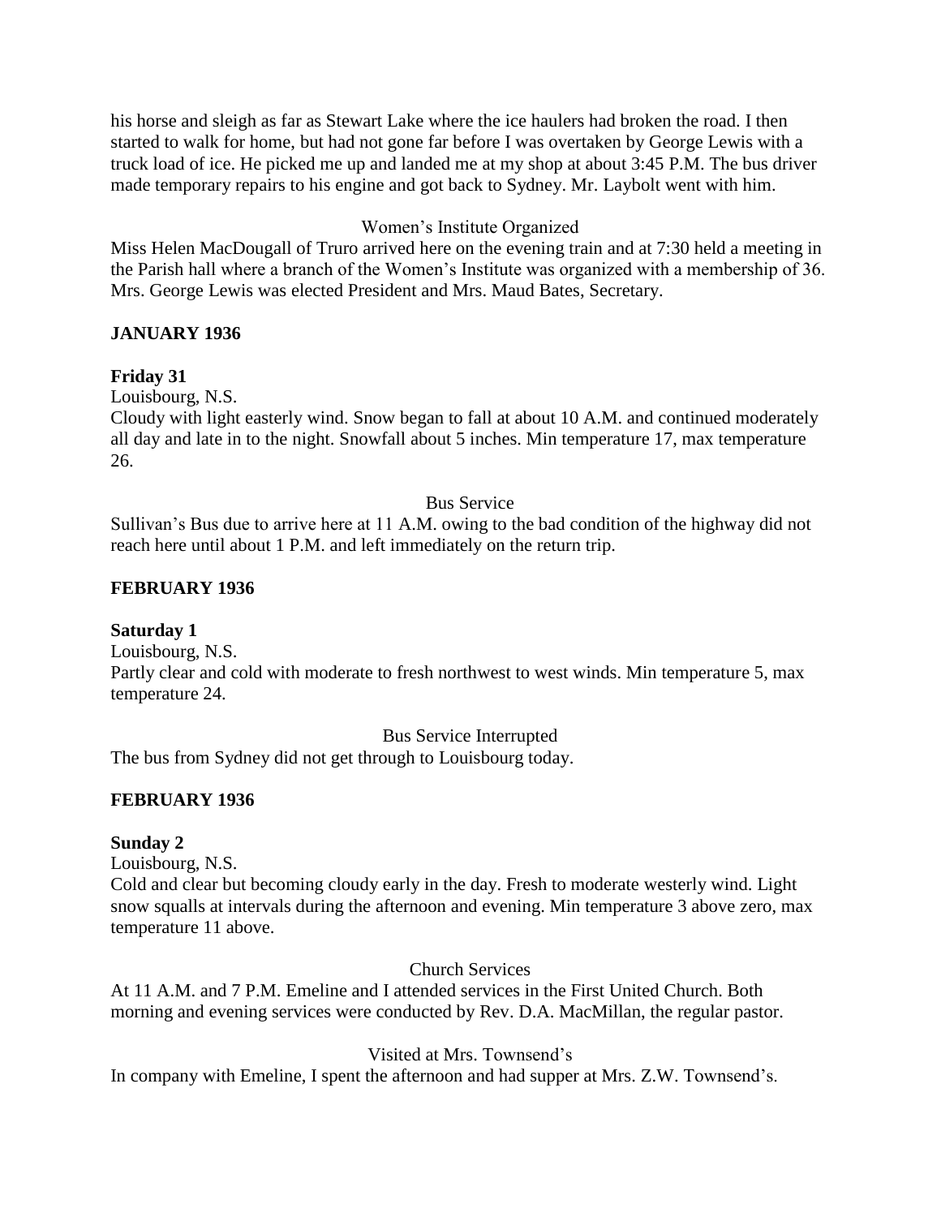his horse and sleigh as far as Stewart Lake where the ice haulers had broken the road. I then started to walk for home, but had not gone far before I was overtaken by George Lewis with a truck load of ice. He picked me up and landed me at my shop at about 3:45 P.M. The bus driver made temporary repairs to his engine and got back to Sydney. Mr. Laybolt went with him.

Women's Institute Organized

Miss Helen MacDougall of Truro arrived here on the evening train and at 7:30 held a meeting in the Parish hall where a branch of the Women's Institute was organized with a membership of 36. Mrs. George Lewis was elected President and Mrs. Maud Bates, Secretary.

**JANUARY 1936**

**Friday 31**

Louisbourg, N.S.

Cloudy with light easterly wind. Snow began to fall at about 10 A.M. and continued moderately all day and late in to the night. Snowfall about 5 inches. Min temperature 17, max temperature 26.

Bus Service

Sullivan's Bus due to arrive here at 11 A.M. owing to the bad condition of the highway did not reach here until about 1 P.M. and left immediately on the return trip.

**FEBRUARY 1936**

**Saturday 1**

Louisbourg, N.S.

Partly clear and cold with moderate to fresh northwest to west winds. Min temperature 5, max temperature 24.

Bus Service Interrupted

The bus from Sydney did not get through to Louisbourg today.

**FEBRUARY 1936**

**Sunday 2**

Louisbourg, N.S.

Cold and clear but becoming cloudy early in the day. Fresh to moderate westerly wind. Light snow squalls at intervals during the afternoon and evening. Min temperature 3 above zero, max temperature 11 above.

Church Services

At 11 A.M. and 7 P.M. Emeline and I attended services in the First United Church. Both morning and evening services were conducted by Rev. D.A. MacMillan, the regular pastor.

Visited at Mrs. Townsend's

In company with Emeline, I spent the afternoon and had supper at Mrs. Z.W. Townsend's.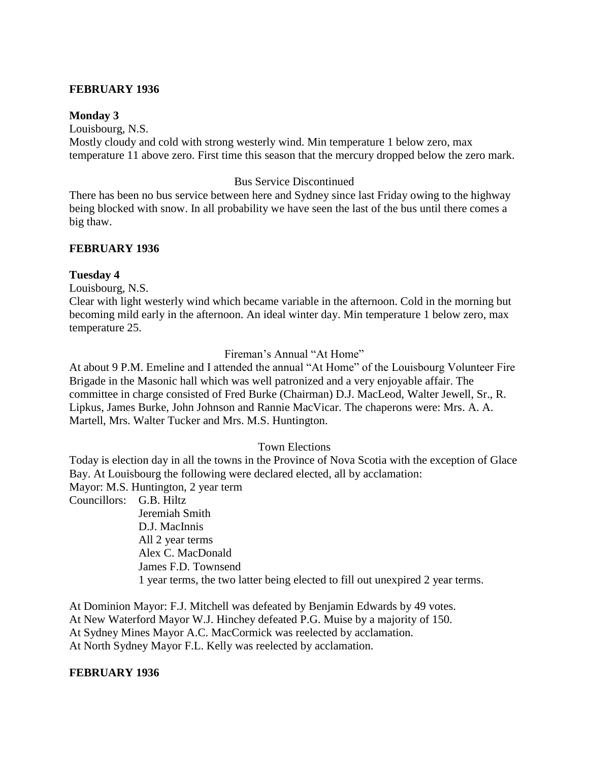**FEBRUARY 1936**

**Monday 3**

Louisbourg, N.S.

Mostly cloudy and cold with strong westerly wind. Min temperature 1 below zero, max temperature 11 above zero. First time this season that the mercury dropped below the zero mark.

Bus Service Discontinued

There has been no bus service between here and Sydney since last Friday owing to the highway being blocked with snow. In all probability we have seen the last of the bus until there comes a big thaw.

**FEBRUARY 1936**

**Tuesday 4**

Louisbourg, N.S.

Clear with light westerly wind which became variable in the afternoon. Cold in the morning but becoming mild early in the afternoon. An ideal winter day. Min temperature 1 below zero, max temperature 25.

Fireman's Annual "At Home"

At about 9 P.M. Emeline and I attended the annual "At Home" of the Louisbourg Volunteer Fire Brigade in the Masonic hall which was well patronized and a very enjoyable affair. The committee in charge consisted of Fred Burke (Chairman) D.J. MacLeod, Walter Jewell, Sr., R. Lipkus, James Burke, John Johnson and Rannie MacVicar. The chaperons were: Mrs. A. A. Martell, Mrs. Walter Tucker and Mrs. M.S. Huntington.

Town Elections

Today is election day in all the towns in the Province of Nova Scotia with the exception of Glace Bay. At Louisbourg the following were declared elected, all by acclamation:

Mayor: M.S. Huntington, 2 year term

Councillors: G.B. Hiltz
Jeremiah Smith
D.J. MacInnis
All 2 year terms
Alex C. MacDonald
James F.D. Townsend
1 year terms, the two latter being elected to fill out unexpired 2 year terms.

At Dominion Mayor: F.J. Mitchell was defeated by Benjamin Edwards by 49 votes.
At New Waterford Mayor W.J. Hinchey defeated P.G. Muise by a majority of 150.
At Sydney Mines Mayor A.C. MacCormick was reelected by acclamation.
At North Sydney Mayor F.L. Kelly was reelected by acclamation.

**FEBRUARY 1936**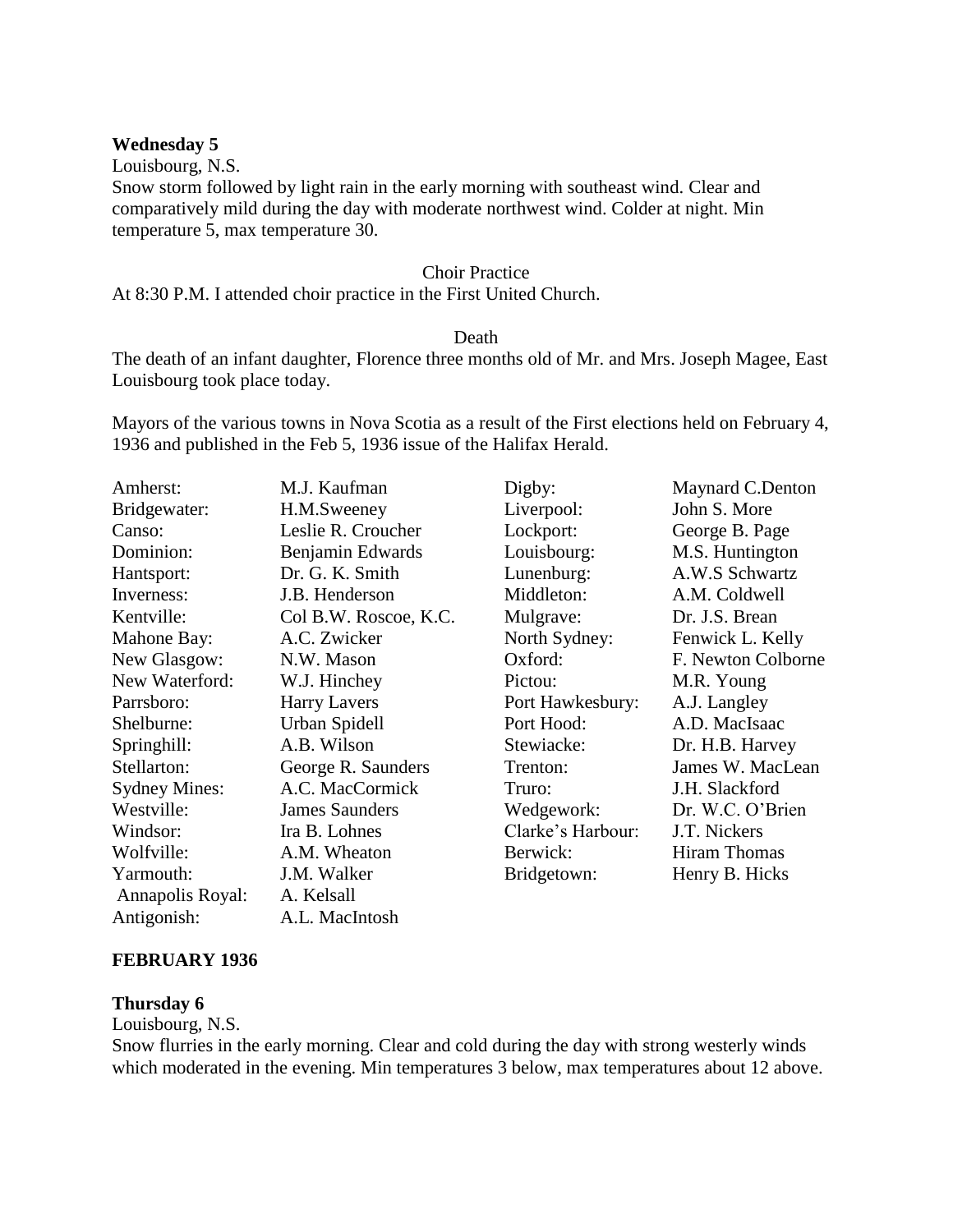**Wednesday 5**

Louisbourg, N.S.

Snow storm followed by light rain in the early morning with southeast wind. Clear and comparatively mild during the day with moderate northwest wind. Colder at night. Min temperature 5, max temperature 30.

Choir Practice

At 8:30 P.M. I attended choir practice in the First United Church.

Death

The death of an infant daughter, Florence three months old of Mr. and Mrs. Joseph Magee, East Louisbourg took place today.

Mayors of the various towns in Nova Scotia as a result of the First elections held on February 4, 1936 and published in the Feb 5, 1936 issue of the Halifax Herald.

| | | | |
|---|---|---|---|
| Amherst: | M.J. Kaufman | Digby: | Maynard C.Denton |
| Bridgewater: | H.M.Sweeney | Liverpool: | John S. More |
| Canso: | Leslie R. Croucher | Lockport: | George B. Page |
| Dominion: | Benjamin Edwards | Louisbourg: | M.S. Huntington |
| Hantsport: | Dr. G. K. Smith | Lunenburg: | A.W.S Schwartz |
| Inverness: | J.B. Henderson | Middleton: | A.M. Coldwell |
| Kentville: | Col B.W. Roscoe, K.C. | Mulgrave: | Dr. J.S. Brean |
| Mahone Bay: | A.C. Zwicker | North Sydney: | Fenwick L. Kelly |
| New Glasgow: | N.W. Mason | Oxford: | F. Newton Colborne |
| New Waterford: | W.J. Hinchey | Pictou: | M.R. Young |
| Parrsboro: | Harry Lavers | Port Hawkesbury: | A.J. Langley |
| Shelburne: | Urban Spidell | Port Hood: | A.D. MacIsaac |
| Springhill: | A.B. Wilson | Stewiacke: | Dr. H.B. Harvey |
| Stellarton: | George R. Saunders | Trenton: | James W. MacLean |
| Sydney Mines: | A.C. MacCormick | Truro: | J.H. Slackford |
| Westville: | James Saunders | Wedgework: | Dr. W.C. O'Brien |
| Windsor: | Ira B. Lohnes | Clarke's Harbour: | J.T. Nickers |
| Wolfville: | A.M. Wheaton | Berwick: | Hiram Thomas |
| Yarmouth: | J.M. Walker | Bridgetown: | Henry B. Hicks |
| Annapolis Royal: | A. Kelsall | | |
| Antigonish: | A.L. MacIntosh | | |

**FEBRUARY 1936**

**Thursday 6**

Louisbourg, N.S.

Snow flurries in the early morning. Clear and cold during the day with strong westerly winds which moderated in the evening. Min temperatures 3 below, max temperatures about 12 above.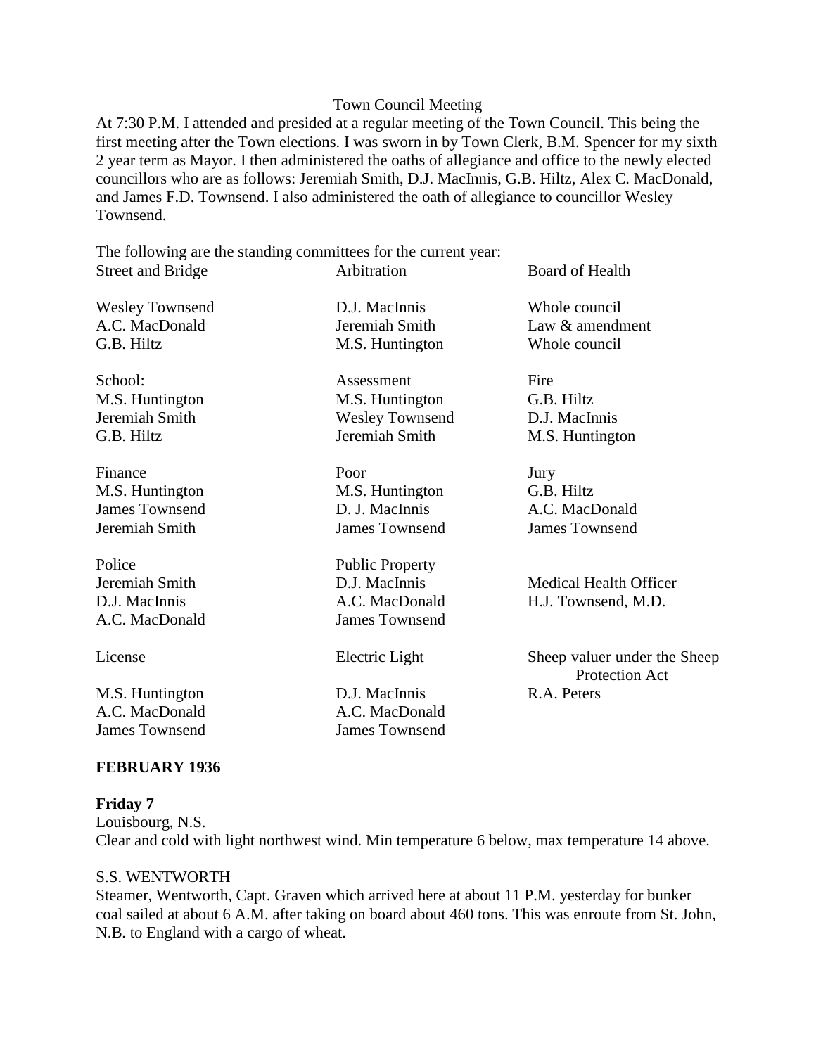Town Council Meeting

At 7:30 P.M. I attended and presided at a regular meeting of the Town Council. This being the first meeting after the Town elections. I was sworn in by Town Clerk, B.M. Spencer for my sixth 2 year term as Mayor. I then administered the oaths of allegiance and office to the newly elected councillors who are as follows: Jeremiah Smith, D.J. MacInnis, G.B. Hiltz, Alex C. MacDonald, and James F.D. Townsend. I also administered the oath of allegiance to councillor Wesley Townsend.

The following are the standing committees for the current year:

| Street and Bridge | Arbitration | Board of Health |
|---|---|---|
| Wesley Townsend | D.J. MacInnis | Whole council |
| A.C. MacDonald | Jeremiah Smith | Law & amendment |
| G.B. Hiltz | M.S. Huntington | Whole council |
| | | |
| School: | Assessment | Fire |
| M.S. Huntington | M.S. Huntington | G.B. Hiltz |
| Jeremiah Smith | Wesley Townsend | D.J. MacInnis |
| G.B. Hiltz | Jeremiah Smith | M.S. Huntington |
| | | |
| Finance | Poor | Jury |
| M.S. Huntington | M.S. Huntington | G.B. Hiltz |
| James Townsend | D. J. MacInnis | A.C. MacDonald |
| Jeremiah Smith | James Townsend | James Townsend |
| | | |
| Police | Public Property | |
| Jeremiah Smith | D.J. MacInnis | Medical Health Officer |
| D.J. MacInnis | A.C. MacDonald | H.J. Townsend, M.D. |
| A.C. MacDonald | James Townsend | |
| | | |
| License | Electric Light | Sheep valuer under the Sheep Protection Act |
| M.S. Huntington | D.J. MacInnis | R.A. Peters |
| A.C. MacDonald | A.C. MacDonald | |
| James Townsend | James Townsend | |

**FEBRUARY 1936**

**Friday 7**

Louisbourg, N.S.

Clear and cold with light northwest wind. Min temperature 6 below, max temperature 14 above.

S.S. WENTWORTH

Steamer, Wentworth, Capt. Graven which arrived here at about 11 P.M. yesterday for bunker coal sailed at about 6 A.M. after taking on board about 460 tons. This was enroute from St. John, N.B. to England with a cargo of wheat.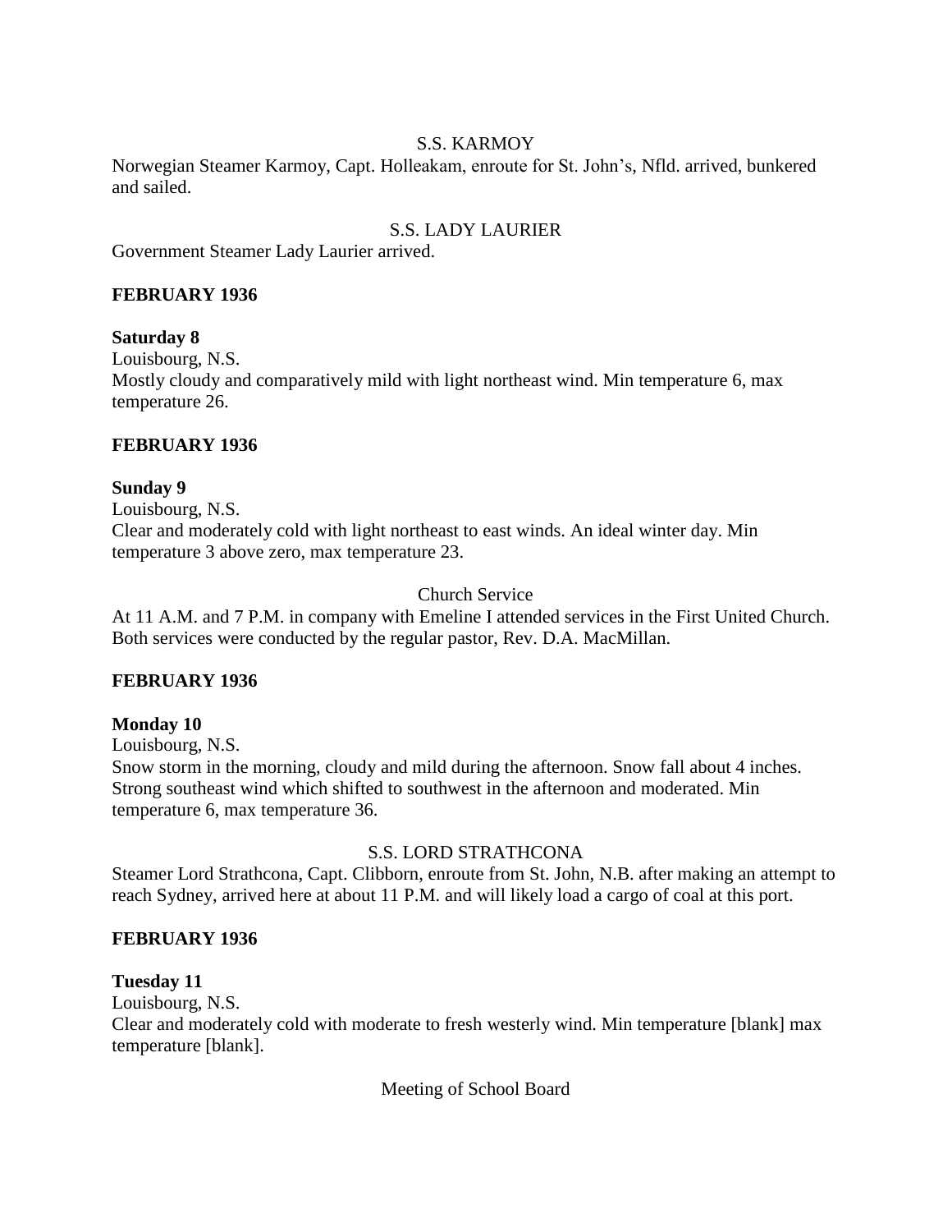S.S. KARMOY

Norwegian Steamer Karmoy, Capt. Holleakam, enroute for St. John's, Nfld. arrived, bunkered and sailed.

S.S. LADY LAURIER

Government Steamer Lady Laurier arrived.

**FEBRUARY 1936**

**Saturday 8**

Louisbourg, N.S.

Mostly cloudy and comparatively mild with light northeast wind. Min temperature 6, max temperature 26.

**FEBRUARY 1936**

**Sunday 9**

Louisbourg, N.S.

Clear and moderately cold with light northeast to east winds. An ideal winter day. Min temperature 3 above zero, max temperature 23.

Church Service

At 11 A.M. and 7 P.M. in company with Emeline I attended services in the First United Church. Both services were conducted by the regular pastor, Rev. D.A. MacMillan.

**FEBRUARY 1936**

**Monday 10**

Louisbourg, N.S.

Snow storm in the morning, cloudy and mild during the afternoon. Snow fall about 4 inches. Strong southeast wind which shifted to southwest in the afternoon and moderated. Min temperature 6, max temperature 36.

S.S. LORD STRATHCONA

Steamer Lord Strathcona, Capt. Clibborn, enroute from St. John, N.B. after making an attempt to reach Sydney, arrived here at about 11 P.M. and will likely load a cargo of coal at this port.

**FEBRUARY 1936**

**Tuesday 11**

Louisbourg, N.S.

Clear and moderately cold with moderate to fresh westerly wind. Min temperature [blank] max temperature [blank].

Meeting of School Board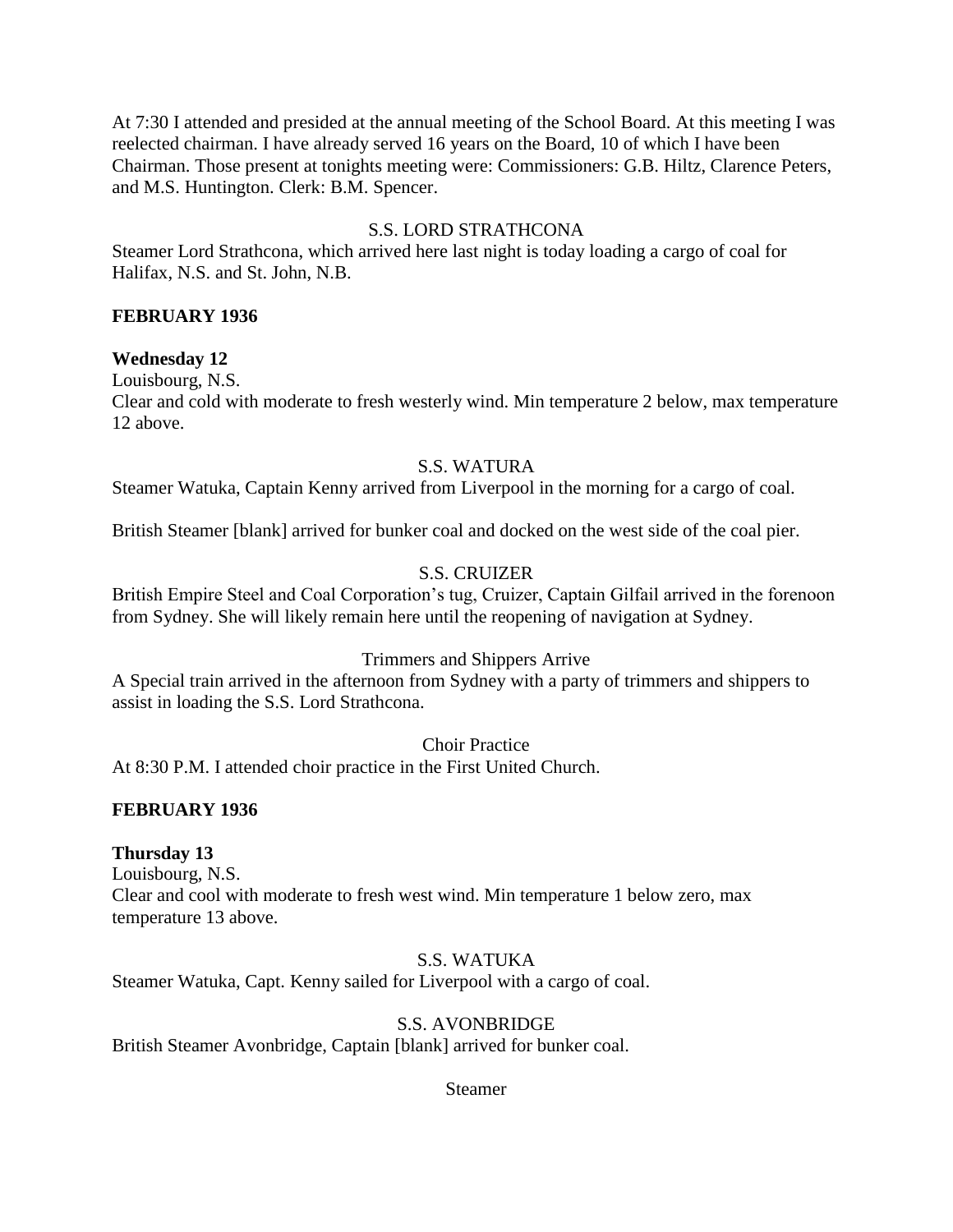At 7:30 I attended and presided at the annual meeting of the School Board. At this meeting I was reelected chairman. I have already served 16 years on the Board, 10 of which I have been Chairman. Those present at tonights meeting were: Commissioners: G.B. Hiltz, Clarence Peters, and M.S. Huntington. Clerk: B.M. Spencer.

S.S. LORD STRATHCONA

Steamer Lord Strathcona, which arrived here last night is today loading a cargo of coal for Halifax, N.S. and St. John, N.B.

**FEBRUARY 1936**

**Wednesday 12**

Louisbourg, N.S.

Clear and cold with moderate to fresh westerly wind. Min temperature 2 below, max temperature 12 above.

S.S. WATURA

Steamer Watuka, Captain Kenny arrived from Liverpool in the morning for a cargo of coal.

British Steamer [blank] arrived for bunker coal and docked on the west side of the coal pier.

S.S. CRUIZER

British Empire Steel and Coal Corporation's tug, Cruizer, Captain Gilfail arrived in the forenoon from Sydney. She will likely remain here until the reopening of navigation at Sydney.

Trimmers and Shippers Arrive

A Special train arrived in the afternoon from Sydney with a party of trimmers and shippers to assist in loading the S.S. Lord Strathcona.

Choir Practice

At 8:30 P.M. I attended choir practice in the First United Church.

**FEBRUARY 1936**

**Thursday 13**

Louisbourg, N.S.

Clear and cool with moderate to fresh west wind. Min temperature 1 below zero, max temperature 13 above.

S.S. WATUKA

Steamer Watuka, Capt. Kenny sailed for Liverpool with a cargo of coal.

S.S. AVONBRIDGE

British Steamer Avonbridge, Captain [blank] arrived for bunker coal.

Steamer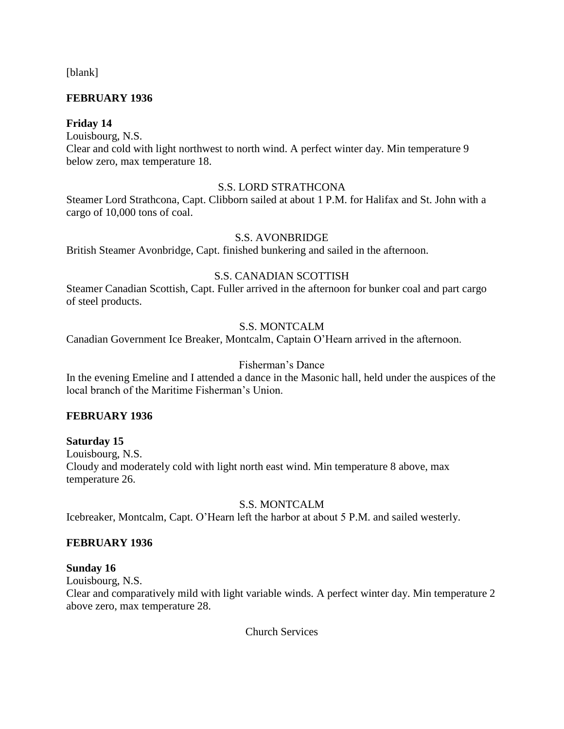[blank]

**FEBRUARY 1936**

**Friday 14**

Louisbourg, N.S.

Clear and cold with light northwest to north wind. A perfect winter day. Min temperature 9 below zero, max temperature 18.

S.S. LORD STRATHCONA

Steamer Lord Strathcona, Capt. Clibborn sailed at about 1 P.M. for Halifax and St. John with a cargo of 10,000 tons of coal.

S.S. AVONBRIDGE

British Steamer Avonbridge, Capt. finished bunkering and sailed in the afternoon.

S.S. CANADIAN SCOTTISH

Steamer Canadian Scottish, Capt. Fuller arrived in the afternoon for bunker coal and part cargo of steel products.

S.S. MONTCALM

Canadian Government Ice Breaker, Montcalm, Captain O'Hearn arrived in the afternoon.

Fisherman's Dance

In the evening Emeline and I attended a dance in the Masonic hall, held under the auspices of the local branch of the Maritime Fisherman's Union.

**FEBRUARY 1936**

**Saturday 15**

Louisbourg, N.S.

Cloudy and moderately cold with light north east wind. Min temperature 8 above, max temperature 26.

S.S. MONTCALM

Icebreaker, Montcalm, Capt. O'Hearn left the harbor at about 5 P.M. and sailed westerly.

**FEBRUARY 1936**

**Sunday 16**

Louisbourg, N.S.

Clear and comparatively mild with light variable winds. A perfect winter day. Min temperature 2 above zero, max temperature 28.

Church Services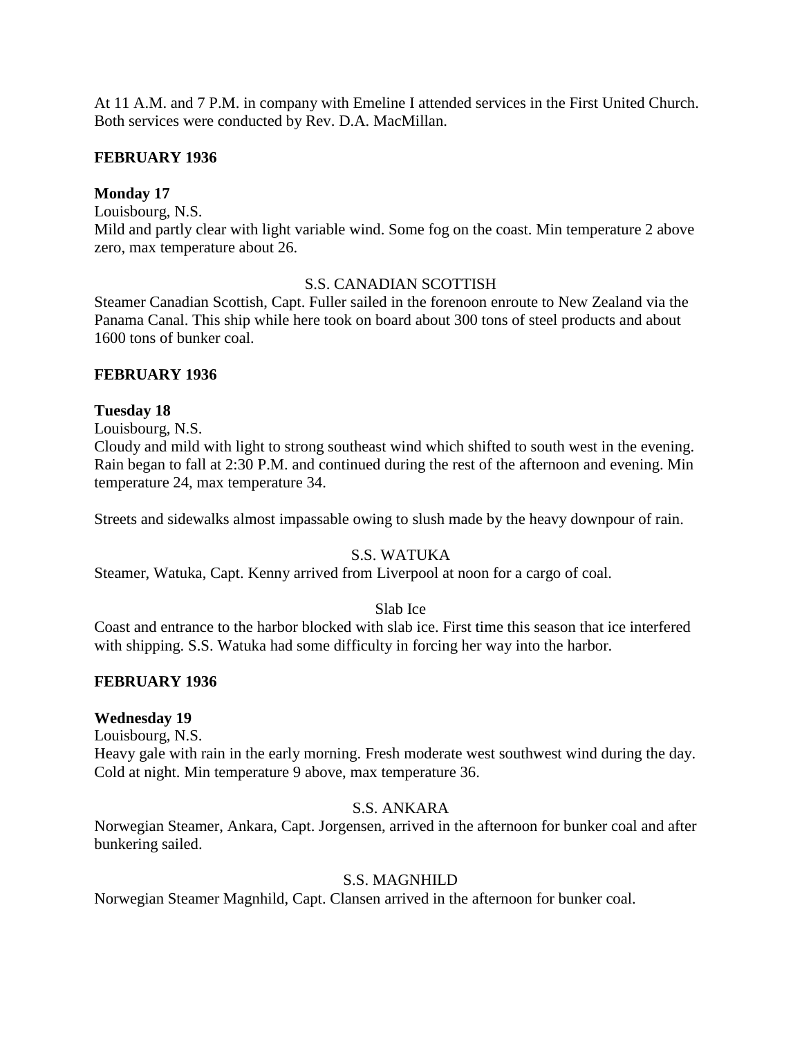At 11 A.M. and 7 P.M. in company with Emeline I attended services in the First United Church. Both services were conducted by Rev. D.A. MacMillan.

**FEBRUARY 1936**

**Monday 17**

Louisbourg, N.S.

Mild and partly clear with light variable wind. Some fog on the coast. Min temperature 2 above zero, max temperature about 26.

S.S. CANADIAN SCOTTISH

Steamer Canadian Scottish, Capt. Fuller sailed in the forenoon enroute to New Zealand via the Panama Canal. This ship while here took on board about 300 tons of steel products and about 1600 tons of bunker coal.

**FEBRUARY 1936**

**Tuesday 18**

Louisbourg, N.S.

Cloudy and mild with light to strong southeast wind which shifted to south west in the evening. Rain began to fall at 2:30 P.M. and continued during the rest of the afternoon and evening. Min temperature 24, max temperature 34.

Streets and sidewalks almost impassable owing to slush made by the heavy downpour of rain.

S.S. WATUKA

Steamer, Watuka, Capt. Kenny arrived from Liverpool at noon for a cargo of coal.

Slab Ice

Coast and entrance to the harbor blocked with slab ice. First time this season that ice interfered with shipping. S.S. Watuka had some difficulty in forcing her way into the harbor.

**FEBRUARY 1936**

**Wednesday 19**

Louisbourg, N.S.

Heavy gale with rain in the early morning. Fresh moderate west southwest wind during the day. Cold at night. Min temperature 9 above, max temperature 36.

S.S. ANKARA

Norwegian Steamer, Ankara, Capt. Jorgensen, arrived in the afternoon for bunker coal and after bunkering sailed.

S.S. MAGNHILD

Norwegian Steamer Magnhild, Capt. Clansen arrived in the afternoon for bunker coal.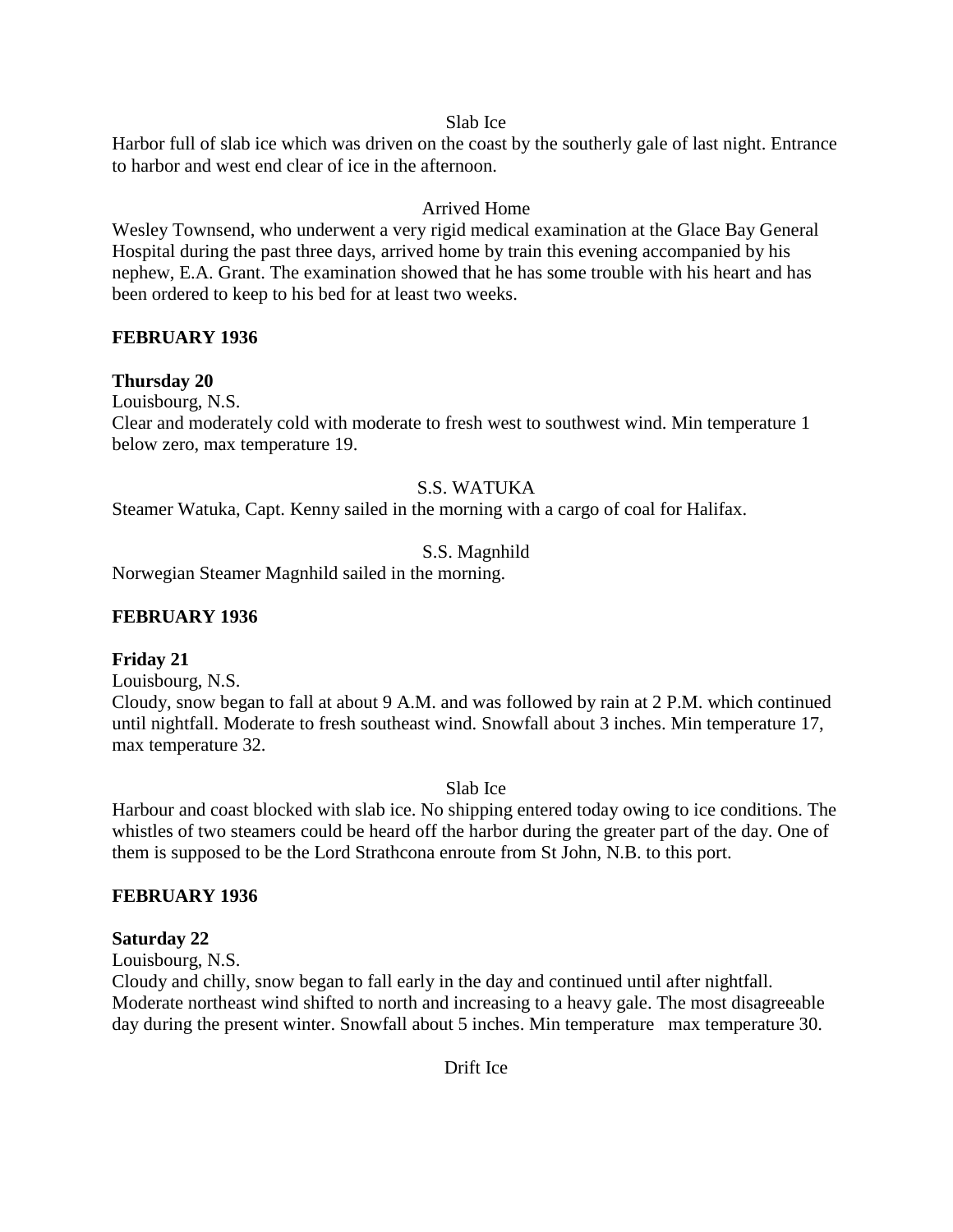Slab Ice

Harbor full of slab ice which was driven on the coast by the southerly gale of last night. Entrance to harbor and west end clear of ice in the afternoon.

Arrived Home

Wesley Townsend, who underwent a very rigid medical examination at the Glace Bay General Hospital during the past three days, arrived home by train this evening accompanied by his nephew, E.A. Grant. The examination showed that he has some trouble with his heart and has been ordered to keep to his bed for at least two weeks.

**FEBRUARY 1936**

**Thursday 20**

Louisbourg, N.S.

Clear and moderately cold with moderate to fresh west to southwest wind. Min temperature 1 below zero, max temperature 19.

S.S. WATUKA

Steamer Watuka, Capt. Kenny sailed in the morning with a cargo of coal for Halifax.

S.S. Magnhild

Norwegian Steamer Magnhild sailed in the morning.

**FEBRUARY 1936**

**Friday 21**

Louisbourg, N.S.

Cloudy, snow began to fall at about 9 A.M. and was followed by rain at 2 P.M. which continued until nightfall. Moderate to fresh southeast wind. Snowfall about 3 inches. Min temperature 17, max temperature 32.

Slab Ice

Harbour and coast blocked with slab ice. No shipping entered today owing to ice conditions. The whistles of two steamers could be heard off the harbor during the greater part of the day. One of them is supposed to be the Lord Strathcona enroute from St John, N.B. to this port.

**FEBRUARY 1936**

**Saturday 22**

Louisbourg, N.S.

Cloudy and chilly, snow began to fall early in the day and continued until after nightfall. Moderate northeast wind shifted to north and increasing to a heavy gale. The most disagreeable day during the present winter. Snowfall about 5 inches. Min temperature   max temperature 30.

Drift Ice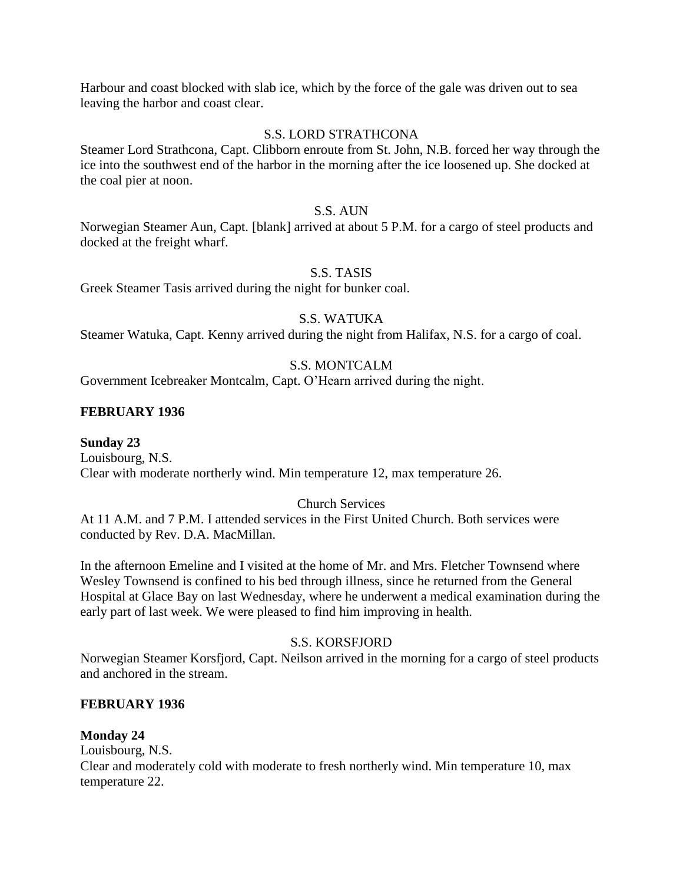Harbour and coast blocked with slab ice, which by the force of the gale was driven out to sea leaving the harbor and coast clear.

S.S. LORD STRATHCONA

Steamer Lord Strathcona, Capt. Clibborn enroute from St. John, N.B. forced her way through the ice into the southwest end of the harbor in the morning after the ice loosened up. She docked at the coal pier at noon.

S.S. AUN

Norwegian Steamer Aun, Capt. [blank] arrived at about 5 P.M. for a cargo of steel products and docked at the freight wharf.

S.S. TASIS

Greek Steamer Tasis arrived during the night for bunker coal.

S.S. WATUKA

Steamer Watuka, Capt. Kenny arrived during the night from Halifax, N.S. for a cargo of coal.

S.S. MONTCALM

Government Icebreaker Montcalm, Capt. O'Hearn arrived during the night.

**FEBRUARY 1936**

**Sunday 23**

Louisbourg, N.S.

Clear with moderate northerly wind. Min temperature 12, max temperature 26.

Church Services

At 11 A.M. and 7 P.M. I attended services in the First United Church. Both services were conducted by Rev. D.A. MacMillan.

In the afternoon Emeline and I visited at the home of Mr. and Mrs. Fletcher Townsend where Wesley Townsend is confined to his bed through illness, since he returned from the General Hospital at Glace Bay on last Wednesday, where he underwent a medical examination during the early part of last week. We were pleased to find him improving in health.

S.S. KORSFJORD

Norwegian Steamer Korsfjord, Capt. Neilson arrived in the morning for a cargo of steel products and anchored in the stream.

**FEBRUARY 1936**

**Monday 24**

Louisbourg, N.S.

Clear and moderately cold with moderate to fresh northerly wind. Min temperature 10, max temperature 22.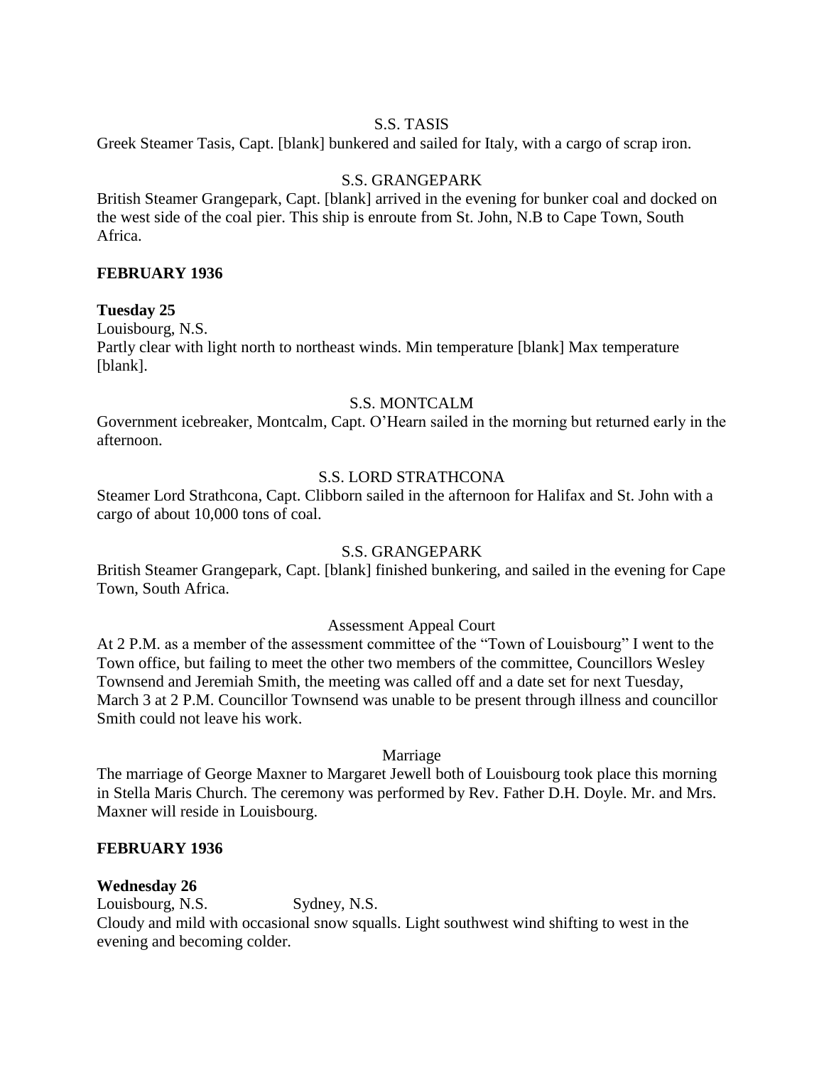S.S. TASIS

Greek Steamer Tasis, Capt. [blank] bunkered and sailed for Italy, with a cargo of scrap iron.

S.S. GRANGEPARK

British Steamer Grangepark, Capt. [blank] arrived in the evening for bunker coal and docked on the west side of the coal pier. This ship is enroute from St. John, N.B to Cape Town, South Africa.

**FEBRUARY 1936**

**Tuesday 25**

Louisbourg, N.S.

Partly clear with light north to northeast winds. Min temperature [blank] Max temperature [blank].

S.S. MONTCALM

Government icebreaker, Montcalm, Capt. O'Hearn sailed in the morning but returned early in the afternoon.

S.S. LORD STRATHCONA

Steamer Lord Strathcona, Capt. Clibborn sailed in the afternoon for Halifax and St. John with a cargo of about 10,000 tons of coal.

S.S. GRANGEPARK

British Steamer Grangepark, Capt. [blank] finished bunkering, and sailed in the evening for Cape Town, South Africa.

Assessment Appeal Court

At 2 P.M. as a member of the assessment committee of the "Town of Louisbourg" I went to the Town office, but failing to meet the other two members of the committee, Councillors Wesley Townsend and Jeremiah Smith, the meeting was called off and a date set for next Tuesday, March 3 at 2 P.M. Councillor Townsend was unable to be present through illness and councillor Smith could not leave his work.

Marriage

The marriage of George Maxner to Margaret Jewell both of Louisbourg took place this morning in Stella Maris Church. The ceremony was performed by Rev. Father D.H. Doyle. Mr. and Mrs. Maxner will reside in Louisbourg.

**FEBRUARY 1936**

**Wednesday 26**

Louisbourg, N.S. Sydney, N.S.

Cloudy and mild with occasional snow squalls. Light southwest wind shifting to west in the evening and becoming colder.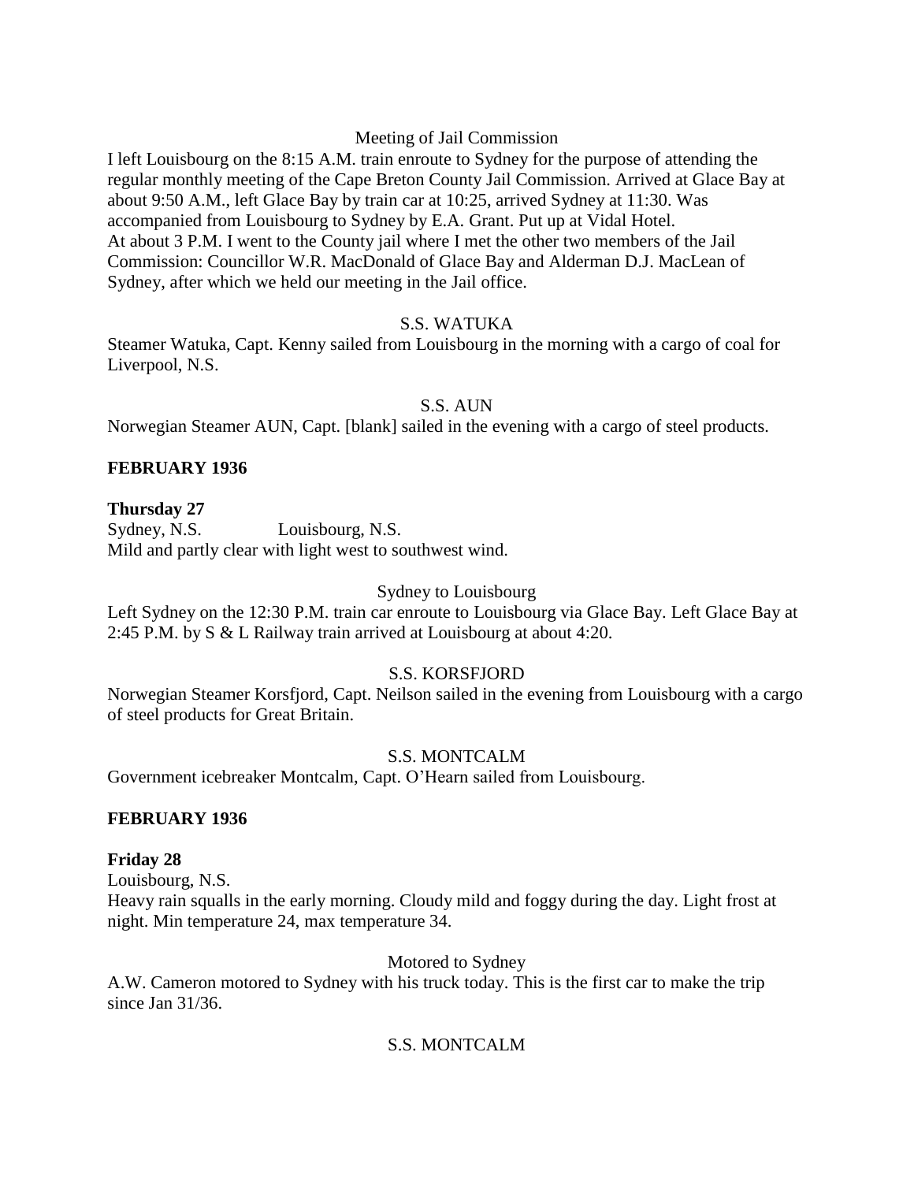Meeting of Jail Commission

I left Louisbourg on the 8:15 A.M. train enroute to Sydney for the purpose of attending the regular monthly meeting of the Cape Breton County Jail Commission. Arrived at Glace Bay at about 9:50 A.M., left Glace Bay by train car at 10:25, arrived Sydney at 11:30. Was accompanied from Louisbourg to Sydney by E.A. Grant. Put up at Vidal Hotel.
At about 3 P.M. I went to the County jail where I met the other two members of the Jail Commission: Councillor W.R. MacDonald of Glace Bay and Alderman D.J. MacLean of Sydney, after which we held our meeting in the Jail office.

S.S. WATUKA

Steamer Watuka, Capt. Kenny sailed from Louisbourg in the morning with a cargo of coal for Liverpool, N.S.

S.S. AUN

Norwegian Steamer AUN, Capt. [blank] sailed in the evening with a cargo of steel products.

**FEBRUARY 1936**

**Thursday 27**
Sydney, N.S. Louisbourg, N.S.
Mild and partly clear with light west to southwest wind.

Sydney to Louisbourg

Left Sydney on the 12:30 P.M. train car enroute to Louisbourg via Glace Bay. Left Glace Bay at 2:45 P.M. by S & L Railway train arrived at Louisbourg at about 4:20.

S.S. KORSFJORD

Norwegian Steamer Korsfjord, Capt. Neilson sailed in the evening from Louisbourg with a cargo of steel products for Great Britain.

S.S. MONTCALM

Government icebreaker Montcalm, Capt. O'Hearn sailed from Louisbourg.

**FEBRUARY 1936**

**Friday 28**
Louisbourg, N.S.
Heavy rain squalls in the early morning. Cloudy mild and foggy during the day. Light frost at night. Min temperature 24, max temperature 34.

Motored to Sydney

A.W. Cameron motored to Sydney with his truck today. This is the first car to make the trip since Jan 31/36.

S.S. MONTCALM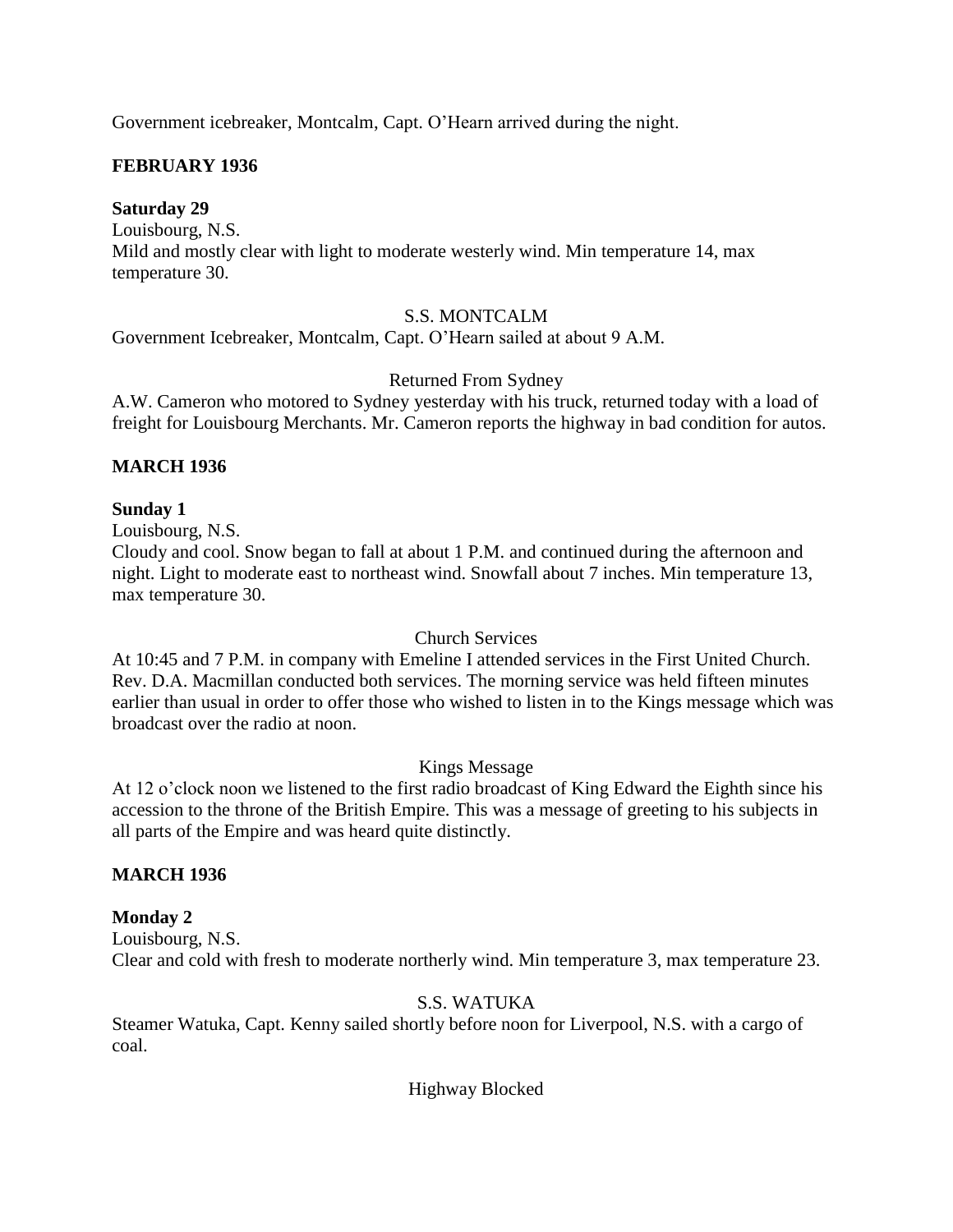Government icebreaker, Montcalm, Capt. O'Hearn arrived during the night.

## FEBRUARY 1936

**Saturday 29**

Louisbourg, N.S.

Mild and mostly clear with light to moderate westerly wind. Min temperature 14, max temperature 30.

S.S. MONTCALM

Government Icebreaker, Montcalm, Capt. O'Hearn sailed at about 9 A.M.

Returned From Sydney

A.W. Cameron who motored to Sydney yesterday with his truck, returned today with a load of freight for Louisbourg Merchants. Mr. Cameron reports the highway in bad condition for autos.

## MARCH 1936

**Sunday 1**

Louisbourg, N.S.

Cloudy and cool. Snow began to fall at about 1 P.M. and continued during the afternoon and night. Light to moderate east to northeast wind. Snowfall about 7 inches. Min temperature 13, max temperature 30.

Church Services

At 10:45 and 7 P.M. in company with Emeline I attended services in the First United Church. Rev. D.A. Macmillan conducted both services. The morning service was held fifteen minutes earlier than usual in order to offer those who wished to listen in to the Kings message which was broadcast over the radio at noon.

Kings Message

At 12 o'clock noon we listened to the first radio broadcast of King Edward the Eighth since his accession to the throne of the British Empire. This was a message of greeting to his subjects in all parts of the Empire and was heard quite distinctly.

## MARCH 1936

**Monday 2**

Louisbourg, N.S.

Clear and cold with fresh to moderate northerly wind. Min temperature 3, max temperature 23.

S.S. WATUKA

Steamer Watuka, Capt. Kenny sailed shortly before noon for Liverpool, N.S. with a cargo of coal.

Highway Blocked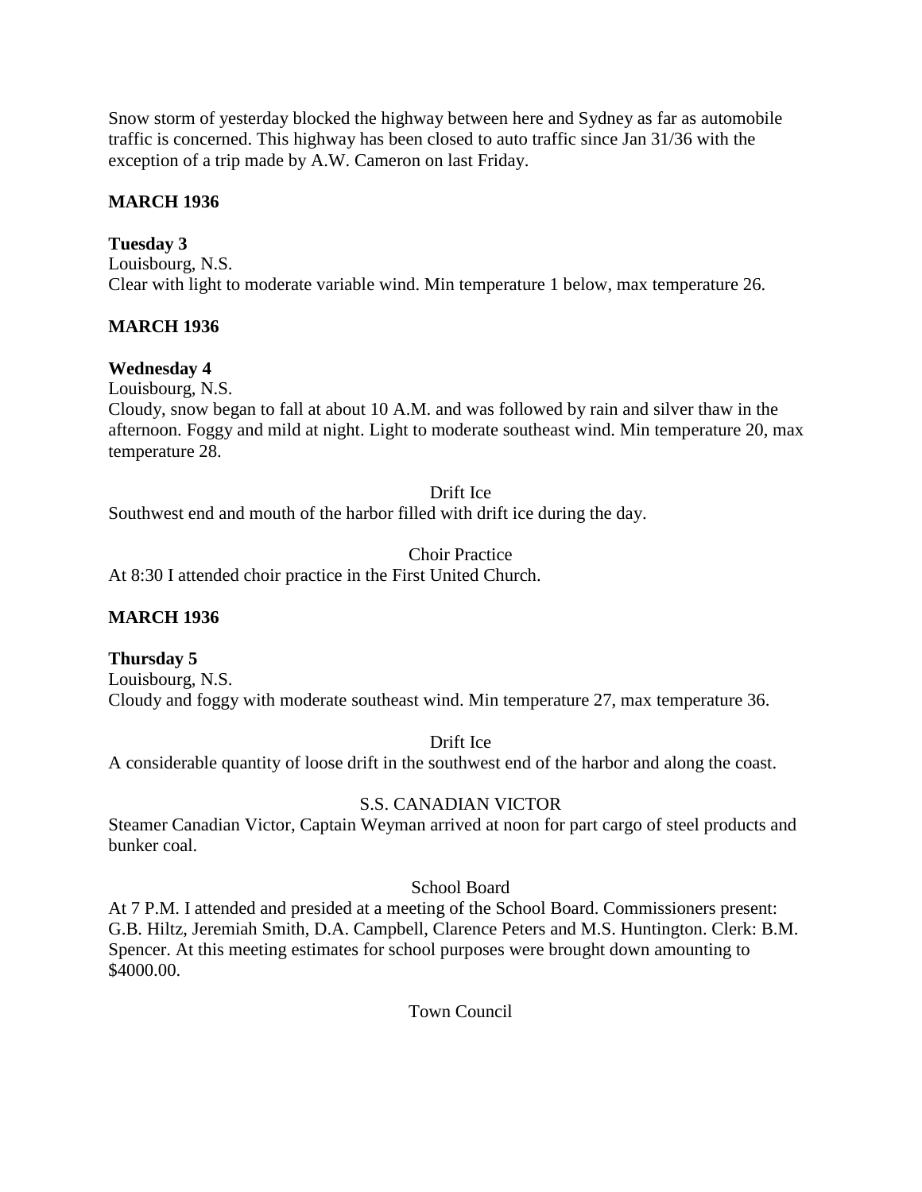Snow storm of yesterday blocked the highway between here and Sydney as far as automobile traffic is concerned. This highway has been closed to auto traffic since Jan 31/36 with the exception of a trip made by A.W. Cameron on last Friday.

**MARCH 1936**

**Tuesday 3**
Louisbourg, N.S.
Clear with light to moderate variable wind. Min temperature 1 below, max temperature 26.

**MARCH 1936**

**Wednesday 4**
Louisbourg, N.S.
Cloudy, snow began to fall at about 10 A.M. and was followed by rain and silver thaw in the afternoon. Foggy and mild at night. Light to moderate southeast wind. Min temperature 20, max temperature 28.

Drift Ice

Southwest end and mouth of the harbor filled with drift ice during the day.

Choir Practice

At 8:30 I attended choir practice in the First United Church.

**MARCH 1936**

**Thursday 5**
Louisbourg, N.S.
Cloudy and foggy with moderate southeast wind. Min temperature 27, max temperature 36.

Drift Ice

A considerable quantity of loose drift in the southwest end of the harbor and along the coast.

S.S. CANADIAN VICTOR

Steamer Canadian Victor, Captain Weyman arrived at noon for part cargo of steel products and bunker coal.

School Board

At 7 P.M. I attended and presided at a meeting of the School Board. Commissioners present: G.B. Hiltz, Jeremiah Smith, D.A. Campbell, Clarence Peters and M.S. Huntington. Clerk: B.M. Spencer. At this meeting estimates for school purposes were brought down amounting to $4000.00.

Town Council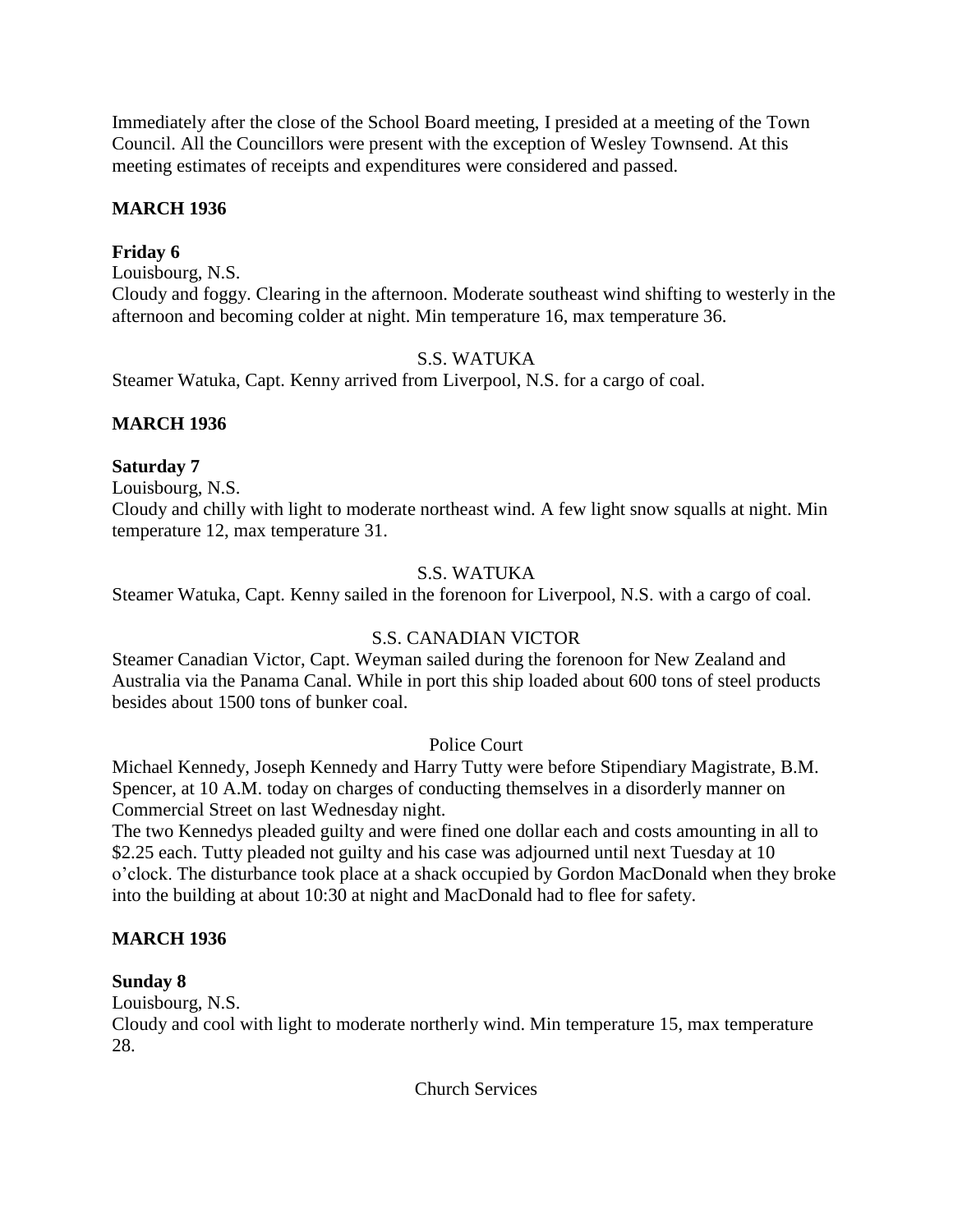Immediately after the close of the School Board meeting, I presided at a meeting of the Town Council. All the Councillors were present with the exception of Wesley Townsend. At this meeting estimates of receipts and expenditures were considered and passed.

**MARCH 1936**

**Friday 6**

Louisbourg, N.S.

Cloudy and foggy. Clearing in the afternoon. Moderate southeast wind shifting to westerly in the afternoon and becoming colder at night. Min temperature 16, max temperature 36.

S.S. WATUKA

Steamer Watuka, Capt. Kenny arrived from Liverpool, N.S. for a cargo of coal.

**MARCH 1936**

**Saturday 7**

Louisbourg, N.S.

Cloudy and chilly with light to moderate northeast wind. A few light snow squalls at night. Min temperature 12, max temperature 31.

S.S. WATUKA

Steamer Watuka, Capt. Kenny sailed in the forenoon for Liverpool, N.S. with a cargo of coal.

S.S. CANADIAN VICTOR

Steamer Canadian Victor, Capt. Weyman sailed during the forenoon for New Zealand and Australia via the Panama Canal. While in port this ship loaded about 600 tons of steel products besides about 1500 tons of bunker coal.

Police Court

Michael Kennedy, Joseph Kennedy and Harry Tutty were before Stipendiary Magistrate, B.M. Spencer, at 10 A.M. today on charges of conducting themselves in a disorderly manner on Commercial Street on last Wednesday night.

The two Kennedys pleaded guilty and were fined one dollar each and costs amounting in all to $2.25 each. Tutty pleaded not guilty and his case was adjourned until next Tuesday at 10 o'clock. The disturbance took place at a shack occupied by Gordon MacDonald when they broke into the building at about 10:30 at night and MacDonald had to flee for safety.

**MARCH 1936**

**Sunday 8**

Louisbourg, N.S.

Cloudy and cool with light to moderate northerly wind. Min temperature 15, max temperature 28.

Church Services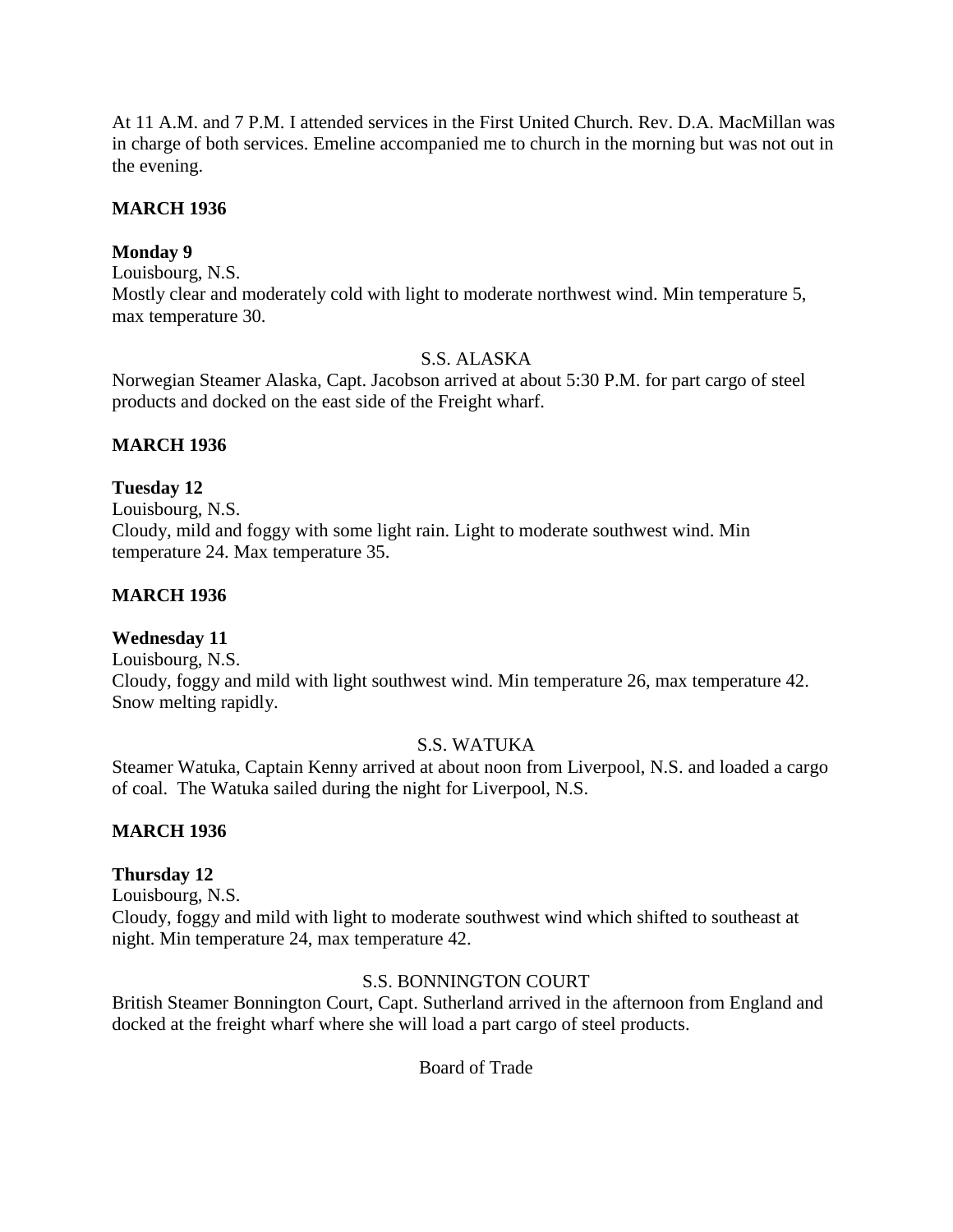At 11 A.M. and 7 P.M. I attended services in the First United Church. Rev. D.A. MacMillan was in charge of both services. Emeline accompanied me to church in the morning but was not out in the evening.

**MARCH 1936**

**Monday 9**

Louisbourg, N.S.

Mostly clear and moderately cold with light to moderate northwest wind. Min temperature 5, max temperature 30.

S.S. ALASKA

Norwegian Steamer Alaska, Capt. Jacobson arrived at about 5:30 P.M. for part cargo of steel products and docked on the east side of the Freight wharf.

**MARCH 1936**

**Tuesday 12**

Louisbourg, N.S.

Cloudy, mild and foggy with some light rain. Light to moderate southwest wind. Min temperature 24. Max temperature 35.

**MARCH 1936**

**Wednesday 11**

Louisbourg, N.S.

Cloudy, foggy and mild with light southwest wind. Min temperature 26, max temperature 42. Snow melting rapidly.

S.S. WATUKA

Steamer Watuka, Captain Kenny arrived at about noon from Liverpool, N.S. and loaded a cargo of coal. The Watuka sailed during the night for Liverpool, N.S.

**MARCH 1936**

**Thursday 12**

Louisbourg, N.S.

Cloudy, foggy and mild with light to moderate southwest wind which shifted to southeast at night. Min temperature 24, max temperature 42.

S.S. BONNINGTON COURT

British Steamer Bonnington Court, Capt. Sutherland arrived in the afternoon from England and docked at the freight wharf where she will load a part cargo of steel products.

Board of Trade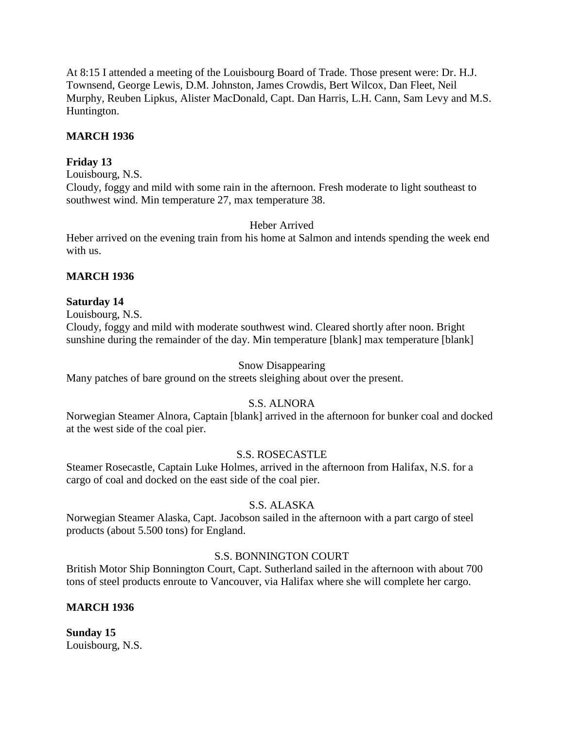At 8:15 I attended a meeting of the Louisbourg Board of Trade. Those present were: Dr. H.J. Townsend, George Lewis, D.M. Johnston, James Crowdis, Bert Wilcox, Dan Fleet, Neil Murphy, Reuben Lipkus, Alister MacDonald, Capt. Dan Harris, L.H. Cann, Sam Levy and M.S. Huntington.

**MARCH 1936**

**Friday 13**
Louisbourg, N.S.
Cloudy, foggy and mild with some rain in the afternoon. Fresh moderate to light southeast to southwest wind. Min temperature 27, max temperature 38.

Heber Arrived

Heber arrived on the evening train from his home at Salmon and intends spending the week end with us.

**MARCH 1936**

**Saturday 14**
Louisbourg, N.S.
Cloudy, foggy and mild with moderate southwest wind. Cleared shortly after noon. Bright sunshine during the remainder of the day. Min temperature [blank] max temperature [blank]

Snow Disappearing

Many patches of bare ground on the streets sleighing about over the present.

S.S. ALNORA

Norwegian Steamer Alnora, Captain [blank] arrived in the afternoon for bunker coal and docked at the west side of the coal pier.

S.S. ROSECASTLE

Steamer Rosecastle, Captain Luke Holmes, arrived in the afternoon from Halifax, N.S. for a cargo of coal and docked on the east side of the coal pier.

S.S. ALASKA

Norwegian Steamer Alaska, Capt. Jacobson sailed in the afternoon with a part cargo of steel products (about 5.500 tons) for England.

S.S. BONNINGTON COURT

British Motor Ship Bonnington Court, Capt. Sutherland sailed in the afternoon with about 700 tons of steel products enroute to Vancouver, via Halifax where she will complete her cargo.

**MARCH 1936**

**Sunday 15**
Louisbourg, N.S.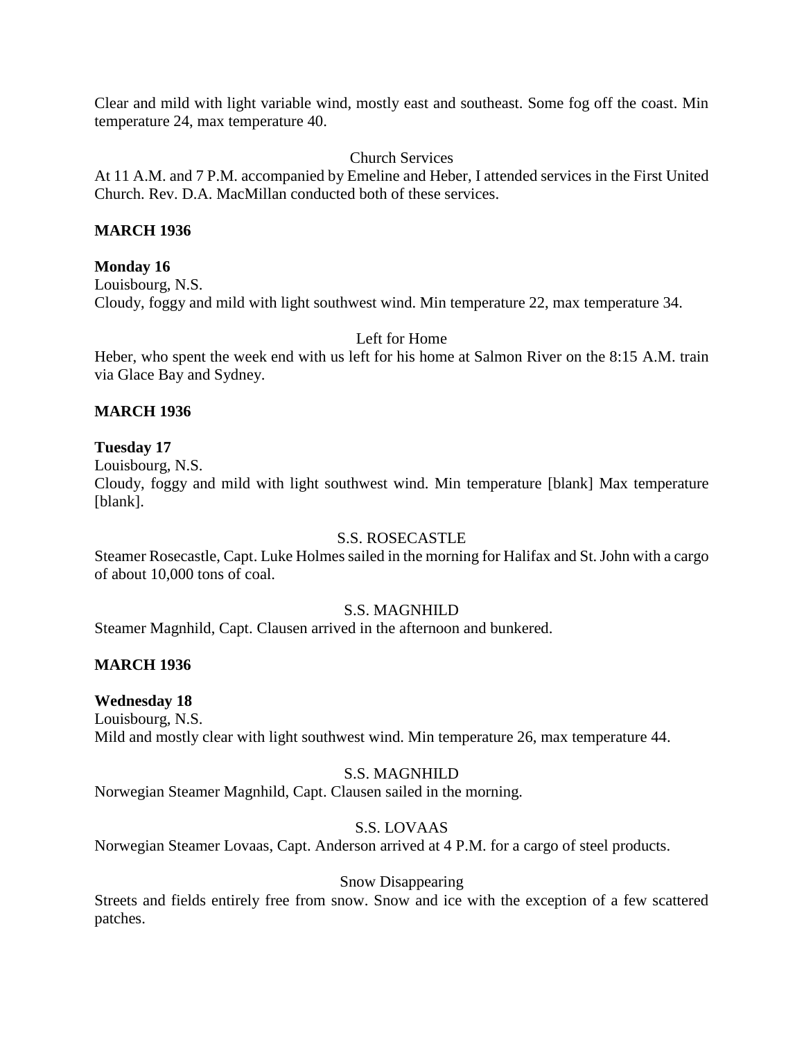Clear and mild with light variable wind, mostly east and southeast. Some fog off the coast. Min temperature 24, max temperature 40.

Church Services

At 11 A.M. and 7 P.M. accompanied by Emeline and Heber, I attended services in the First United Church. Rev. D.A. MacMillan conducted both of these services.

**MARCH 1936**

**Monday 16**

Louisbourg, N.S.

Cloudy, foggy and mild with light southwest wind. Min temperature 22, max temperature 34.

Left for Home

Heber, who spent the week end with us left for his home at Salmon River on the 8:15 A.M. train via Glace Bay and Sydney.

**MARCH 1936**

**Tuesday 17**

Louisbourg, N.S.

Cloudy, foggy and mild with light southwest wind. Min temperature [blank] Max temperature [blank].

S.S. ROSECASTLE

Steamer Rosecastle, Capt. Luke Holmes sailed in the morning for Halifax and St. John with a cargo of about 10,000 tons of coal.

S.S. MAGNHILD

Steamer Magnhild, Capt. Clausen arrived in the afternoon and bunkered.

**MARCH 1936**

**Wednesday 18**

Louisbourg, N.S.

Mild and mostly clear with light southwest wind. Min temperature 26, max temperature 44.

S.S. MAGNHILD

Norwegian Steamer Magnhild, Capt. Clausen sailed in the morning.

S.S. LOVAAS

Norwegian Steamer Lovaas, Capt. Anderson arrived at 4 P.M. for a cargo of steel products.

Snow Disappearing

Streets and fields entirely free from snow. Snow and ice with the exception of a few scattered patches.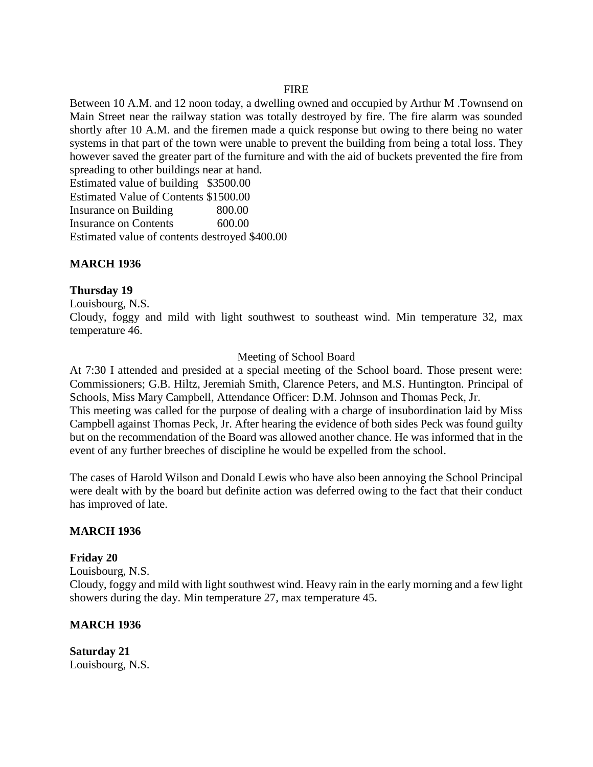FIRE

Between 10 A.M. and 12 noon today, a dwelling owned and occupied by Arthur M .Townsend on Main Street near the railway station was totally destroyed by fire. The fire alarm was sounded shortly after 10 A.M. and the firemen made a quick response but owing to there being no water systems in that part of the town were unable to prevent the building from being a total loss. They however saved the greater part of the furniture and with the aid of buckets prevented the fire from spreading to other buildings near at hand.

Estimated value of building $3500.00
Estimated Value of Contents $1500.00
Insurance on Building 800.00
Insurance on Contents 600.00
Estimated value of contents destroyed $400.00

**MARCH 1936**

**Thursday 19**

Louisbourg, N.S.

Cloudy, foggy and mild with light southwest to southeast wind. Min temperature 32, max temperature 46.

Meeting of School Board

At 7:30 I attended and presided at a special meeting of the School board. Those present were: Commissioners; G.B. Hiltz, Jeremiah Smith, Clarence Peters, and M.S. Huntington. Principal of Schools, Miss Mary Campbell, Attendance Officer: D.M. Johnson and Thomas Peck, Jr.

This meeting was called for the purpose of dealing with a charge of insubordination laid by Miss Campbell against Thomas Peck, Jr. After hearing the evidence of both sides Peck was found guilty but on the recommendation of the Board was allowed another chance. He was informed that in the event of any further breeches of discipline he would be expelled from the school.

The cases of Harold Wilson and Donald Lewis who have also been annoying the School Principal were dealt with by the board but definite action was deferred owing to the fact that their conduct has improved of late.

**MARCH 1936**

**Friday 20**

Louisbourg, N.S.

Cloudy, foggy and mild with light southwest wind. Heavy rain in the early morning and a few light showers during the day. Min temperature 27, max temperature 45.

**MARCH 1936**

**Saturday 21**

Louisbourg, N.S.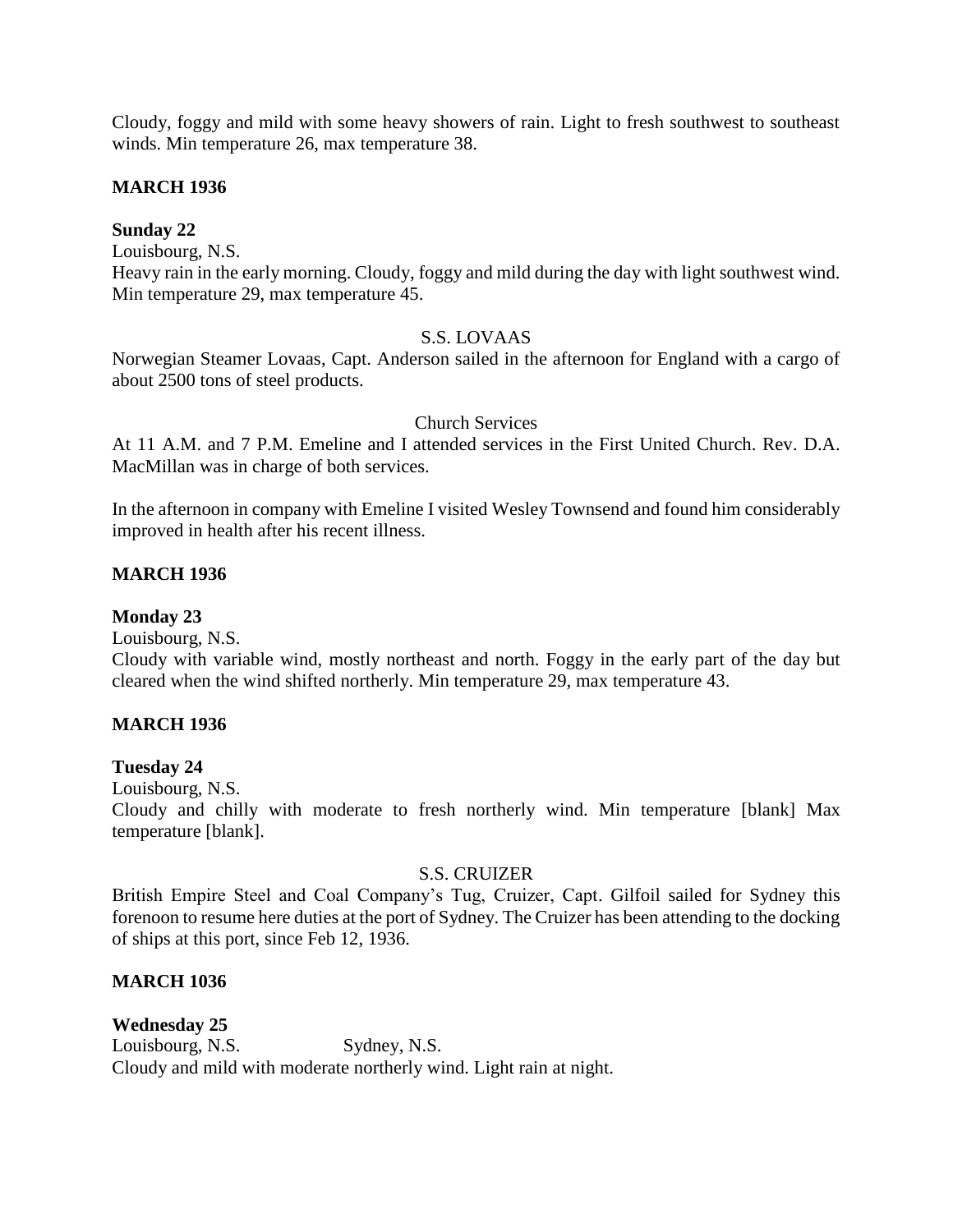Cloudy, foggy and mild with some heavy showers of rain. Light to fresh southwest to southeast winds. Min temperature 26, max temperature 38.

**MARCH 1936**

**Sunday 22**

Louisbourg, N.S.

Heavy rain in the early morning. Cloudy, foggy and mild during the day with light southwest wind. Min temperature 29, max temperature 45.

S.S. LOVAAS

Norwegian Steamer Lovaas, Capt. Anderson sailed in the afternoon for England with a cargo of about 2500 tons of steel products.

Church Services

At 11 A.M. and 7 P.M. Emeline and I attended services in the First United Church. Rev. D.A. MacMillan was in charge of both services.

In the afternoon in company with Emeline I visited Wesley Townsend and found him considerably improved in health after his recent illness.

**MARCH 1936**

**Monday 23**

Louisbourg, N.S.

Cloudy with variable wind, mostly northeast and north. Foggy in the early part of the day but cleared when the wind shifted northerly. Min temperature 29, max temperature 43.

**MARCH 1936**

**Tuesday 24**

Louisbourg, N.S.

Cloudy and chilly with moderate to fresh northerly wind. Min temperature [blank] Max temperature [blank].

S.S. CRUIZER

British Empire Steel and Coal Company's Tug, Cruizer, Capt. Gilfoil sailed for Sydney this forenoon to resume here duties at the port of Sydney. The Cruizer has been attending to the docking of ships at this port, since Feb 12, 1936.

**MARCH 1036**

**Wednesday 25**

Louisbourg, N.S. Sydney, N.S.

Cloudy and mild with moderate northerly wind. Light rain at night.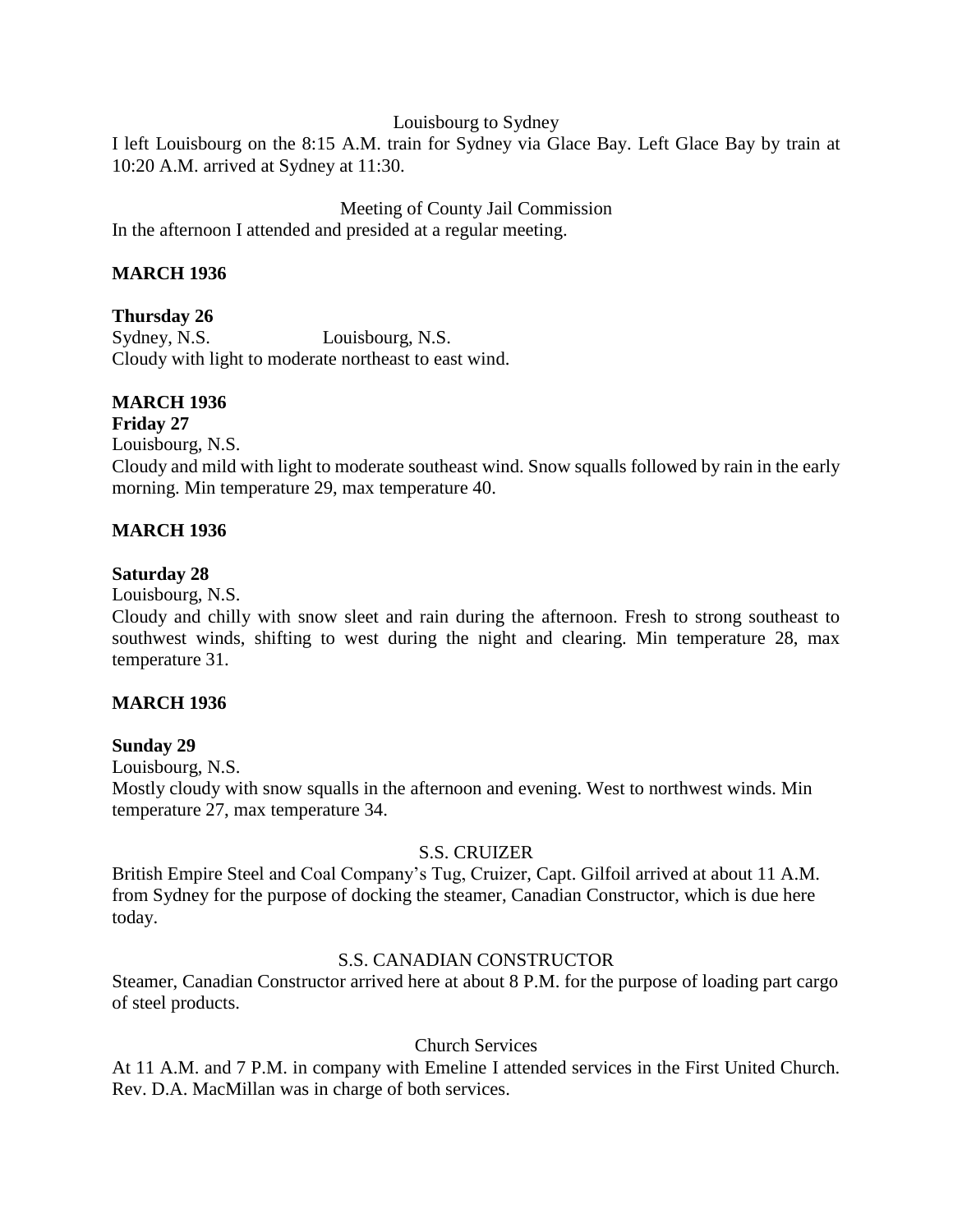Louisbourg to Sydney

I left Louisbourg on the 8:15 A.M. train for Sydney via Glace Bay. Left Glace Bay by train at 10:20 A.M. arrived at Sydney at 11:30.

Meeting of County Jail Commission

In the afternoon I attended and presided at a regular meeting.

**MARCH 1936**

**Thursday 26**

Sydney, N.S. Louisbourg, N.S.

Cloudy with light to moderate northeast to east wind.

**MARCH 1936**

**Friday 27**

Louisbourg, N.S.

Cloudy and mild with light to moderate southeast wind. Snow squalls followed by rain in the early morning. Min temperature 29, max temperature 40.

**MARCH 1936**

**Saturday 28**

Louisbourg, N.S.

Cloudy and chilly with snow sleet and rain during the afternoon. Fresh to strong southeast to southwest winds, shifting to west during the night and clearing. Min temperature 28, max temperature 31.

**MARCH 1936**

**Sunday 29**

Louisbourg, N.S.

Mostly cloudy with snow squalls in the afternoon and evening. West to northwest winds. Min temperature 27, max temperature 34.

S.S. CRUIZER

British Empire Steel and Coal Company's Tug, Cruizer, Capt. Gilfoil arrived at about 11 A.M. from Sydney for the purpose of docking the steamer, Canadian Constructor, which is due here today.

S.S. CANADIAN CONSTRUCTOR

Steamer, Canadian Constructor arrived here at about 8 P.M. for the purpose of loading part cargo of steel products.

Church Services

At 11 A.M. and 7 P.M. in company with Emeline I attended services in the First United Church. Rev. D.A. MacMillan was in charge of both services.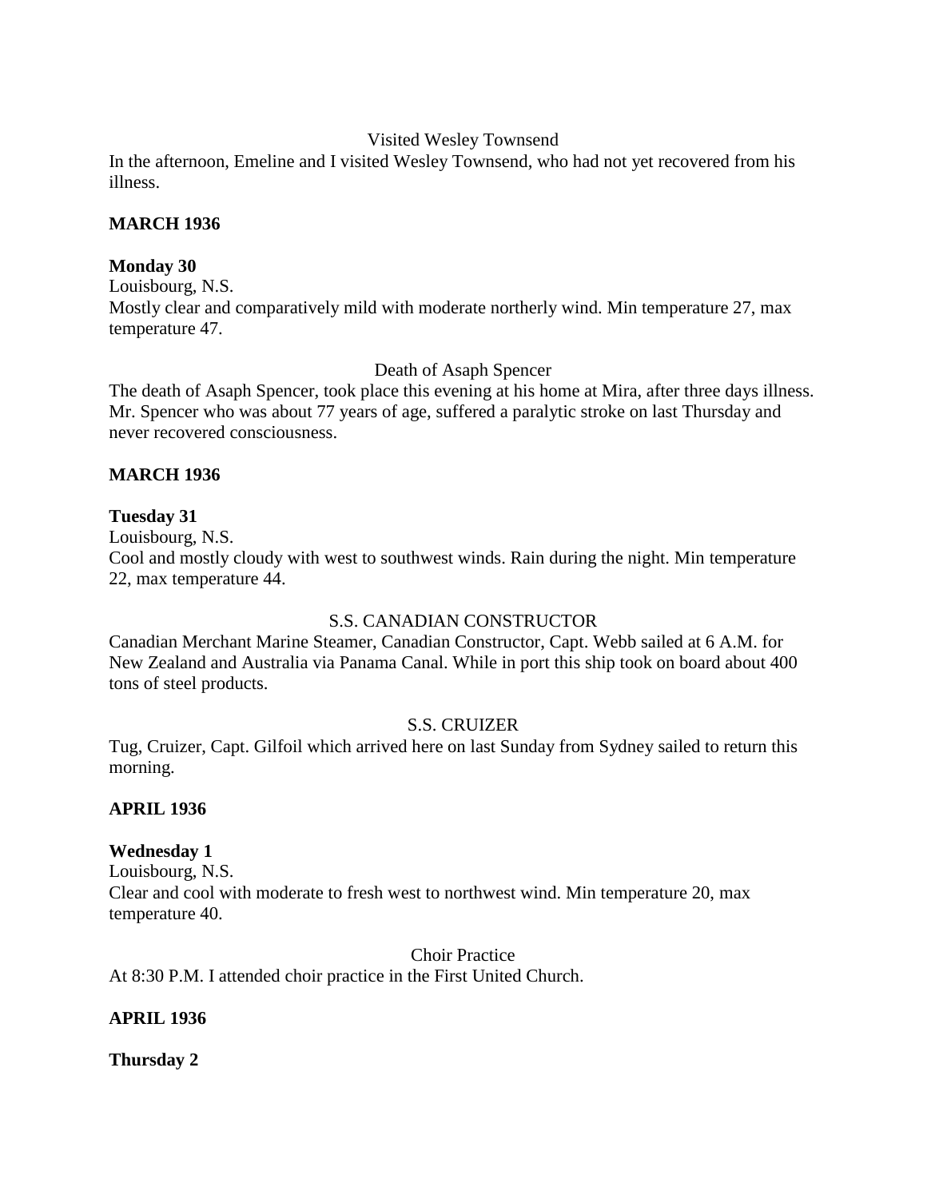Visited Wesley Townsend

In the afternoon, Emeline and I visited Wesley Townsend, who had not yet recovered from his illness.

**MARCH 1936**

**Monday 30**

Louisbourg, N.S.

Mostly clear and comparatively mild with moderate northerly wind. Min temperature 27, max temperature 47.

Death of Asaph Spencer

The death of Asaph Spencer, took place this evening at his home at Mira, after three days illness. Mr. Spencer who was about 77 years of age, suffered a paralytic stroke on last Thursday and never recovered consciousness.

**MARCH 1936**

**Tuesday 31**

Louisbourg, N.S.

Cool and mostly cloudy with west to southwest winds. Rain during the night. Min temperature 22, max temperature 44.

S.S. CANADIAN CONSTRUCTOR

Canadian Merchant Marine Steamer, Canadian Constructor, Capt. Webb sailed at 6 A.M. for New Zealand and Australia via Panama Canal. While in port this ship took on board about 400 tons of steel products.

S.S. CRUIZER

Tug, Cruizer, Capt. Gilfoil which arrived here on last Sunday from Sydney sailed to return this morning.

**APRIL 1936**

**Wednesday 1**

Louisbourg, N.S.

Clear and cool with moderate to fresh west to northwest wind. Min temperature 20, max temperature 40.

Choir Practice

At 8:30 P.M. I attended choir practice in the First United Church.

**APRIL 1936**

**Thursday 2**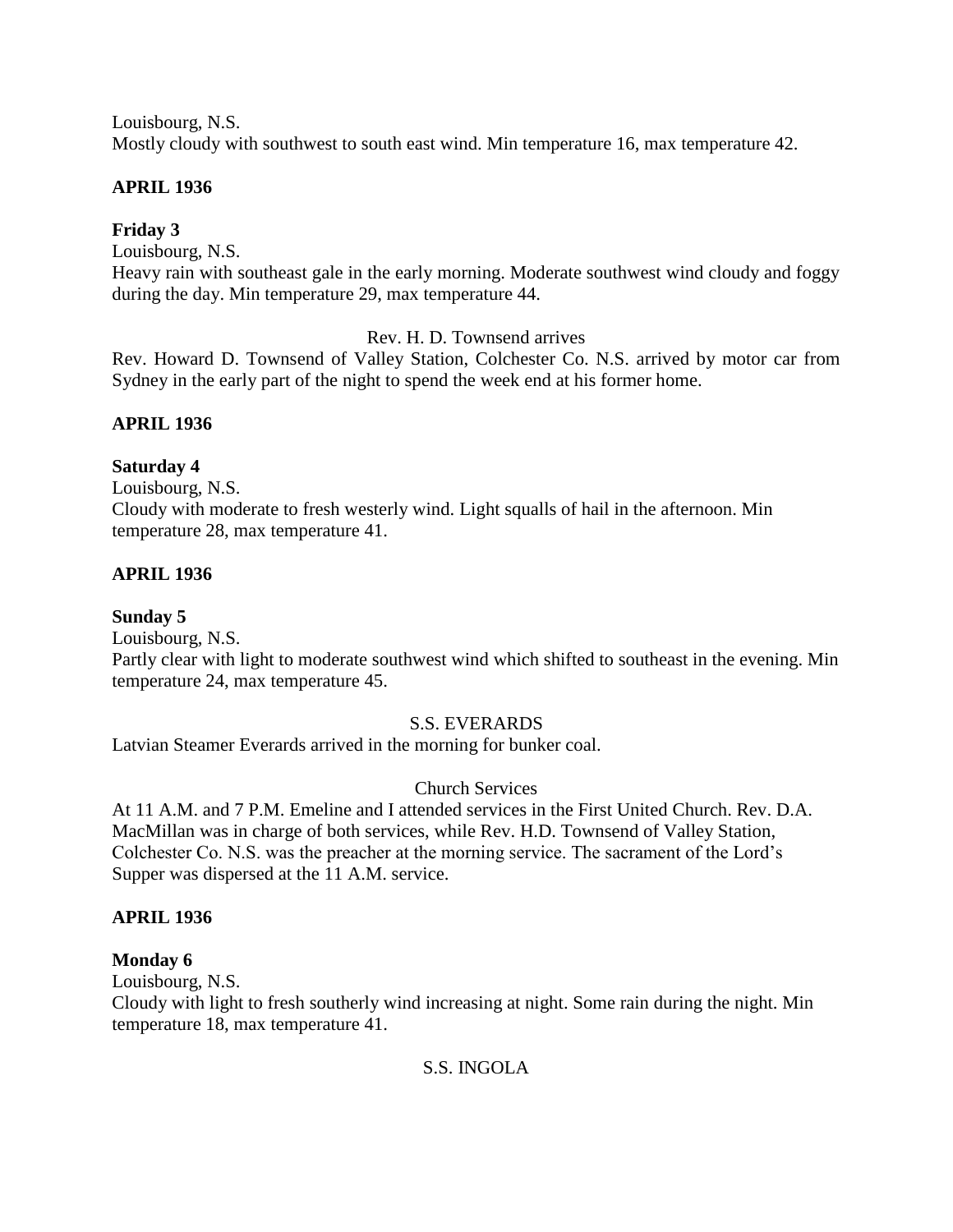Louisbourg, N.S.
Mostly cloudy with southwest to south east wind. Min temperature 16, max temperature 42.

**APRIL 1936**

**Friday 3**
Louisbourg, N.S.
Heavy rain with southeast gale in the early morning. Moderate southwest wind cloudy and foggy during the day. Min temperature 29, max temperature 44.

Rev. H. D. Townsend arrives

Rev. Howard D. Townsend of Valley Station, Colchester Co. N.S. arrived by motor car from Sydney in the early part of the night to spend the week end at his former home.

**APRIL 1936**

**Saturday 4**
Louisbourg, N.S.
Cloudy with moderate to fresh westerly wind. Light squalls of hail in the afternoon. Min temperature 28, max temperature 41.

**APRIL 1936**

**Sunday 5**
Louisbourg, N.S.
Partly clear with light to moderate southwest wind which shifted to southeast in the evening. Min temperature 24, max temperature 45.

S.S. EVERARDS

Latvian Steamer Everards arrived in the morning for bunker coal.

Church Services

At 11 A.M. and 7 P.M. Emeline and I attended services in the First United Church. Rev. D.A. MacMillan was in charge of both services, while Rev. H.D. Townsend of Valley Station, Colchester Co. N.S. was the preacher at the morning service. The sacrament of the Lord's Supper was dispersed at the 11 A.M. service.

**APRIL 1936**

**Monday 6**
Louisbourg, N.S.
Cloudy with light to fresh southerly wind increasing at night. Some rain during the night. Min temperature 18, max temperature 41.

S.S. INGOLA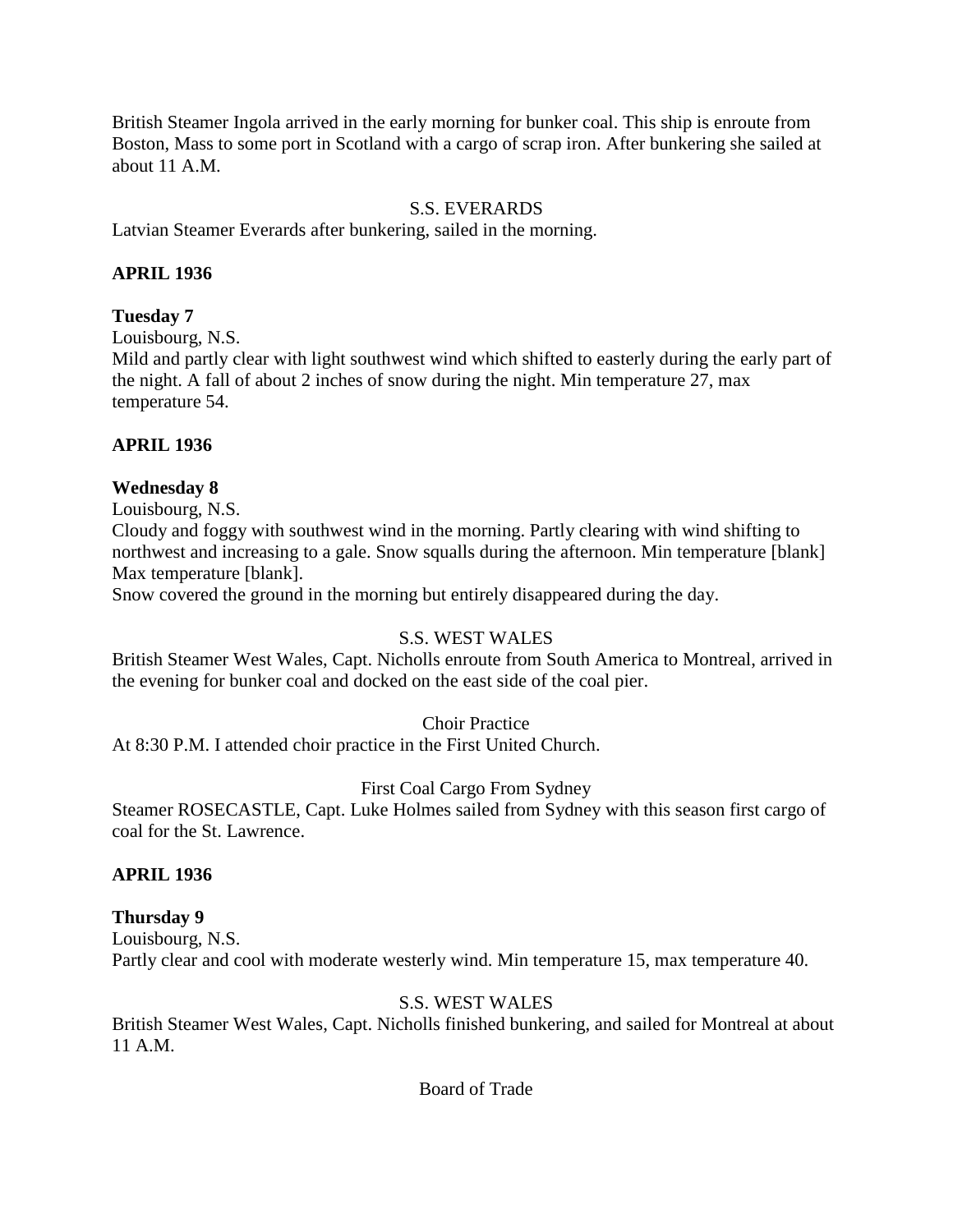British Steamer Ingola arrived in the early morning for bunker coal. This ship is enroute from Boston, Mass to some port in Scotland with a cargo of scrap iron. After bunkering she sailed at about 11 A.M.

S.S. EVERARDS

Latvian Steamer Everards after bunkering, sailed in the morning.

**APRIL 1936**

**Tuesday 7**

Louisbourg, N.S.

Mild and partly clear with light southwest wind which shifted to easterly during the early part of the night. A fall of about 2 inches of snow during the night. Min temperature 27, max temperature 54.

**APRIL 1936**

**Wednesday 8**

Louisbourg, N.S.

Cloudy and foggy with southwest wind in the morning. Partly clearing with wind shifting to northwest and increasing to a gale. Snow squalls during the afternoon. Min temperature [blank] Max temperature [blank].

Snow covered the ground in the morning but entirely disappeared during the day.

S.S. WEST WALES

British Steamer West Wales, Capt. Nicholls enroute from South America to Montreal, arrived in the evening for bunker coal and docked on the east side of the coal pier.

Choir Practice

At 8:30 P.M. I attended choir practice in the First United Church.

First Coal Cargo From Sydney

Steamer ROSECASTLE, Capt. Luke Holmes sailed from Sydney with this season first cargo of coal for the St. Lawrence.

**APRIL 1936**

**Thursday 9**

Louisbourg, N.S.

Partly clear and cool with moderate westerly wind. Min temperature 15, max temperature 40.

S.S. WEST WALES

British Steamer West Wales, Capt. Nicholls finished bunkering, and sailed for Montreal at about 11 A.M.

Board of Trade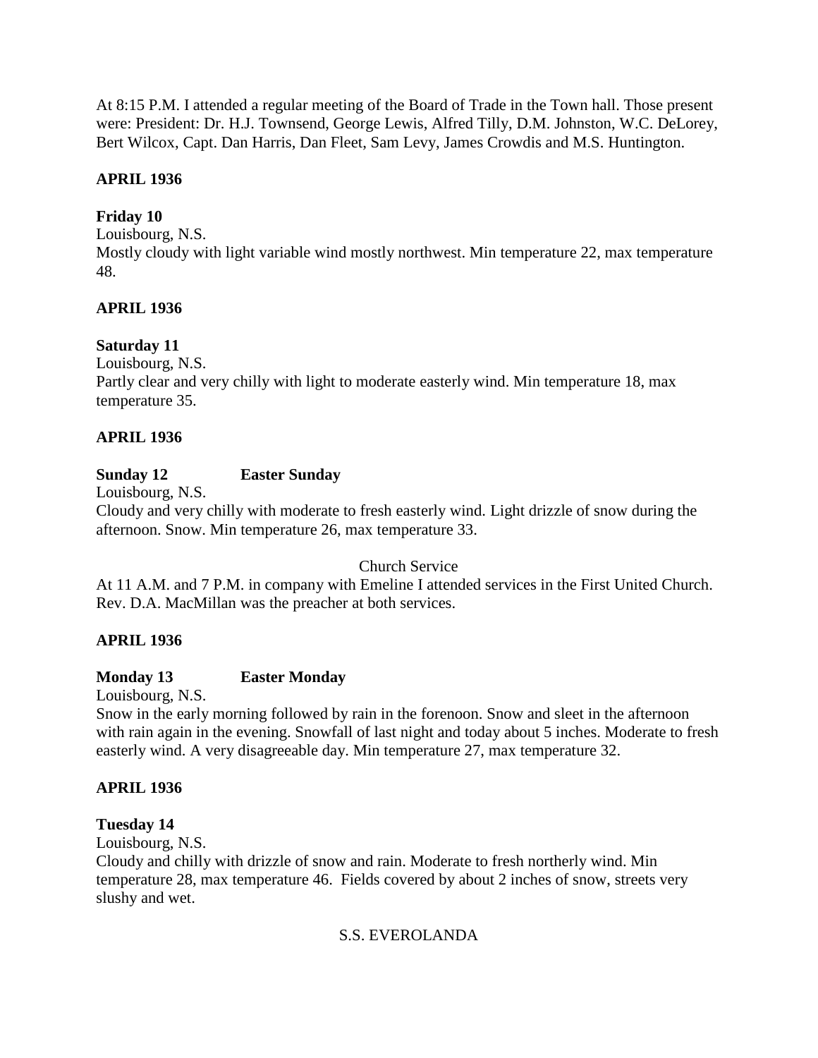At 8:15 P.M. I attended a regular meeting of the Board of Trade in the Town hall. Those present were: President: Dr. H.J. Townsend, George Lewis, Alfred Tilly, D.M. Johnston, W.C. DeLorey, Bert Wilcox, Capt. Dan Harris, Dan Fleet, Sam Levy, James Crowdis and M.S. Huntington.

**APRIL 1936**

**Friday 10**

Louisbourg, N.S.

Mostly cloudy with light variable wind mostly northwest. Min temperature 22, max temperature 48.

**APRIL 1936**

**Saturday 11**

Louisbourg, N.S.

Partly clear and very chilly with light to moderate easterly wind. Min temperature 18, max temperature 35.

**APRIL 1936**

**Sunday 12 Easter Sunday**

Louisbourg, N.S.

Cloudy and very chilly with moderate to fresh easterly wind. Light drizzle of snow during the afternoon. Snow. Min temperature 26, max temperature 33.

Church Service

At 11 A.M. and 7 P.M. in company with Emeline I attended services in the First United Church. Rev. D.A. MacMillan was the preacher at both services.

**APRIL 1936**

**Monday 13 Easter Monday**

Louisbourg, N.S.

Snow in the early morning followed by rain in the forenoon. Snow and sleet in the afternoon with rain again in the evening. Snowfall of last night and today about 5 inches. Moderate to fresh easterly wind. A very disagreeable day. Min temperature 27, max temperature 32.

**APRIL 1936**

**Tuesday 14**

Louisbourg, N.S.

Cloudy and chilly with drizzle of snow and rain. Moderate to fresh northerly wind. Min temperature 28, max temperature 46. Fields covered by about 2 inches of snow, streets very slushy and wet.

S.S. EVEROLANDA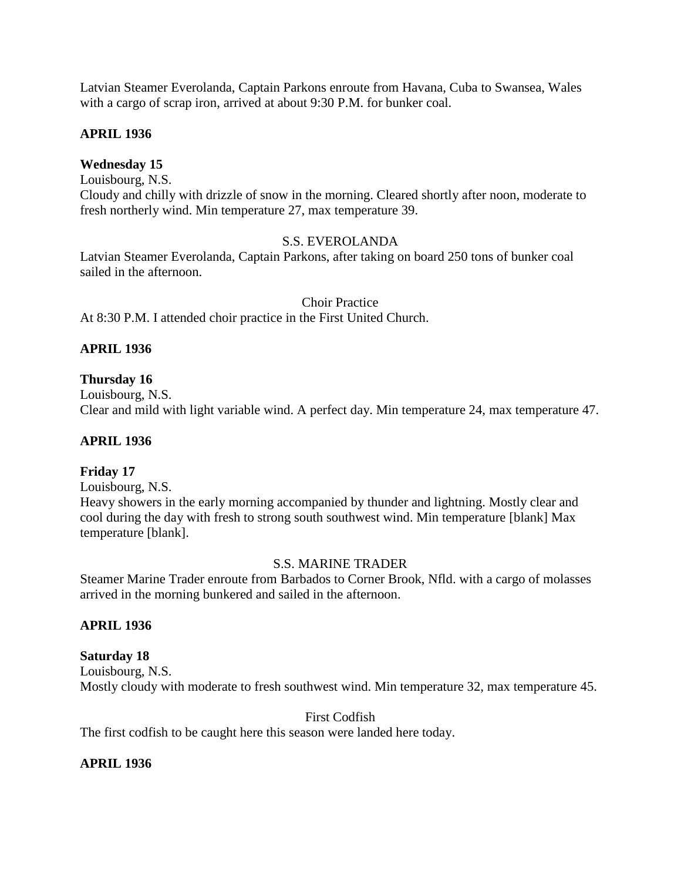Latvian Steamer Everolanda, Captain Parkons enroute from Havana, Cuba to Swansea, Wales with a cargo of scrap iron, arrived at about 9:30 P.M. for bunker coal.

**APRIL 1936**

**Wednesday 15**
Louisbourg, N.S.
Cloudy and chilly with drizzle of snow in the morning. Cleared shortly after noon, moderate to fresh northerly wind. Min temperature 27, max temperature 39.

S.S. EVEROLANDA

Latvian Steamer Everolanda, Captain Parkons, after taking on board 250 tons of bunker coal sailed in the afternoon.

Choir Practice

At 8:30 P.M. I attended choir practice in the First United Church.

**APRIL 1936**

**Thursday 16**
Louisbourg, N.S.
Clear and mild with light variable wind. A perfect day. Min temperature 24, max temperature 47.

**APRIL 1936**

**Friday 17**
Louisbourg, N.S.
Heavy showers in the early morning accompanied by thunder and lightning. Mostly clear and cool during the day with fresh to strong south southwest wind. Min temperature [blank] Max temperature [blank].

S.S. MARINE TRADER

Steamer Marine Trader enroute from Barbados to Corner Brook, Nfld. with a cargo of molasses arrived in the morning bunkered and sailed in the afternoon.

**APRIL 1936**

**Saturday 18**
Louisbourg, N.S.
Mostly cloudy with moderate to fresh southwest wind. Min temperature 32, max temperature 45.

First Codfish

The first codfish to be caught here this season were landed here today.

**APRIL 1936**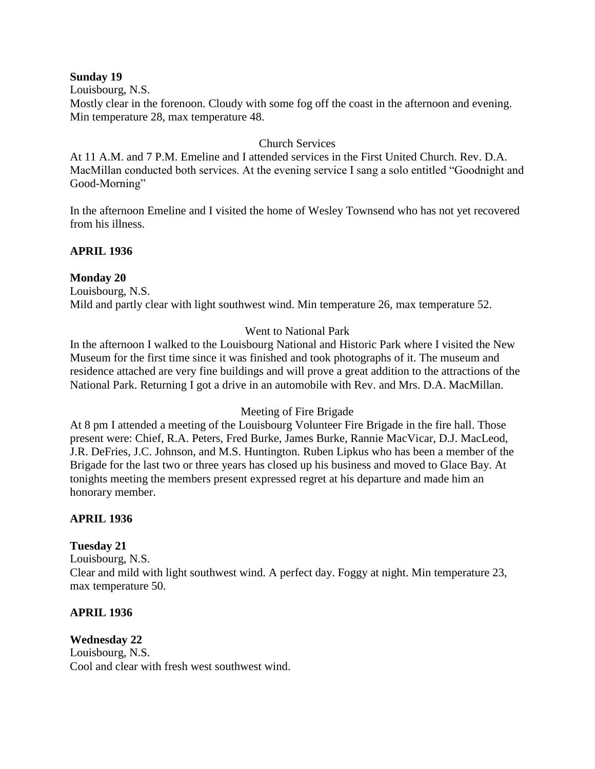**Sunday 19**

Louisbourg, N.S.

Mostly clear in the forenoon. Cloudy with some fog off the coast in the afternoon and evening. Min temperature 28, max temperature 48.

Church Services

At 11 A.M. and 7 P.M. Emeline and I attended services in the First United Church. Rev. D.A. MacMillan conducted both services. At the evening service I sang a solo entitled "Goodnight and Good-Morning"

In the afternoon Emeline and I visited the home of Wesley Townsend who has not yet recovered from his illness.

**APRIL 1936**

**Monday 20**

Louisbourg, N.S.

Mild and partly clear with light southwest wind. Min temperature 26, max temperature 52.

Went to National Park

In the afternoon I walked to the Louisbourg National and Historic Park where I visited the New Museum for the first time since it was finished and took photographs of it. The museum and residence attached are very fine buildings and will prove a great addition to the attractions of the National Park. Returning I got a drive in an automobile with Rev. and Mrs. D.A. MacMillan.

Meeting of Fire Brigade

At 8 pm I attended a meeting of the Louisbourg Volunteer Fire Brigade in the fire hall. Those present were: Chief, R.A. Peters, Fred Burke, James Burke, Rannie MacVicar, D.J. MacLeod, J.R. DeFries, J.C. Johnson, and M.S. Huntington. Ruben Lipkus who has been a member of the Brigade for the last two or three years has closed up his business and moved to Glace Bay. At tonights meeting the members present expressed regret at his departure and made him an honorary member.

**APRIL 1936**

**Tuesday 21**

Louisbourg, N.S.

Clear and mild with light southwest wind. A perfect day. Foggy at night. Min temperature 23, max temperature 50.

**APRIL 1936**

**Wednesday 22**

Louisbourg, N.S.

Cool and clear with fresh west southwest wind.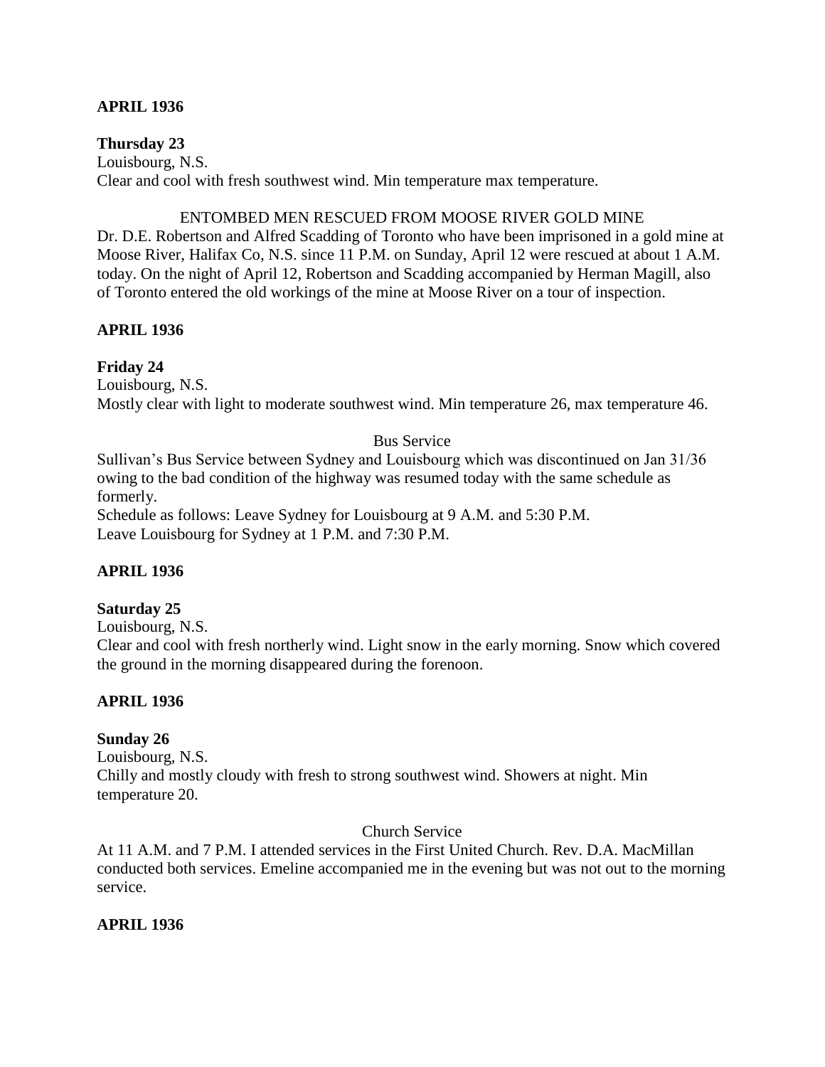**APRIL 1936**

**Thursday 23**

Louisbourg, N.S.

Clear and cool with fresh southwest wind. Min temperature max temperature.

ENTOMBED MEN RESCUED FROM MOOSE RIVER GOLD MINE

Dr. D.E. Robertson and Alfred Scadding of Toronto who have been imprisoned in a gold mine at Moose River, Halifax Co, N.S. since 11 P.M. on Sunday, April 12 were rescued at about 1 A.M. today. On the night of April 12, Robertson and Scadding accompanied by Herman Magill, also of Toronto entered the old workings of the mine at Moose River on a tour of inspection.

**APRIL 1936**

**Friday 24**

Louisbourg, N.S.

Mostly clear with light to moderate southwest wind. Min temperature 26, max temperature 46.

Bus Service

Sullivan's Bus Service between Sydney and Louisbourg which was discontinued on Jan 31/36 owing to the bad condition of the highway was resumed today with the same schedule as formerly.

Schedule as follows: Leave Sydney for Louisbourg at 9 A.M. and 5:30 P.M.

Leave Louisbourg for Sydney at 1 P.M. and 7:30 P.M.

**APRIL 1936**

**Saturday 25**

Louisbourg, N.S.

Clear and cool with fresh northerly wind. Light snow in the early morning. Snow which covered the ground in the morning disappeared during the forenoon.

**APRIL 1936**

**Sunday 26**

Louisbourg, N.S.

Chilly and mostly cloudy with fresh to strong southwest wind. Showers at night. Min temperature 20.

Church Service

At 11 A.M. and 7 P.M. I attended services in the First United Church. Rev. D.A. MacMillan conducted both services. Emeline accompanied me in the evening but was not out to the morning service.

**APRIL 1936**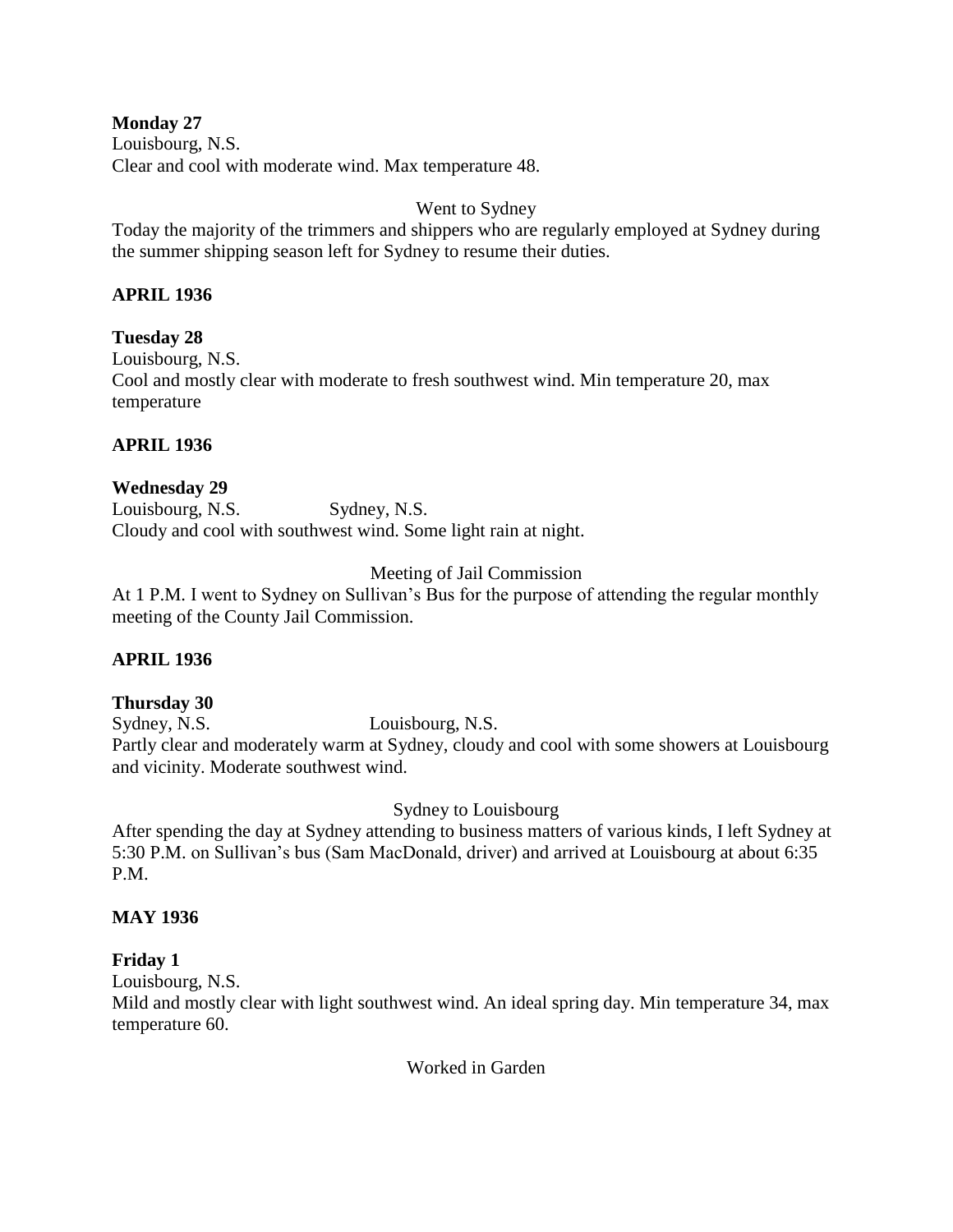**Monday 27**
Louisbourg, N.S.
Clear and cool with moderate wind. Max temperature 48.

Went to Sydney

Today the majority of the trimmers and shippers who are regularly employed at Sydney during the summer shipping season left for Sydney to resume their duties.

**APRIL 1936**

**Tuesday 28**
Louisbourg, N.S.
Cool and mostly clear with moderate to fresh southwest wind. Min temperature 20, max temperature

**APRIL 1936**

**Wednesday 29**
Louisbourg, N.S. Sydney, N.S.
Cloudy and cool with southwest wind. Some light rain at night.

Meeting of Jail Commission

At 1 P.M. I went to Sydney on Sullivan's Bus for the purpose of attending the regular monthly meeting of the County Jail Commission.

**APRIL 1936**

**Thursday 30**
Sydney, N.S. Louisbourg, N.S.
Partly clear and moderately warm at Sydney, cloudy and cool with some showers at Louisbourg and vicinity. Moderate southwest wind.

Sydney to Louisbourg

After spending the day at Sydney attending to business matters of various kinds, I left Sydney at 5:30 P.M. on Sullivan's bus (Sam MacDonald, driver) and arrived at Louisbourg at about 6:35 P.M.

**MAY 1936**

**Friday 1**
Louisbourg, N.S.
Mild and mostly clear with light southwest wind. An ideal spring day. Min temperature 34, max temperature 60.

Worked in Garden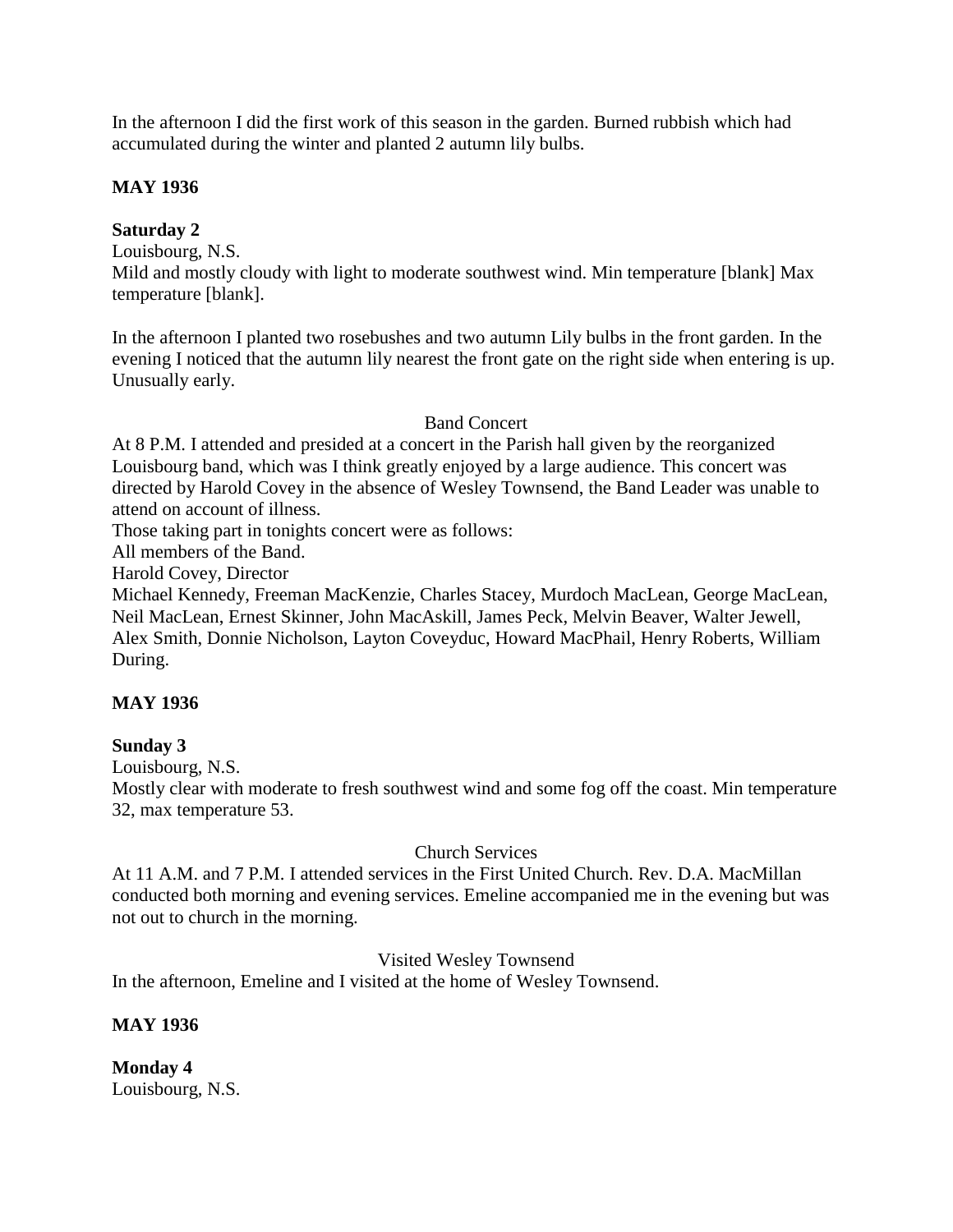In the afternoon I did the first work of this season in the garden. Burned rubbish which had accumulated during the winter and planted 2 autumn lily bulbs.

**MAY 1936**

**Saturday 2**
Louisbourg, N.S.
Mild and mostly cloudy with light to moderate southwest wind. Min temperature [blank] Max temperature [blank].

In the afternoon I planted two rosebushes and two autumn Lily bulbs in the front garden. In the evening I noticed that the autumn lily nearest the front gate on the right side when entering is up. Unusually early.

Band Concert

At 8 P.M. I attended and presided at a concert in the Parish hall given by the reorganized Louisbourg band, which was I think greatly enjoyed by a large audience. This concert was directed by Harold Covey in the absence of Wesley Townsend, the Band Leader was unable to attend on account of illness.
Those taking part in tonights concert were as follows:
All members of the Band.
Harold Covey, Director
Michael Kennedy, Freeman MacKenzie, Charles Stacey, Murdoch MacLean, George MacLean, Neil MacLean, Ernest Skinner, John MacAskill, James Peck, Melvin Beaver, Walter Jewell, Alex Smith, Donnie Nicholson, Layton Coveyduc, Howard MacPhail, Henry Roberts, William During.

**MAY 1936**

**Sunday 3**
Louisbourg, N.S.
Mostly clear with moderate to fresh southwest wind and some fog off the coast. Min temperature 32, max temperature 53.

Church Services

At 11 A.M. and 7 P.M. I attended services in the First United Church. Rev. D.A. MacMillan conducted both morning and evening services. Emeline accompanied me in the evening but was not out to church in the morning.

Visited Wesley Townsend

In the afternoon, Emeline and I visited at the home of Wesley Townsend.

**MAY 1936**

**Monday 4**
Louisbourg, N.S.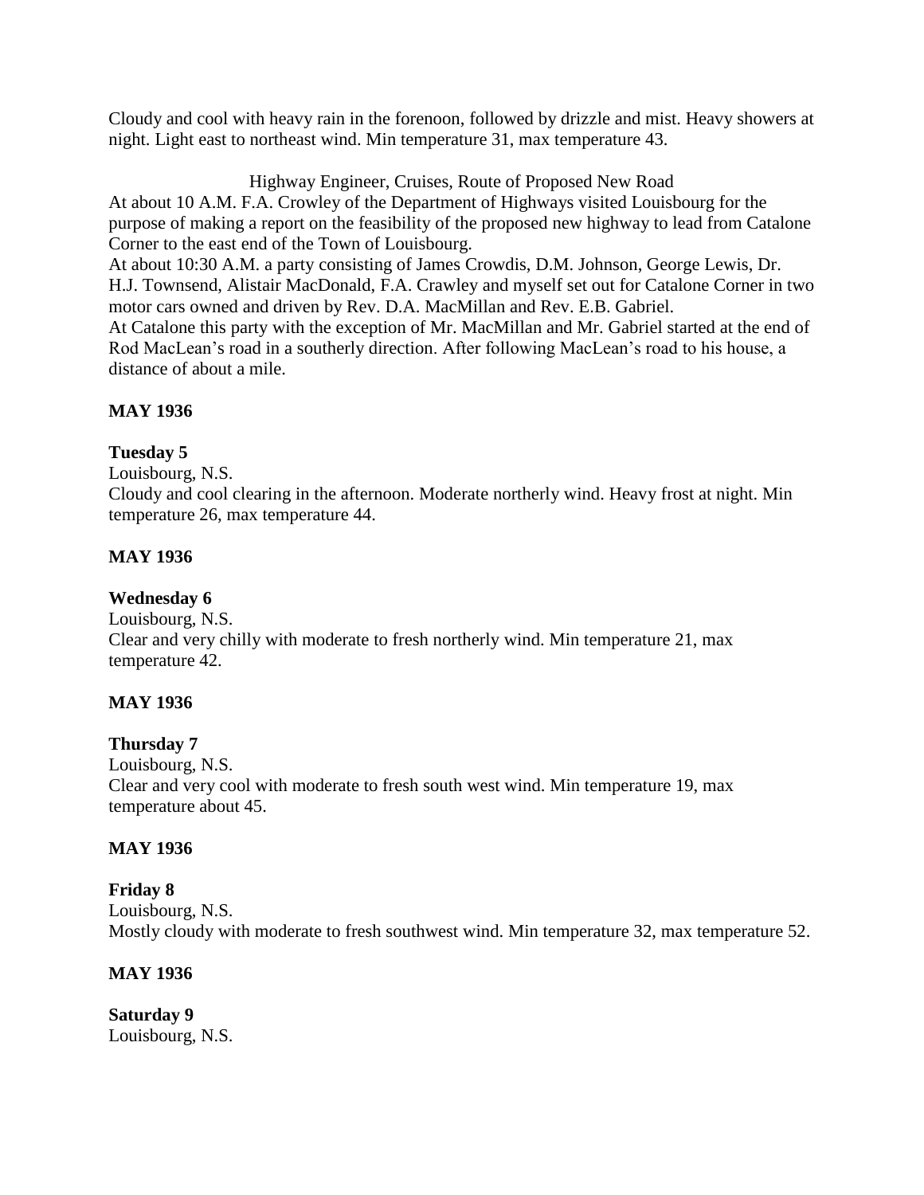Cloudy and cool with heavy rain in the forenoon, followed by drizzle and mist. Heavy showers at night. Light east to northeast wind. Min temperature 31, max temperature 43.

Highway Engineer, Cruises, Route of Proposed New Road

At about 10 A.M. F.A. Crowley of the Department of Highways visited Louisbourg for the purpose of making a report on the feasibility of the proposed new highway to lead from Catalone Corner to the east end of the Town of Louisbourg.

At about 10:30 A.M. a party consisting of James Crowdis, D.M. Johnson, George Lewis, Dr. H.J. Townsend, Alistair MacDonald, F.A. Crawley and myself set out for Catalone Corner in two motor cars owned and driven by Rev. D.A. MacMillan and Rev. E.B. Gabriel.

At Catalone this party with the exception of Mr. MacMillan and Mr. Gabriel started at the end of Rod MacLean's road in a southerly direction. After following MacLean's road to his house, a distance of about a mile.

**MAY 1936**

**Tuesday 5**

Louisbourg, N.S.

Cloudy and cool clearing in the afternoon. Moderate northerly wind. Heavy frost at night. Min temperature 26, max temperature 44.

**MAY 1936**

**Wednesday 6**

Louisbourg, N.S.

Clear and very chilly with moderate to fresh northerly wind. Min temperature 21, max temperature 42.

**MAY 1936**

**Thursday 7**

Louisbourg, N.S.

Clear and very cool with moderate to fresh south west wind. Min temperature 19, max temperature about 45.

**MAY 1936**

**Friday 8**

Louisbourg, N.S.

Mostly cloudy with moderate to fresh southwest wind. Min temperature 32, max temperature 52.

**MAY 1936**

**Saturday 9**

Louisbourg, N.S.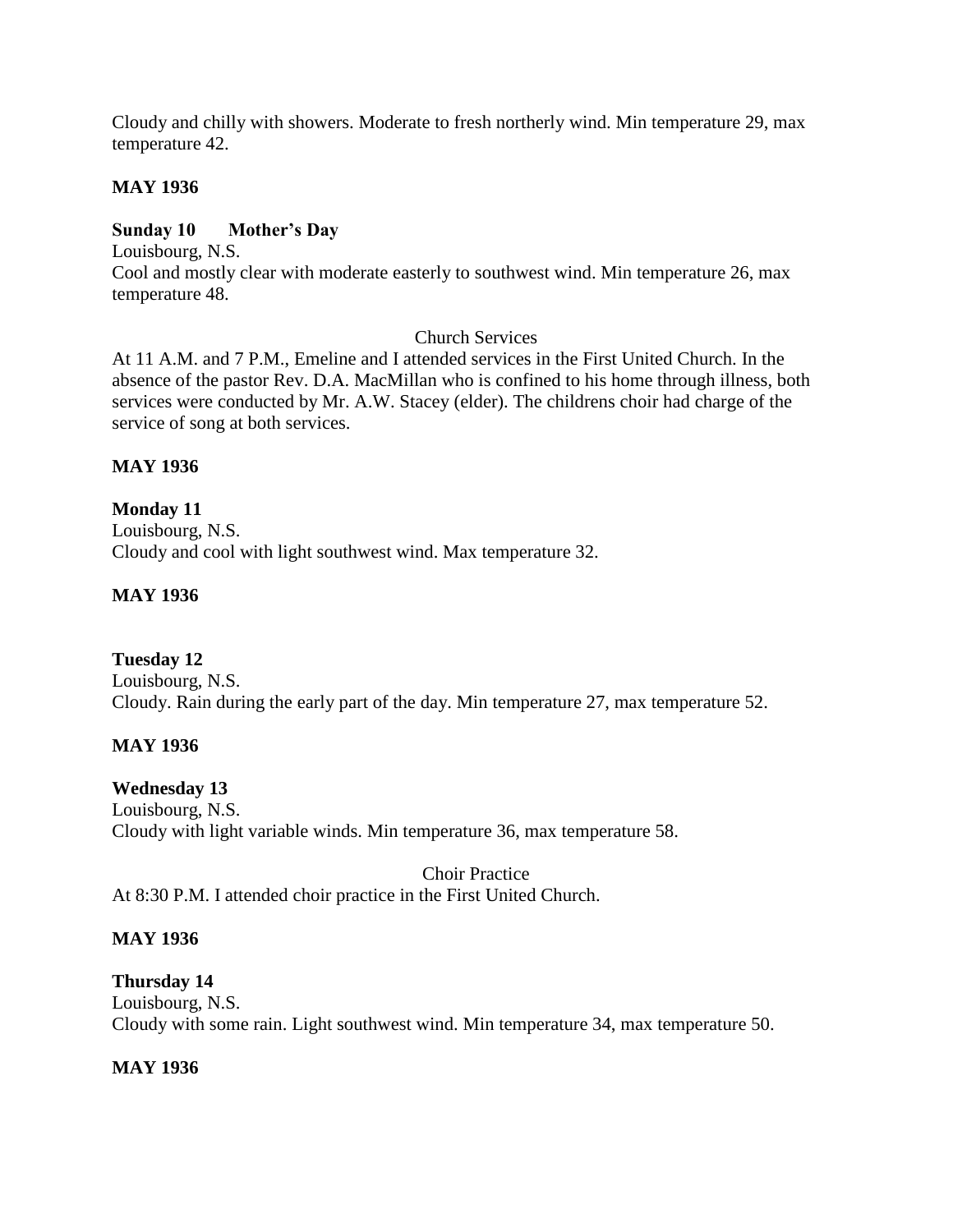Cloudy and chilly with showers. Moderate to fresh northerly wind. Min temperature 29, max temperature 42.

**MAY 1936**

**Sunday 10 Mother's Day**
Louisbourg, N.S.
Cool and mostly clear with moderate easterly to southwest wind. Min temperature 26, max temperature 48.

Church Services

At 11 A.M. and 7 P.M., Emeline and I attended services in the First United Church. In the absence of the pastor Rev. D.A. MacMillan who is confined to his home through illness, both services were conducted by Mr. A.W. Stacey (elder). The childrens choir had charge of the service of song at both services.

**MAY 1936**

**Monday 11**
Louisbourg, N.S.
Cloudy and cool with light southwest wind. Max temperature 32.

**MAY 1936**

**Tuesday 12**
Louisbourg, N.S.
Cloudy. Rain during the early part of the day. Min temperature 27, max temperature 52.

**MAY 1936**

**Wednesday 13**
Louisbourg, N.S.
Cloudy with light variable winds. Min temperature 36, max temperature 58.

Choir Practice

At 8:30 P.M. I attended choir practice in the First United Church.

**MAY 1936**

**Thursday 14**
Louisbourg, N.S.
Cloudy with some rain. Light southwest wind. Min temperature 34, max temperature 50.

**MAY 1936**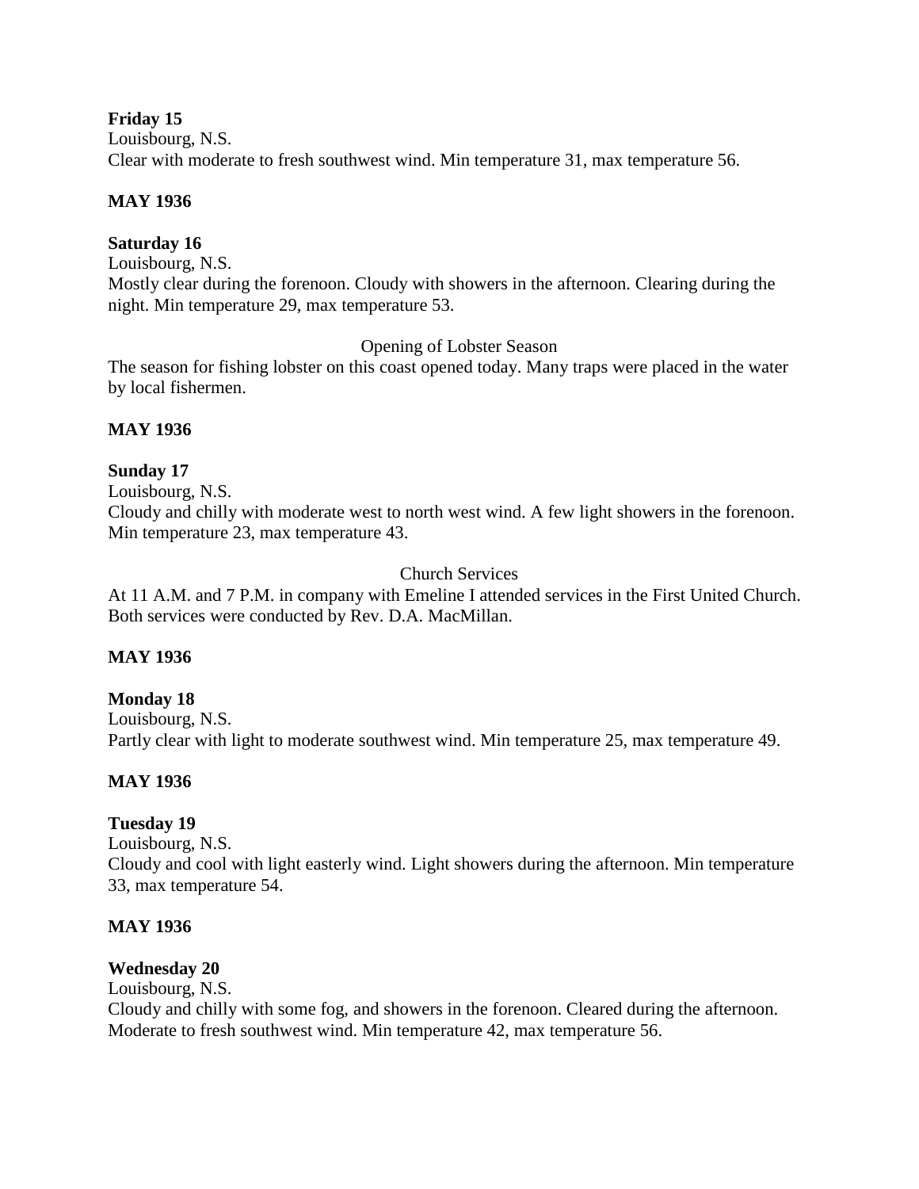**Friday 15**
Louisbourg, N.S.
Clear with moderate to fresh southwest wind. Min temperature 31, max temperature 56.

**MAY 1936**

**Saturday 16**
Louisbourg, N.S.
Mostly clear during the forenoon. Cloudy with showers in the afternoon. Clearing during the night. Min temperature 29, max temperature 53.

Opening of Lobster Season

The season for fishing lobster on this coast opened today. Many traps were placed in the water by local fishermen.

**MAY 1936**

**Sunday 17**
Louisbourg, N.S.
Cloudy and chilly with moderate west to north west wind. A few light showers in the forenoon. Min temperature 23, max temperature 43.

Church Services

At 11 A.M. and 7 P.M. in company with Emeline I attended services in the First United Church. Both services were conducted by Rev. D.A. MacMillan.

**MAY 1936**

**Monday 18**
Louisbourg, N.S.
Partly clear with light to moderate southwest wind. Min temperature 25, max temperature 49.

**MAY 1936**

**Tuesday 19**
Louisbourg, N.S.
Cloudy and cool with light easterly wind. Light showers during the afternoon. Min temperature 33, max temperature 54.

**MAY 1936**

**Wednesday 20**
Louisbourg, N.S.
Cloudy and chilly with some fog, and showers in the forenoon. Cleared during the afternoon. Moderate to fresh southwest wind. Min temperature 42, max temperature 56.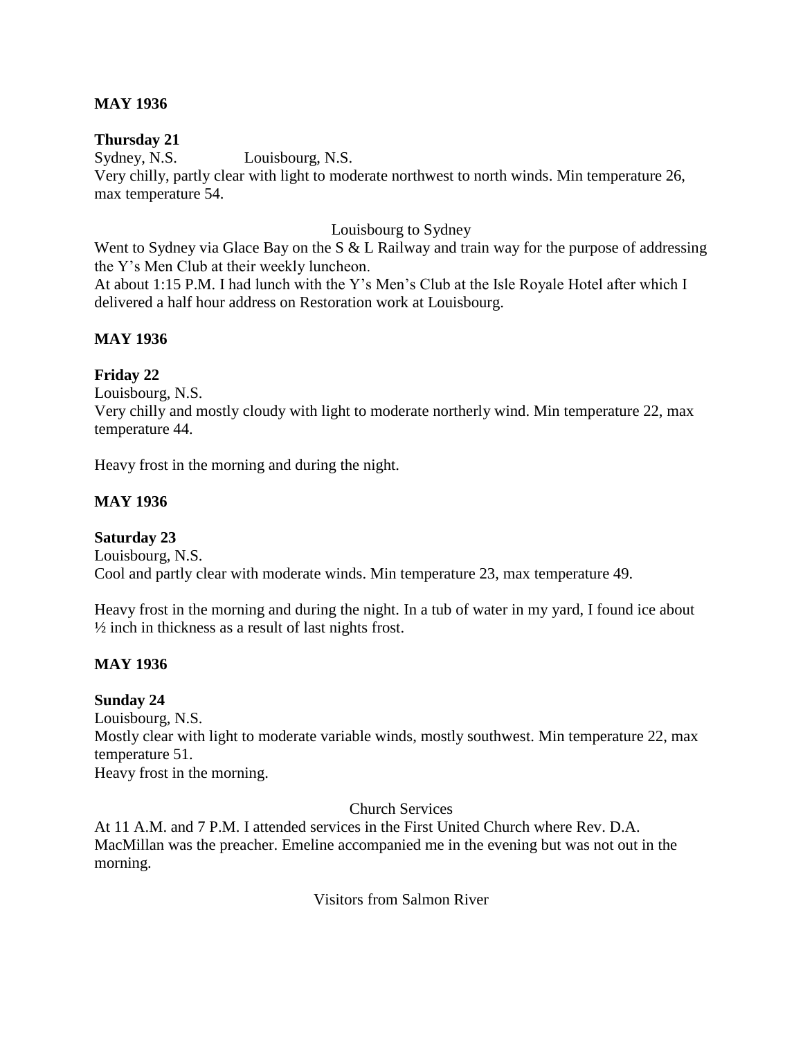**MAY 1936**

**Thursday 21**

Sydney, N.S.                Louisbourg, N.S.

Very chilly, partly clear with light to moderate northwest to north winds. Min temperature 26, max temperature 54.

Louisbourg to Sydney

Went to Sydney via Glace Bay on the S & L Railway and train way for the purpose of addressing the Y's Men Club at their weekly luncheon.

At about 1:15 P.M. I had lunch with the Y's Men's Club at the Isle Royale Hotel after which I delivered a half hour address on Restoration work at Louisbourg.

**MAY 1936**

**Friday 22**

Louisbourg, N.S.

Very chilly and mostly cloudy with light to moderate northerly wind. Min temperature 22, max temperature 44.

Heavy frost in the morning and during the night.

**MAY 1936**

**Saturday 23**

Louisbourg, N.S.

Cool and partly clear with moderate winds. Min temperature 23, max temperature 49.

Heavy frost in the morning and during the night. In a tub of water in my yard, I found ice about ½ inch in thickness as a result of last nights frost.

**MAY 1936**

**Sunday 24**

Louisbourg, N.S.

Mostly clear with light to moderate variable winds, mostly southwest. Min temperature 22, max temperature 51.

Heavy frost in the morning.

Church Services

At 11 A.M. and 7 P.M. I attended services in the First United Church where Rev. D.A. MacMillan was the preacher. Emeline accompanied me in the evening but was not out in the morning.

Visitors from Salmon River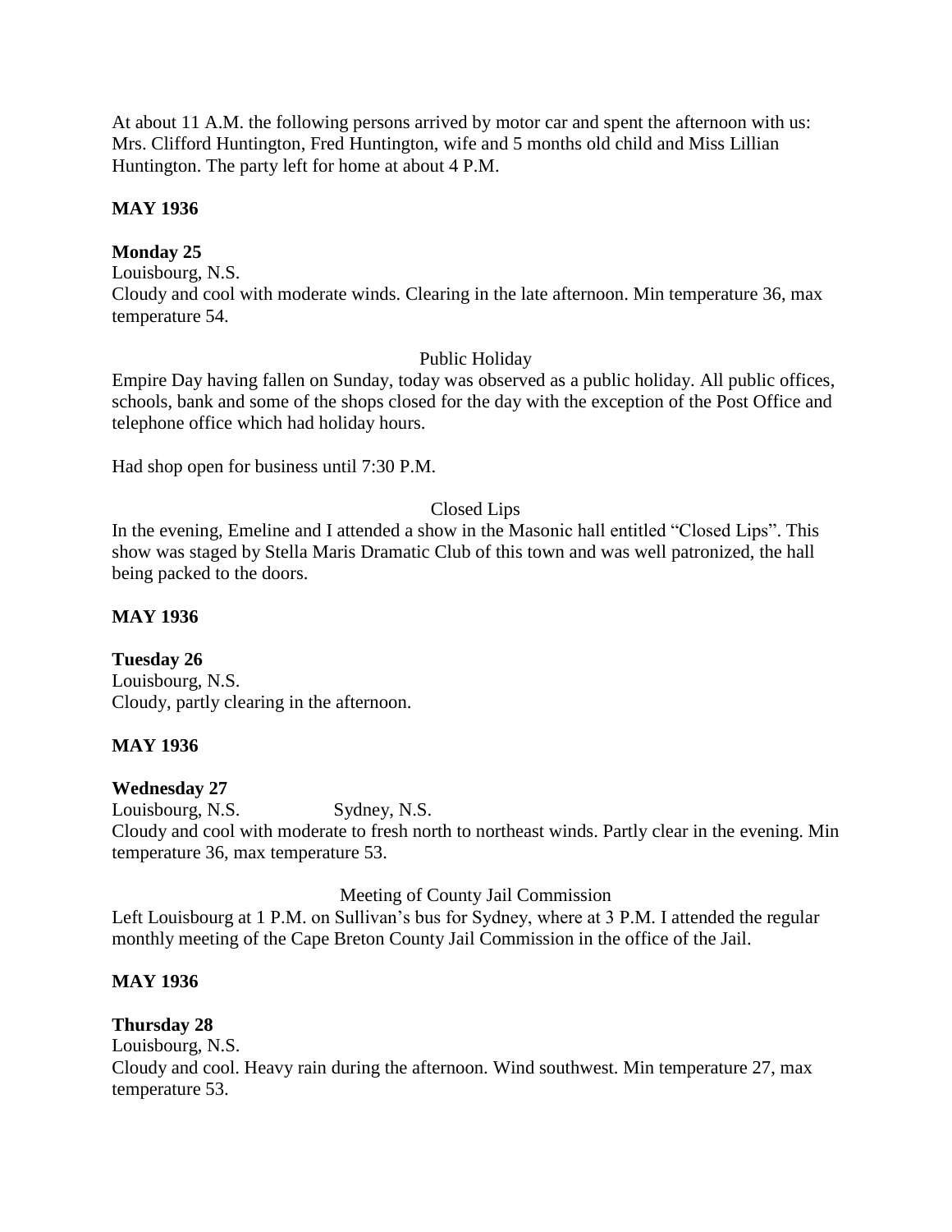At about 11 A.M. the following persons arrived by motor car and spent the afternoon with us: Mrs. Clifford Huntington, Fred Huntington, wife and 5 months old child and Miss Lillian Huntington. The party left for home at about 4 P.M.

**MAY 1936**

**Monday 25**

Louisbourg, N.S.

Cloudy and cool with moderate winds. Clearing in the late afternoon. Min temperature 36, max temperature 54.

Public Holiday

Empire Day having fallen on Sunday, today was observed as a public holiday. All public offices, schools, bank and some of the shops closed for the day with the exception of the Post Office and telephone office which had holiday hours.

Had shop open for business until 7:30 P.M.

Closed Lips

In the evening, Emeline and I attended a show in the Masonic hall entitled "Closed Lips". This show was staged by Stella Maris Dramatic Club of this town and was well patronized, the hall being packed to the doors.

**MAY 1936**

**Tuesday 26**

Louisbourg, N.S.

Cloudy, partly clearing in the afternoon.

**MAY 1936**

**Wednesday 27**

Louisbourg, N.S. Sydney, N.S.

Cloudy and cool with moderate to fresh north to northeast winds. Partly clear in the evening. Min temperature 36, max temperature 53.

Meeting of County Jail Commission

Left Louisbourg at 1 P.M. on Sullivan's bus for Sydney, where at 3 P.M. I attended the regular monthly meeting of the Cape Breton County Jail Commission in the office of the Jail.

**MAY 1936**

**Thursday 28**

Louisbourg, N.S.

Cloudy and cool. Heavy rain during the afternoon. Wind southwest. Min temperature 27, max temperature 53.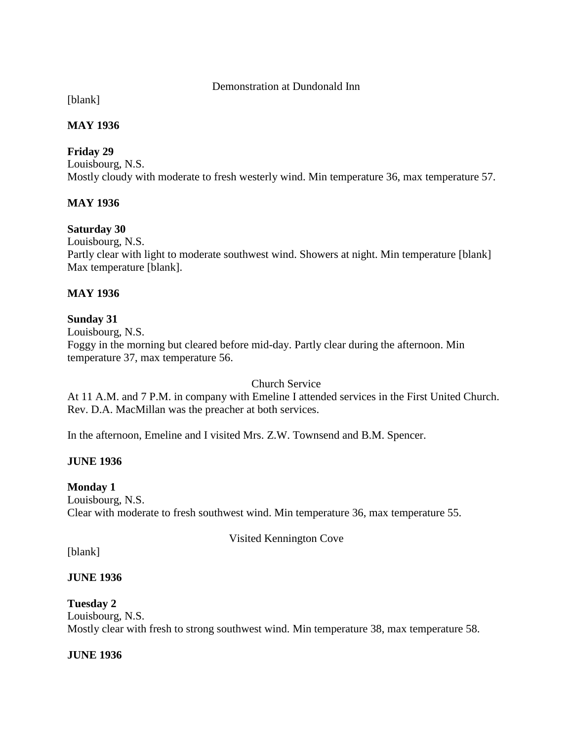Demonstration at Dundonald Inn

[blank]

**MAY 1936**

**Friday 29**
Louisbourg, N.S.
Mostly cloudy with moderate to fresh westerly wind. Min temperature 36, max temperature 57.

**MAY 1936**

**Saturday 30**
Louisbourg, N.S.
Partly clear with light to moderate southwest wind. Showers at night. Min temperature [blank] Max temperature [blank].

**MAY 1936**

**Sunday 31**
Louisbourg, N.S.
Foggy in the morning but cleared before mid-day. Partly clear during the afternoon. Min temperature 37, max temperature 56.

Church Service

At 11 A.M. and 7 P.M. in company with Emeline I attended services in the First United Church. Rev. D.A. MacMillan was the preacher at both services.

In the afternoon, Emeline and I visited Mrs. Z.W. Townsend and B.M. Spencer.

**JUNE 1936**

**Monday 1**
Louisbourg, N.S.
Clear with moderate to fresh southwest wind. Min temperature 36, max temperature 55.

Visited Kennington Cove

[blank]

**JUNE 1936**

**Tuesday 2**
Louisbourg, N.S.
Mostly clear with fresh to strong southwest wind. Min temperature 38, max temperature 58.

**JUNE 1936**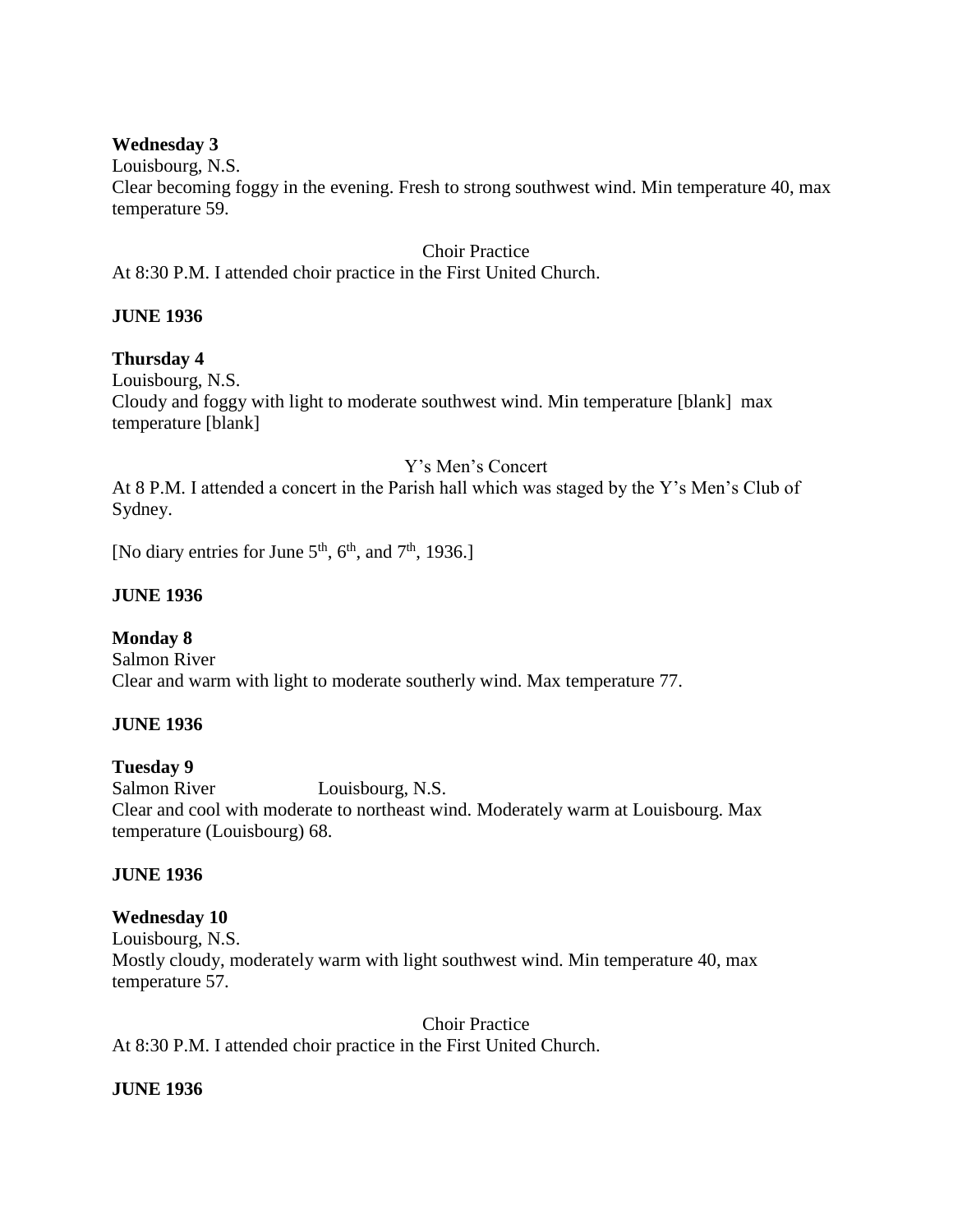**Wednesday 3**
Louisbourg, N.S.
Clear becoming foggy in the evening. Fresh to strong southwest wind. Min temperature 40, max temperature 59.

Choir Practice
At 8:30 P.M. I attended choir practice in the First United Church.

**JUNE 1936**

**Thursday 4**
Louisbourg, N.S.
Cloudy and foggy with light to moderate southwest wind. Min temperature [blank] max temperature [blank]

Y's Men's Concert
At 8 P.M. I attended a concert in the Parish hall which was staged by the Y's Men's Club of Sydney.

[No diary entries for June 5th, 6th, and 7th, 1936.]

**JUNE 1936**

**Monday 8**
Salmon River
Clear and warm with light to moderate southerly wind. Max temperature 77.

**JUNE 1936**

**Tuesday 9**
Salmon River Louisbourg, N.S.
Clear and cool with moderate to northeast wind. Moderately warm at Louisbourg. Max temperature (Louisbourg) 68.

**JUNE 1936**

**Wednesday 10**
Louisbourg, N.S.
Mostly cloudy, moderately warm with light southwest wind. Min temperature 40, max temperature 57.

Choir Practice
At 8:30 P.M. I attended choir practice in the First United Church.

**JUNE 1936**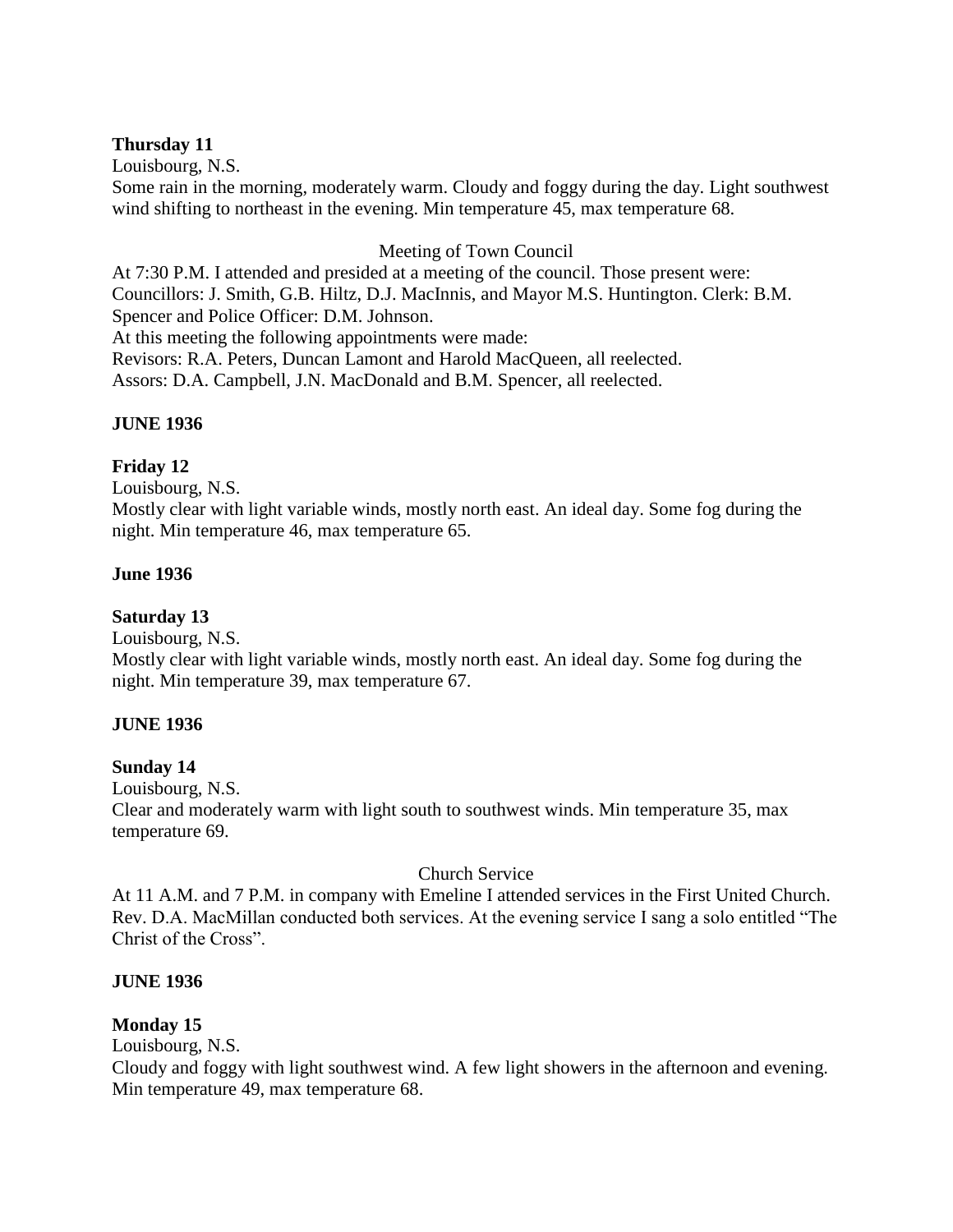**Thursday 11**

Louisbourg, N.S.

Some rain in the morning, moderately warm. Cloudy and foggy during the day. Light southwest wind shifting to northeast in the evening. Min temperature 45, max temperature 68.

Meeting of Town Council

At 7:30 P.M. I attended and presided at a meeting of the council. Those present were: Councillors: J. Smith, G.B. Hiltz, D.J. MacInnis, and Mayor M.S. Huntington. Clerk: B.M. Spencer and Police Officer: D.M. Johnson.

At this meeting the following appointments were made:

Revisors: R.A. Peters, Duncan Lamont and Harold MacQueen, all reelected.

Assors: D.A. Campbell, J.N. MacDonald and B.M. Spencer, all reelected.

**JUNE 1936**

**Friday 12**

Louisbourg, N.S.

Mostly clear with light variable winds, mostly north east. An ideal day. Some fog during the night. Min temperature 46, max temperature 65.

**June 1936**

**Saturday 13**

Louisbourg, N.S.

Mostly clear with light variable winds, mostly north east. An ideal day. Some fog during the night. Min temperature 39, max temperature 67.

**JUNE 1936**

**Sunday 14**

Louisbourg, N.S.

Clear and moderately warm with light south to southwest winds. Min temperature 35, max temperature 69.

Church Service

At 11 A.M. and 7 P.M. in company with Emeline I attended services in the First United Church. Rev. D.A. MacMillan conducted both services. At the evening service I sang a solo entitled "The Christ of the Cross".

**JUNE 1936**

**Monday 15**

Louisbourg, N.S.

Cloudy and foggy with light southwest wind. A few light showers in the afternoon and evening. Min temperature 49, max temperature 68.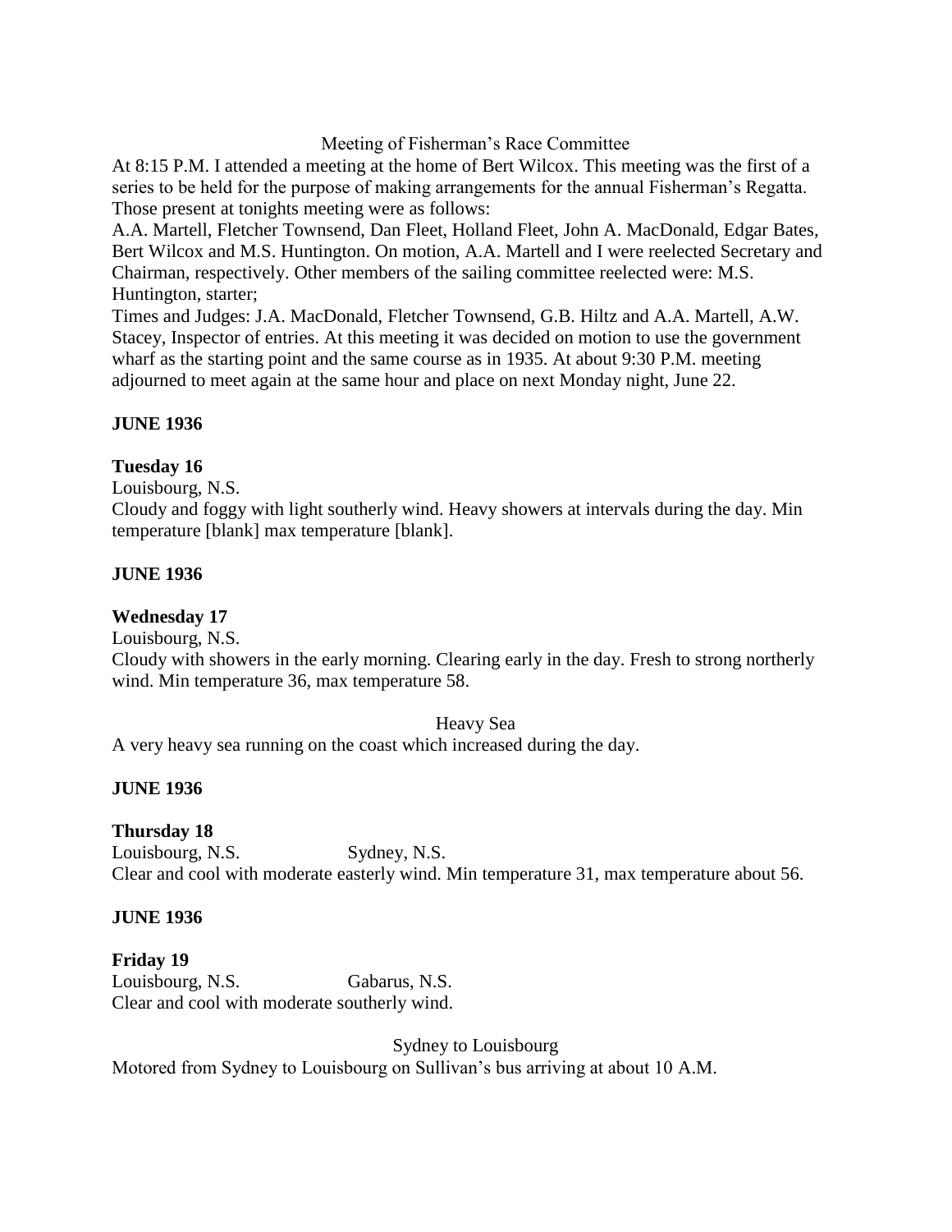Meeting of Fisherman's Race Committee

At 8:15 P.M. I attended a meeting at the home of Bert Wilcox. This meeting was the first of a series to be held for the purpose of making arrangements for the annual Fisherman's Regatta. Those present at tonights meeting were as follows:

A.A. Martell, Fletcher Townsend, Dan Fleet, Holland Fleet, John A. MacDonald, Edgar Bates, Bert Wilcox and M.S. Huntington. On motion, A.A. Martell and I were reelected Secretary and Chairman, respectively. Other members of the sailing committee reelected were: M.S. Huntington, starter;

Times and Judges: J.A. MacDonald, Fletcher Townsend, G.B. Hiltz and A.A. Martell, A.W. Stacey, Inspector of entries. At this meeting it was decided on motion to use the government wharf as the starting point and the same course as in 1935. At about 9:30 P.M. meeting adjourned to meet again at the same hour and place on next Monday night, June 22.

**JUNE 1936**

**Tuesday 16**

Louisbourg, N.S.

Cloudy and foggy with light southerly wind. Heavy showers at intervals during the day. Min temperature [blank] max temperature [blank].

**JUNE 1936**

**Wednesday 17**

Louisbourg, N.S.

Cloudy with showers in the early morning. Clearing early in the day. Fresh to strong northerly wind. Min temperature 36, max temperature 58.

Heavy Sea

A very heavy sea running on the coast which increased during the day.

**JUNE 1936**

**Thursday 18**

Louisbourg, N.S. Sydney, N.S.

Clear and cool with moderate easterly wind. Min temperature 31, max temperature about 56.

**JUNE 1936**

**Friday 19**

Louisbourg, N.S. Gabarus, N.S.

Clear and cool with moderate southerly wind.

Sydney to Louisbourg

Motored from Sydney to Louisbourg on Sullivan's bus arriving at about 10 A.M.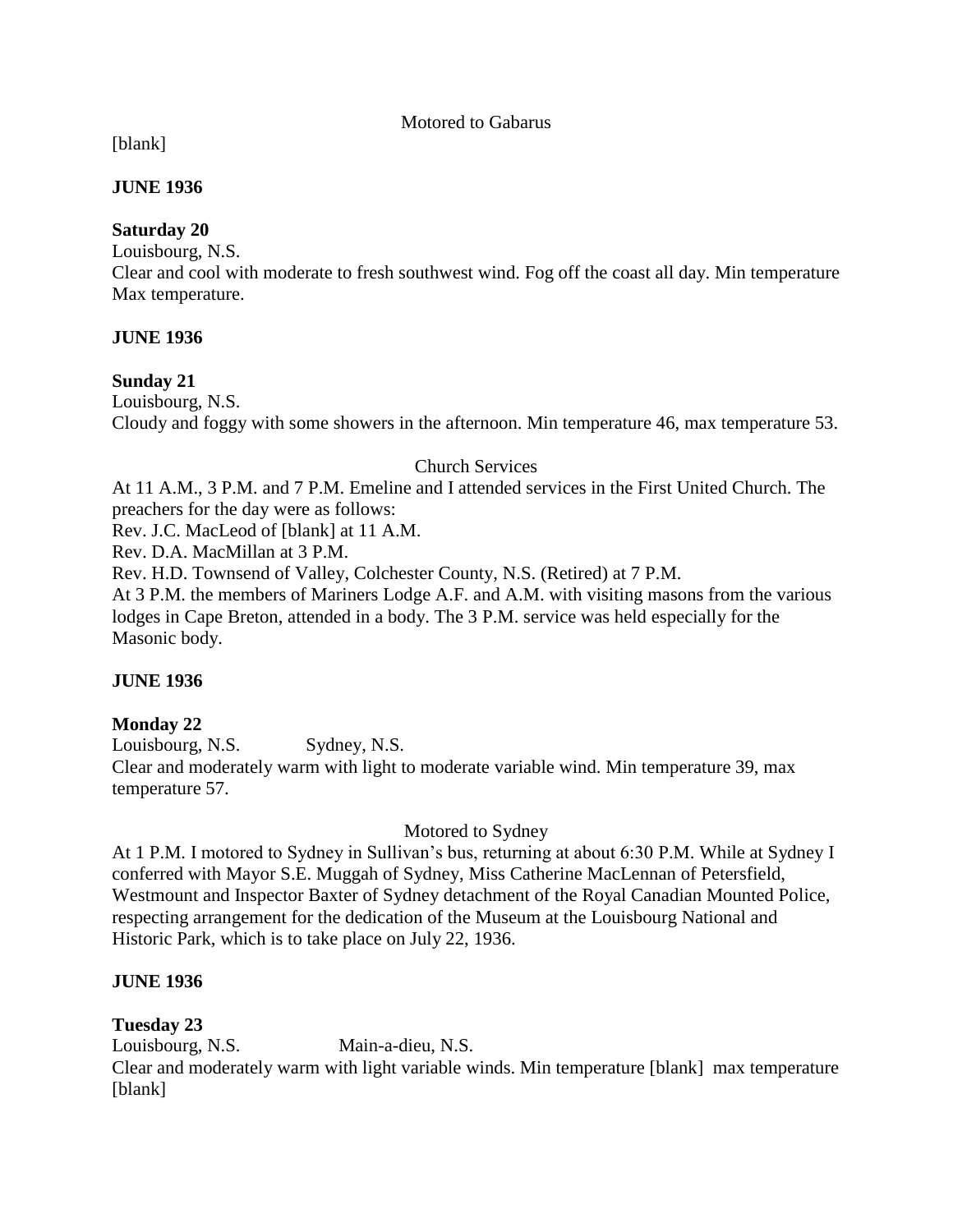Motored to Gabarus

[blank]

**JUNE 1936**

**Saturday 20**

Louisbourg, N.S.

Clear and cool with moderate to fresh southwest wind. Fog off the coast all day. Min temperature Max temperature.

**JUNE 1936**

**Sunday 21**

Louisbourg, N.S.

Cloudy and foggy with some showers in the afternoon. Min temperature 46, max temperature 53.

Church Services

At 11 A.M., 3 P.M. and 7 P.M. Emeline and I attended services in the First United Church. The preachers for the day were as follows:

Rev. J.C. MacLeod of [blank] at 11 A.M.

Rev. D.A. MacMillan at 3 P.M.

Rev. H.D. Townsend of Valley, Colchester County, N.S. (Retired) at 7 P.M.

At 3 P.M. the members of Mariners Lodge A.F. and A.M. with visiting masons from the various lodges in Cape Breton, attended in a body. The 3 P.M. service was held especially for the Masonic body.

**JUNE 1936**

**Monday 22**

Louisbourg, N.S. Sydney, N.S.

Clear and moderately warm with light to moderate variable wind. Min temperature 39, max temperature 57.

Motored to Sydney

At 1 P.M. I motored to Sydney in Sullivan's bus, returning at about 6:30 P.M. While at Sydney I conferred with Mayor S.E. Muggah of Sydney, Miss Catherine MacLennan of Petersfield, Westmount and Inspector Baxter of Sydney detachment of the Royal Canadian Mounted Police, respecting arrangement for the dedication of the Museum at the Louisbourg National and Historic Park, which is to take place on July 22, 1936.

**JUNE 1936**

**Tuesday 23**

Louisbourg, N.S. Main-a-dieu, N.S.

Clear and moderately warm with light variable winds. Min temperature [blank] max temperature [blank]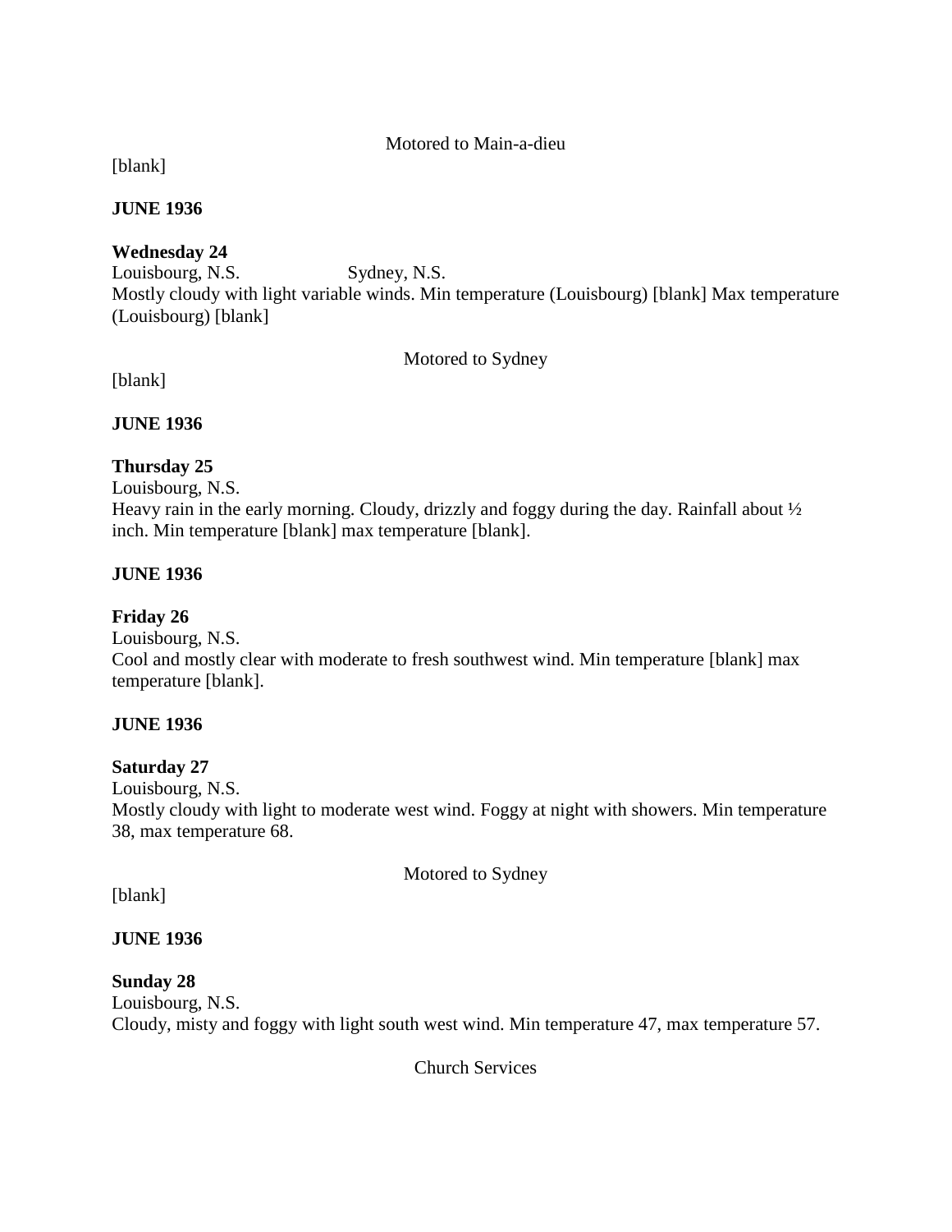Motored to Main-a-dieu

[blank]

**JUNE 1936**

**Wednesday 24**
Louisbourg, N.S. Sydney, N.S.
Mostly cloudy with light variable winds. Min temperature (Louisbourg) [blank] Max temperature (Louisbourg) [blank]

Motored to Sydney

[blank]

**JUNE 1936**

**Thursday 25**
Louisbourg, N.S.
Heavy rain in the early morning. Cloudy, drizzly and foggy during the day. Rainfall about ½ inch. Min temperature [blank] max temperature [blank].

**JUNE 1936**

**Friday 26**
Louisbourg, N.S.
Cool and mostly clear with moderate to fresh southwest wind. Min temperature [blank] max temperature [blank].

**JUNE 1936**

**Saturday 27**
Louisbourg, N.S.
Mostly cloudy with light to moderate west wind. Foggy at night with showers. Min temperature 38, max temperature 68.

Motored to Sydney

[blank]

**JUNE 1936**

**Sunday 28**
Louisbourg, N.S.
Cloudy, misty and foggy with light south west wind. Min temperature 47, max temperature 57.

Church Services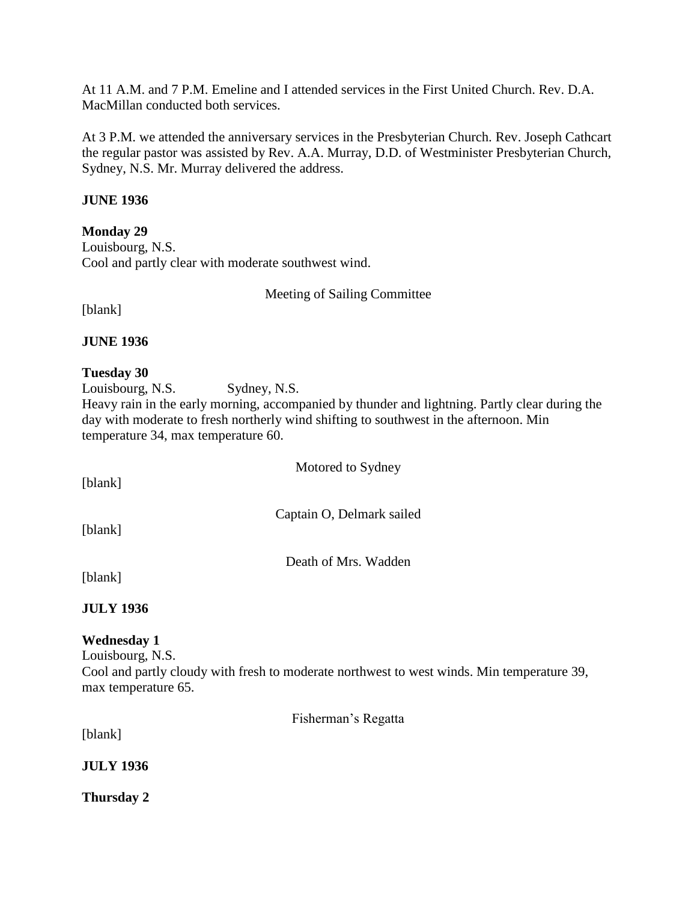At 11 A.M. and 7 P.M. Emeline and I attended services in the First United Church. Rev. D.A. MacMillan conducted both services.

At 3 P.M. we attended the anniversary services in the Presbyterian Church. Rev. Joseph Cathcart the regular pastor was assisted by Rev. A.A. Murray, D.D. of Westminister Presbyterian Church, Sydney, N.S. Mr. Murray delivered the address.

**JUNE 1936**

**Monday 29**
Louisbourg, N.S.
Cool and partly clear with moderate southwest wind.

Meeting of Sailing Committee

[blank]

**JUNE 1936**

**Tuesday 30**
Louisbourg, N.S. Sydney, N.S.
Heavy rain in the early morning, accompanied by thunder and lightning. Partly clear during the day with moderate to fresh northerly wind shifting to southwest in the afternoon. Min temperature 34, max temperature 60.

Motored to Sydney

[blank]

Captain O, Delmark sailed

[blank]

Death of Mrs. Wadden

[blank]

**JULY 1936**

**Wednesday 1**
Louisbourg, N.S.
Cool and partly cloudy with fresh to moderate northwest to west winds. Min temperature 39, max temperature 65.

Fisherman's Regatta

[blank]

**JULY 1936**

**Thursday 2**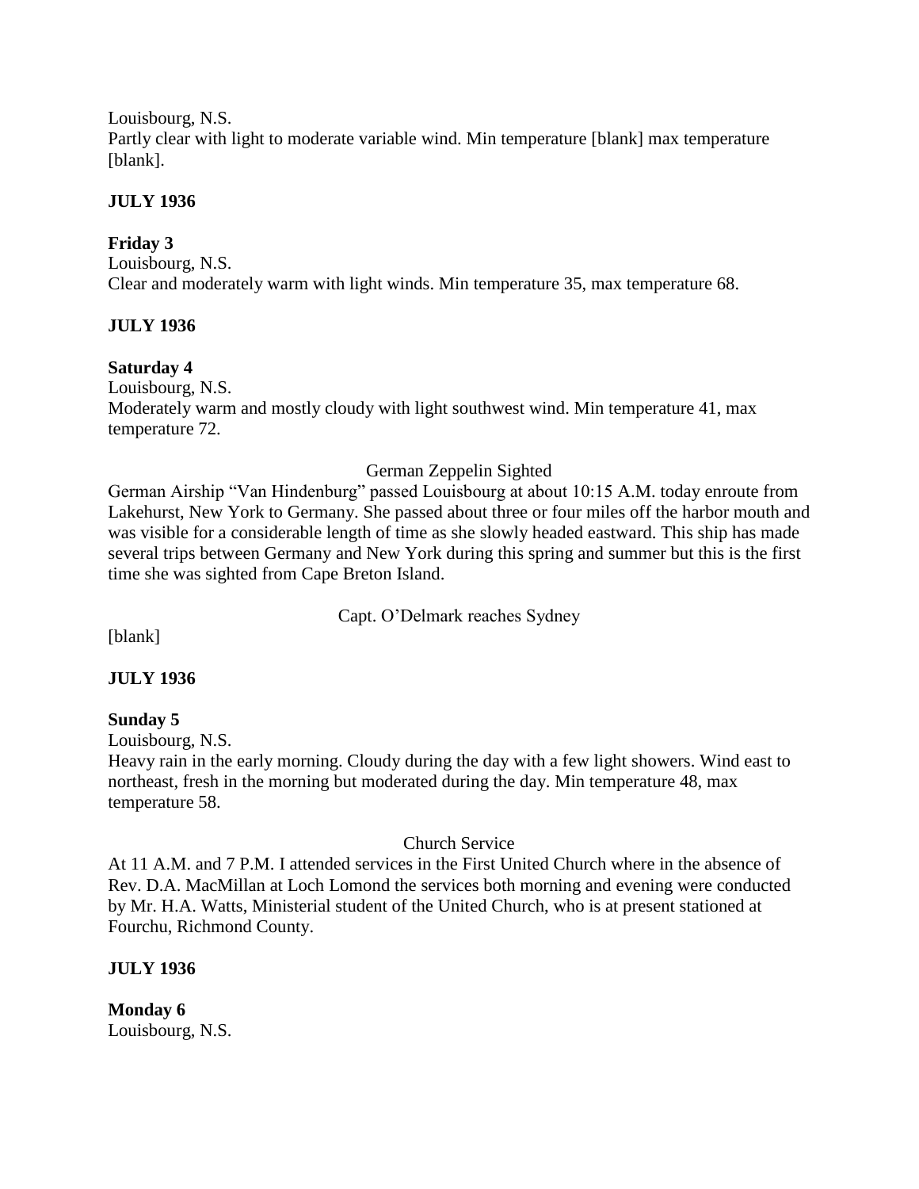Louisbourg, N.S.
Partly clear with light to moderate variable wind. Min temperature [blank] max temperature [blank].

**JULY 1936**

**Friday 3**
Louisbourg, N.S.
Clear and moderately warm with light winds. Min temperature 35, max temperature 68.

**JULY 1936**

**Saturday 4**
Louisbourg, N.S.
Moderately warm and mostly cloudy with light southwest wind. Min temperature 41, max temperature 72.

German Zeppelin Sighted

German Airship "Van Hindenburg" passed Louisbourg at about 10:15 A.M. today enroute from Lakehurst, New York to Germany. She passed about three or four miles off the harbor mouth and was visible for a considerable length of time as she slowly headed eastward. This ship has made several trips between Germany and New York during this spring and summer but this is the first time she was sighted from Cape Breton Island.

Capt. O'Delmark reaches Sydney

[blank]

**JULY 1936**

**Sunday 5**
Louisbourg, N.S.
Heavy rain in the early morning. Cloudy during the day with a few light showers. Wind east to northeast, fresh in the morning but moderated during the day. Min temperature 48, max temperature 58.

Church Service

At 11 A.M. and 7 P.M. I attended services in the First United Church where in the absence of Rev. D.A. MacMillan at Loch Lomond the services both morning and evening were conducted by Mr. H.A. Watts, Ministerial student of the United Church, who is at present stationed at Fourchu, Richmond County.

**JULY 1936**

**Monday 6**
Louisbourg, N.S.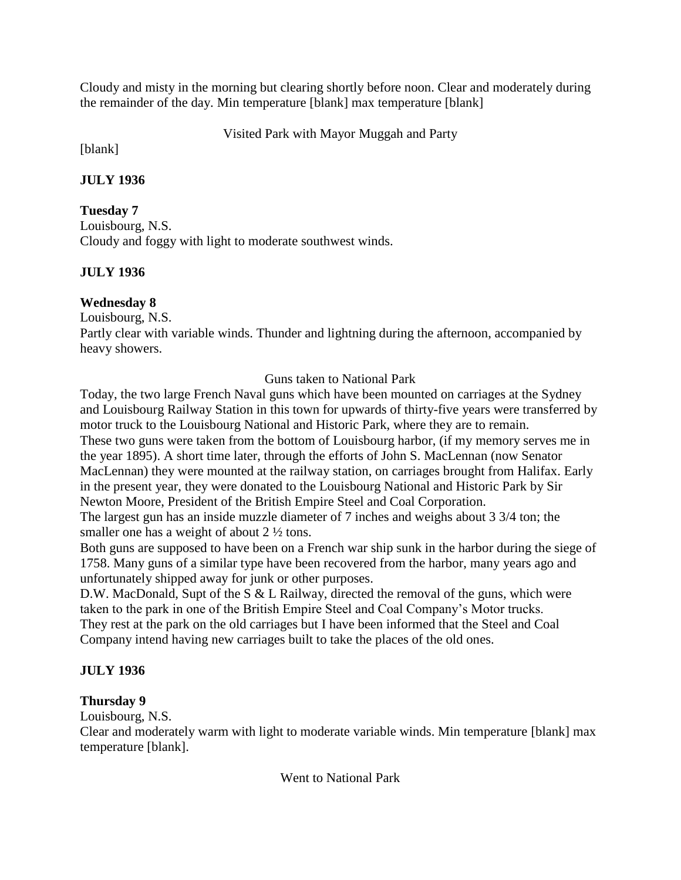Cloudy and misty in the morning but clearing shortly before noon. Clear and moderately during the remainder of the day. Min temperature [blank] max temperature [blank]

Visited Park with Mayor Muggah and Party

[blank]

**JULY 1936**

**Tuesday 7**
Louisbourg, N.S.
Cloudy and foggy with light to moderate southwest winds.

**JULY 1936**

**Wednesday 8**
Louisbourg, N.S.
Partly clear with variable winds. Thunder and lightning during the afternoon, accompanied by heavy showers.

Guns taken to National Park

Today, the two large French Naval guns which have been mounted on carriages at the Sydney and Louisbourg Railway Station in this town for upwards of thirty-five years were transferred by motor truck to the Louisbourg National and Historic Park, where they are to remain.
These two guns were taken from the bottom of Louisbourg harbor, (if my memory serves me in the year 1895). A short time later, through the efforts of John S. MacLennan (now Senator MacLennan) they were mounted at the railway station, on carriages brought from Halifax. Early in the present year, they were donated to the Louisbourg National and Historic Park by Sir Newton Moore, President of the British Empire Steel and Coal Corporation.
The largest gun has an inside muzzle diameter of 7 inches and weighs about 3 3/4 ton; the smaller one has a weight of about 2 ½ tons.
Both guns are supposed to have been on a French war ship sunk in the harbor during the siege of 1758. Many guns of a similar type have been recovered from the harbor, many years ago and unfortunately shipped away for junk or other purposes.
D.W. MacDonald, Supt of the S & L Railway, directed the removal of the guns, which were taken to the park in one of the British Empire Steel and Coal Company's Motor trucks.
They rest at the park on the old carriages but I have been informed that the Steel and Coal Company intend having new carriages built to take the places of the old ones.

**JULY 1936**

**Thursday 9**
Louisbourg, N.S.
Clear and moderately warm with light to moderate variable winds. Min temperature [blank] max temperature [blank].

Went to National Park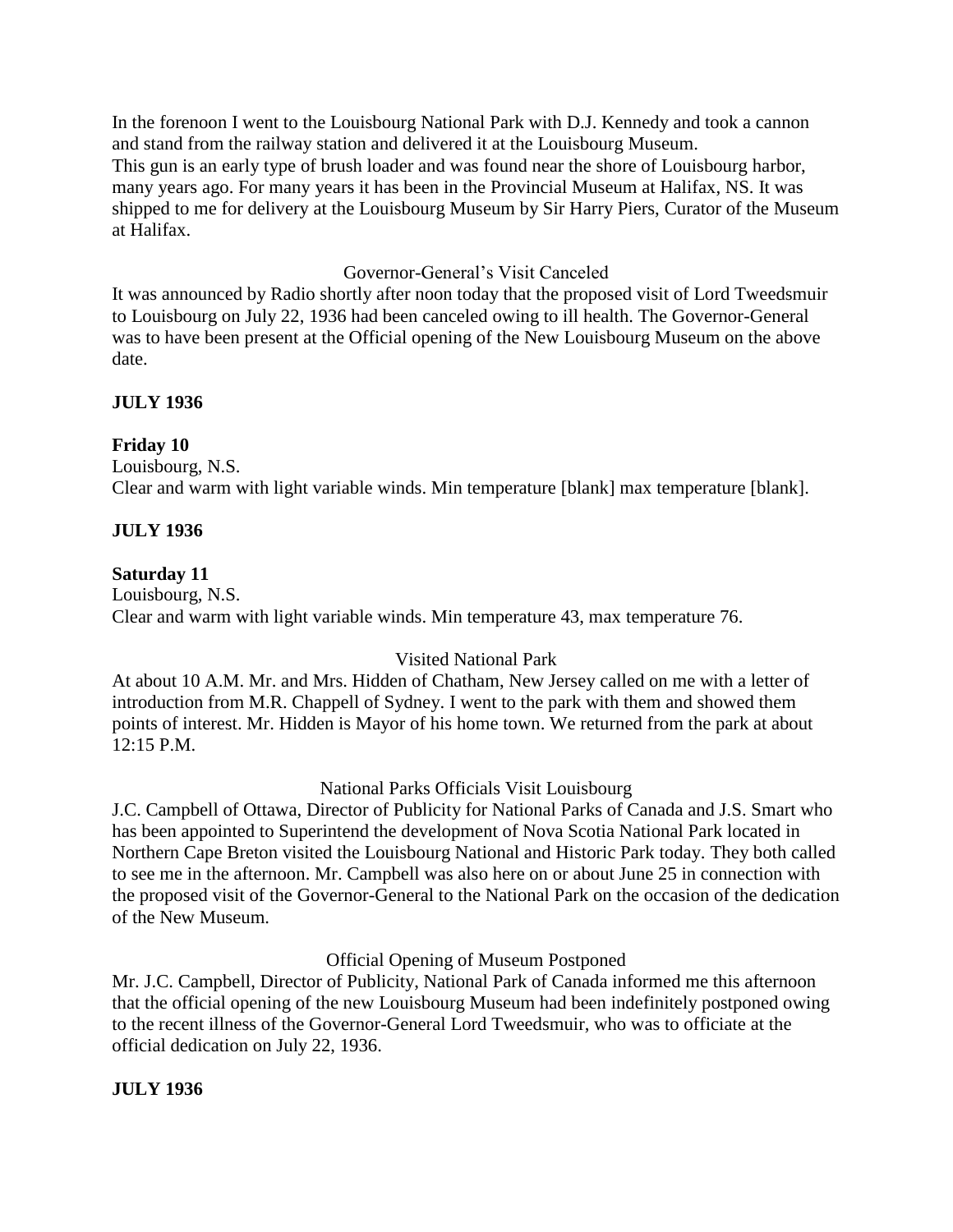In the forenoon I went to the Louisbourg National Park with D.J. Kennedy and took a cannon and stand from the railway station and delivered it at the Louisbourg Museum.
This gun is an early type of brush loader and was found near the shore of Louisbourg harbor, many years ago. For many years it has been in the Provincial Museum at Halifax, NS. It was shipped to me for delivery at the Louisbourg Museum by Sir Harry Piers, Curator of the Museum at Halifax.

Governor-General's Visit Canceled

It was announced by Radio shortly after noon today that the proposed visit of Lord Tweedsmuir to Louisbourg on July 22, 1936 had been canceled owing to ill health. The Governor-General was to have been present at the Official opening of the New Louisbourg Museum on the above date.

**JULY 1936**

**Friday 10**
Louisbourg, N.S.
Clear and warm with light variable winds. Min temperature [blank] max temperature [blank].

**JULY 1936**

**Saturday 11**
Louisbourg, N.S.
Clear and warm with light variable winds. Min temperature 43, max temperature 76.

Visited National Park

At about 10 A.M. Mr. and Mrs. Hidden of Chatham, New Jersey called on me with a letter of introduction from M.R. Chappell of Sydney. I went to the park with them and showed them points of interest. Mr. Hidden is Mayor of his home town. We returned from the park at about 12:15 P.M.

National Parks Officials Visit Louisbourg

J.C. Campbell of Ottawa, Director of Publicity for National Parks of Canada and J.S. Smart who has been appointed to Superintend the development of Nova Scotia National Park located in Northern Cape Breton visited the Louisbourg National and Historic Park today. They both called to see me in the afternoon. Mr. Campbell was also here on or about June 25 in connection with the proposed visit of the Governor-General to the National Park on the occasion of the dedication of the New Museum.

Official Opening of Museum Postponed

Mr. J.C. Campbell, Director of Publicity, National Park of Canada informed me this afternoon that the official opening of the new Louisbourg Museum had been indefinitely postponed owing to the recent illness of the Governor-General Lord Tweedsmuir, who was to officiate at the official dedication on July 22, 1936.

**JULY 1936**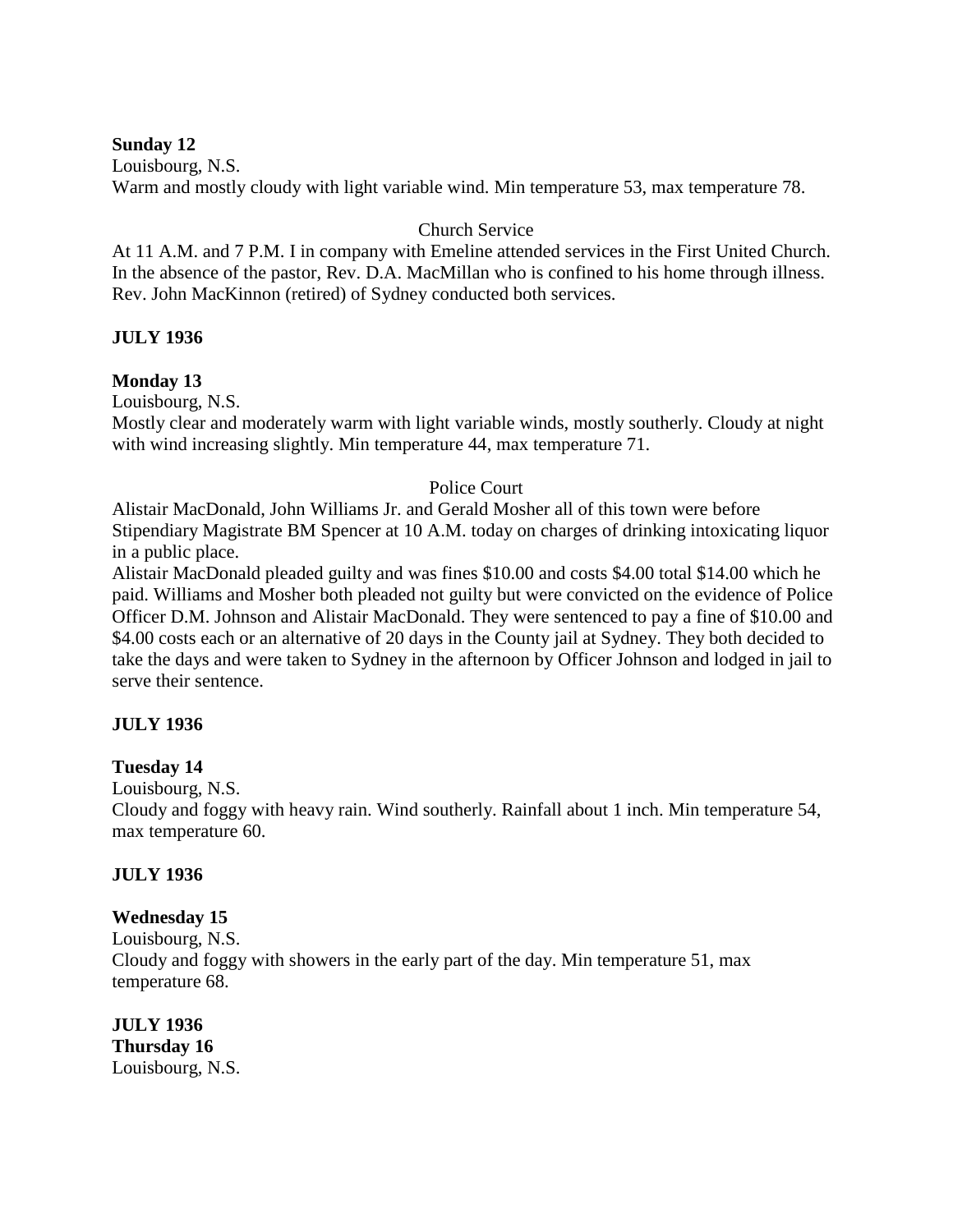**Sunday 12**

Louisbourg, N.S.

Warm and mostly cloudy with light variable wind. Min temperature 53, max temperature 78.

Church Service

At 11 A.M. and 7 P.M. I in company with Emeline attended services in the First United Church. In the absence of the pastor, Rev. D.A. MacMillan who is confined to his home through illness. Rev. John MacKinnon (retired) of Sydney conducted both services.

**JULY 1936**

**Monday 13**

Louisbourg, N.S.

Mostly clear and moderately warm with light variable winds, mostly southerly. Cloudy at night with wind increasing slightly. Min temperature 44, max temperature 71.

Police Court

Alistair MacDonald, John Williams Jr. and Gerald Mosher all of this town were before Stipendiary Magistrate BM Spencer at 10 A.M. today on charges of drinking intoxicating liquor in a public place.

Alistair MacDonald pleaded guilty and was fines $10.00 and costs $4.00 total $14.00 which he paid. Williams and Mosher both pleaded not guilty but were convicted on the evidence of Police Officer D.M. Johnson and Alistair MacDonald. They were sentenced to pay a fine of $10.00 and $4.00 costs each or an alternative of 20 days in the County jail at Sydney. They both decided to take the days and were taken to Sydney in the afternoon by Officer Johnson and lodged in jail to serve their sentence.

**JULY 1936**

**Tuesday 14**

Louisbourg, N.S.

Cloudy and foggy with heavy rain. Wind southerly. Rainfall about 1 inch. Min temperature 54, max temperature 60.

**JULY 1936**

**Wednesday 15**

Louisbourg, N.S.

Cloudy and foggy with showers in the early part of the day. Min temperature 51, max temperature 68.

**JULY 1936**

**Thursday 16**

Louisbourg, N.S.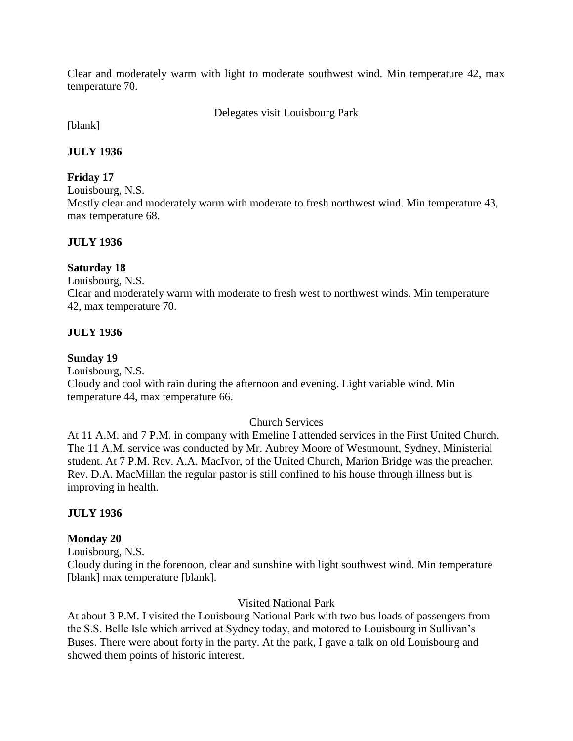Clear and moderately warm with light to moderate southwest wind. Min temperature 42, max temperature 70.

Delegates visit Louisbourg Park

[blank]

**JULY 1936**

**Friday 17**

Louisbourg, N.S.

Mostly clear and moderately warm with moderate to fresh northwest wind. Min temperature 43, max temperature 68.

**JULY 1936**

**Saturday 18**

Louisbourg, N.S.

Clear and moderately warm with moderate to fresh west to northwest winds. Min temperature 42, max temperature 70.

**JULY 1936**

**Sunday 19**

Louisbourg, N.S.

Cloudy and cool with rain during the afternoon and evening. Light variable wind. Min temperature 44, max temperature 66.

Church Services

At 11 A.M. and 7 P.M. in company with Emeline I attended services in the First United Church. The 11 A.M. service was conducted by Mr. Aubrey Moore of Westmount, Sydney, Ministerial student. At 7 P.M. Rev. A.A. MacIvor, of the United Church, Marion Bridge was the preacher. Rev. D.A. MacMillan the regular pastor is still confined to his house through illness but is improving in health.

**JULY 1936**

**Monday 20**

Louisbourg, N.S.

Cloudy during in the forenoon, clear and sunshine with light southwest wind. Min temperature [blank] max temperature [blank].

Visited National Park

At about 3 P.M. I visited the Louisbourg National Park with two bus loads of passengers from the S.S. Belle Isle which arrived at Sydney today, and motored to Louisbourg in Sullivan's Buses. There were about forty in the party. At the park, I gave a talk on old Louisbourg and showed them points of historic interest.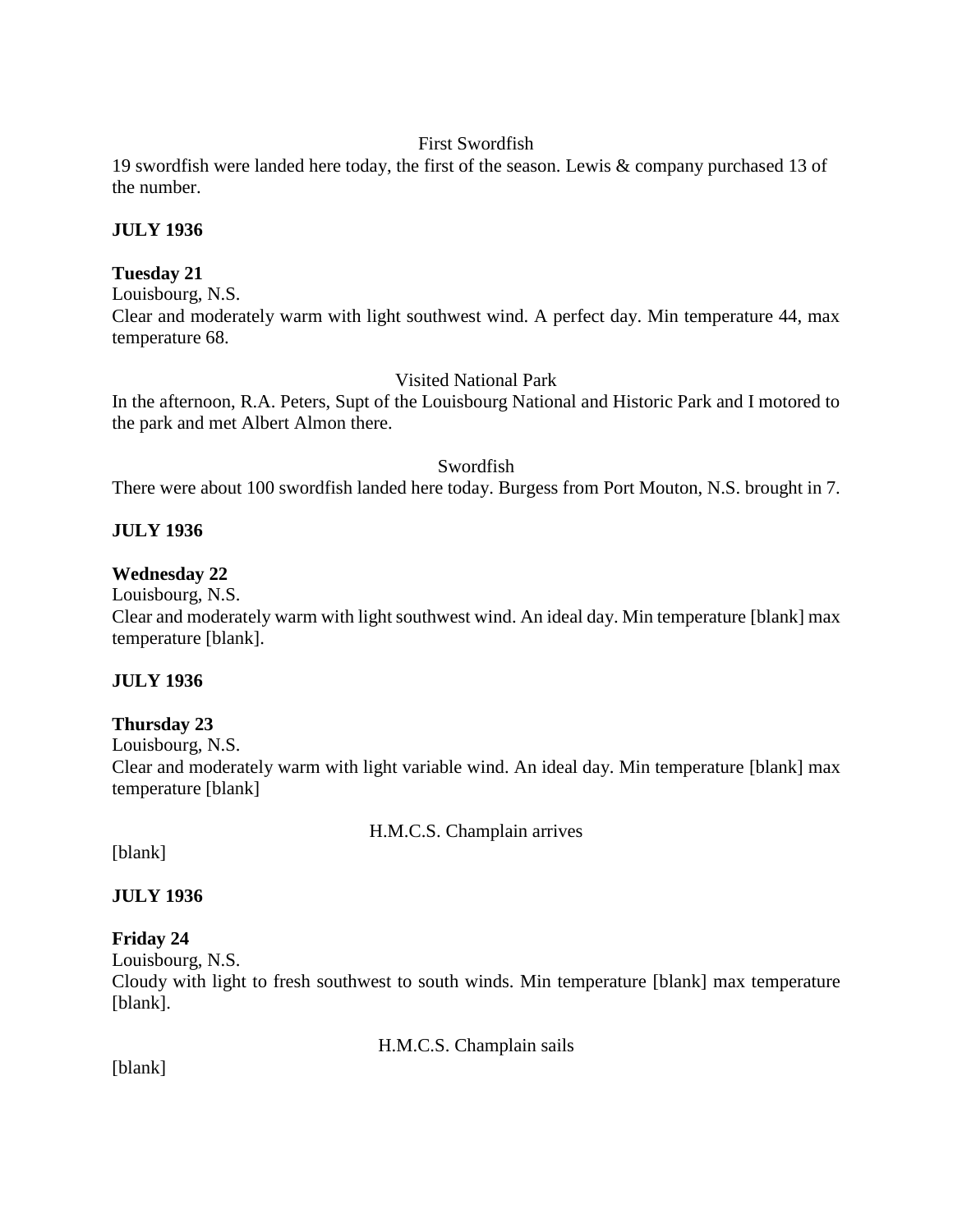First Swordfish

19 swordfish were landed here today, the first of the season. Lewis & company purchased 13 of the number.

**JULY 1936**

**Tuesday 21**

Louisbourg, N.S.

Clear and moderately warm with light southwest wind. A perfect day. Min temperature 44, max temperature 68.

Visited National Park

In the afternoon, R.A. Peters, Supt of the Louisbourg National and Historic Park and I motored to the park and met Albert Almon there.

Swordfish

There were about 100 swordfish landed here today. Burgess from Port Mouton, N.S. brought in 7.

**JULY 1936**

**Wednesday 22**

Louisbourg, N.S.

Clear and moderately warm with light southwest wind. An ideal day. Min temperature [blank] max temperature [blank].

**JULY 1936**

**Thursday 23**

Louisbourg, N.S.

Clear and moderately warm with light variable wind. An ideal day. Min temperature [blank] max temperature [blank]

H.M.C.S. Champlain arrives

[blank]

**JULY 1936**

**Friday 24**

Louisbourg, N.S.

Cloudy with light to fresh southwest to south winds. Min temperature [blank] max temperature [blank].

H.M.C.S. Champlain sails

[blank]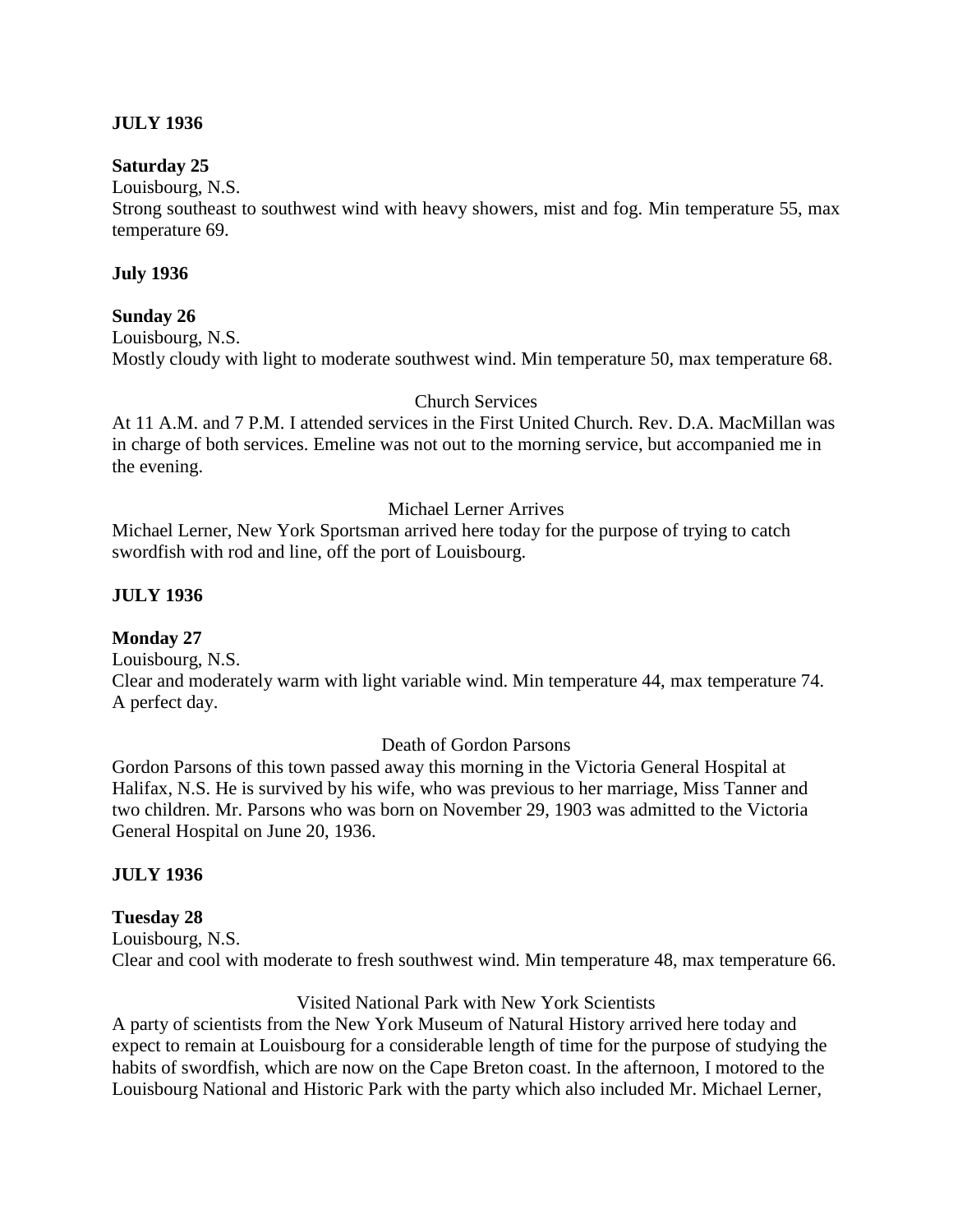**JULY 1936**

**Saturday 25**
Louisbourg, N.S.
Strong southeast to southwest wind with heavy showers, mist and fog. Min temperature 55, max temperature 69.

**July 1936**

**Sunday 26**
Louisbourg, N.S.
Mostly cloudy with light to moderate southwest wind. Min temperature 50, max temperature 68.

Church Services
At 11 A.M. and 7 P.M. I attended services in the First United Church. Rev. D.A. MacMillan was in charge of both services. Emeline was not out to the morning service, but accompanied me in the evening.

Michael Lerner Arrives
Michael Lerner, New York Sportsman arrived here today for the purpose of trying to catch swordfish with rod and line, off the port of Louisbourg.

**JULY 1936**

**Monday 27**
Louisbourg, N.S.
Clear and moderately warm with light variable wind. Min temperature 44, max temperature 74. A perfect day.

Death of Gordon Parsons
Gordon Parsons of this town passed away this morning in the Victoria General Hospital at Halifax, N.S. He is survived by his wife, who was previous to her marriage, Miss Tanner and two children. Mr. Parsons who was born on November 29, 1903 was admitted to the Victoria General Hospital on June 20, 1936.

**JULY 1936**

**Tuesday 28**
Louisbourg, N.S.
Clear and cool with moderate to fresh southwest wind. Min temperature 48, max temperature 66.

Visited National Park with New York Scientists
A party of scientists from the New York Museum of Natural History arrived here today and expect to remain at Louisbourg for a considerable length of time for the purpose of studying the habits of swordfish, which are now on the Cape Breton coast. In the afternoon, I motored to the Louisbourg National and Historic Park with the party which also included Mr. Michael Lerner,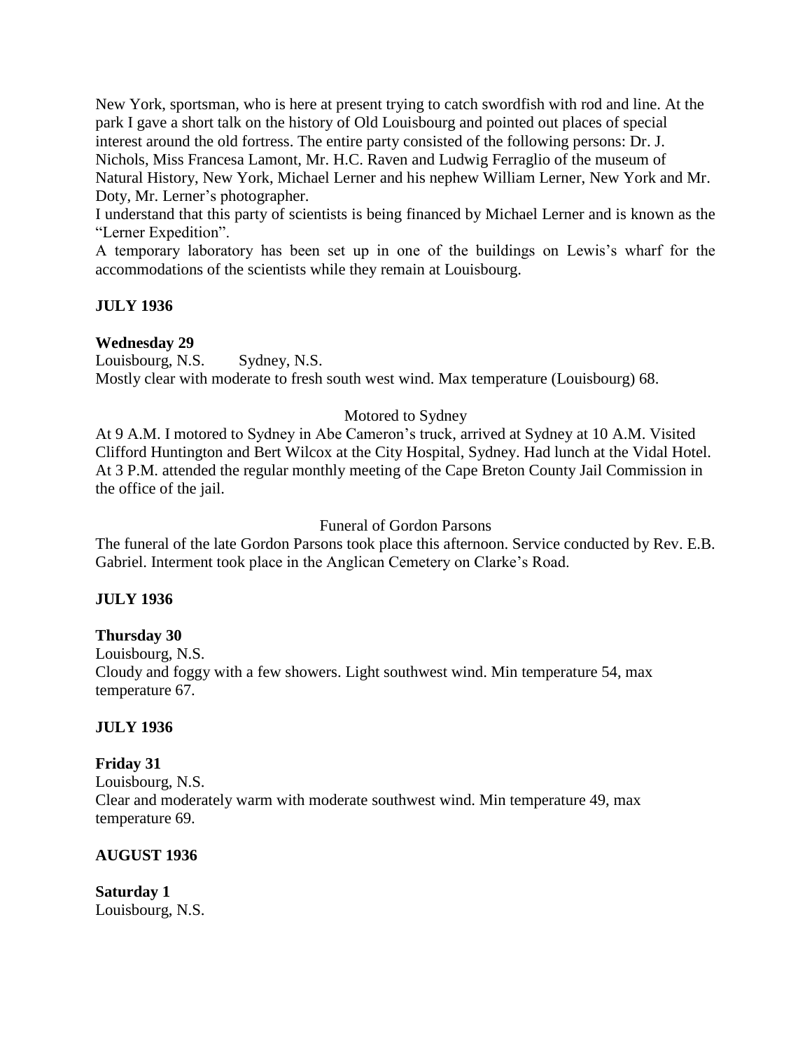New York, sportsman, who is here at present trying to catch swordfish with rod and line. At the park I gave a short talk on the history of Old Louisbourg and pointed out places of special interest around the old fortress. The entire party consisted of the following persons: Dr. J. Nichols, Miss Francesa Lamont, Mr. H.C. Raven and Ludwig Ferraglio of the museum of Natural History, New York, Michael Lerner and his nephew William Lerner, New York and Mr. Doty, Mr. Lerner's photographer.

I understand that this party of scientists is being financed by Michael Lerner and is known as the "Lerner Expedition".

A temporary laboratory has been set up in one of the buildings on Lewis's wharf for the accommodations of the scientists while they remain at Louisbourg.

**JULY 1936**

**Wednesday 29**

Louisbourg, N.S. Sydney, N.S.

Mostly clear with moderate to fresh south west wind. Max temperature (Louisbourg) 68.

Motored to Sydney

At 9 A.M. I motored to Sydney in Abe Cameron's truck, arrived at Sydney at 10 A.M. Visited Clifford Huntington and Bert Wilcox at the City Hospital, Sydney. Had lunch at the Vidal Hotel. At 3 P.M. attended the regular monthly meeting of the Cape Breton County Jail Commission in the office of the jail.

Funeral of Gordon Parsons

The funeral of the late Gordon Parsons took place this afternoon. Service conducted by Rev. E.B. Gabriel. Interment took place in the Anglican Cemetery on Clarke's Road.

**JULY 1936**

**Thursday 30**

Louisbourg, N.S.

Cloudy and foggy with a few showers. Light southwest wind. Min temperature 54, max temperature 67.

**JULY 1936**

**Friday 31**

Louisbourg, N.S.

Clear and moderately warm with moderate southwest wind. Min temperature 49, max temperature 69.

**AUGUST 1936**

**Saturday 1**

Louisbourg, N.S.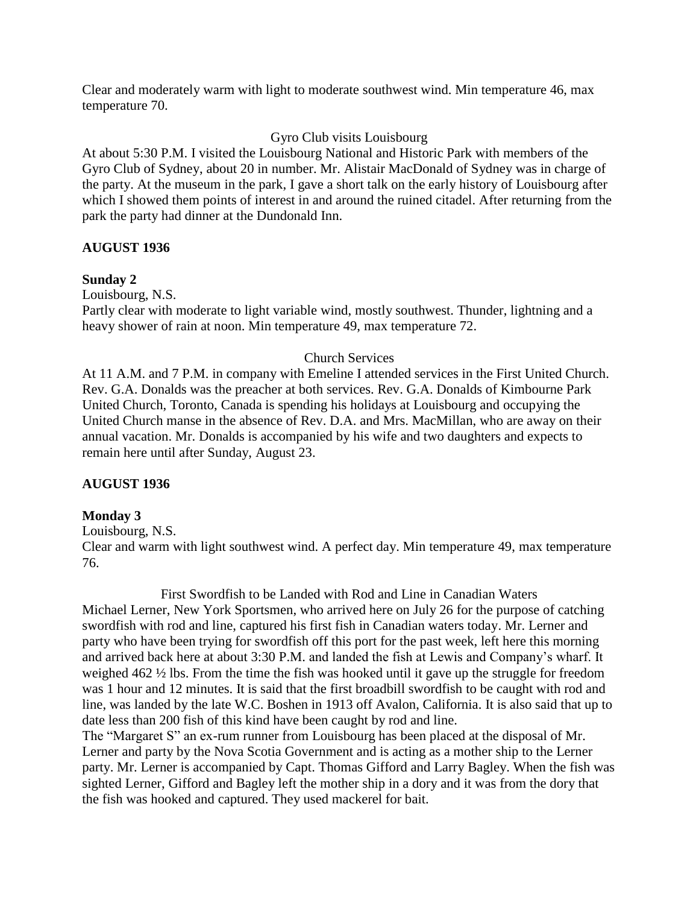Clear and moderately warm with light to moderate southwest wind. Min temperature 46, max temperature 70.

Gyro Club visits Louisbourg

At about 5:30 P.M. I visited the Louisbourg National and Historic Park with members of the Gyro Club of Sydney, about 20 in number. Mr. Alistair MacDonald of Sydney was in charge of the party. At the museum in the park, I gave a short talk on the early history of Louisbourg after which I showed them points of interest in and around the ruined citadel. After returning from the park the party had dinner at the Dundonald Inn.

**AUGUST 1936**

**Sunday 2**

Louisbourg, N.S.

Partly clear with moderate to light variable wind, mostly southwest. Thunder, lightning and a heavy shower of rain at noon. Min temperature 49, max temperature 72.

Church Services

At 11 A.M. and 7 P.M. in company with Emeline I attended services in the First United Church. Rev. G.A. Donalds was the preacher at both services. Rev. G.A. Donalds of Kimbourne Park United Church, Toronto, Canada is spending his holidays at Louisbourg and occupying the United Church manse in the absence of Rev. D.A. and Mrs. MacMillan, who are away on their annual vacation. Mr. Donalds is accompanied by his wife and two daughters and expects to remain here until after Sunday, August 23.

**AUGUST 1936**

**Monday 3**

Louisbourg, N.S.

Clear and warm with light southwest wind. A perfect day. Min temperature 49, max temperature 76.

First Swordfish to be Landed with Rod and Line in Canadian Waters

Michael Lerner, New York Sportsmen, who arrived here on July 26 for the purpose of catching swordfish with rod and line, captured his first fish in Canadian waters today. Mr. Lerner and party who have been trying for swordfish off this port for the past week, left here this morning and arrived back here at about 3:30 P.M. and landed the fish at Lewis and Company's wharf. It weighed 462 ½ lbs. From the time the fish was hooked until it gave up the struggle for freedom was 1 hour and 12 minutes. It is said that the first broadbill swordfish to be caught with rod and line, was landed by the late W.C. Boshen in 1913 off Avalon, California. It is also said that up to date less than 200 fish of this kind have been caught by rod and line.

The "Margaret S" an ex-rum runner from Louisbourg has been placed at the disposal of Mr. Lerner and party by the Nova Scotia Government and is acting as a mother ship to the Lerner party. Mr. Lerner is accompanied by Capt. Thomas Gifford and Larry Bagley. When the fish was sighted Lerner, Gifford and Bagley left the mother ship in a dory and it was from the dory that the fish was hooked and captured. They used mackerel for bait.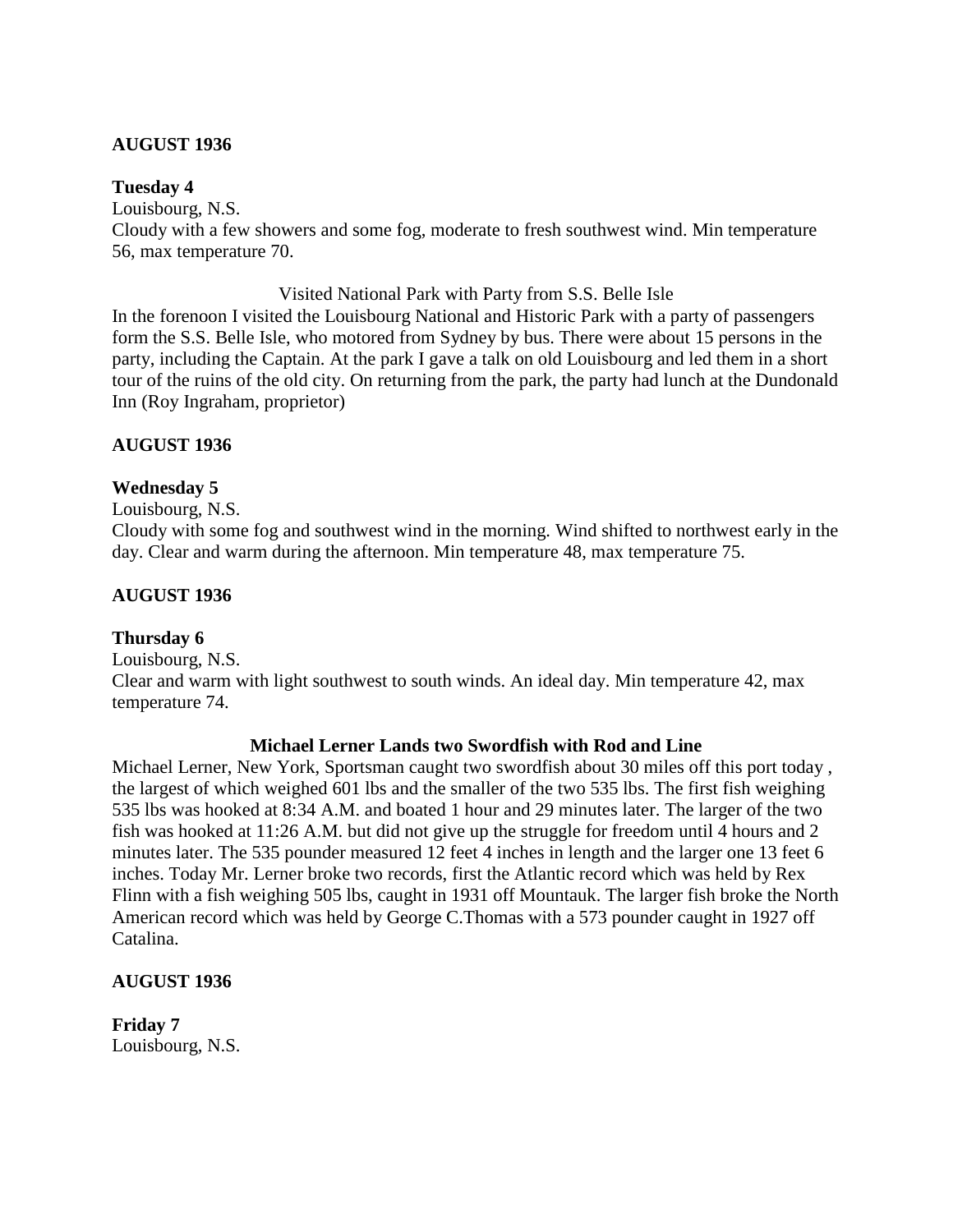**AUGUST 1936**

**Tuesday 4**
Louisbourg, N.S.
Cloudy with a few showers and some fog, moderate to fresh southwest wind. Min temperature 56, max temperature 70.

Visited National Park with Party from S.S. Belle Isle

In the forenoon I visited the Louisbourg National and Historic Park with a party of passengers form the S.S. Belle Isle, who motored from Sydney by bus. There were about 15 persons in the party, including the Captain. At the park I gave a talk on old Louisbourg and led them in a short tour of the ruins of the old city. On returning from the park, the party had lunch at the Dundonald Inn (Roy Ingraham, proprietor)

**AUGUST 1936**

**Wednesday 5**
Louisbourg, N.S.
Cloudy with some fog and southwest wind in the morning. Wind shifted to northwest early in the day. Clear and warm during the afternoon. Min temperature 48, max temperature 75.

**AUGUST 1936**

**Thursday 6**
Louisbourg, N.S.
Clear and warm with light southwest to south winds. An ideal day. Min temperature 42, max temperature 74.

**Michael Lerner Lands two Swordfish with Rod and Line**

Michael Lerner, New York, Sportsman caught two swordfish about 30 miles off this port today , the largest of which weighed 601 lbs and the smaller of the two 535 lbs. The first fish weighing 535 lbs was hooked at 8:34 A.M. and boated 1 hour and 29 minutes later. The larger of the two fish was hooked at 11:26 A.M. but did not give up the struggle for freedom until 4 hours and 2 minutes later. The 535 pounder measured 12 feet 4 inches in length and the larger one 13 feet 6 inches. Today Mr. Lerner broke two records, first the Atlantic record which was held by Rex Flinn with a fish weighing 505 lbs, caught in 1931 off Mountauk. The larger fish broke the North American record which was held by George C.Thomas with a 573 pounder caught in 1927 off Catalina.

**AUGUST 1936**

**Friday 7**
Louisbourg, N.S.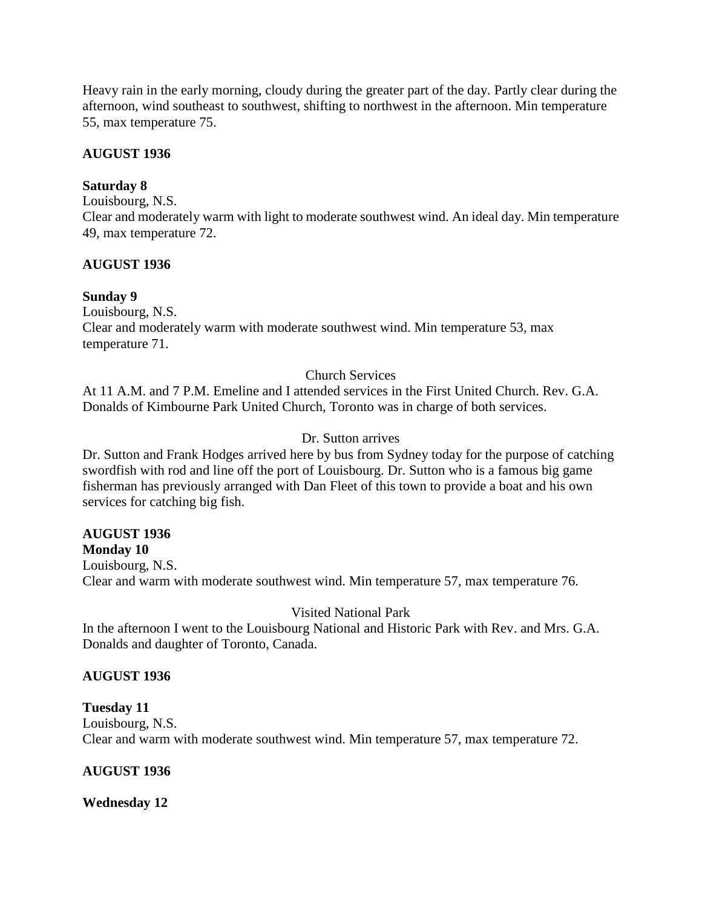Heavy rain in the early morning, cloudy during the greater part of the day. Partly clear during the afternoon, wind southeast to southwest, shifting to northwest in the afternoon. Min temperature 55, max temperature 75.

**AUGUST 1936**

**Saturday 8**

Louisbourg, N.S.

Clear and moderately warm with light to moderate southwest wind. An ideal day. Min temperature 49, max temperature 72.

**AUGUST 1936**

**Sunday 9**

Louisbourg, N.S.

Clear and moderately warm with moderate southwest wind. Min temperature 53, max temperature 71.

Church Services

At 11 A.M. and 7 P.M. Emeline and I attended services in the First United Church. Rev. G.A. Donalds of Kimbourne Park United Church, Toronto was in charge of both services.

Dr. Sutton arrives

Dr. Sutton and Frank Hodges arrived here by bus from Sydney today for the purpose of catching swordfish with rod and line off the port of Louisbourg. Dr. Sutton who is a famous big game fisherman has previously arranged with Dan Fleet of this town to provide a boat and his own services for catching big fish.

**AUGUST 1936**

**Monday 10**

Louisbourg, N.S.

Clear and warm with moderate southwest wind. Min temperature 57, max temperature 76.

Visited National Park

In the afternoon I went to the Louisbourg National and Historic Park with Rev. and Mrs. G.A. Donalds and daughter of Toronto, Canada.

**AUGUST 1936**

**Tuesday 11**

Louisbourg, N.S.

Clear and warm with moderate southwest wind. Min temperature 57, max temperature 72.

**AUGUST 1936**

**Wednesday 12**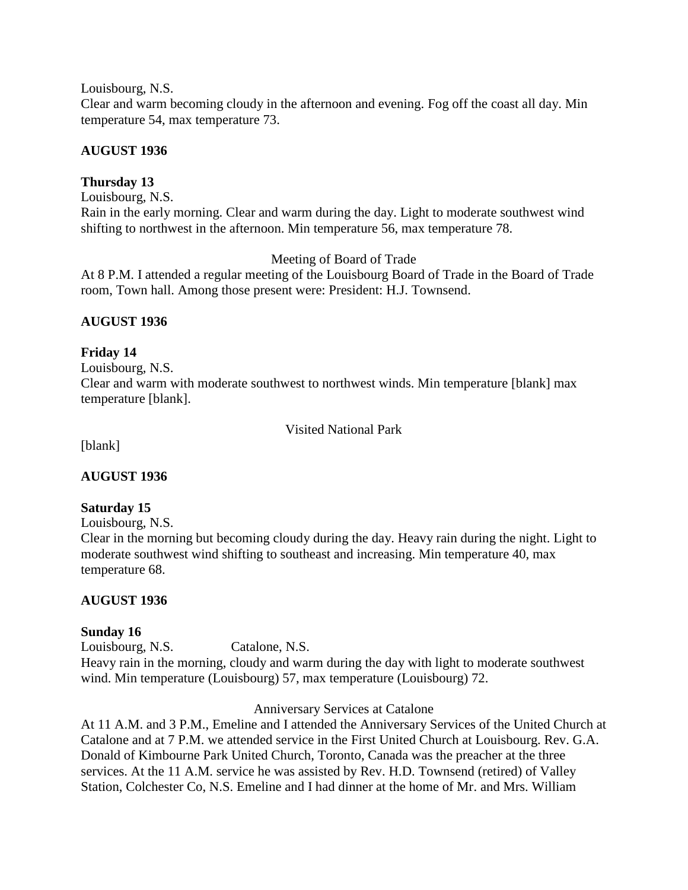Louisbourg, N.S.
Clear and warm becoming cloudy in the afternoon and evening. Fog off the coast all day. Min temperature 54, max temperature 73.

**AUGUST 1936**

**Thursday 13**
Louisbourg, N.S.
Rain in the early morning. Clear and warm during the day. Light to moderate southwest wind shifting to northwest in the afternoon. Min temperature 56, max temperature 78.

Meeting of Board of Trade

At 8 P.M. I attended a regular meeting of the Louisbourg Board of Trade in the Board of Trade room, Town hall. Among those present were: President: H.J. Townsend.

**AUGUST 1936**

**Friday 14**
Louisbourg, N.S.
Clear and warm with moderate southwest to northwest winds. Min temperature [blank] max temperature [blank].

Visited National Park

[blank]

**AUGUST 1936**

**Saturday 15**
Louisbourg, N.S.
Clear in the morning but becoming cloudy during the day. Heavy rain during the night. Light to moderate southwest wind shifting to southeast and increasing. Min temperature 40, max temperature 68.

**AUGUST 1936**

**Sunday 16**
Louisbourg, N.S. Catalone, N.S.
Heavy rain in the morning, cloudy and warm during the day with light to moderate southwest wind. Min temperature (Louisbourg) 57, max temperature (Louisbourg) 72.

Anniversary Services at Catalone

At 11 A.M. and 3 P.M., Emeline and I attended the Anniversary Services of the United Church at Catalone and at 7 P.M. we attended service in the First United Church at Louisbourg. Rev. G.A. Donald of Kimbourne Park United Church, Toronto, Canada was the preacher at the three services. At the 11 A.M. service he was assisted by Rev. H.D. Townsend (retired) of Valley Station, Colchester Co, N.S. Emeline and I had dinner at the home of Mr. and Mrs. William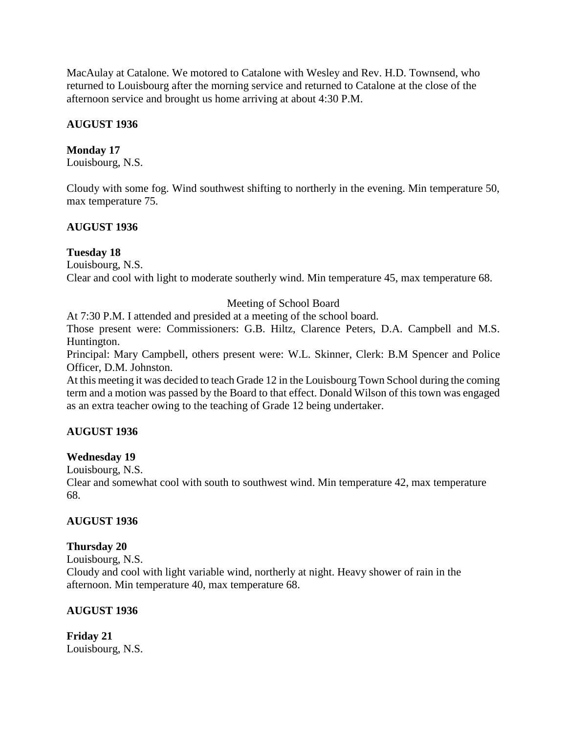MacAulay at Catalone. We motored to Catalone with Wesley and Rev. H.D. Townsend, who returned to Louisbourg after the morning service and returned to Catalone at the close of the afternoon service and brought us home arriving at about 4:30 P.M.

**AUGUST 1936**

**Monday 17**
Louisbourg, N.S.

Cloudy with some fog. Wind southwest shifting to northerly in the evening. Min temperature 50, max temperature 75.

**AUGUST 1936**

**Tuesday 18**
Louisbourg, N.S.
Clear and cool with light to moderate southerly wind. Min temperature 45, max temperature 68.

Meeting of School Board

At 7:30 P.M. I attended and presided at a meeting of the school board.
Those present were: Commissioners: G.B. Hiltz, Clarence Peters, D.A. Campbell and M.S. Huntington.
Principal: Mary Campbell, others present were: W.L. Skinner, Clerk: B.M Spencer and Police Officer, D.M. Johnston.
At this meeting it was decided to teach Grade 12 in the Louisbourg Town School during the coming term and a motion was passed by the Board to that effect. Donald Wilson of this town was engaged as an extra teacher owing to the teaching of Grade 12 being undertaker.

**AUGUST 1936**

**Wednesday 19**
Louisbourg, N.S.
Clear and somewhat cool with south to southwest wind. Min temperature 42, max temperature 68.

**AUGUST 1936**

**Thursday 20**
Louisbourg, N.S.
Cloudy and cool with light variable wind, northerly at night. Heavy shower of rain in the afternoon. Min temperature 40, max temperature 68.

**AUGUST 1936**

**Friday 21**
Louisbourg, N.S.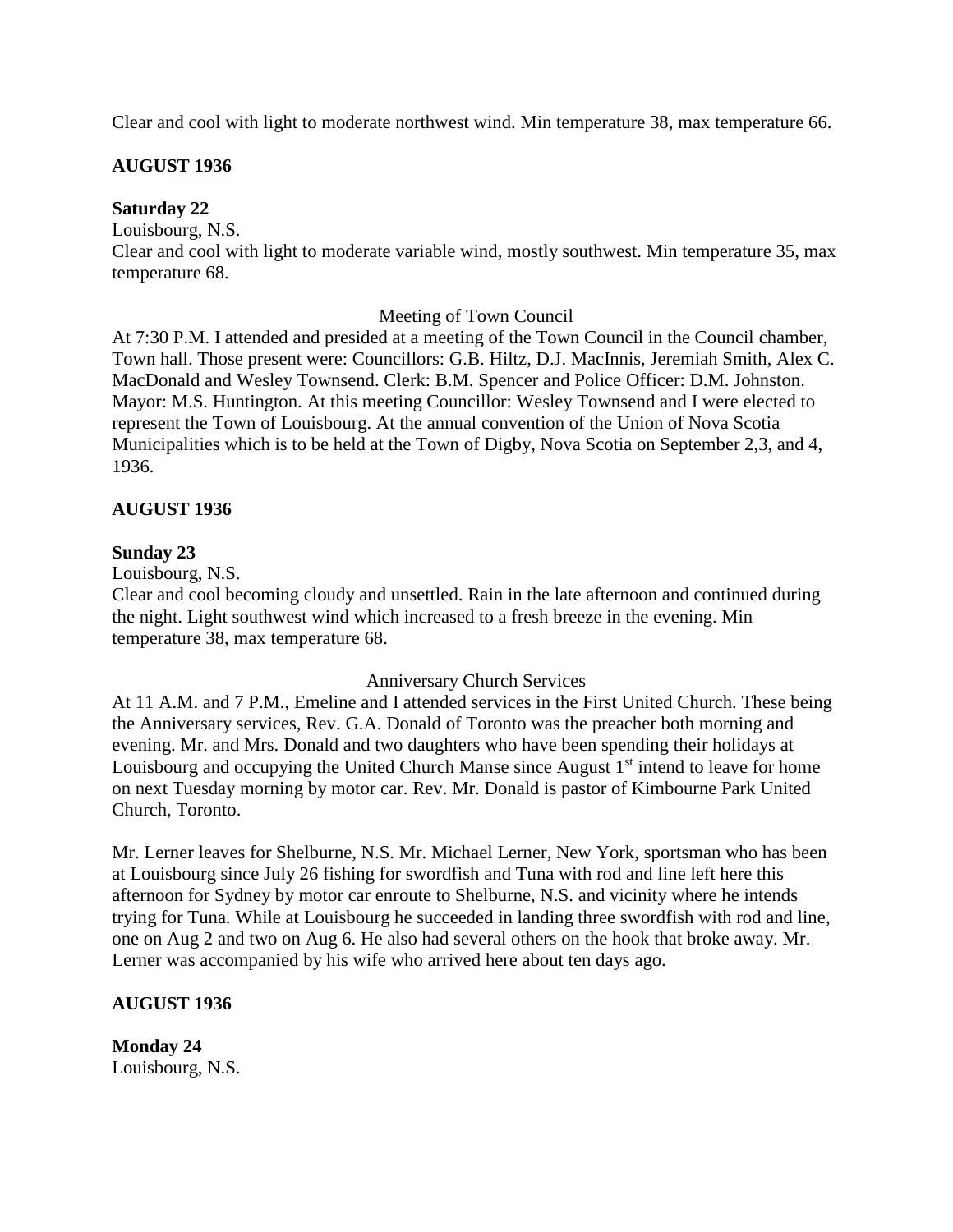Clear and cool with light to moderate northwest wind. Min temperature 38, max temperature 66.

**AUGUST 1936**

**Saturday 22**
Louisbourg, N.S.
Clear and cool with light to moderate variable wind, mostly southwest. Min temperature 35, max temperature 68.

Meeting of Town Council

At 7:30 P.M. I attended and presided at a meeting of the Town Council in the Council chamber, Town hall. Those present were: Councillors: G.B. Hiltz, D.J. MacInnis, Jeremiah Smith, Alex C. MacDonald and Wesley Townsend. Clerk: B.M. Spencer and Police Officer: D.M. Johnston. Mayor: M.S. Huntington. At this meeting Councillor: Wesley Townsend and I were elected to represent the Town of Louisbourg. At the annual convention of the Union of Nova Scotia Municipalities which is to be held at the Town of Digby, Nova Scotia on September 2,3, and 4, 1936.

**AUGUST 1936**

**Sunday 23**
Louisbourg, N.S.
Clear and cool becoming cloudy and unsettled. Rain in the late afternoon and continued during the night. Light southwest wind which increased to a fresh breeze in the evening. Min temperature 38, max temperature 68.

Anniversary Church Services

At 11 A.M. and 7 P.M., Emeline and I attended services in the First United Church. These being the Anniversary services, Rev. G.A. Donald of Toronto was the preacher both morning and evening. Mr. and Mrs. Donald and two daughters who have been spending their holidays at Louisbourg and occupying the United Church Manse since August 1st intend to leave for home on next Tuesday morning by motor car. Rev. Mr. Donald is pastor of Kimbourne Park United Church, Toronto.

Mr. Lerner leaves for Shelburne, N.S. Mr. Michael Lerner, New York, sportsman who has been at Louisbourg since July 26 fishing for swordfish and Tuna with rod and line left here this afternoon for Sydney by motor car enroute to Shelburne, N.S. and vicinity where he intends trying for Tuna. While at Louisbourg he succeeded in landing three swordfish with rod and line, one on Aug 2 and two on Aug 6. He also had several others on the hook that broke away. Mr. Lerner was accompanied by his wife who arrived here about ten days ago.

**AUGUST 1936**

**Monday 24**
Louisbourg, N.S.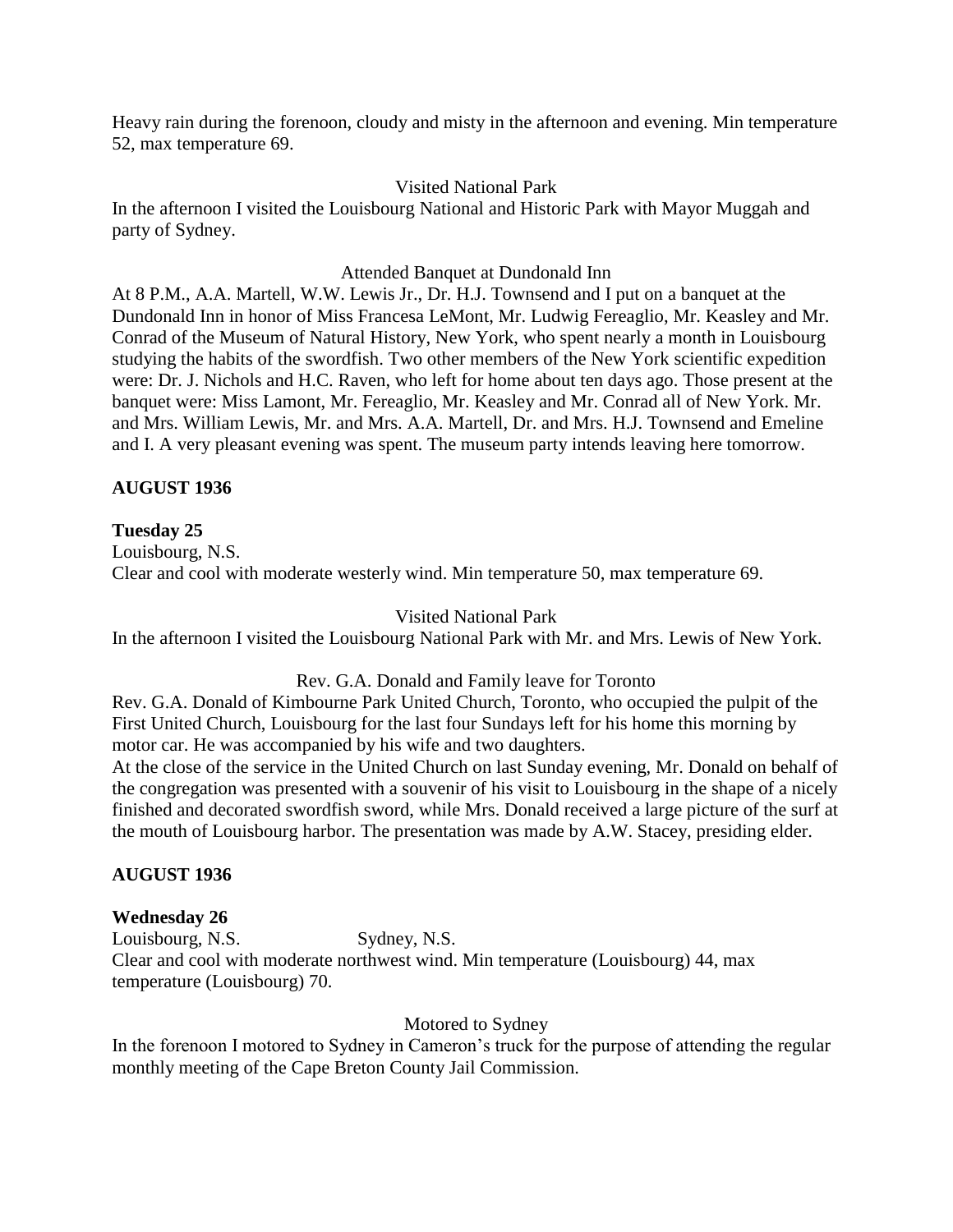Heavy rain during the forenoon, cloudy and misty in the afternoon and evening. Min temperature 52, max temperature 69.

Visited National Park

In the afternoon I visited the Louisbourg National and Historic Park with Mayor Muggah and party of Sydney.

Attended Banquet at Dundonald Inn

At 8 P.M., A.A. Martell, W.W. Lewis Jr., Dr. H.J. Townsend and I put on a banquet at the Dundonald Inn in honor of Miss Francesa LeMont, Mr. Ludwig Fereaglio, Mr. Keasley and Mr. Conrad of the Museum of Natural History, New York, who spent nearly a month in Louisbourg studying the habits of the swordfish. Two other members of the New York scientific expedition were: Dr. J. Nichols and H.C. Raven, who left for home about ten days ago. Those present at the banquet were: Miss Lamont, Mr. Fereaglio, Mr. Keasley and Mr. Conrad all of New York. Mr. and Mrs. William Lewis, Mr. and Mrs. A.A. Martell, Dr. and Mrs. H.J. Townsend and Emeline and I. A very pleasant evening was spent. The museum party intends leaving here tomorrow.

**AUGUST 1936**

**Tuesday 25**

Louisbourg, N.S.

Clear and cool with moderate westerly wind. Min temperature 50, max temperature 69.

Visited National Park

In the afternoon I visited the Louisbourg National Park with Mr. and Mrs. Lewis of New York.

Rev. G.A. Donald and Family leave for Toronto

Rev. G.A. Donald of Kimbourne Park United Church, Toronto, who occupied the pulpit of the First United Church, Louisbourg for the last four Sundays left for his home this morning by motor car. He was accompanied by his wife and two daughters.

At the close of the service in the United Church on last Sunday evening, Mr. Donald on behalf of the congregation was presented with a souvenir of his visit to Louisbourg in the shape of a nicely finished and decorated swordfish sword, while Mrs. Donald received a large picture of the surf at the mouth of Louisbourg harbor. The presentation was made by A.W. Stacey, presiding elder.

**AUGUST 1936**

**Wednesday 26**

Louisbourg, N.S. Sydney, N.S.

Clear and cool with moderate northwest wind. Min temperature (Louisbourg) 44, max temperature (Louisbourg) 70.

Motored to Sydney

In the forenoon I motored to Sydney in Cameron's truck for the purpose of attending the regular monthly meeting of the Cape Breton County Jail Commission.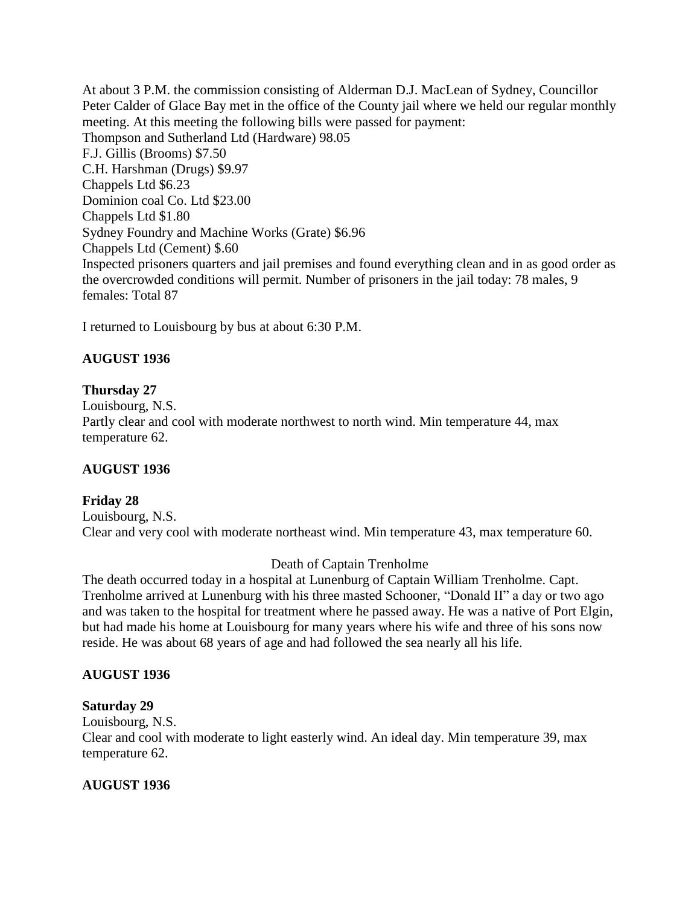At about 3 P.M. the commission consisting of Alderman D.J. MacLean of Sydney, Councillor Peter Calder of Glace Bay met in the office of the County jail where we held our regular monthly meeting. At this meeting the following bills were passed for payment:
Thompson and Sutherland Ltd (Hardware) 98.05
F.J. Gillis (Brooms) $7.50
C.H. Harshman (Drugs) $9.97
Chappels Ltd $6.23
Dominion coal Co. Ltd $23.00
Chappels Ltd $1.80
Sydney Foundry and Machine Works (Grate) $6.96
Chappels Ltd (Cement) $.60
Inspected prisoners quarters and jail premises and found everything clean and in as good order as the overcrowded conditions will permit. Number of prisoners in the jail today: 78 males, 9 females: Total 87

I returned to Louisbourg by bus at about 6:30 P.M.

**AUGUST 1936**

**Thursday 27**
Louisbourg, N.S.
Partly clear and cool with moderate northwest to north wind. Min temperature 44, max temperature 62.

**AUGUST 1936**

**Friday 28**
Louisbourg, N.S.
Clear and very cool with moderate northeast wind. Min temperature 43, max temperature 60.

Death of Captain Trenholme

The death occurred today in a hospital at Lunenburg of Captain William Trenholme. Capt. Trenholme arrived at Lunenburg with his three masted Schooner, "Donald II" a day or two ago and was taken to the hospital for treatment where he passed away. He was a native of Port Elgin, but had made his home at Louisbourg for many years where his wife and three of his sons now reside. He was about 68 years of age and had followed the sea nearly all his life.

**AUGUST 1936**

**Saturday 29**
Louisbourg, N.S.
Clear and cool with moderate to light easterly wind. An ideal day. Min temperature 39, max temperature 62.

**AUGUST 1936**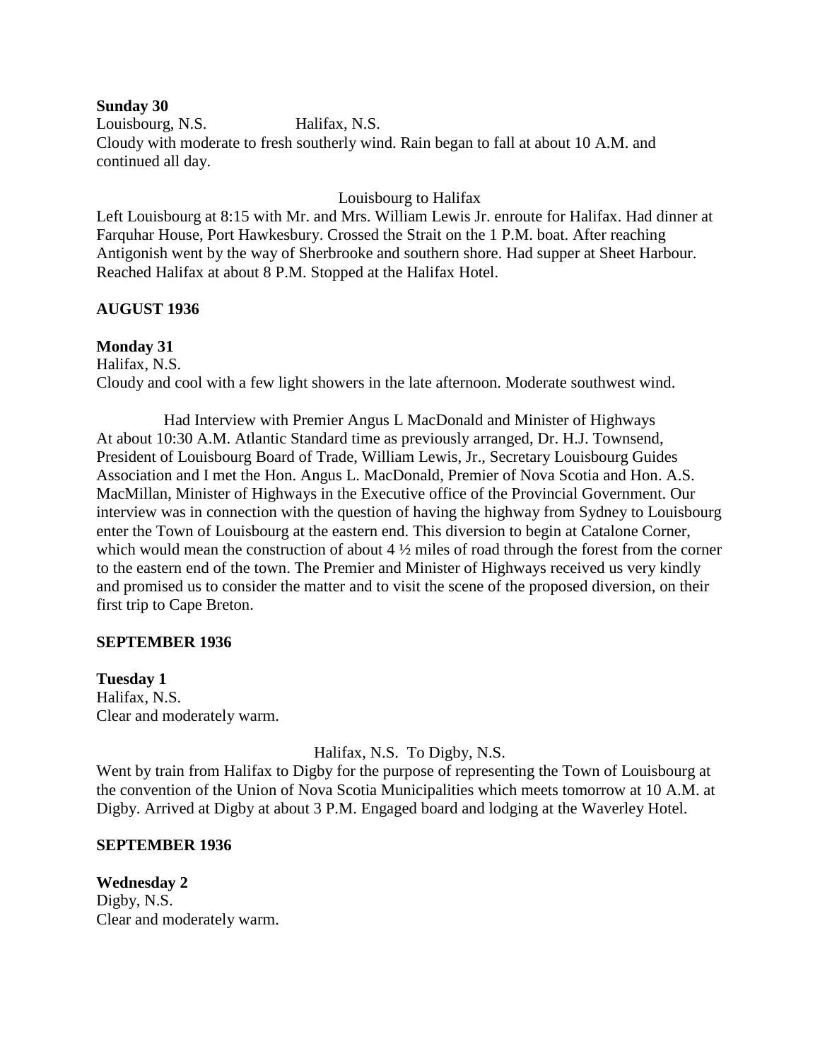**Sunday 30**
Louisbourg, N.S.    Halifax, N.S.
Cloudy with moderate to fresh southerly wind. Rain began to fall at about 10 A.M. and continued all day.

Louisbourg to Halifax

Left Louisbourg at 8:15 with Mr. and Mrs. William Lewis Jr. enroute for Halifax. Had dinner at Farquhar House, Port Hawkesbury. Crossed the Strait on the 1 P.M. boat. After reaching Antigonish went by the way of Sherbrooke and southern shore. Had supper at Sheet Harbour. Reached Halifax at about 8 P.M. Stopped at the Halifax Hotel.

**AUGUST 1936**

**Monday 31**
Halifax, N.S.
Cloudy and cool with a few light showers in the late afternoon. Moderate southwest wind.

Had Interview with Premier Angus L MacDonald and Minister of Highways

At about 10:30 A.M. Atlantic Standard time as previously arranged, Dr. H.J. Townsend, President of Louisbourg Board of Trade, William Lewis, Jr., Secretary Louisbourg Guides Association and I met the Hon. Angus L. MacDonald, Premier of Nova Scotia and Hon. A.S. MacMillan, Minister of Highways in the Executive office of the Provincial Government. Our interview was in connection with the question of having the highway from Sydney to Louisbourg enter the Town of Louisbourg at the eastern end. This diversion to begin at Catalone Corner, which would mean the construction of about 4 ½ miles of road through the forest from the corner to the eastern end of the town. The Premier and Minister of Highways received us very kindly and promised us to consider the matter and to visit the scene of the proposed diversion, on their first trip to Cape Breton.

**SEPTEMBER 1936**

**Tuesday 1**
Halifax, N.S.
Clear and moderately warm.

Halifax, N.S. To Digby, N.S.

Went by train from Halifax to Digby for the purpose of representing the Town of Louisbourg at the convention of the Union of Nova Scotia Municipalities which meets tomorrow at 10 A.M. at Digby. Arrived at Digby at about 3 P.M. Engaged board and lodging at the Waverley Hotel.

**SEPTEMBER 1936**

**Wednesday 2**
Digby, N.S.
Clear and moderately warm.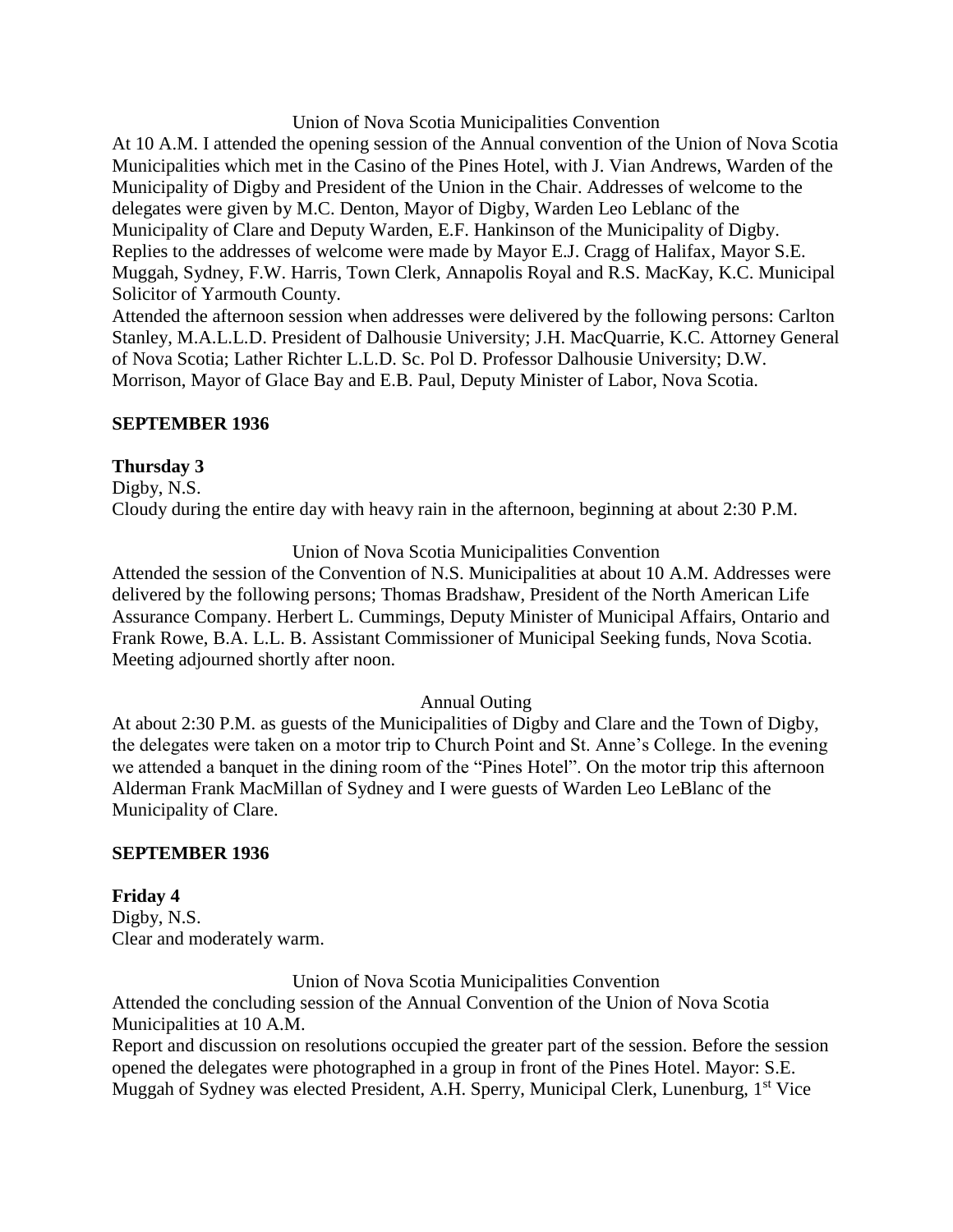Union of Nova Scotia Municipalities Convention

At 10 A.M. I attended the opening session of the Annual convention of the Union of Nova Scotia Municipalities which met in the Casino of the Pines Hotel, with J. Vian Andrews, Warden of the Municipality of Digby and President of the Union in the Chair. Addresses of welcome to the delegates were given by M.C. Denton, Mayor of Digby, Warden Leo Leblanc of the Municipality of Clare and Deputy Warden, E.F. Hankinson of the Municipality of Digby. Replies to the addresses of welcome were made by Mayor E.J. Cragg of Halifax, Mayor S.E. Muggah, Sydney, F.W. Harris, Town Clerk, Annapolis Royal and R.S. MacKay, K.C. Municipal Solicitor of Yarmouth County.

Attended the afternoon session when addresses were delivered by the following persons: Carlton Stanley, M.A.L.L.D. President of Dalhousie University; J.H. MacQuarrie, K.C. Attorney General of Nova Scotia; Lather Richter L.L.D. Sc. Pol D. Professor Dalhousie University; D.W. Morrison, Mayor of Glace Bay and E.B. Paul, Deputy Minister of Labor, Nova Scotia.

**SEPTEMBER 1936**

**Thursday 3**

Digby, N.S.

Cloudy during the entire day with heavy rain in the afternoon, beginning at about 2:30 P.M.

Union of Nova Scotia Municipalities Convention

Attended the session of the Convention of N.S. Municipalities at about 10 A.M. Addresses were delivered by the following persons; Thomas Bradshaw, President of the North American Life Assurance Company. Herbert L. Cummings, Deputy Minister of Municipal Affairs, Ontario and Frank Rowe, B.A. L.L. B. Assistant Commissioner of Municipal Seeking funds, Nova Scotia. Meeting adjourned shortly after noon.

Annual Outing

At about 2:30 P.M. as guests of the Municipalities of Digby and Clare and the Town of Digby, the delegates were taken on a motor trip to Church Point and St. Anne's College. In the evening we attended a banquet in the dining room of the "Pines Hotel". On the motor trip this afternoon Alderman Frank MacMillan of Sydney and I were guests of Warden Leo LeBlanc of the Municipality of Clare.

**SEPTEMBER 1936**

**Friday 4**

Digby, N.S.

Clear and moderately warm.

Union of Nova Scotia Municipalities Convention

Attended the concluding session of the Annual Convention of the Union of Nova Scotia Municipalities at 10 A.M.

Report and discussion on resolutions occupied the greater part of the session. Before the session opened the delegates were photographed in a group in front of the Pines Hotel. Mayor: S.E. Muggah of Sydney was elected President, A.H. Sperry, Municipal Clerk, Lunenburg, 1st Vice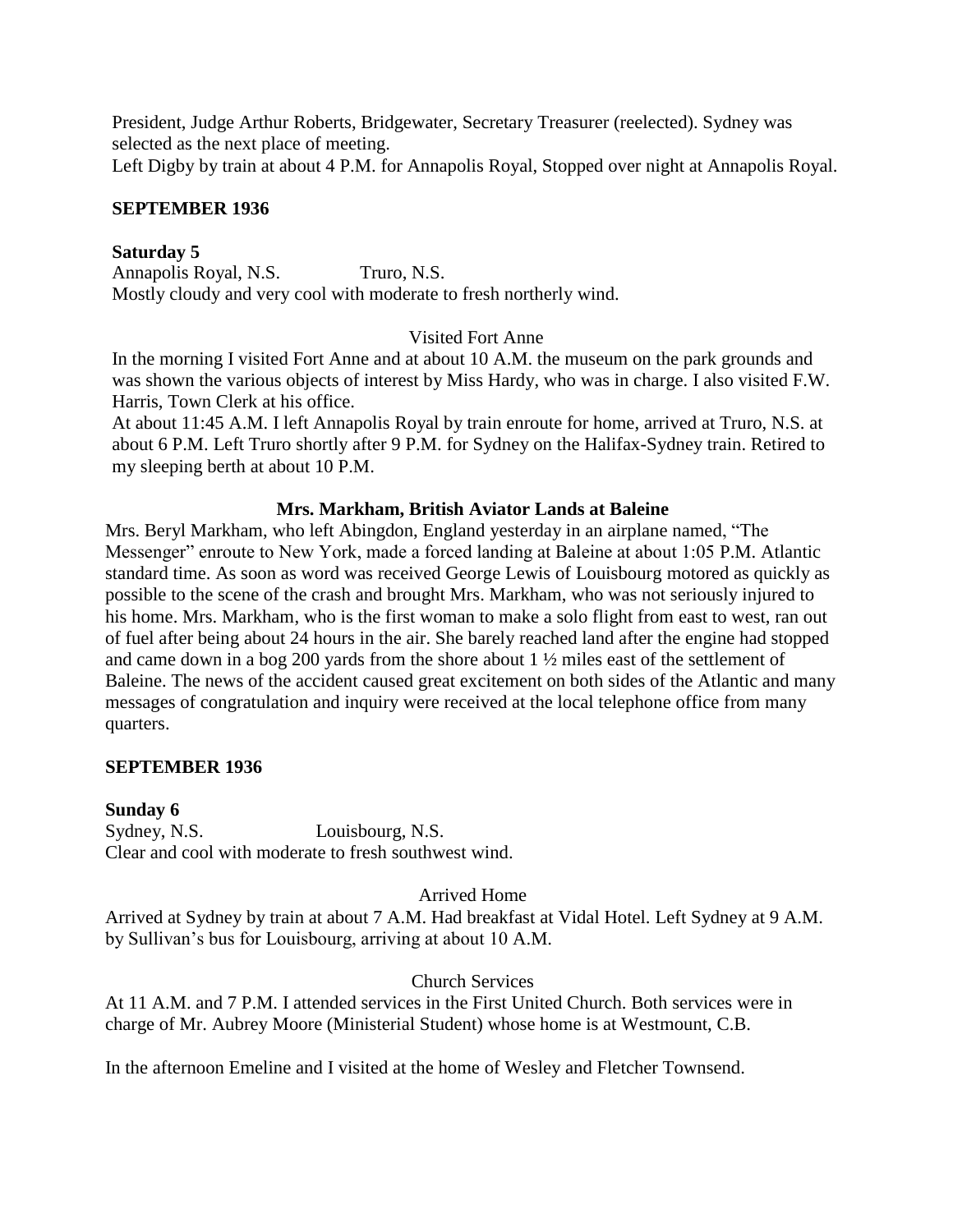President, Judge Arthur Roberts, Bridgewater, Secretary Treasurer (reelected). Sydney was selected as the next place of meeting.
Left Digby by train at about 4 P.M. for Annapolis Royal, Stopped over night at Annapolis Royal.

**SEPTEMBER 1936**

**Saturday 5**
Annapolis Royal, N.S. Truro, N.S.
Mostly cloudy and very cool with moderate to fresh northerly wind.

Visited Fort Anne

In the morning I visited Fort Anne and at about 10 A.M. the museum on the park grounds and was shown the various objects of interest by Miss Hardy, who was in charge. I also visited F.W. Harris, Town Clerk at his office.
At about 11:45 A.M. I left Annapolis Royal by train enroute for home, arrived at Truro, N.S. at about 6 P.M. Left Truro shortly after 9 P.M. for Sydney on the Halifax-Sydney train. Retired to my sleeping berth at about 10 P.M.

**Mrs. Markham, British Aviator Lands at Baleine**

Mrs. Beryl Markham, who left Abingdon, England yesterday in an airplane named, "The Messenger" enroute to New York, made a forced landing at Baleine at about 1:05 P.M. Atlantic standard time. As soon as word was received George Lewis of Louisbourg motored as quickly as possible to the scene of the crash and brought Mrs. Markham, who was not seriously injured to his home. Mrs. Markham, who is the first woman to make a solo flight from east to west, ran out of fuel after being about 24 hours in the air. She barely reached land after the engine had stopped and came down in a bog 200 yards from the shore about 1 ½ miles east of the settlement of Baleine. The news of the accident caused great excitement on both sides of the Atlantic and many messages of congratulation and inquiry were received at the local telephone office from many quarters.

**SEPTEMBER 1936**

**Sunday 6**
Sydney, N.S. Louisbourg, N.S.
Clear and cool with moderate to fresh southwest wind.

Arrived Home

Arrived at Sydney by train at about 7 A.M. Had breakfast at Vidal Hotel. Left Sydney at 9 A.M. by Sullivan's bus for Louisbourg, arriving at about 10 A.M.

Church Services

At 11 A.M. and 7 P.M. I attended services in the First United Church. Both services were in charge of Mr. Aubrey Moore (Ministerial Student) whose home is at Westmount, C.B.

In the afternoon Emeline and I visited at the home of Wesley and Fletcher Townsend.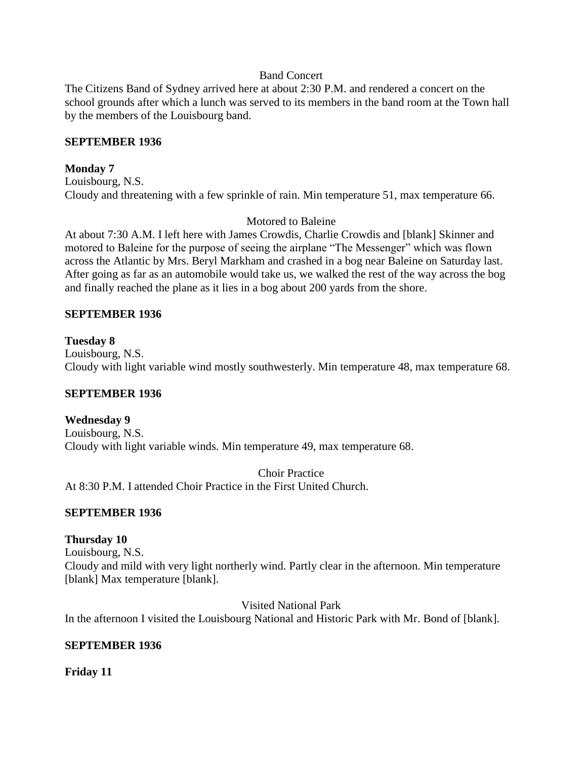Band Concert

The Citizens Band of Sydney arrived here at about 2:30 P.M. and rendered a concert on the school grounds after which a lunch was served to its members in the band room at the Town hall by the members of the Louisbourg band.

**SEPTEMBER 1936**

**Monday 7**

Louisbourg, N.S.

Cloudy and threatening with a few sprinkle of rain. Min temperature 51, max temperature 66.

Motored to Baleine

At about 7:30 A.M. I left here with James Crowdis, Charlie Crowdis and [blank] Skinner and motored to Baleine for the purpose of seeing the airplane "The Messenger" which was flown across the Atlantic by Mrs. Beryl Markham and crashed in a bog near Baleine on Saturday last. After going as far as an automobile would take us, we walked the rest of the way across the bog and finally reached the plane as it lies in a bog about 200 yards from the shore.

**SEPTEMBER 1936**

**Tuesday 8**

Louisbourg, N.S.

Cloudy with light variable wind mostly southwesterly. Min temperature 48, max temperature 68.

**SEPTEMBER 1936**

**Wednesday 9**

Louisbourg, N.S.

Cloudy with light variable winds. Min temperature 49, max temperature 68.

Choir Practice

At 8:30 P.M. I attended Choir Practice in the First United Church.

**SEPTEMBER 1936**

**Thursday 10**

Louisbourg, N.S.

Cloudy and mild with very light northerly wind. Partly clear in the afternoon. Min temperature [blank] Max temperature [blank].

Visited National Park

In the afternoon I visited the Louisbourg National and Historic Park with Mr. Bond of [blank].

**SEPTEMBER 1936**

**Friday 11**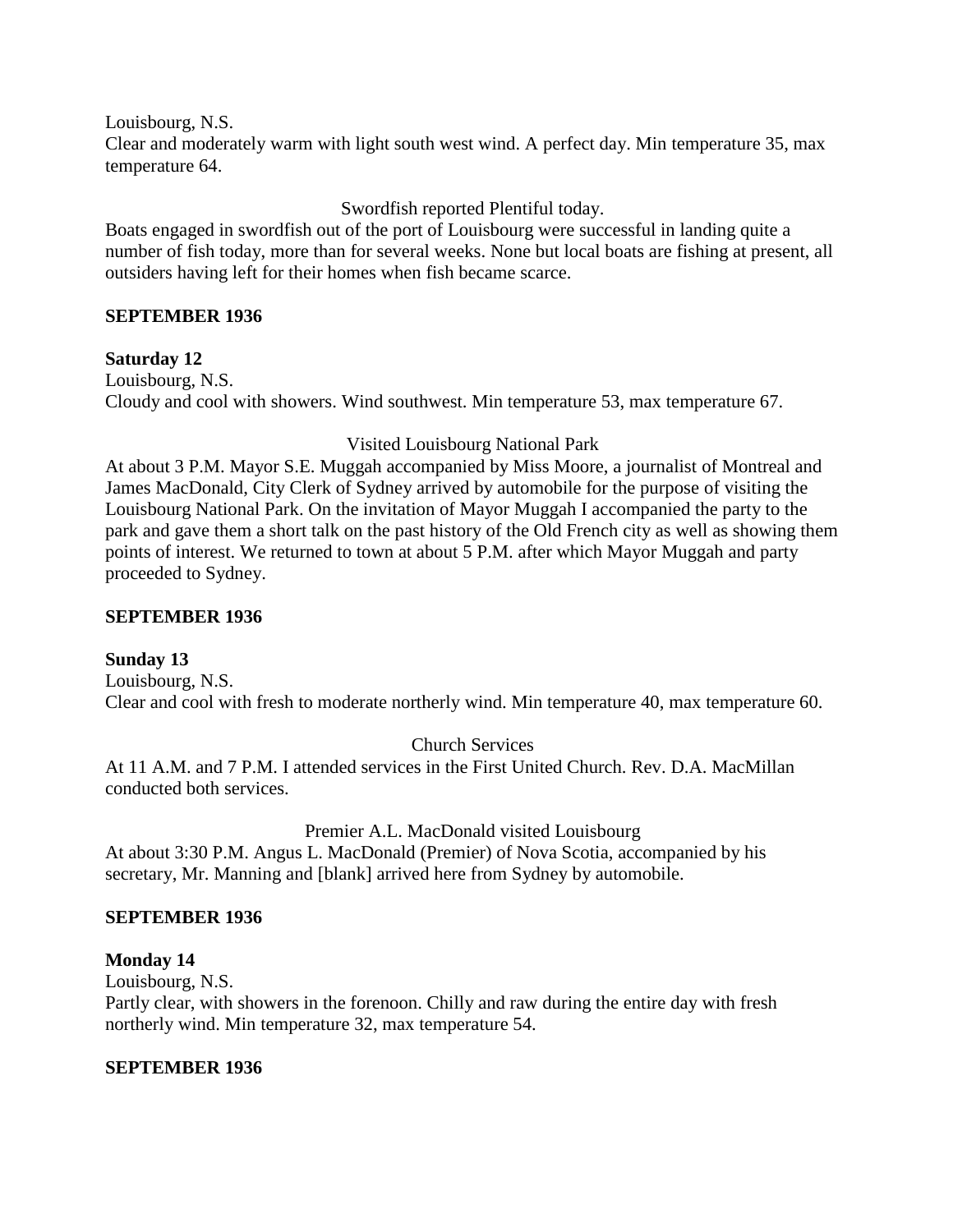Louisbourg, N.S.
Clear and moderately warm with light south west wind. A perfect day. Min temperature 35, max temperature 64.

Swordfish reported Plentiful today.
Boats engaged in swordfish out of the port of Louisbourg were successful in landing quite a number of fish today, more than for several weeks. None but local boats are fishing at present, all outsiders having left for their homes when fish became scarce.

**SEPTEMBER 1936**

**Saturday 12**
Louisbourg, N.S.
Cloudy and cool with showers. Wind southwest. Min temperature 53, max temperature 67.

Visited Louisbourg National Park
At about 3 P.M. Mayor S.E. Muggah accompanied by Miss Moore, a journalist of Montreal and James MacDonald, City Clerk of Sydney arrived by automobile for the purpose of visiting the Louisbourg National Park. On the invitation of Mayor Muggah I accompanied the party to the park and gave them a short talk on the past history of the Old French city as well as showing them points of interest. We returned to town at about 5 P.M. after which Mayor Muggah and party proceeded to Sydney.

**SEPTEMBER 1936**

**Sunday 13**
Louisbourg, N.S.
Clear and cool with fresh to moderate northerly wind. Min temperature 40, max temperature 60.

Church Services
At 11 A.M. and 7 P.M. I attended services in the First United Church. Rev. D.A. MacMillan conducted both services.

Premier A.L. MacDonald visited Louisbourg
At about 3:30 P.M. Angus L. MacDonald (Premier) of Nova Scotia, accompanied by his secretary, Mr. Manning and [blank] arrived here from Sydney by automobile.

**SEPTEMBER 1936**

**Monday 14**
Louisbourg, N.S.
Partly clear, with showers in the forenoon. Chilly and raw during the entire day with fresh northerly wind. Min temperature 32, max temperature 54.

**SEPTEMBER 1936**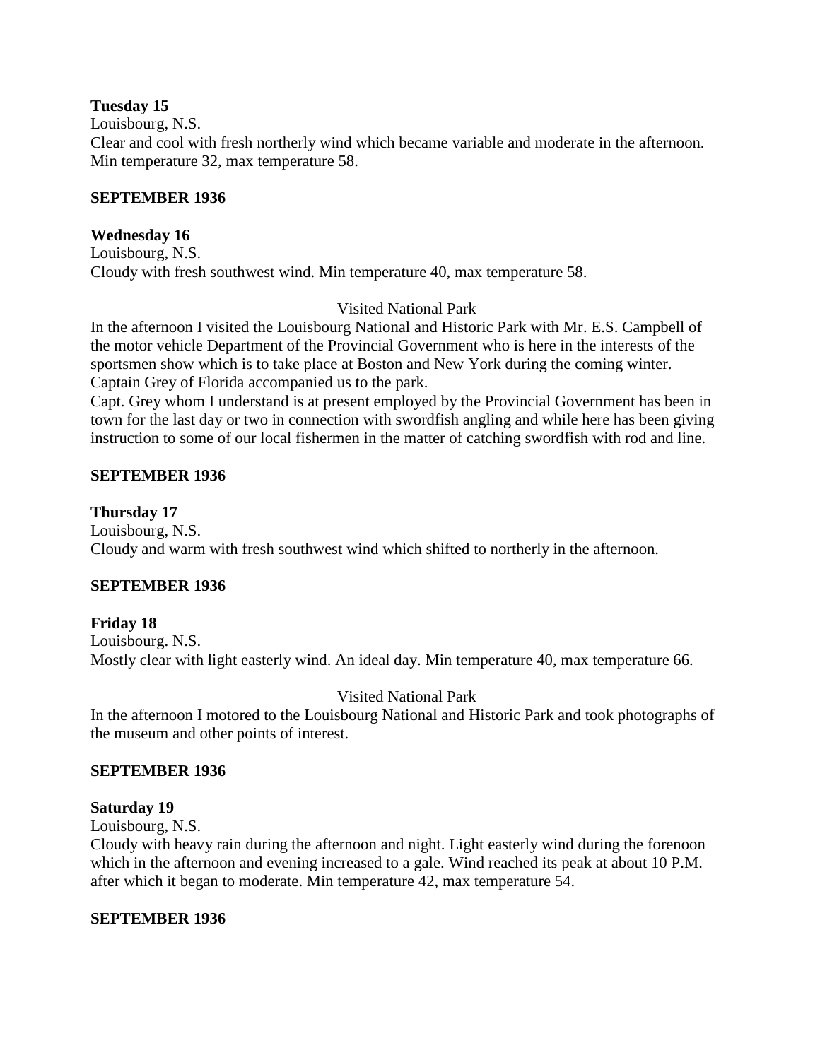**Tuesday 15**

Louisbourg, N.S.

Clear and cool with fresh northerly wind which became variable and moderate in the afternoon. Min temperature 32, max temperature 58.

**SEPTEMBER 1936**

**Wednesday 16**

Louisbourg, N.S.

Cloudy with fresh southwest wind. Min temperature 40, max temperature 58.

Visited National Park

In the afternoon I visited the Louisbourg National and Historic Park with Mr. E.S. Campbell of the motor vehicle Department of the Provincial Government who is here in the interests of the sportsmen show which is to take place at Boston and New York during the coming winter. Captain Grey of Florida accompanied us to the park.

Capt. Grey whom I understand is at present employed by the Provincial Government has been in town for the last day or two in connection with swordfish angling and while here has been giving instruction to some of our local fishermen in the matter of catching swordfish with rod and line.

**SEPTEMBER 1936**

**Thursday 17**

Louisbourg, N.S.

Cloudy and warm with fresh southwest wind which shifted to northerly in the afternoon.

**SEPTEMBER 1936**

**Friday 18**

Louisbourg. N.S.

Mostly clear with light easterly wind. An ideal day. Min temperature 40, max temperature 66.

Visited National Park

In the afternoon I motored to the Louisbourg National and Historic Park and took photographs of the museum and other points of interest.

**SEPTEMBER 1936**

**Saturday 19**

Louisbourg, N.S.

Cloudy with heavy rain during the afternoon and night. Light easterly wind during the forenoon which in the afternoon and evening increased to a gale. Wind reached its peak at about 10 P.M. after which it began to moderate. Min temperature 42, max temperature 54.

**SEPTEMBER 1936**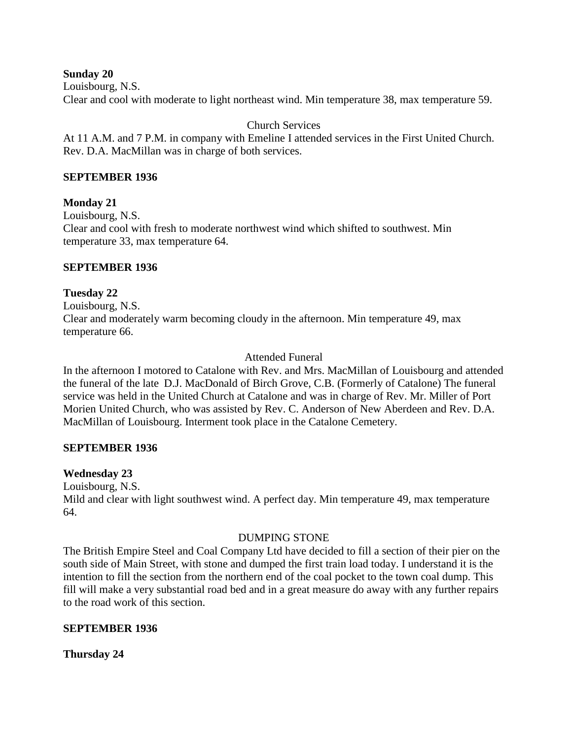**Sunday 20**
Louisbourg, N.S.
Clear and cool with moderate to light northeast wind. Min temperature 38, max temperature 59.

Church Services

At 11 A.M. and 7 P.M. in company with Emeline I attended services in the First United Church. Rev. D.A. MacMillan was in charge of both services.

**SEPTEMBER 1936**

**Monday 21**
Louisbourg, N.S.
Clear and cool with fresh to moderate northwest wind which shifted to southwest. Min temperature 33, max temperature 64.

**SEPTEMBER 1936**

**Tuesday 22**
Louisbourg, N.S.
Clear and moderately warm becoming cloudy in the afternoon. Min temperature 49, max temperature 66.

Attended Funeral

In the afternoon I motored to Catalone with Rev. and Mrs. MacMillan of Louisbourg and attended the funeral of the late D.J. MacDonald of Birch Grove, C.B. (Formerly of Catalone) The funeral service was held in the United Church at Catalone and was in charge of Rev. Mr. Miller of Port Morien United Church, who was assisted by Rev. C. Anderson of New Aberdeen and Rev. D.A. MacMillan of Louisbourg. Interment took place in the Catalone Cemetery.

**SEPTEMBER 1936**

**Wednesday 23**
Louisbourg, N.S.
Mild and clear with light southwest wind. A perfect day. Min temperature 49, max temperature 64.

DUMPING STONE

The British Empire Steel and Coal Company Ltd have decided to fill a section of their pier on the south side of Main Street, with stone and dumped the first train load today. I understand it is the intention to fill the section from the northern end of the coal pocket to the town coal dump. This fill will make a very substantial road bed and in a great measure do away with any further repairs to the road work of this section.

**SEPTEMBER 1936**

**Thursday 24**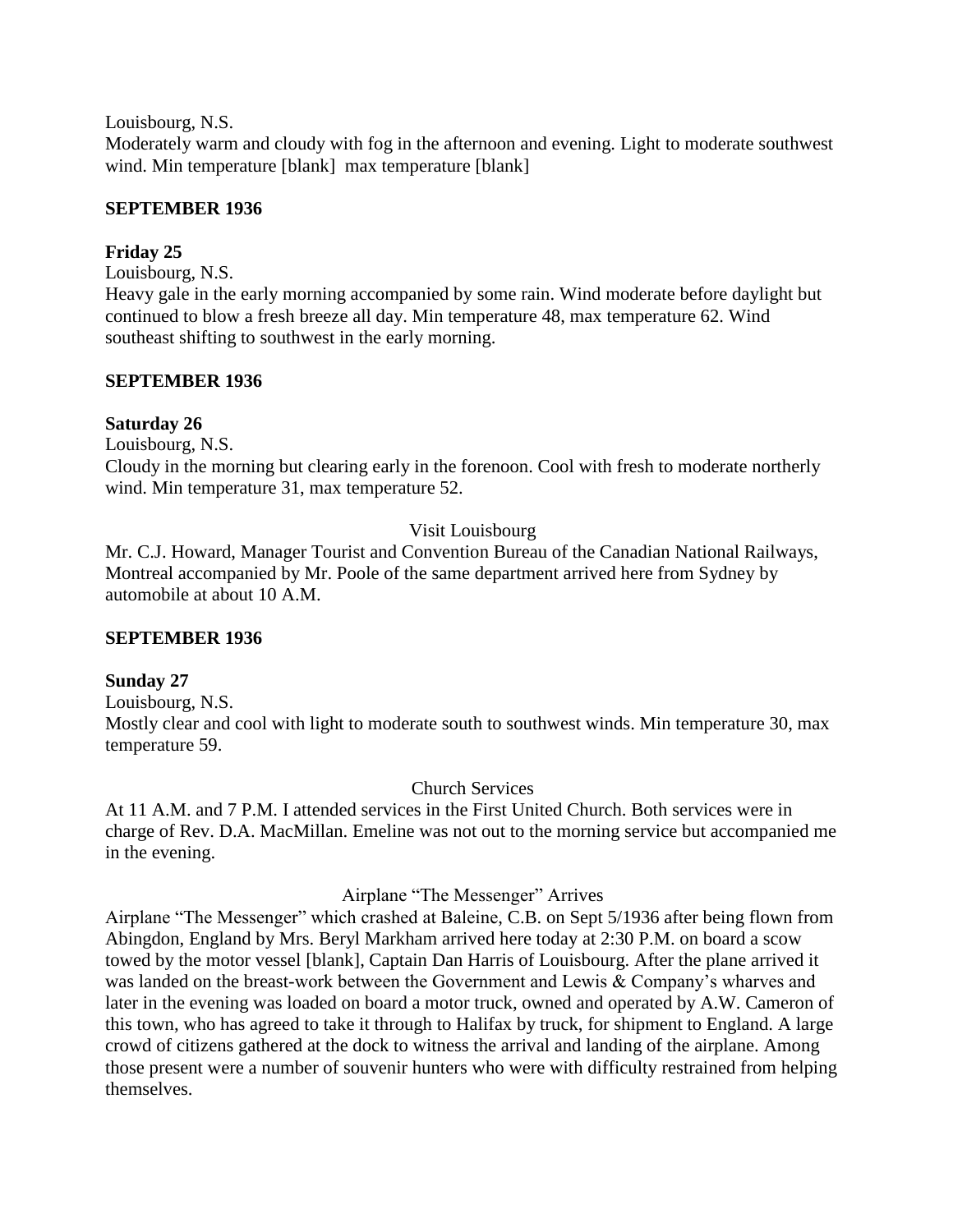Louisbourg, N.S.
Moderately warm and cloudy with fog in the afternoon and evening. Light to moderate southwest wind. Min temperature [blank] max temperature [blank]

**SEPTEMBER 1936**

**Friday 25**

Louisbourg, N.S.
Heavy gale in the early morning accompanied by some rain. Wind moderate before daylight but continued to blow a fresh breeze all day. Min temperature 48, max temperature 62. Wind southeast shifting to southwest in the early morning.

**SEPTEMBER 1936**

**Saturday 26**

Louisbourg, N.S.
Cloudy in the morning but clearing early in the forenoon. Cool with fresh to moderate northerly wind. Min temperature 31, max temperature 52.

Visit Louisbourg

Mr. C.J. Howard, Manager Tourist and Convention Bureau of the Canadian National Railways, Montreal accompanied by Mr. Poole of the same department arrived here from Sydney by automobile at about 10 A.M.

**SEPTEMBER 1936**

**Sunday 27**

Louisbourg, N.S.
Mostly clear and cool with light to moderate south to southwest winds. Min temperature 30, max temperature 59.

Church Services

At 11 A.M. and 7 P.M. I attended services in the First United Church. Both services were in charge of Rev. D.A. MacMillan. Emeline was not out to the morning service but accompanied me in the evening.

Airplane "The Messenger" Arrives

Airplane "The Messenger" which crashed at Baleine, C.B. on Sept 5/1936 after being flown from Abingdon, England by Mrs. Beryl Markham arrived here today at 2:30 P.M. on board a scow towed by the motor vessel [blank], Captain Dan Harris of Louisbourg. After the plane arrived it was landed on the breast-work between the Government and Lewis & Company's wharves and later in the evening was loaded on board a motor truck, owned and operated by A.W. Cameron of this town, who has agreed to take it through to Halifax by truck, for shipment to England. A large crowd of citizens gathered at the dock to witness the arrival and landing of the airplane. Among those present were a number of souvenir hunters who were with difficulty restrained from helping themselves.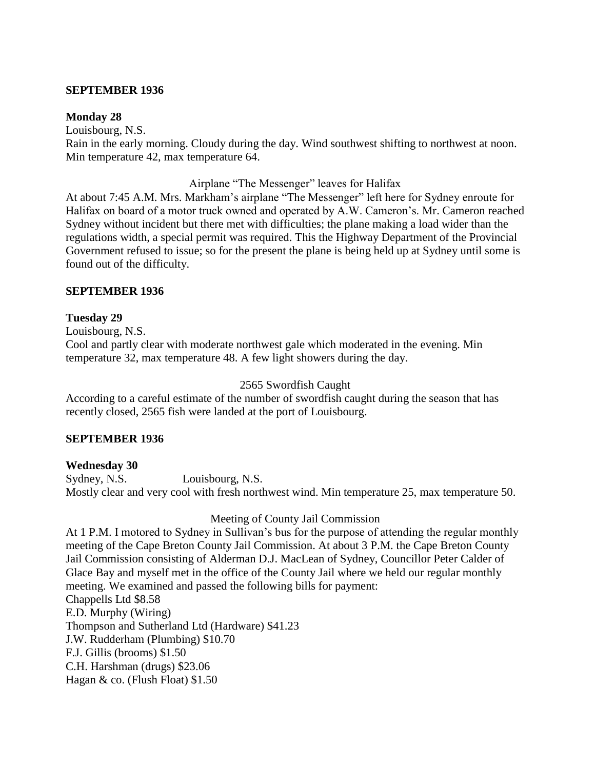**SEPTEMBER 1936**

**Monday 28**

Louisbourg, N.S.

Rain in the early morning. Cloudy during the day. Wind southwest shifting to northwest at noon. Min temperature 42, max temperature 64.

Airplane "The Messenger" leaves for Halifax

At about 7:45 A.M. Mrs. Markham's airplane "The Messenger" left here for Sydney enroute for Halifax on board of a motor truck owned and operated by A.W. Cameron's. Mr. Cameron reached Sydney without incident but there met with difficulties; the plane making a load wider than the regulations width, a special permit was required. This the Highway Department of the Provincial Government refused to issue; so for the present the plane is being held up at Sydney until some is found out of the difficulty.

**SEPTEMBER 1936**

**Tuesday 29**

Louisbourg, N.S.

Cool and partly clear with moderate northwest gale which moderated in the evening. Min temperature 32, max temperature 48. A few light showers during the day.

2565 Swordfish Caught

According to a careful estimate of the number of swordfish caught during the season that has recently closed, 2565 fish were landed at the port of Louisbourg.

**SEPTEMBER 1936**

**Wednesday 30**

Sydney, N.S. Louisbourg, N.S.

Mostly clear and very cool with fresh northwest wind. Min temperature 25, max temperature 50.

Meeting of County Jail Commission

At 1 P.M. I motored to Sydney in Sullivan's bus for the purpose of attending the regular monthly meeting of the Cape Breton County Jail Commission. At about 3 P.M. the Cape Breton County Jail Commission consisting of Alderman D.J. MacLean of Sydney, Councillor Peter Calder of Glace Bay and myself met in the office of the County Jail where we held our regular monthly meeting. We examined and passed the following bills for payment:

Chappells Ltd $8.58
E.D. Murphy (Wiring)
Thompson and Sutherland Ltd (Hardware) $41.23
J.W. Rudderham (Plumbing) $10.70
F.J. Gillis (brooms) $1.50
C.H. Harshman (drugs) $23.06
Hagan & co. (Flush Float) $1.50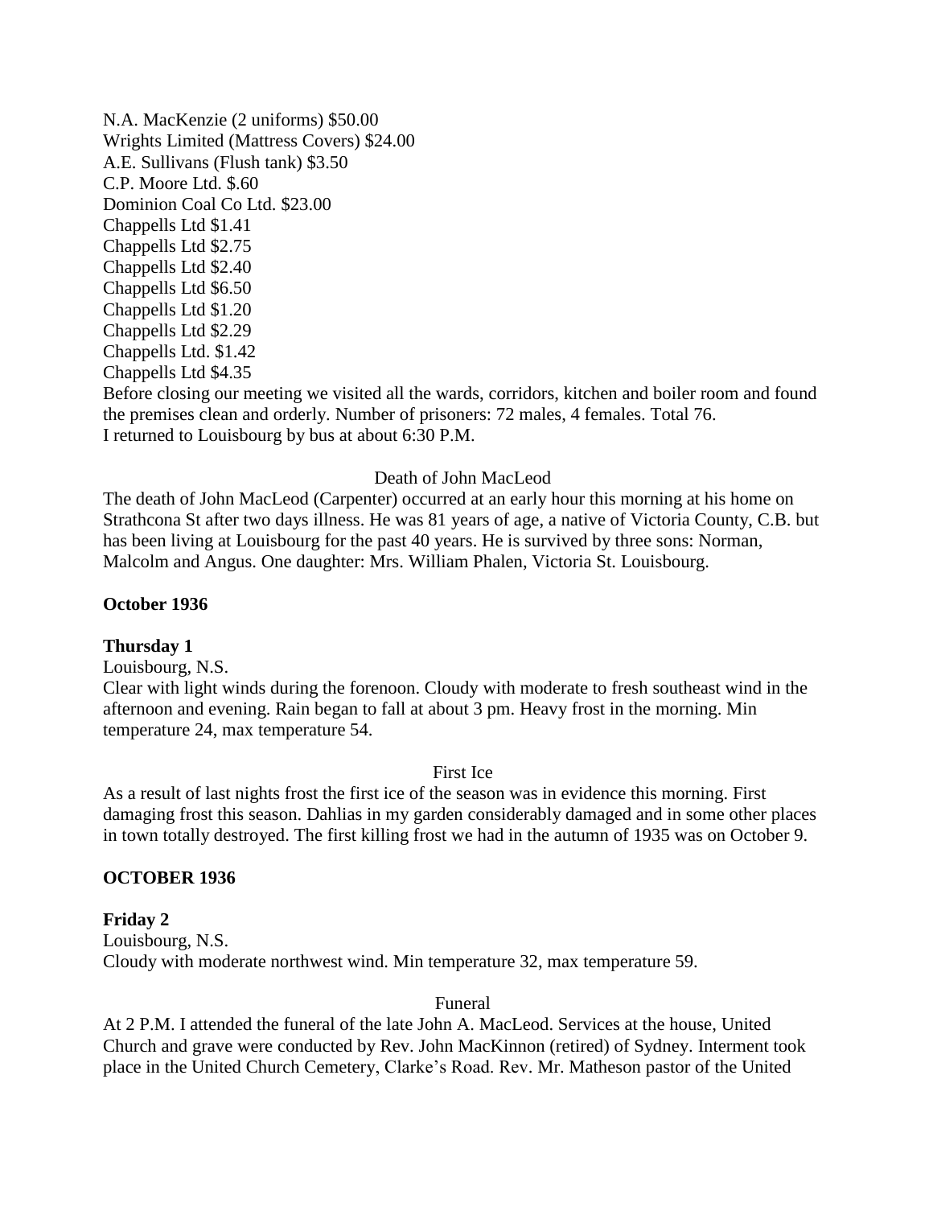N.A. MacKenzie (2 uniforms) $50.00
Wrights Limited (Mattress Covers) $24.00
A.E. Sullivans (Flush tank) $3.50
C.P. Moore Ltd. $.60
Dominion Coal Co Ltd. $23.00
Chappells Ltd $1.41
Chappells Ltd $2.75
Chappells Ltd $2.40
Chappells Ltd $6.50
Chappells Ltd $1.20
Chappells Ltd $2.29
Chappells Ltd. $1.42
Chappells Ltd $4.35
Before closing our meeting we visited all the wards, corridors, kitchen and boiler room and found the premises clean and orderly. Number of prisoners: 72 males, 4 females. Total 76.
I returned to Louisbourg by bus at about 6:30 P.M.

Death of John MacLeod

The death of John MacLeod (Carpenter) occurred at an early hour this morning at his home on Strathcona St after two days illness. He was 81 years of age, a native of Victoria County, C.B. but has been living at Louisbourg for the past 40 years. He is survived by three sons: Norman, Malcolm and Angus. One daughter: Mrs. William Phalen, Victoria St. Louisbourg.

**October 1936**

**Thursday 1**
Louisbourg, N.S.
Clear with light winds during the forenoon. Cloudy with moderate to fresh southeast wind in the afternoon and evening. Rain began to fall at about 3 pm. Heavy frost in the morning. Min temperature 24, max temperature 54.

First Ice

As a result of last nights frost the first ice of the season was in evidence this morning. First damaging frost this season. Dahlias in my garden considerably damaged and in some other places in town totally destroyed. The first killing frost we had in the autumn of 1935 was on October 9.

**OCTOBER 1936**

**Friday 2**
Louisbourg, N.S.
Cloudy with moderate northwest wind. Min temperature 32, max temperature 59.

Funeral

At 2 P.M. I attended the funeral of the late John A. MacLeod. Services at the house, United Church and grave were conducted by Rev. John MacKinnon (retired) of Sydney. Interment took place in the United Church Cemetery, Clarke's Road. Rev. Mr. Matheson pastor of the United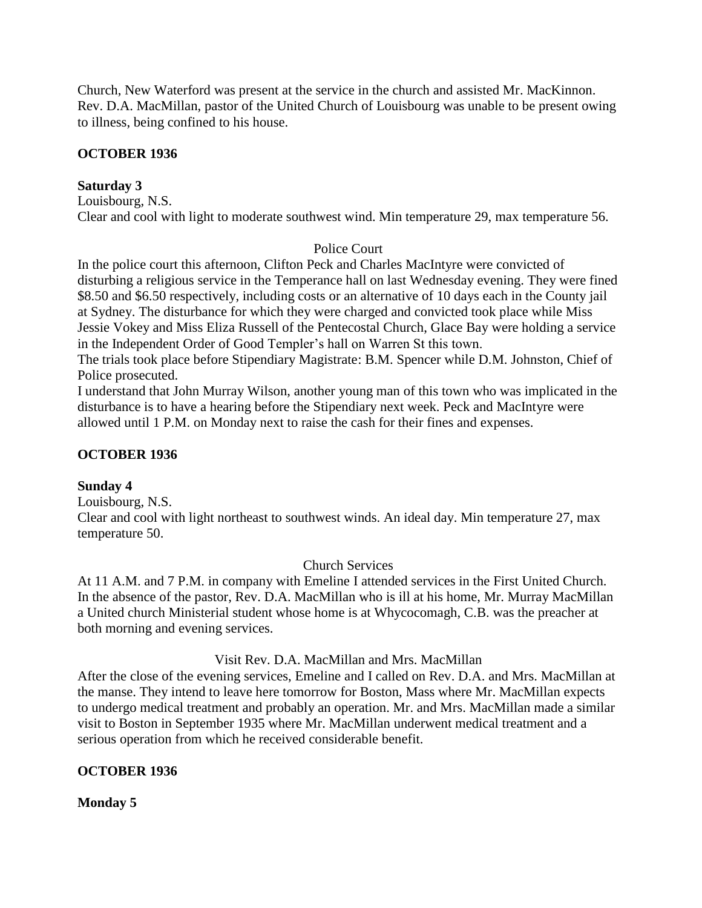Church, New Waterford was present at the service in the church and assisted Mr. MacKinnon. Rev. D.A. MacMillan, pastor of the United Church of Louisbourg was unable to be present owing to illness, being confined to his house.

**OCTOBER 1936**

**Saturday 3**

Louisbourg, N.S.

Clear and cool with light to moderate southwest wind. Min temperature 29, max temperature 56.

Police Court

In the police court this afternoon, Clifton Peck and Charles MacIntyre were convicted of disturbing a religious service in the Temperance hall on last Wednesday evening. They were fined \$8.50 and \$6.50 respectively, including costs or an alternative of 10 days each in the County jail at Sydney. The disturbance for which they were charged and convicted took place while Miss Jessie Vokey and Miss Eliza Russell of the Pentecostal Church, Glace Bay were holding a service in the Independent Order of Good Templer's hall on Warren St this town.

The trials took place before Stipendiary Magistrate: B.M. Spencer while D.M. Johnston, Chief of Police prosecuted.

I understand that John Murray Wilson, another young man of this town who was implicated in the disturbance is to have a hearing before the Stipendiary next week. Peck and MacIntyre were allowed until 1 P.M. on Monday next to raise the cash for their fines and expenses.

**OCTOBER 1936**

**Sunday 4**

Louisbourg, N.S.

Clear and cool with light northeast to southwest winds. An ideal day. Min temperature 27, max temperature 50.

Church Services

At 11 A.M. and 7 P.M. in company with Emeline I attended services in the First United Church. In the absence of the pastor, Rev. D.A. MacMillan who is ill at his home, Mr. Murray MacMillan a United church Ministerial student whose home is at Whycocomagh, C.B. was the preacher at both morning and evening services.

Visit Rev. D.A. MacMillan and Mrs. MacMillan

After the close of the evening services, Emeline and I called on Rev. D.A. and Mrs. MacMillan at the manse. They intend to leave here tomorrow for Boston, Mass where Mr. MacMillan expects to undergo medical treatment and probably an operation. Mr. and Mrs. MacMillan made a similar visit to Boston in September 1935 where Mr. MacMillan underwent medical treatment and a serious operation from which he received considerable benefit.

**OCTOBER 1936**

**Monday 5**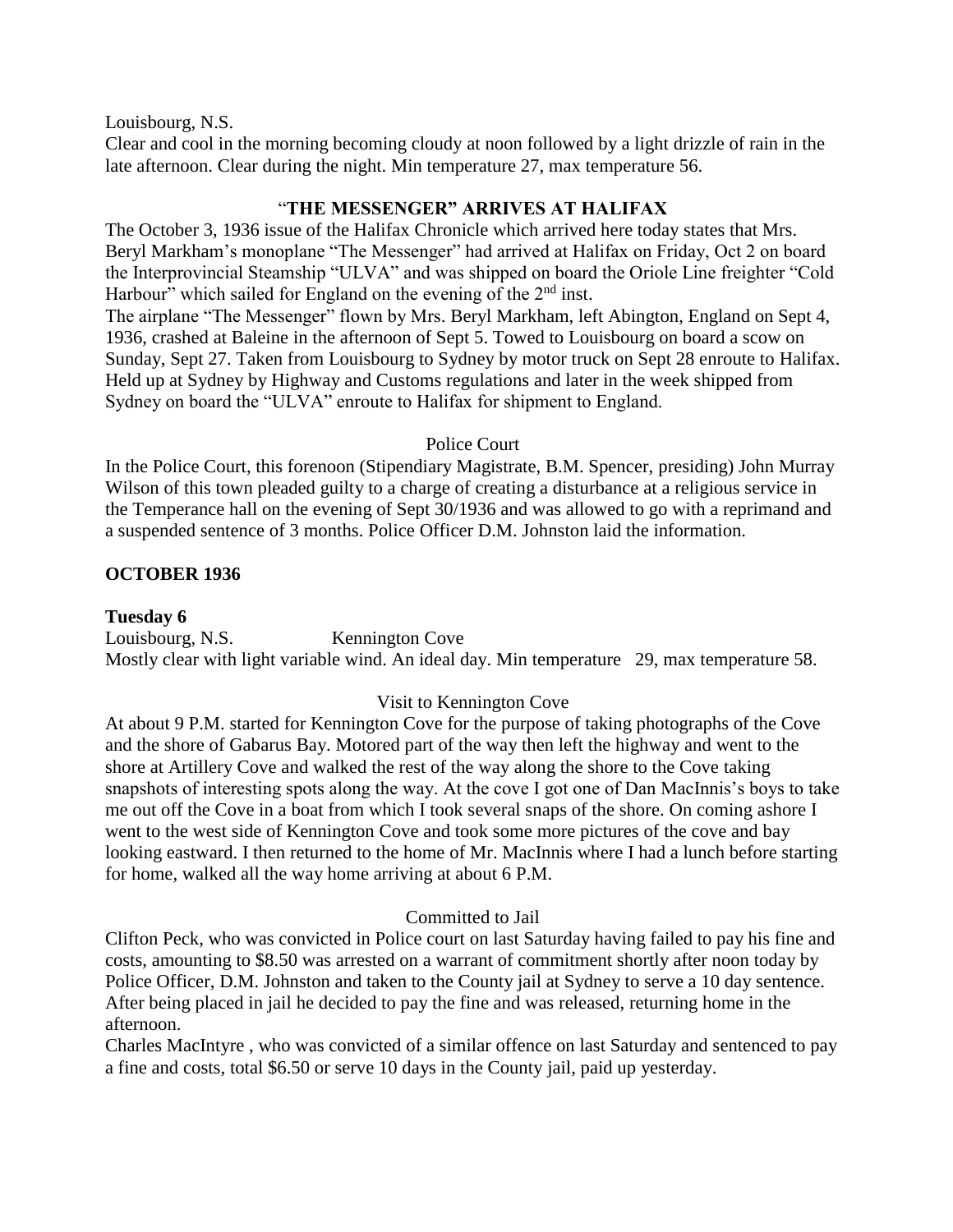Louisbourg, N.S.

Clear and cool in the morning becoming cloudy at noon followed by a light drizzle of rain in the late afternoon. Clear during the night. Min temperature 27, max temperature 56.

### "THE MESSENGER" ARRIVES AT HALIFAX

The October 3, 1936 issue of the Halifax Chronicle which arrived here today states that Mrs. Beryl Markham's monoplane "The Messenger" had arrived at Halifax on Friday, Oct 2 on board the Interprovincial Steamship "ULVA" and was shipped on board the Oriole Line freighter "Cold Harbour" which sailed for England on the evening of the 2nd inst.

The airplane "The Messenger" flown by Mrs. Beryl Markham, left Abington, England on Sept 4, 1936, crashed at Baleine in the afternoon of Sept 5. Towed to Louisbourg on board a scow on Sunday, Sept 27. Taken from Louisbourg to Sydney by motor truck on Sept 28 enroute to Halifax. Held up at Sydney by Highway and Customs regulations and later in the week shipped from Sydney on board the "ULVA" enroute to Halifax for shipment to England.

Police Court

In the Police Court, this forenoon (Stipendiary Magistrate, B.M. Spencer, presiding) John Murray Wilson of this town pleaded guilty to a charge of creating a disturbance at a religious service in the Temperance hall on the evening of Sept 30/1936 and was allowed to go with a reprimand and a suspended sentence of 3 months. Police Officer D.M. Johnston laid the information.

## OCTOBER 1936

**Tuesday 6**

Louisbourg, N.S. Kennington Cove

Mostly clear with light variable wind. An ideal day. Min temperature 29, max temperature 58.

Visit to Kennington Cove

At about 9 P.M. started for Kennington Cove for the purpose of taking photographs of the Cove and the shore of Gabarus Bay. Motored part of the way then left the highway and went to the shore at Artillery Cove and walked the rest of the way along the shore to the Cove taking snapshots of interesting spots along the way. At the cove I got one of Dan MacInnis's boys to take me out off the Cove in a boat from which I took several snaps of the shore. On coming ashore I went to the west side of Kennington Cove and took some more pictures of the cove and bay looking eastward. I then returned to the home of Mr. MacInnis where I had a lunch before starting for home, walked all the way home arriving at about 6 P.M.

Committed to Jail

Clifton Peck, who was convicted in Police court on last Saturday having failed to pay his fine and costs, amounting to $8.50 was arrested on a warrant of commitment shortly after noon today by Police Officer, D.M. Johnston and taken to the County jail at Sydney to serve a 10 day sentence. After being placed in jail he decided to pay the fine and was released, returning home in the afternoon.

Charles MacIntyre , who was convicted of a similar offence on last Saturday and sentenced to pay a fine and costs, total $6.50 or serve 10 days in the County jail, paid up yesterday.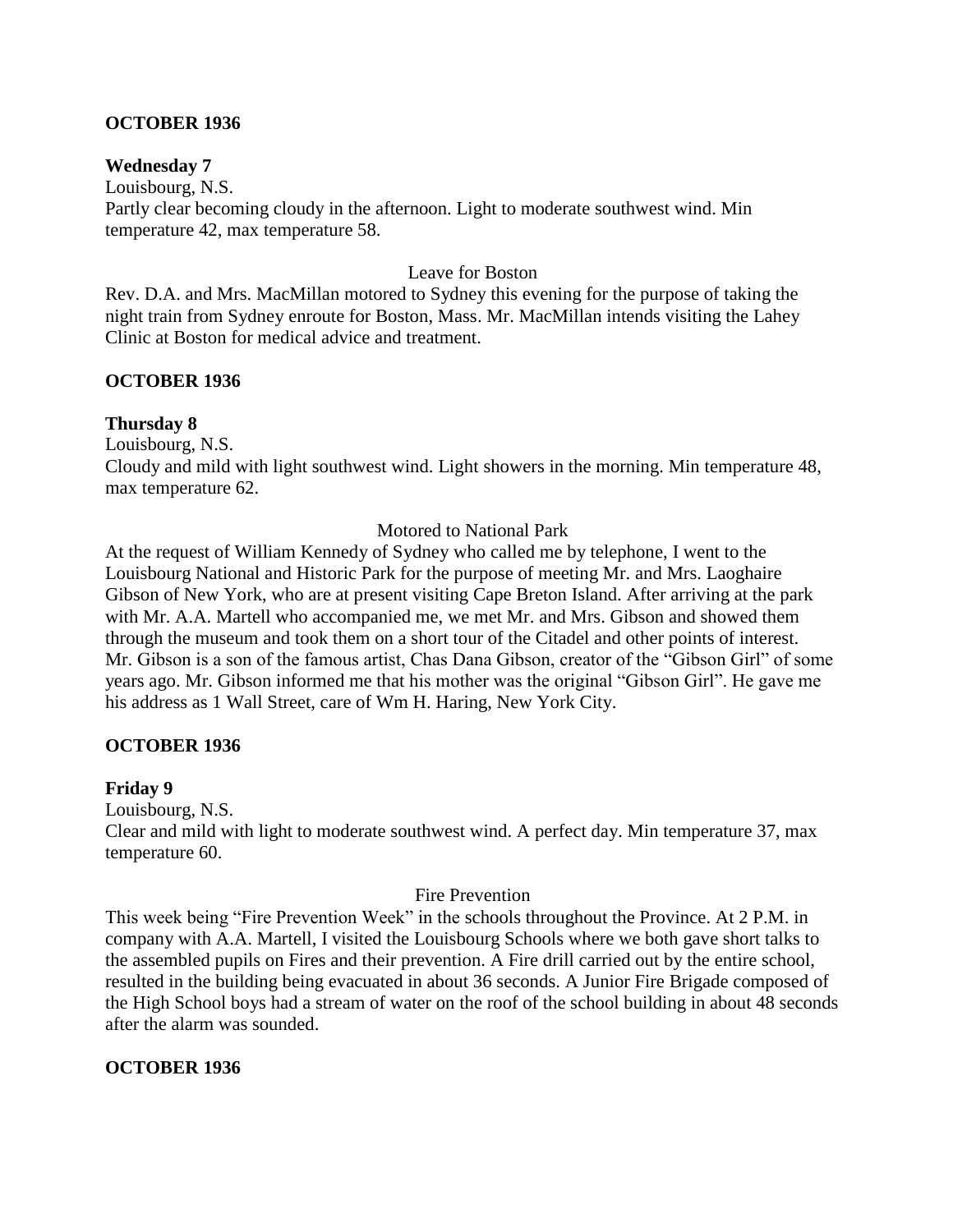**OCTOBER 1936**

**Wednesday 7**

Louisbourg, N.S.

Partly clear becoming cloudy in the afternoon. Light to moderate southwest wind. Min temperature 42, max temperature 58.

Leave for Boston

Rev. D.A. and Mrs. MacMillan motored to Sydney this evening for the purpose of taking the night train from Sydney enroute for Boston, Mass. Mr. MacMillan intends visiting the Lahey Clinic at Boston for medical advice and treatment.

**OCTOBER 1936**

**Thursday 8**

Louisbourg, N.S.

Cloudy and mild with light southwest wind. Light showers in the morning. Min temperature 48, max temperature 62.

Motored to National Park

At the request of William Kennedy of Sydney who called me by telephone, I went to the Louisbourg National and Historic Park for the purpose of meeting Mr. and Mrs. Laoghaire Gibson of New York, who are at present visiting Cape Breton Island. After arriving at the park with Mr. A.A. Martell who accompanied me, we met Mr. and Mrs. Gibson and showed them through the museum and took them on a short tour of the Citadel and other points of interest. Mr. Gibson is a son of the famous artist, Chas Dana Gibson, creator of the "Gibson Girl" of some years ago. Mr. Gibson informed me that his mother was the original "Gibson Girl". He gave me his address as 1 Wall Street, care of Wm H. Haring, New York City.

**OCTOBER 1936**

**Friday 9**

Louisbourg, N.S.

Clear and mild with light to moderate southwest wind. A perfect day. Min temperature 37, max temperature 60.

Fire Prevention

This week being "Fire Prevention Week" in the schools throughout the Province. At 2 P.M. in company with A.A. Martell, I visited the Louisbourg Schools where we both gave short talks to the assembled pupils on Fires and their prevention. A Fire drill carried out by the entire school, resulted in the building being evacuated in about 36 seconds. A Junior Fire Brigade composed of the High School boys had a stream of water on the roof of the school building in about 48 seconds after the alarm was sounded.

**OCTOBER 1936**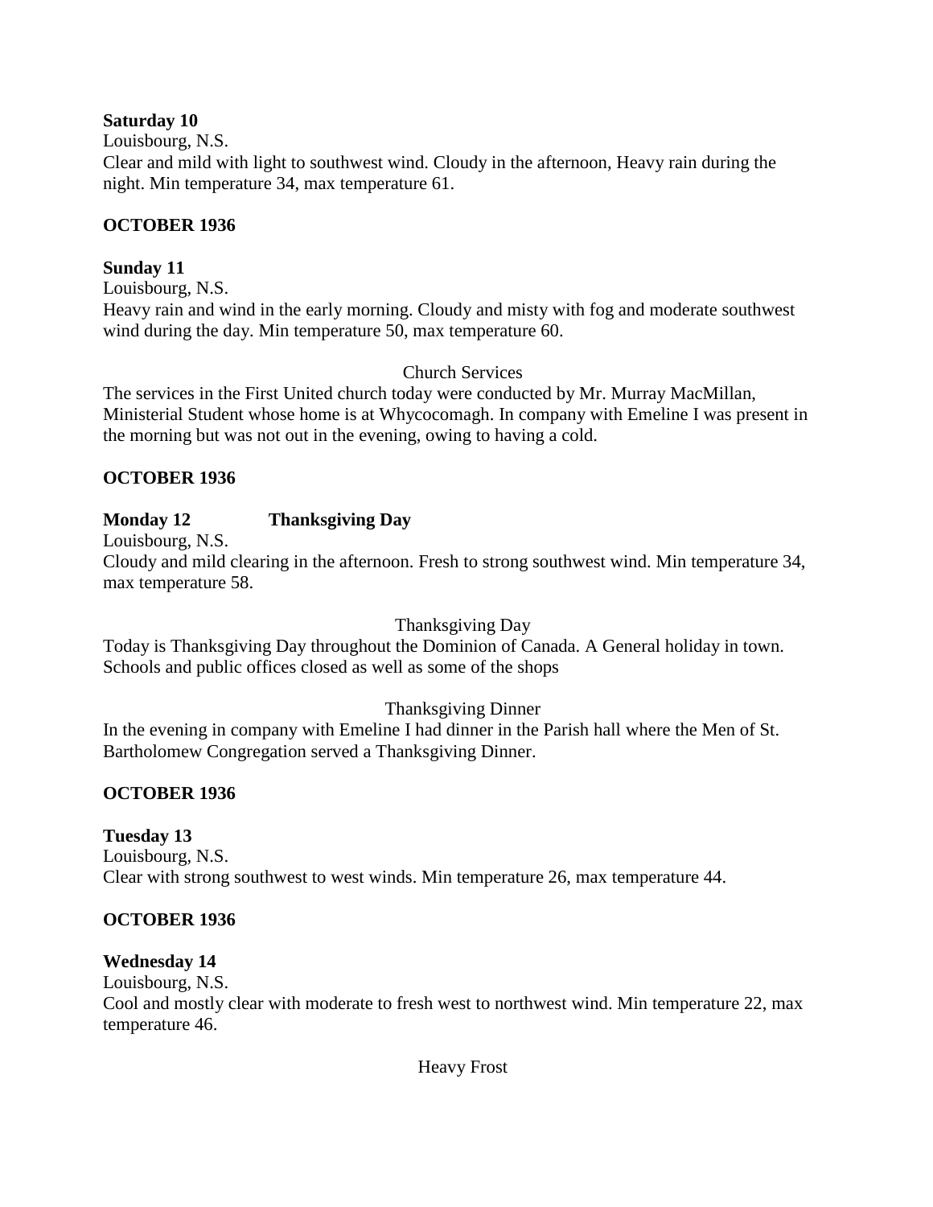**Saturday 10**
Louisbourg, N.S.
Clear and mild with light to southwest wind. Cloudy in the afternoon, Heavy rain during the night. Min temperature 34, max temperature 61.

**OCTOBER 1936**

**Sunday 11**
Louisbourg, N.S.
Heavy rain and wind in the early morning. Cloudy and misty with fog and moderate southwest wind during the day. Min temperature 50, max temperature 60.

Church Services

The services in the First United church today were conducted by Mr. Murray MacMillan, Ministerial Student whose home is at Whycocomagh. In company with Emeline I was present in the morning but was not out in the evening, owing to having a cold.

**OCTOBER 1936**

**Monday 12 Thanksgiving Day**
Louisbourg, N.S.
Cloudy and mild clearing in the afternoon. Fresh to strong southwest wind. Min temperature 34, max temperature 58.

Thanksgiving Day

Today is Thanksgiving Day throughout the Dominion of Canada. A General holiday in town. Schools and public offices closed as well as some of the shops

Thanksgiving Dinner

In the evening in company with Emeline I had dinner in the Parish hall where the Men of St. Bartholomew Congregation served a Thanksgiving Dinner.

**OCTOBER 1936**

**Tuesday 13**
Louisbourg, N.S.
Clear with strong southwest to west winds. Min temperature 26, max temperature 44.

**OCTOBER 1936**

**Wednesday 14**
Louisbourg, N.S.
Cool and mostly clear with moderate to fresh west to northwest wind. Min temperature 22, max temperature 46.

Heavy Frost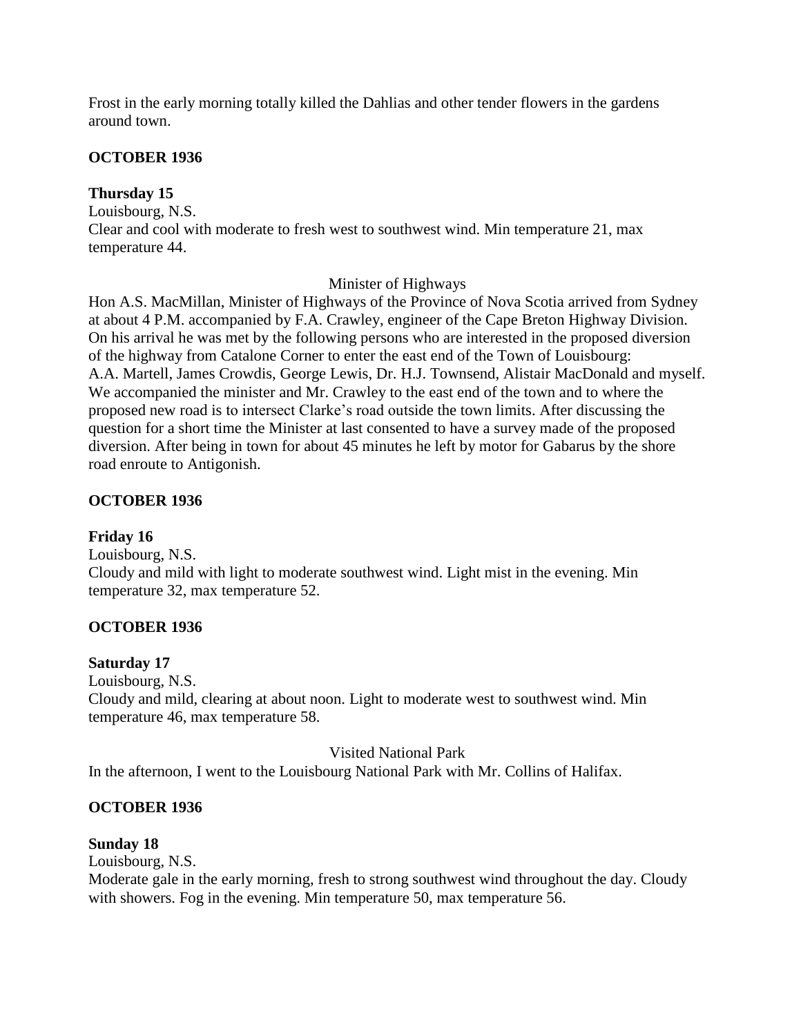Frost in the early morning totally killed the Dahlias and other tender flowers in the gardens around town.

**OCTOBER 1936**

**Thursday 15**

Louisbourg, N.S.

Clear and cool with moderate to fresh west to southwest wind. Min temperature 21, max temperature 44.

Minister of Highways

Hon A.S. MacMillan, Minister of Highways of the Province of Nova Scotia arrived from Sydney at about 4 P.M. accompanied by F.A. Crawley, engineer of the Cape Breton Highway Division. On his arrival he was met by the following persons who are interested in the proposed diversion of the highway from Catalone Corner to enter the east end of the Town of Louisbourg: A.A. Martell, James Crowdis, George Lewis, Dr. H.J. Townsend, Alistair MacDonald and myself. We accompanied the minister and Mr. Crawley to the east end of the town and to where the proposed new road is to intersect Clarke's road outside the town limits. After discussing the question for a short time the Minister at last consented to have a survey made of the proposed diversion. After being in town for about 45 minutes he left by motor for Gabarus by the shore road enroute to Antigonish.

**OCTOBER 1936**

**Friday 16**

Louisbourg, N.S.

Cloudy and mild with light to moderate southwest wind. Light mist in the evening. Min temperature 32, max temperature 52.

**OCTOBER 1936**

**Saturday 17**

Louisbourg, N.S.

Cloudy and mild, clearing at about noon. Light to moderate west to southwest wind. Min temperature 46, max temperature 58.

Visited National Park

In the afternoon, I went to the Louisbourg National Park with Mr. Collins of Halifax.

**OCTOBER 1936**

**Sunday 18**

Louisbourg, N.S.

Moderate gale in the early morning, fresh to strong southwest wind throughout the day. Cloudy with showers. Fog in the evening. Min temperature 50, max temperature 56.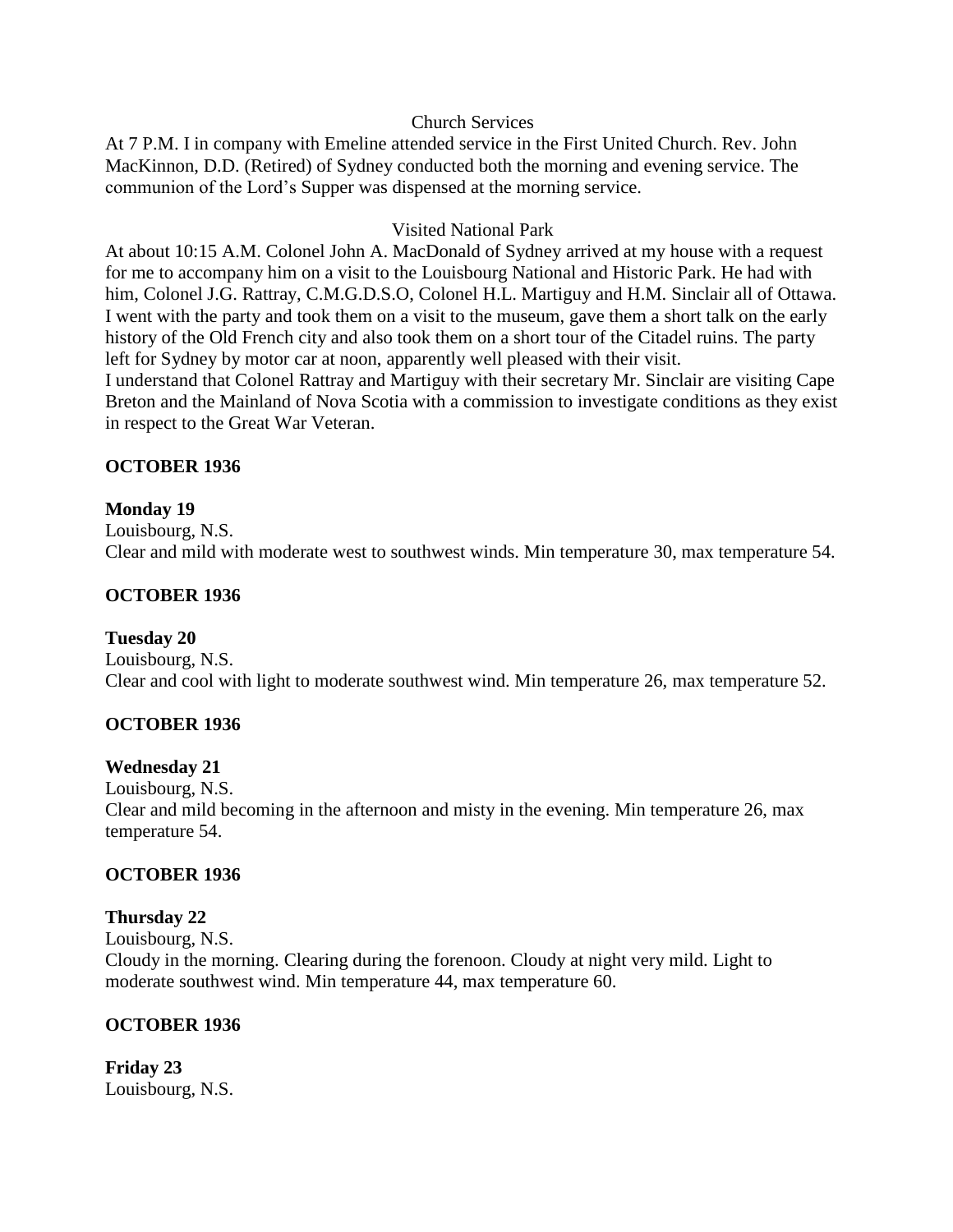Church Services

At 7 P.M. I in company with Emeline attended service in the First United Church. Rev. John MacKinnon, D.D. (Retired) of Sydney conducted both the morning and evening service. The communion of the Lord's Supper was dispensed at the morning service.

Visited National Park

At about 10:15 A.M. Colonel John A. MacDonald of Sydney arrived at my house with a request for me to accompany him on a visit to the Louisbourg National and Historic Park. He had with him, Colonel J.G. Rattray, C.M.G.D.S.O, Colonel H.L. Martiguy and H.M. Sinclair all of Ottawa. I went with the party and took them on a visit to the museum, gave them a short talk on the early history of the Old French city and also took them on a short tour of the Citadel ruins. The party left for Sydney by motor car at noon, apparently well pleased with their visit.
I understand that Colonel Rattray and Martiguy with their secretary Mr. Sinclair are visiting Cape Breton and the Mainland of Nova Scotia with a commission to investigate conditions as they exist in respect to the Great War Veteran.

**OCTOBER 1936**

**Monday 19**
Louisbourg, N.S.
Clear and mild with moderate west to southwest winds. Min temperature 30, max temperature 54.

**OCTOBER 1936**

**Tuesday 20**
Louisbourg, N.S.
Clear and cool with light to moderate southwest wind. Min temperature 26, max temperature 52.

**OCTOBER 1936**

**Wednesday 21**
Louisbourg, N.S.
Clear and mild becoming in the afternoon and misty in the evening. Min temperature 26, max temperature 54.

**OCTOBER 1936**

**Thursday 22**
Louisbourg, N.S.
Cloudy in the morning. Clearing during the forenoon. Cloudy at night very mild. Light to moderate southwest wind. Min temperature 44, max temperature 60.

**OCTOBER 1936**

**Friday 23**
Louisbourg, N.S.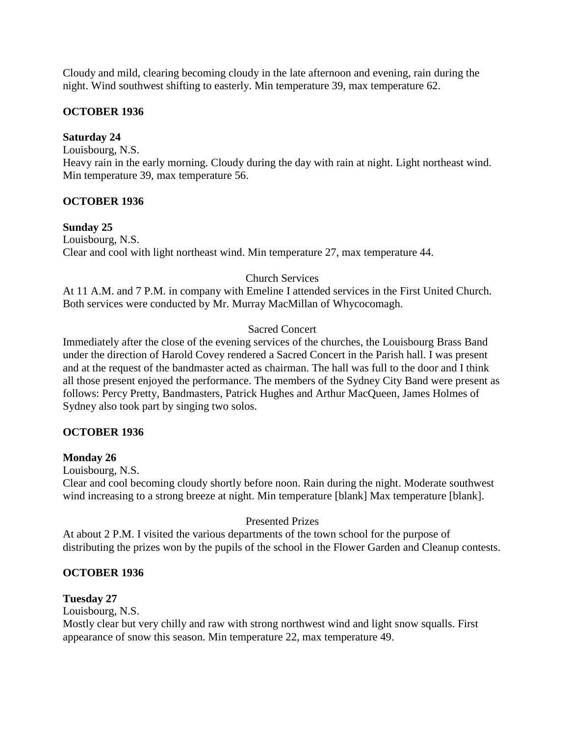Cloudy and mild, clearing becoming cloudy in the late afternoon and evening, rain during the night. Wind southwest shifting to easterly. Min temperature 39, max temperature 62.

**OCTOBER 1936**

**Saturday 24**

Louisbourg, N.S.

Heavy rain in the early morning. Cloudy during the day with rain at night. Light northeast wind. Min temperature 39, max temperature 56.

**OCTOBER 1936**

**Sunday 25**

Louisbourg, N.S.

Clear and cool with light northeast wind. Min temperature 27, max temperature 44.

Church Services

At 11 A.M. and 7 P.M. in company with Emeline I attended services in the First United Church. Both services were conducted by Mr. Murray MacMillan of Whycocomagh.

Sacred Concert

Immediately after the close of the evening services of the churches, the Louisbourg Brass Band under the direction of Harold Covey rendered a Sacred Concert in the Parish hall. I was present and at the request of the bandmaster acted as chairman. The hall was full to the door and I think all those present enjoyed the performance. The members of the Sydney City Band were present as follows: Percy Pretty, Bandmasters, Patrick Hughes and Arthur MacQueen, James Holmes of Sydney also took part by singing two solos.

**OCTOBER 1936**

**Monday 26**

Louisbourg, N.S.

Clear and cool becoming cloudy shortly before noon. Rain during the night. Moderate southwest wind increasing to a strong breeze at night. Min temperature [blank] Max temperature [blank].

Presented Prizes

At about 2 P.M. I visited the various departments of the town school for the purpose of distributing the prizes won by the pupils of the school in the Flower Garden and Cleanup contests.

**OCTOBER 1936**

**Tuesday 27**

Louisbourg, N.S.

Mostly clear but very chilly and raw with strong northwest wind and light snow squalls. First appearance of snow this season. Min temperature 22, max temperature 49.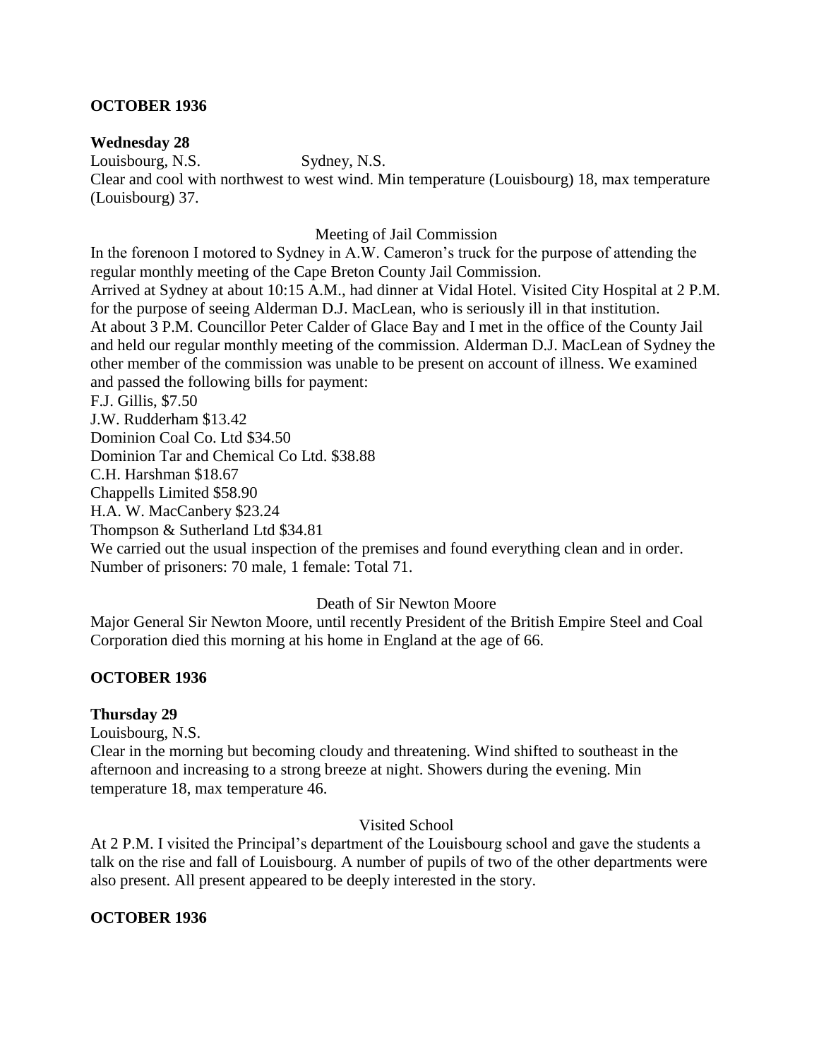**OCTOBER 1936**

**Wednesday 28**

Louisbourg, N.S. Sydney, N.S.

Clear and cool with northwest to west wind. Min temperature (Louisbourg) 18, max temperature (Louisbourg) 37.

Meeting of Jail Commission

In the forenoon I motored to Sydney in A.W. Cameron's truck for the purpose of attending the regular monthly meeting of the Cape Breton County Jail Commission.

Arrived at Sydney at about 10:15 A.M., had dinner at Vidal Hotel. Visited City Hospital at 2 P.M. for the purpose of seeing Alderman D.J. MacLean, who is seriously ill in that institution.

At about 3 P.M. Councillor Peter Calder of Glace Bay and I met in the office of the County Jail and held our regular monthly meeting of the commission. Alderman D.J. MacLean of Sydney the other member of the commission was unable to be present on account of illness. We examined and passed the following bills for payment:

F.J. Gillis, $7.50
J.W. Rudderham $13.42
Dominion Coal Co. Ltd $34.50
Dominion Tar and Chemical Co Ltd. $38.88
C.H. Harshman $18.67
Chappells Limited $58.90
H.A. W. MacCanbery $23.24
Thompson & Sutherland Ltd $34.81

We carried out the usual inspection of the premises and found everything clean and in order.
Number of prisoners: 70 male, 1 female: Total 71.

Death of Sir Newton Moore

Major General Sir Newton Moore, until recently President of the British Empire Steel and Coal Corporation died this morning at his home in England at the age of 66.

**OCTOBER 1936**

**Thursday 29**

Louisbourg, N.S.

Clear in the morning but becoming cloudy and threatening. Wind shifted to southeast in the afternoon and increasing to a strong breeze at night. Showers during the evening. Min temperature 18, max temperature 46.

Visited School

At 2 P.M. I visited the Principal's department of the Louisbourg school and gave the students a talk on the rise and fall of Louisbourg. A number of pupils of two of the other departments were also present. All present appeared to be deeply interested in the story.

**OCTOBER 1936**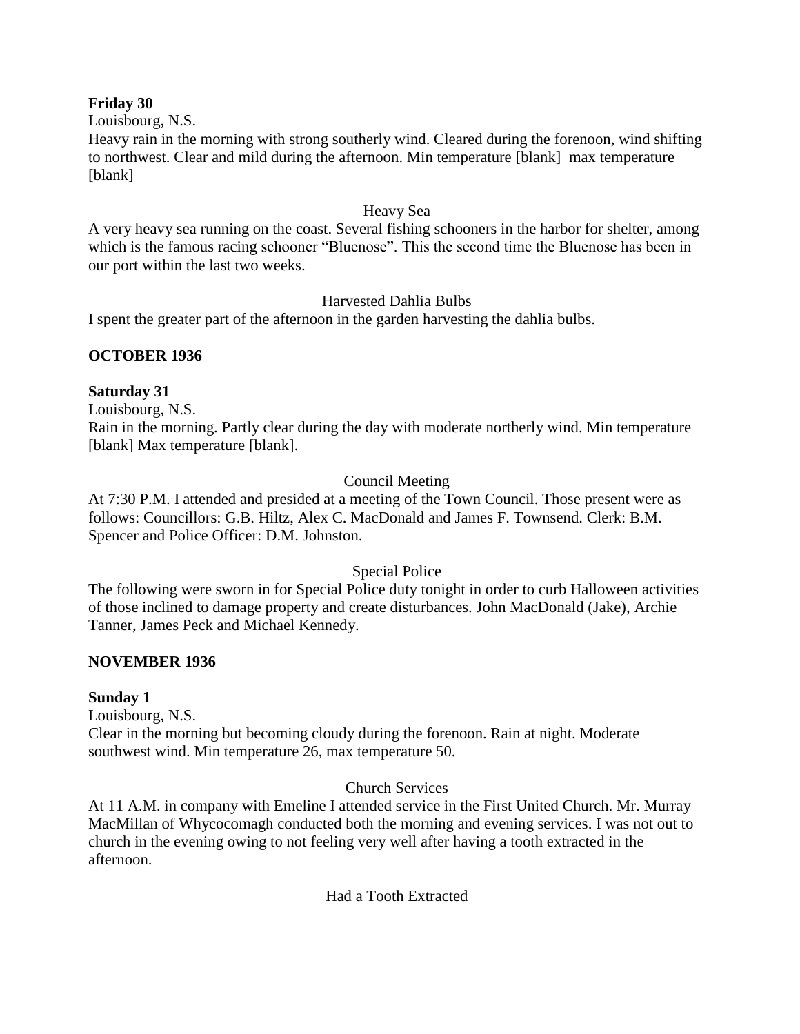**Friday 30**

Louisbourg, N.S.

Heavy rain in the morning with strong southerly wind. Cleared during the forenoon, wind shifting to northwest. Clear and mild during the afternoon. Min temperature [blank]  max temperature [blank]

Heavy Sea

A very heavy sea running on the coast. Several fishing schooners in the harbor for shelter, among which is the famous racing schooner "Bluenose". This the second time the Bluenose has been in our port within the last two weeks.

Harvested Dahlia Bulbs

I spent the greater part of the afternoon in the garden harvesting the dahlia bulbs.

**OCTOBER 1936**

**Saturday 31**

Louisbourg, N.S.

Rain in the morning. Partly clear during the day with moderate northerly wind. Min temperature [blank] Max temperature [blank].

Council Meeting

At 7:30 P.M. I attended and presided at a meeting of the Town Council. Those present were as follows: Councillors: G.B. Hiltz, Alex C. MacDonald and James F. Townsend. Clerk: B.M. Spencer and Police Officer: D.M. Johnston.

Special Police

The following were sworn in for Special Police duty tonight in order to curb Halloween activities of those inclined to damage property and create disturbances. John MacDonald (Jake), Archie Tanner, James Peck and Michael Kennedy.

**NOVEMBER 1936**

**Sunday 1**

Louisbourg, N.S.

Clear in the morning but becoming cloudy during the forenoon. Rain at night. Moderate southwest wind. Min temperature 26, max temperature 50.

Church Services

At 11 A.M. in company with Emeline I attended service in the First United Church. Mr. Murray MacMillan of Whycocomagh conducted both the morning and evening services. I was not out to church in the evening owing to not feeling very well after having a tooth extracted in the afternoon.

Had a Tooth Extracted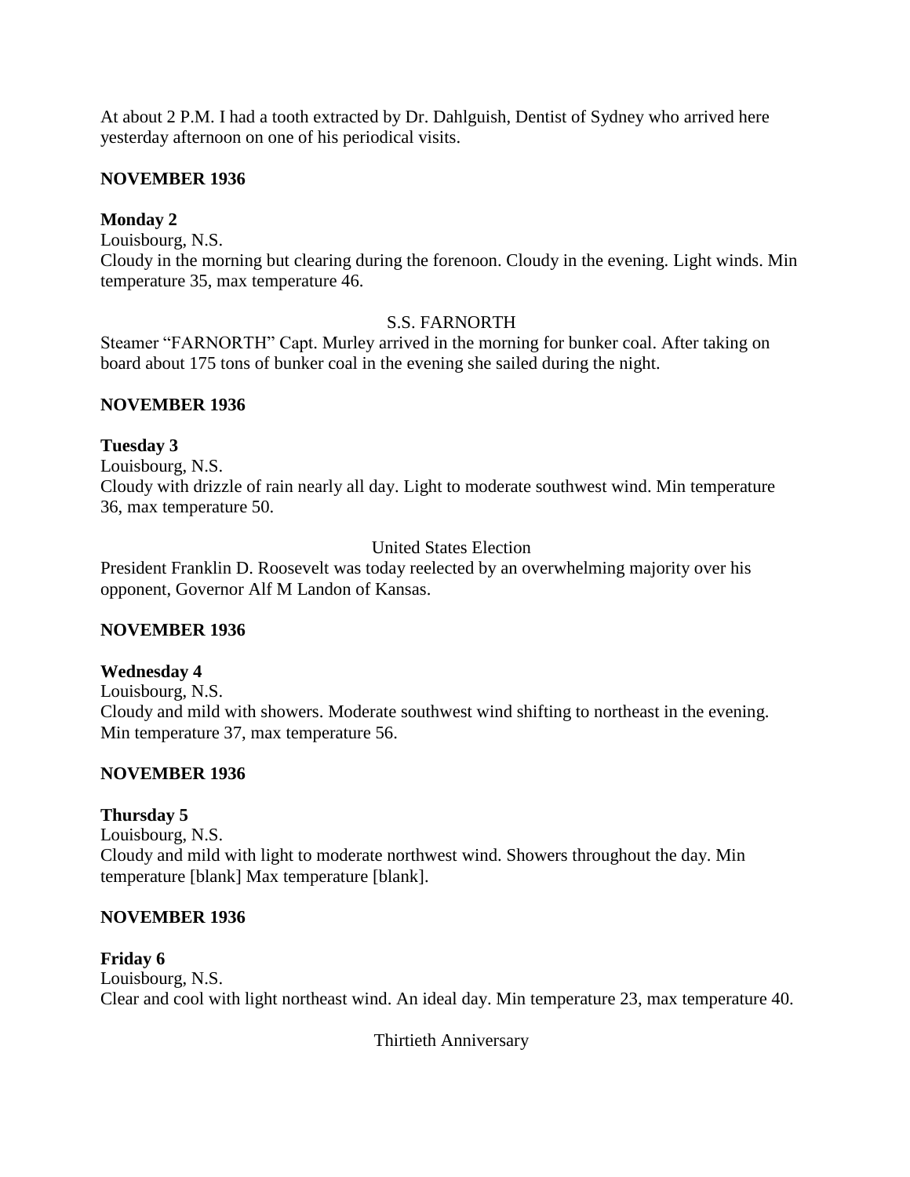At about 2 P.M. I had a tooth extracted by Dr. Dahlguish, Dentist of Sydney who arrived here yesterday afternoon on one of his periodical visits.

**NOVEMBER 1936**

**Monday 2**

Louisbourg, N.S.

Cloudy in the morning but clearing during the forenoon. Cloudy in the evening. Light winds. Min temperature 35, max temperature 46.

S.S. FARNORTH

Steamer "FARNORTH" Capt. Murley arrived in the morning for bunker coal. After taking on board about 175 tons of bunker coal in the evening she sailed during the night.

**NOVEMBER 1936**

**Tuesday 3**

Louisbourg, N.S.

Cloudy with drizzle of rain nearly all day. Light to moderate southwest wind. Min temperature 36, max temperature 50.

United States Election

President Franklin D. Roosevelt was today reelected by an overwhelming majority over his opponent, Governor Alf M Landon of Kansas.

**NOVEMBER 1936**

**Wednesday 4**

Louisbourg, N.S.

Cloudy and mild with showers. Moderate southwest wind shifting to northeast in the evening. Min temperature 37, max temperature 56.

**NOVEMBER 1936**

**Thursday 5**

Louisbourg, N.S.

Cloudy and mild with light to moderate northwest wind. Showers throughout the day. Min temperature [blank] Max temperature [blank].

**NOVEMBER 1936**

**Friday 6**

Louisbourg, N.S.

Clear and cool with light northeast wind. An ideal day. Min temperature 23, max temperature 40.

Thirtieth Anniversary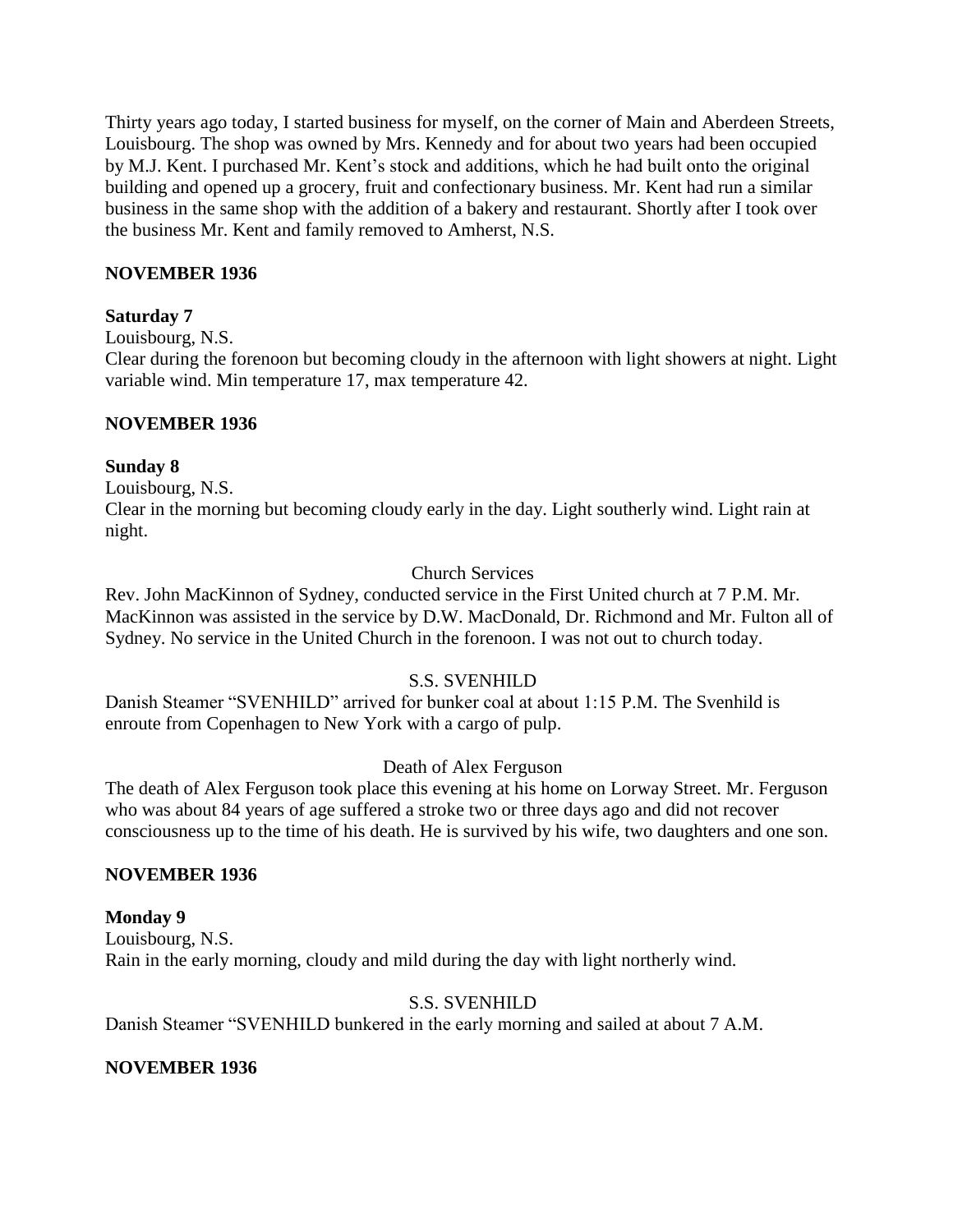Thirty years ago today, I started business for myself, on the corner of Main and Aberdeen Streets, Louisbourg. The shop was owned by Mrs. Kennedy and for about two years had been occupied by M.J. Kent. I purchased Mr. Kent's stock and additions, which he had built onto the original building and opened up a grocery, fruit and confectionary business. Mr. Kent had run a similar business in the same shop with the addition of a bakery and restaurant. Shortly after I took over the business Mr. Kent and family removed to Amherst, N.S.

**NOVEMBER 1936**

**Saturday 7**

Louisbourg, N.S.

Clear during the forenoon but becoming cloudy in the afternoon with light showers at night. Light variable wind. Min temperature 17, max temperature 42.

**NOVEMBER 1936**

**Sunday 8**

Louisbourg, N.S.

Clear in the morning but becoming cloudy early in the day. Light southerly wind. Light rain at night.

Church Services

Rev. John MacKinnon of Sydney, conducted service in the First United church at 7 P.M. Mr. MacKinnon was assisted in the service by D.W. MacDonald, Dr. Richmond and Mr. Fulton all of Sydney. No service in the United Church in the forenoon. I was not out to church today.

S.S. SVENHILD

Danish Steamer "SVENHILD" arrived for bunker coal at about 1:15 P.M. The Svenhild is enroute from Copenhagen to New York with a cargo of pulp.

Death of Alex Ferguson

The death of Alex Ferguson took place this evening at his home on Lorway Street. Mr. Ferguson who was about 84 years of age suffered a stroke two or three days ago and did not recover consciousness up to the time of his death. He is survived by his wife, two daughters and one son.

**NOVEMBER 1936**

**Monday 9**

Louisbourg, N.S.

Rain in the early morning, cloudy and mild during the day with light northerly wind.

S.S. SVENHILD

Danish Steamer "SVENHILD bunkered in the early morning and sailed at about 7 A.M.

**NOVEMBER 1936**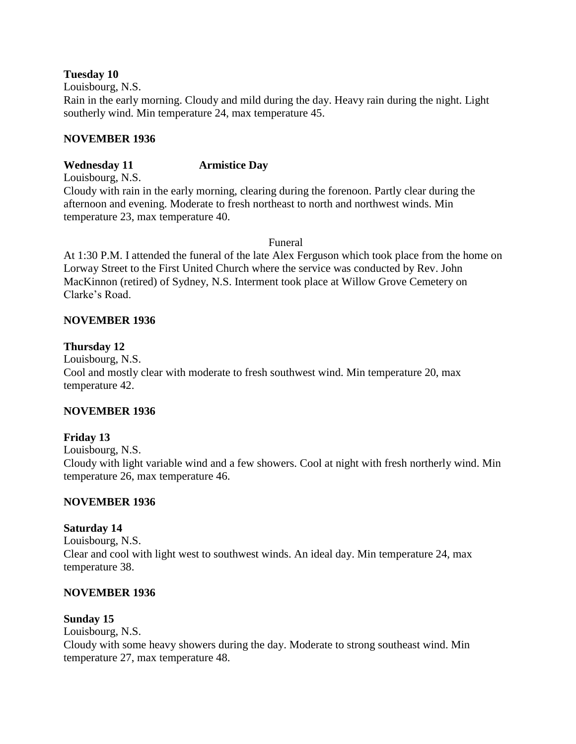**Tuesday 10**

Louisbourg, N.S.

Rain in the early morning. Cloudy and mild during the day. Heavy rain during the night. Light southerly wind. Min temperature 24, max temperature 45.

**NOVEMBER 1936**

**Wednesday 11 Armistice Day**

Louisbourg, N.S.

Cloudy with rain in the early morning, clearing during the forenoon. Partly clear during the afternoon and evening. Moderate to fresh northeast to north and northwest winds. Min temperature 23, max temperature 40.

Funeral

At 1:30 P.M. I attended the funeral of the late Alex Ferguson which took place from the home on Lorway Street to the First United Church where the service was conducted by Rev. John MacKinnon (retired) of Sydney, N.S. Interment took place at Willow Grove Cemetery on Clarke's Road.

**NOVEMBER 1936**

**Thursday 12**

Louisbourg, N.S.

Cool and mostly clear with moderate to fresh southwest wind. Min temperature 20, max temperature 42.

**NOVEMBER 1936**

**Friday 13**

Louisbourg, N.S.

Cloudy with light variable wind and a few showers. Cool at night with fresh northerly wind. Min temperature 26, max temperature 46.

**NOVEMBER 1936**

**Saturday 14**

Louisbourg, N.S.

Clear and cool with light west to southwest winds. An ideal day. Min temperature 24, max temperature 38.

**NOVEMBER 1936**

**Sunday 15**

Louisbourg, N.S.

Cloudy with some heavy showers during the day. Moderate to strong southeast wind. Min temperature 27, max temperature 48.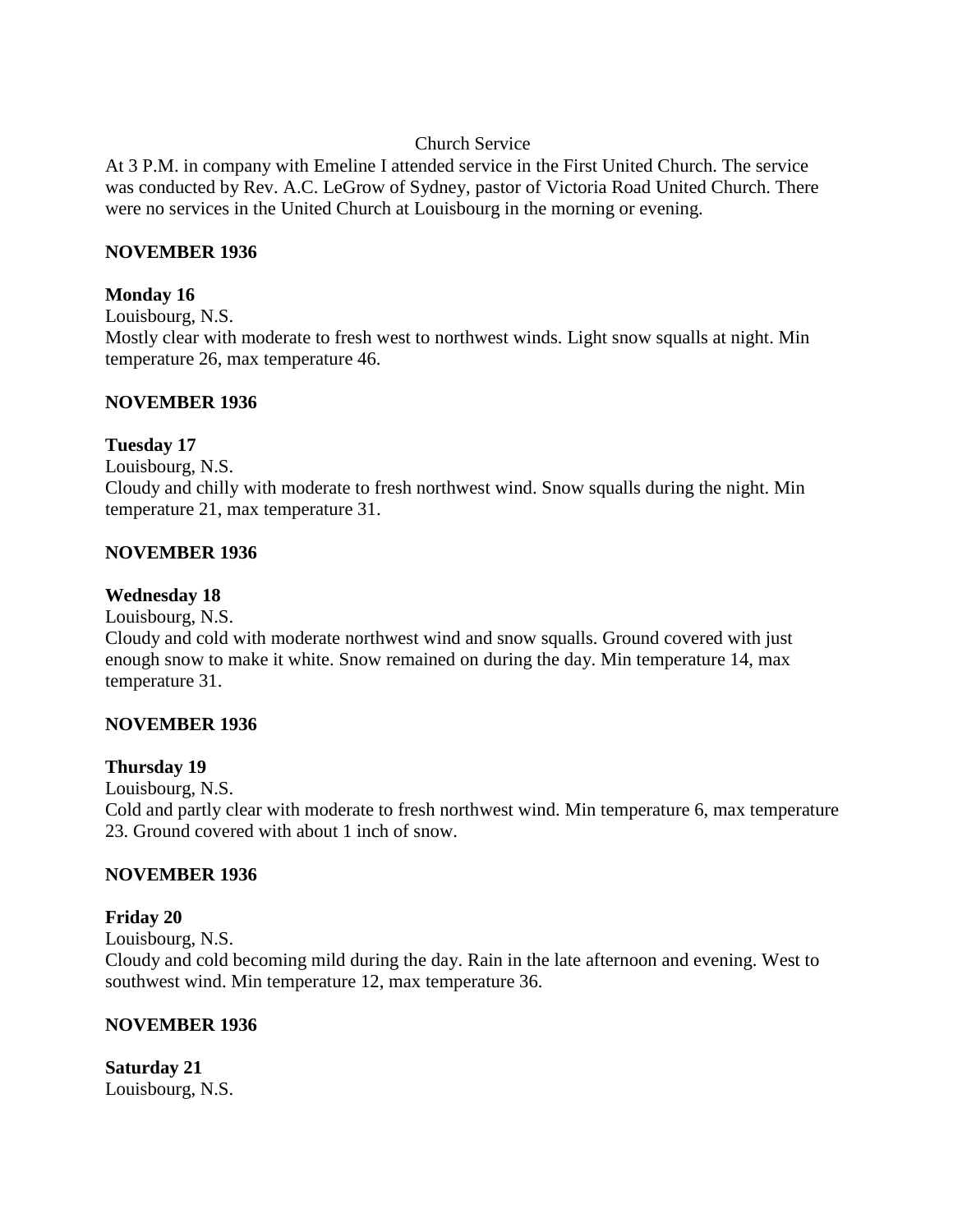Church Service

At 3 P.M. in company with Emeline I attended service in the First United Church. The service was conducted by Rev. A.C. LeGrow of Sydney, pastor of Victoria Road United Church. There were no services in the United Church at Louisbourg in the morning or evening.

**NOVEMBER 1936**

**Monday 16**

Louisbourg, N.S.

Mostly clear with moderate to fresh west to northwest winds. Light snow squalls at night. Min temperature 26, max temperature 46.

**NOVEMBER 1936**

**Tuesday 17**

Louisbourg, N.S.

Cloudy and chilly with moderate to fresh northwest wind. Snow squalls during the night. Min temperature 21, max temperature 31.

**NOVEMBER 1936**

**Wednesday 18**

Louisbourg, N.S.

Cloudy and cold with moderate northwest wind and snow squalls. Ground covered with just enough snow to make it white. Snow remained on during the day. Min temperature 14, max temperature 31.

**NOVEMBER 1936**

**Thursday 19**

Louisbourg, N.S.

Cold and partly clear with moderate to fresh northwest wind. Min temperature 6, max temperature 23. Ground covered with about 1 inch of snow.

**NOVEMBER 1936**

**Friday 20**

Louisbourg, N.S.

Cloudy and cold becoming mild during the day. Rain in the late afternoon and evening. West to southwest wind. Min temperature 12, max temperature 36.

**NOVEMBER 1936**

**Saturday 21**

Louisbourg, N.S.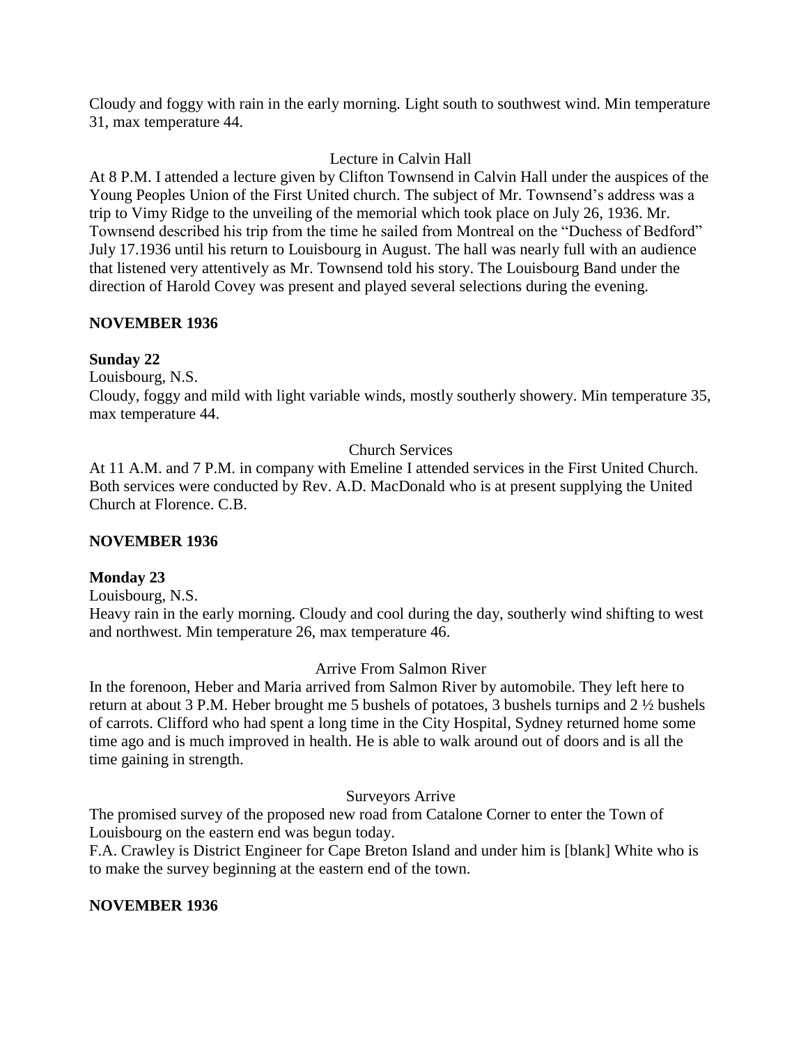Cloudy and foggy with rain in the early morning. Light south to southwest wind. Min temperature 31, max temperature 44.

Lecture in Calvin Hall

At 8 P.M. I attended a lecture given by Clifton Townsend in Calvin Hall under the auspices of the Young Peoples Union of the First United church. The subject of Mr. Townsend's address was a trip to Vimy Ridge to the unveiling of the memorial which took place on July 26, 1936. Mr. Townsend described his trip from the time he sailed from Montreal on the "Duchess of Bedford" July 17.1936 until his return to Louisbourg in August. The hall was nearly full with an audience that listened very attentively as Mr. Townsend told his story. The Louisbourg Band under the direction of Harold Covey was present and played several selections during the evening.

**NOVEMBER 1936**

**Sunday 22**

Louisbourg, N.S.

Cloudy, foggy and mild with light variable winds, mostly southerly showery. Min temperature 35, max temperature 44.

Church Services

At 11 A.M. and 7 P.M. in company with Emeline I attended services in the First United Church. Both services were conducted by Rev. A.D. MacDonald who is at present supplying the United Church at Florence. C.B.

**NOVEMBER 1936**

**Monday 23**

Louisbourg, N.S.

Heavy rain in the early morning. Cloudy and cool during the day, southerly wind shifting to west and northwest. Min temperature 26, max temperature 46.

Arrive From Salmon River

In the forenoon, Heber and Maria arrived from Salmon River by automobile. They left here to return at about 3 P.M. Heber brought me 5 bushels of potatoes, 3 bushels turnips and 2 ½ bushels of carrots. Clifford who had spent a long time in the City Hospital, Sydney returned home some time ago and is much improved in health. He is able to walk around out of doors and is all the time gaining in strength.

Surveyors Arrive

The promised survey of the proposed new road from Catalone Corner to enter the Town of Louisbourg on the eastern end was begun today.

F.A. Crawley is District Engineer for Cape Breton Island and under him is [blank] White who is to make the survey beginning at the eastern end of the town.

**NOVEMBER 1936**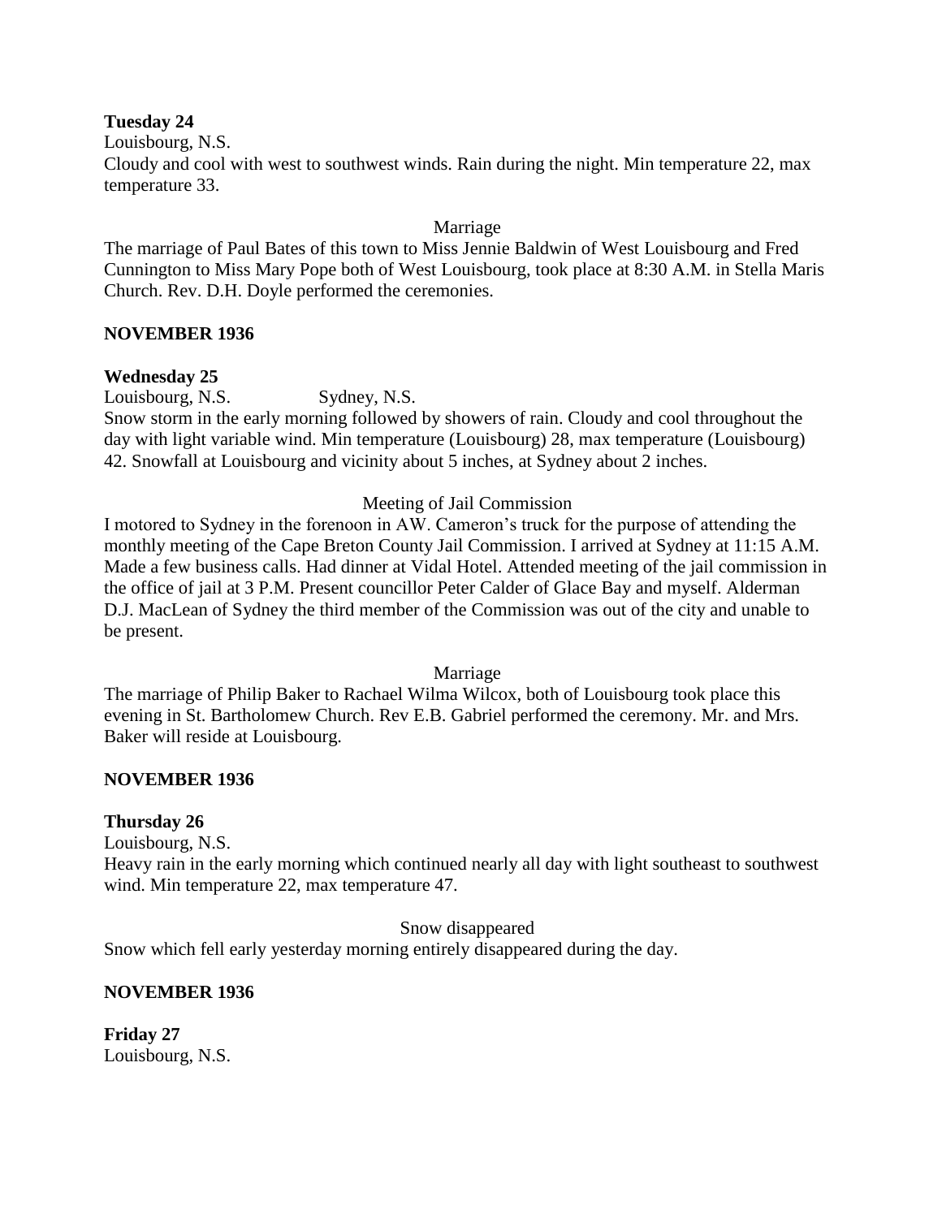**Tuesday 24**

Louisbourg, N.S.

Cloudy and cool with west to southwest winds. Rain during the night. Min temperature 22, max temperature 33.

Marriage

The marriage of Paul Bates of this town to Miss Jennie Baldwin of West Louisbourg and Fred Cunnington to Miss Mary Pope both of West Louisbourg, took place at 8:30 A.M. in Stella Maris Church. Rev. D.H. Doyle performed the ceremonies.

**NOVEMBER 1936**

**Wednesday 25**

Louisbourg, N.S. Sydney, N.S.

Snow storm in the early morning followed by showers of rain. Cloudy and cool throughout the day with light variable wind. Min temperature (Louisbourg) 28, max temperature (Louisbourg) 42. Snowfall at Louisbourg and vicinity about 5 inches, at Sydney about 2 inches.

Meeting of Jail Commission

I motored to Sydney in the forenoon in AW. Cameron's truck for the purpose of attending the monthly meeting of the Cape Breton County Jail Commission. I arrived at Sydney at 11:15 A.M. Made a few business calls. Had dinner at Vidal Hotel. Attended meeting of the jail commission in the office of jail at 3 P.M. Present councillor Peter Calder of Glace Bay and myself. Alderman D.J. MacLean of Sydney the third member of the Commission was out of the city and unable to be present.

Marriage

The marriage of Philip Baker to Rachael Wilma Wilcox, both of Louisbourg took place this evening in St. Bartholomew Church. Rev E.B. Gabriel performed the ceremony. Mr. and Mrs. Baker will reside at Louisbourg.

**NOVEMBER 1936**

**Thursday 26**

Louisbourg, N.S.

Heavy rain in the early morning which continued nearly all day with light southeast to southwest wind. Min temperature 22, max temperature 47.

Snow disappeared

Snow which fell early yesterday morning entirely disappeared during the day.

**NOVEMBER 1936**

**Friday 27**

Louisbourg, N.S.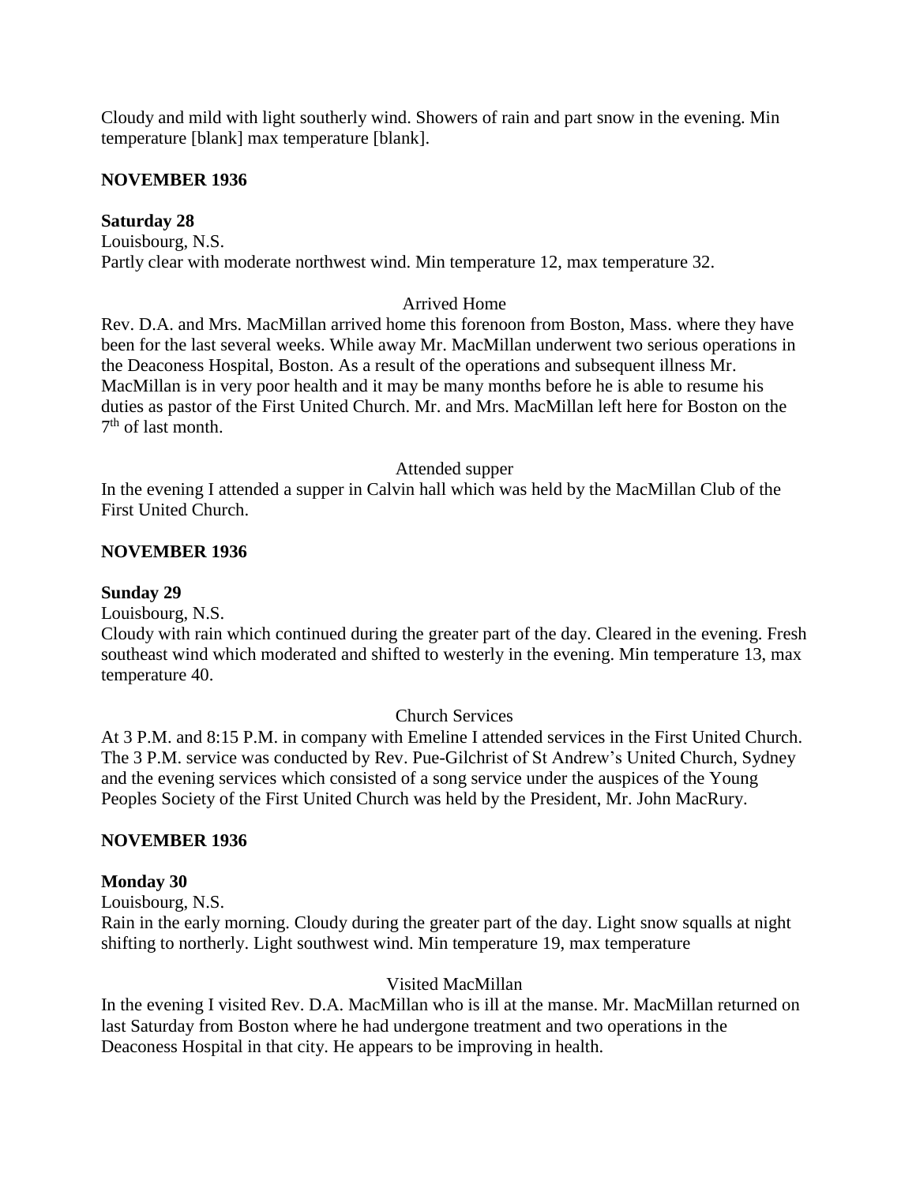Cloudy and mild with light southerly wind. Showers of rain and part snow in the evening. Min temperature [blank] max temperature [blank].

**NOVEMBER 1936**

**Saturday 28**

Louisbourg, N.S.

Partly clear with moderate northwest wind. Min temperature 12, max temperature 32.

Arrived Home

Rev. D.A. and Mrs. MacMillan arrived home this forenoon from Boston, Mass. where they have been for the last several weeks. While away Mr. MacMillan underwent two serious operations in the Deaconess Hospital, Boston. As a result of the operations and subsequent illness Mr. MacMillan is in very poor health and it may be many months before he is able to resume his duties as pastor of the First United Church. Mr. and Mrs. MacMillan left here for Boston on the 7th of last month.

Attended supper

In the evening I attended a supper in Calvin hall which was held by the MacMillan Club of the First United Church.

**NOVEMBER 1936**

**Sunday 29**

Louisbourg, N.S.

Cloudy with rain which continued during the greater part of the day. Cleared in the evening. Fresh southeast wind which moderated and shifted to westerly in the evening. Min temperature 13, max temperature 40.

Church Services

At 3 P.M. and 8:15 P.M. in company with Emeline I attended services in the First United Church. The 3 P.M. service was conducted by Rev. Pue-Gilchrist of St Andrew's United Church, Sydney and the evening services which consisted of a song service under the auspices of the Young Peoples Society of the First United Church was held by the President, Mr. John MacRury.

**NOVEMBER 1936**

**Monday 30**

Louisbourg, N.S.

Rain in the early morning. Cloudy during the greater part of the day. Light snow squalls at night shifting to northerly. Light southwest wind. Min temperature 19, max temperature

Visited MacMillan

In the evening I visited Rev. D.A. MacMillan who is ill at the manse. Mr. MacMillan returned on last Saturday from Boston where he had undergone treatment and two operations in the Deaconess Hospital in that city. He appears to be improving in health.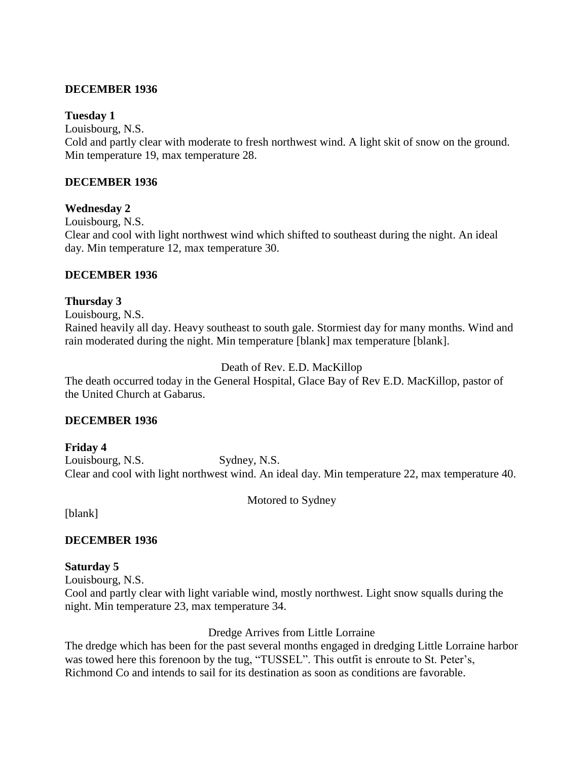**DECEMBER 1936**

**Tuesday 1**

Louisbourg, N.S.

Cold and partly clear with moderate to fresh northwest wind. A light skit of snow on the ground. Min temperature 19, max temperature 28.

**DECEMBER 1936**

**Wednesday 2**

Louisbourg, N.S.

Clear and cool with light northwest wind which shifted to southeast during the night. An ideal day. Min temperature 12, max temperature 30.

**DECEMBER 1936**

**Thursday 3**

Louisbourg, N.S.

Rained heavily all day. Heavy southeast to south gale. Stormiest day for many months. Wind and rain moderated during the night. Min temperature [blank] max temperature [blank].

Death of Rev. E.D. MacKillop

The death occurred today in the General Hospital, Glace Bay of Rev E.D. MacKillop, pastor of the United Church at Gabarus.

**DECEMBER 1936**

**Friday 4**

Louisbourg, N.S. Sydney, N.S.

Clear and cool with light northwest wind. An ideal day. Min temperature 22, max temperature 40.

Motored to Sydney

[blank]

**DECEMBER 1936**

**Saturday 5**

Louisbourg, N.S.

Cool and partly clear with light variable wind, mostly northwest. Light snow squalls during the night. Min temperature 23, max temperature 34.

Dredge Arrives from Little Lorraine

The dredge which has been for the past several months engaged in dredging Little Lorraine harbor was towed here this forenoon by the tug, "TUSSEL". This outfit is enroute to St. Peter's, Richmond Co and intends to sail for its destination as soon as conditions are favorable.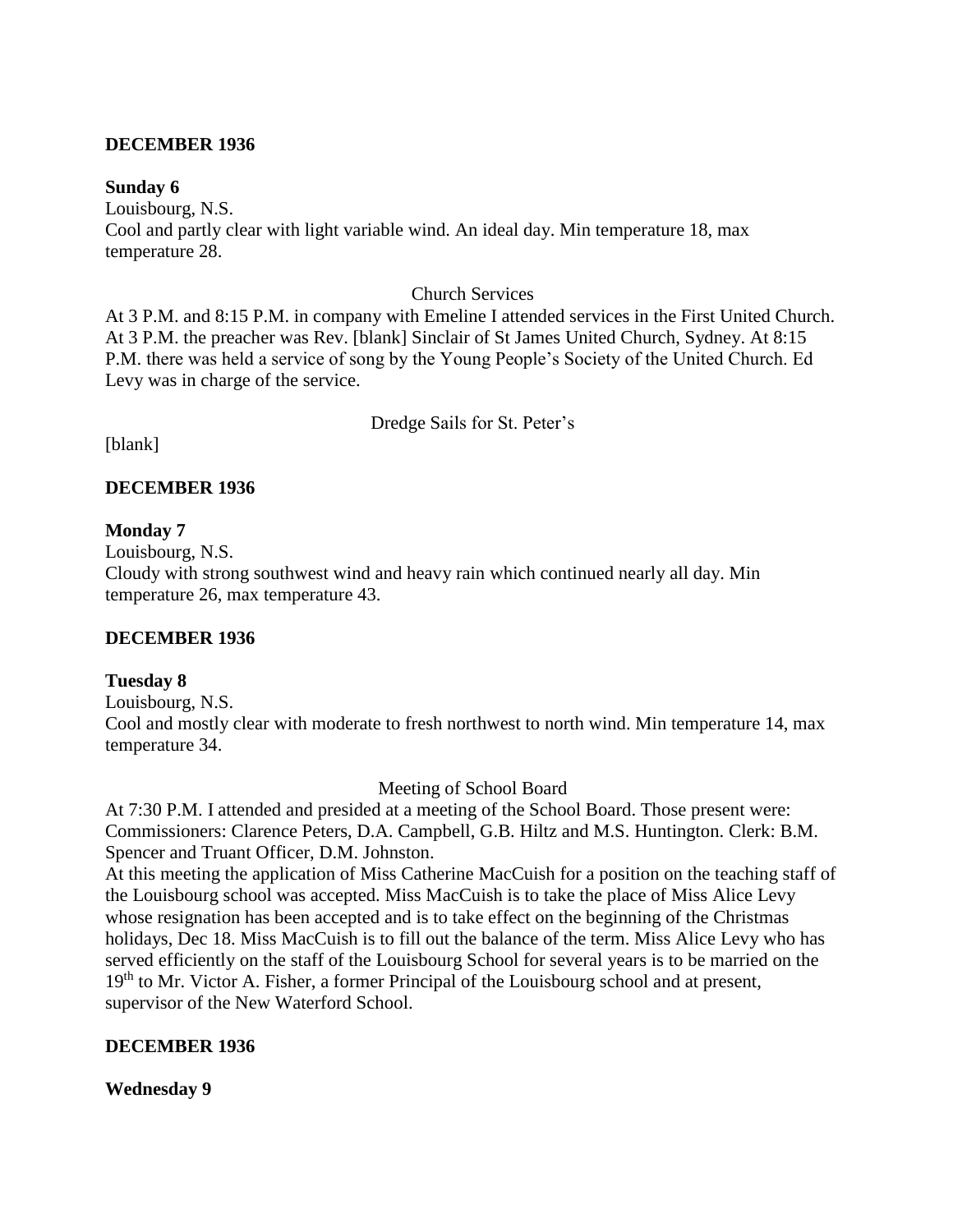**DECEMBER 1936**

**Sunday 6**

Louisbourg, N.S.

Cool and partly clear with light variable wind. An ideal day. Min temperature 18, max temperature 28.

Church Services

At 3 P.M. and 8:15 P.M. in company with Emeline I attended services in the First United Church. At 3 P.M. the preacher was Rev. [blank] Sinclair of St James United Church, Sydney. At 8:15 P.M. there was held a service of song by the Young People's Society of the United Church. Ed Levy was in charge of the service.

Dredge Sails for St. Peter's

[blank]

**DECEMBER 1936**

**Monday 7**

Louisbourg, N.S.

Cloudy with strong southwest wind and heavy rain which continued nearly all day. Min temperature 26, max temperature 43.

**DECEMBER 1936**

**Tuesday 8**

Louisbourg, N.S.

Cool and mostly clear with moderate to fresh northwest to north wind. Min temperature 14, max temperature 34.

Meeting of School Board

At 7:30 P.M. I attended and presided at a meeting of the School Board. Those present were: Commissioners: Clarence Peters, D.A. Campbell, G.B. Hiltz and M.S. Huntington. Clerk: B.M. Spencer and Truant Officer, D.M. Johnston.

At this meeting the application of Miss Catherine MacCuish for a position on the teaching staff of the Louisbourg school was accepted. Miss MacCuish is to take the place of Miss Alice Levy whose resignation has been accepted and is to take effect on the beginning of the Christmas holidays, Dec 18. Miss MacCuish is to fill out the balance of the term. Miss Alice Levy who has served efficiently on the staff of the Louisbourg School for several years is to be married on the 19th to Mr. Victor A. Fisher, a former Principal of the Louisbourg school and at present, supervisor of the New Waterford School.

**DECEMBER 1936**

**Wednesday 9**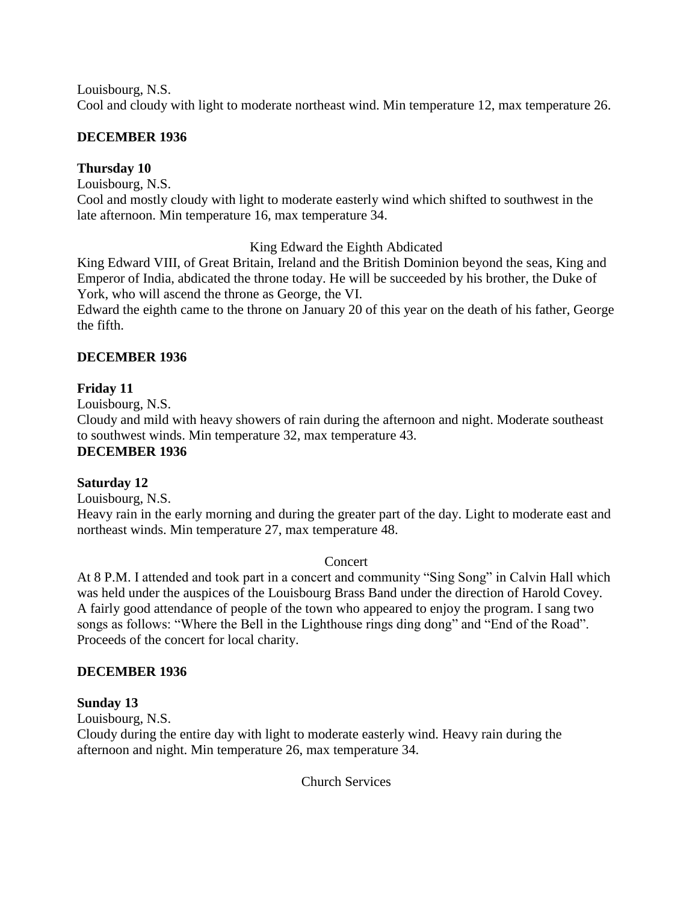Louisbourg, N.S.
Cool and cloudy with light to moderate northeast wind. Min temperature 12, max temperature 26.

**DECEMBER 1936**

**Thursday 10**

Louisbourg, N.S.
Cool and mostly cloudy with light to moderate easterly wind which shifted to southwest in the late afternoon. Min temperature 16, max temperature 34.

King Edward the Eighth Abdicated

King Edward VIII, of Great Britain, Ireland and the British Dominion beyond the seas, King and Emperor of India, abdicated the throne today. He will be succeeded by his brother, the Duke of York, who will ascend the throne as George, the VI.
Edward the eighth came to the throne on January 20 of this year on the death of his father, George the fifth.

**DECEMBER 1936**

**Friday 11**

Louisbourg, N.S.
Cloudy and mild with heavy showers of rain during the afternoon and night. Moderate southeast to southwest winds. Min temperature 32, max temperature 43.

**DECEMBER 1936**

**Saturday 12**

Louisbourg, N.S.
Heavy rain in the early morning and during the greater part of the day. Light to moderate east and northeast winds. Min temperature 27, max temperature 48.

Concert

At 8 P.M. I attended and took part in a concert and community "Sing Song" in Calvin Hall which was held under the auspices of the Louisbourg Brass Band under the direction of Harold Covey. A fairly good attendance of people of the town who appeared to enjoy the program. I sang two songs as follows: "Where the Bell in the Lighthouse rings ding dong" and "End of the Road". Proceeds of the concert for local charity.

**DECEMBER 1936**

**Sunday 13**

Louisbourg, N.S.
Cloudy during the entire day with light to moderate easterly wind. Heavy rain during the afternoon and night. Min temperature 26, max temperature 34.

Church Services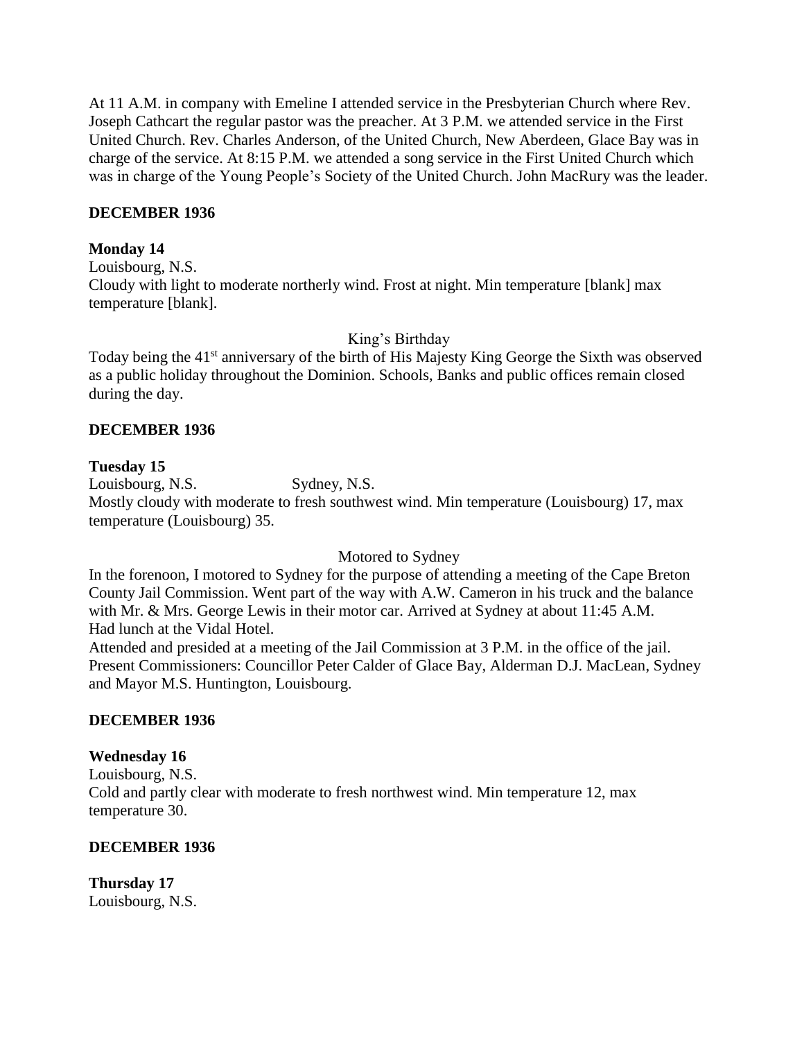At 11 A.M. in company with Emeline I attended service in the Presbyterian Church where Rev. Joseph Cathcart the regular pastor was the preacher. At 3 P.M. we attended service in the First United Church. Rev. Charles Anderson, of the United Church, New Aberdeen, Glace Bay was in charge of the service. At 8:15 P.M. we attended a song service in the First United Church which was in charge of the Young People's Society of the United Church. John MacRury was the leader.

**DECEMBER 1936**

**Monday 14**

Louisbourg, N.S.

Cloudy with light to moderate northerly wind. Frost at night. Min temperature [blank] max temperature [blank].

King's Birthday

Today being the 41st anniversary of the birth of His Majesty King George the Sixth was observed as a public holiday throughout the Dominion. Schools, Banks and public offices remain closed during the day.

**DECEMBER 1936**

**Tuesday 15**

Louisbourg, N.S. Sydney, N.S.

Mostly cloudy with moderate to fresh southwest wind. Min temperature (Louisbourg) 17, max temperature (Louisbourg) 35.

Motored to Sydney

In the forenoon, I motored to Sydney for the purpose of attending a meeting of the Cape Breton County Jail Commission. Went part of the way with A.W. Cameron in his truck and the balance with Mr. & Mrs. George Lewis in their motor car. Arrived at Sydney at about 11:45 A.M. Had lunch at the Vidal Hotel.

Attended and presided at a meeting of the Jail Commission at 3 P.M. in the office of the jail. Present Commissioners: Councillor Peter Calder of Glace Bay, Alderman D.J. MacLean, Sydney and Mayor M.S. Huntington, Louisbourg.

**DECEMBER 1936**

**Wednesday 16**

Louisbourg, N.S.

Cold and partly clear with moderate to fresh northwest wind. Min temperature 12, max temperature 30.

**DECEMBER 1936**

**Thursday 17**

Louisbourg, N.S.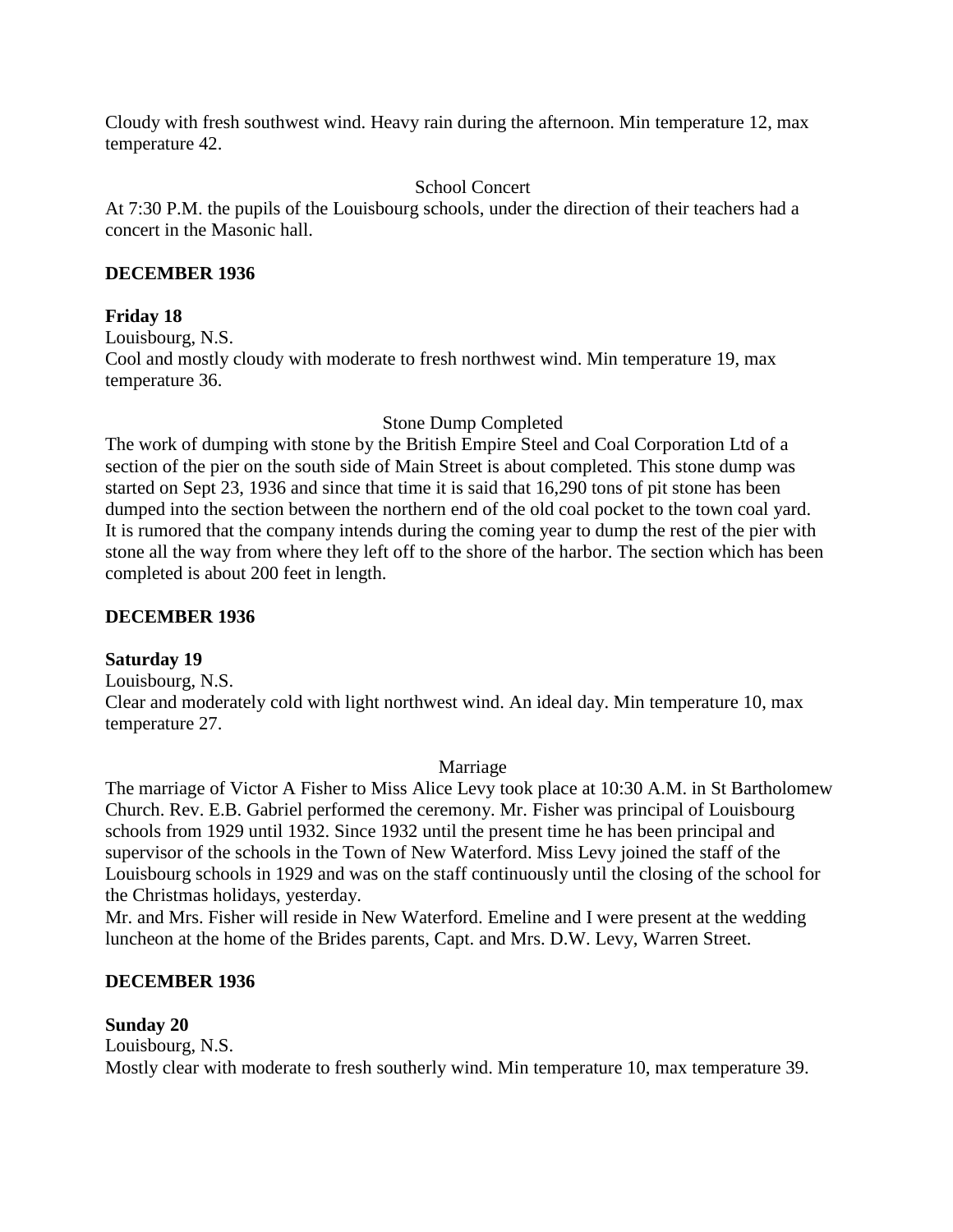Cloudy with fresh southwest wind. Heavy rain during the afternoon. Min temperature 12, max temperature 42.

School Concert

At 7:30 P.M. the pupils of the Louisbourg schools, under the direction of their teachers had a concert in the Masonic hall.

**DECEMBER 1936**

**Friday 18**

Louisbourg, N.S.

Cool and mostly cloudy with moderate to fresh northwest wind. Min temperature 19, max temperature 36.

Stone Dump Completed

The work of dumping with stone by the British Empire Steel and Coal Corporation Ltd of a section of the pier on the south side of Main Street is about completed. This stone dump was started on Sept 23, 1936 and since that time it is said that 16,290 tons of pit stone has been dumped into the section between the northern end of the old coal pocket to the town coal yard. It is rumored that the company intends during the coming year to dump the rest of the pier with stone all the way from where they left off to the shore of the harbor. The section which has been completed is about 200 feet in length.

**DECEMBER 1936**

**Saturday 19**

Louisbourg, N.S.

Clear and moderately cold with light northwest wind. An ideal day. Min temperature 10, max temperature 27.

Marriage

The marriage of Victor A Fisher to Miss Alice Levy took place at 10:30 A.M. in St Bartholomew Church. Rev. E.B. Gabriel performed the ceremony. Mr. Fisher was principal of Louisbourg schools from 1929 until 1932. Since 1932 until the present time he has been principal and supervisor of the schools in the Town of New Waterford. Miss Levy joined the staff of the Louisbourg schools in 1929 and was on the staff continuously until the closing of the school for the Christmas holidays, yesterday.

Mr. and Mrs. Fisher will reside in New Waterford. Emeline and I were present at the wedding luncheon at the home of the Brides parents, Capt. and Mrs. D.W. Levy, Warren Street.

**DECEMBER 1936**

**Sunday 20**

Louisbourg, N.S.

Mostly clear with moderate to fresh southerly wind. Min temperature 10, max temperature 39.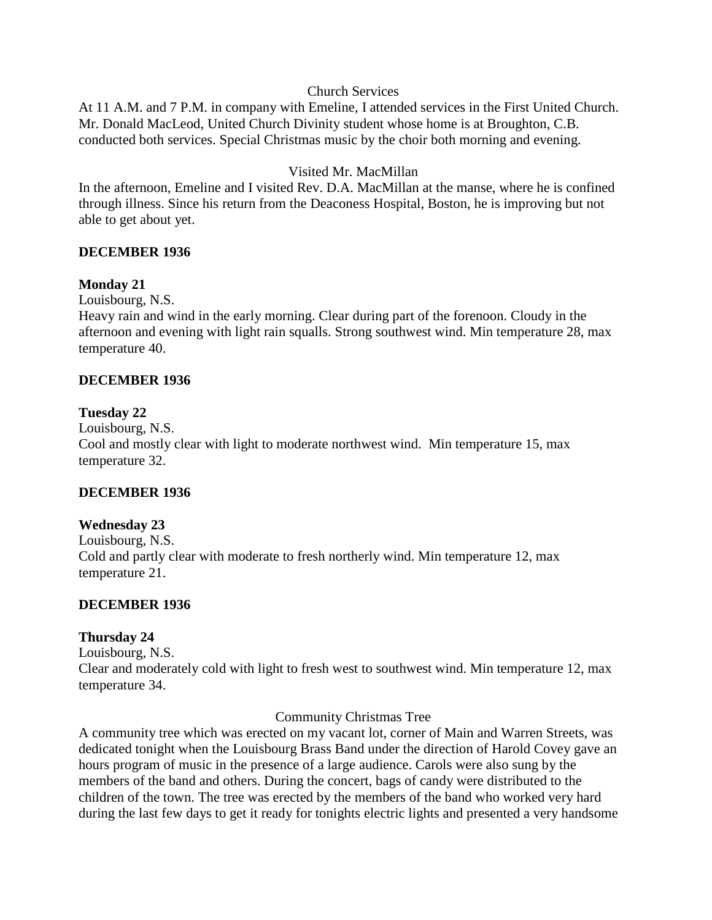Church Services

At 11 A.M. and 7 P.M. in company with Emeline, I attended services in the First United Church. Mr. Donald MacLeod, United Church Divinity student whose home is at Broughton, C.B. conducted both services. Special Christmas music by the choir both morning and evening.

Visited Mr. MacMillan

In the afternoon, Emeline and I visited Rev. D.A. MacMillan at the manse, where he is confined through illness. Since his return from the Deaconess Hospital, Boston, he is improving but not able to get about yet.

**DECEMBER 1936**

**Monday 21**

Louisbourg, N.S.

Heavy rain and wind in the early morning. Clear during part of the forenoon. Cloudy in the afternoon and evening with light rain squalls. Strong southwest wind. Min temperature 28, max temperature 40.

**DECEMBER 1936**

**Tuesday 22**

Louisbourg, N.S.

Cool and mostly clear with light to moderate northwest wind. Min temperature 15, max temperature 32.

**DECEMBER 1936**

**Wednesday 23**

Louisbourg, N.S.

Cold and partly clear with moderate to fresh northerly wind. Min temperature 12, max temperature 21.

**DECEMBER 1936**

**Thursday 24**

Louisbourg, N.S.

Clear and moderately cold with light to fresh west to southwest wind. Min temperature 12, max temperature 34.

Community Christmas Tree

A community tree which was erected on my vacant lot, corner of Main and Warren Streets, was dedicated tonight when the Louisbourg Brass Band under the direction of Harold Covey gave an hours program of music in the presence of a large audience. Carols were also sung by the members of the band and others. During the concert, bags of candy were distributed to the children of the town. The tree was erected by the members of the band who worked very hard during the last few days to get it ready for tonights electric lights and presented a very handsome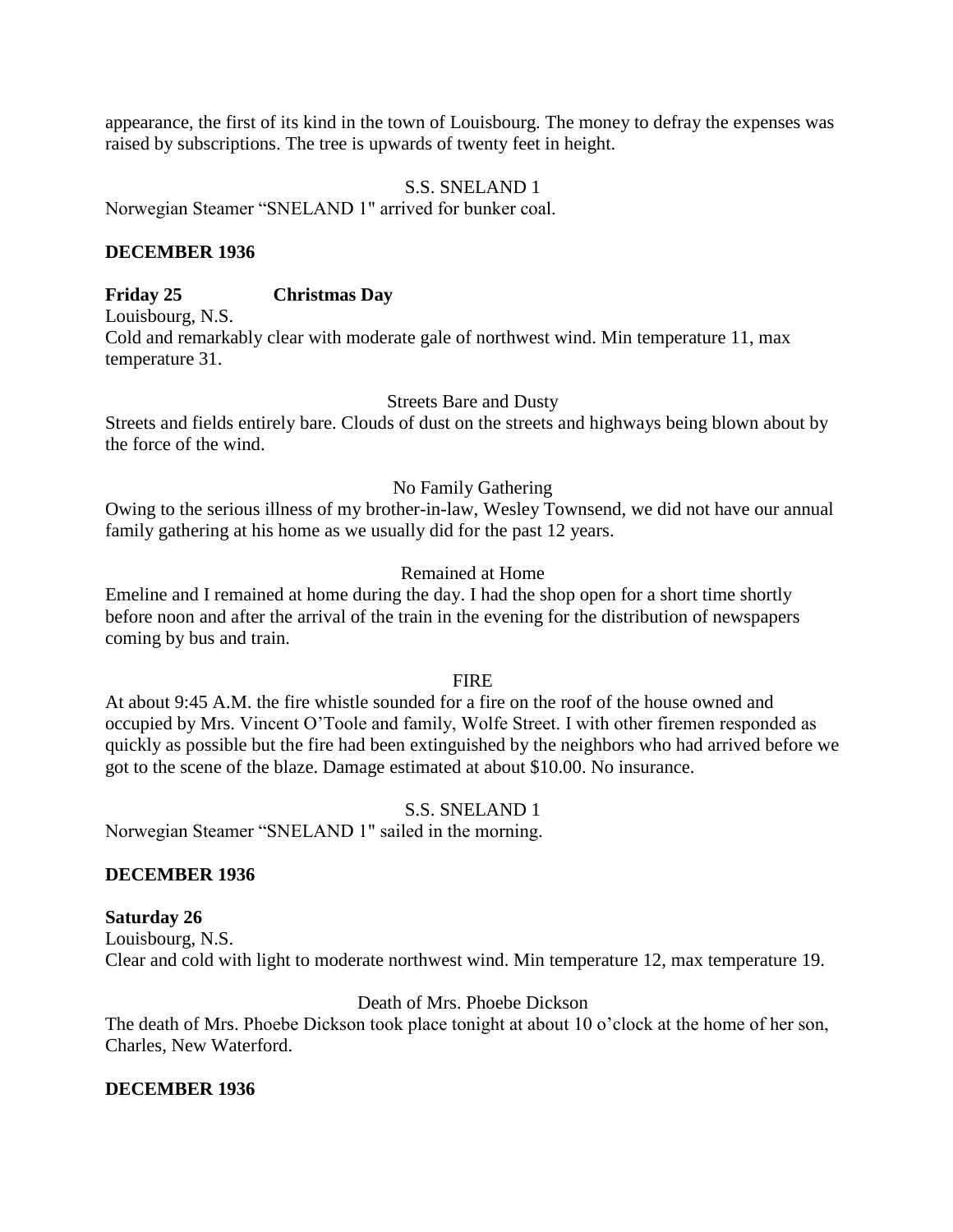appearance, the first of its kind in the town of Louisbourg. The money to defray the expenses was raised by subscriptions. The tree is upwards of twenty feet in height.

S.S. SNELAND 1

Norwegian Steamer "SNELAND 1" arrived for bunker coal.

**DECEMBER 1936**

**Friday 25 Christmas Day**

Louisbourg, N.S.

Cold and remarkably clear with moderate gale of northwest wind. Min temperature 11, max temperature 31.

Streets Bare and Dusty

Streets and fields entirely bare. Clouds of dust on the streets and highways being blown about by the force of the wind.

No Family Gathering

Owing to the serious illness of my brother-in-law, Wesley Townsend, we did not have our annual family gathering at his home as we usually did for the past 12 years.

Remained at Home

Emeline and I remained at home during the day. I had the shop open for a short time shortly before noon and after the arrival of the train in the evening for the distribution of newspapers coming by bus and train.

FIRE

At about 9:45 A.M. the fire whistle sounded for a fire on the roof of the house owned and occupied by Mrs. Vincent O'Toole and family, Wolfe Street. I with other firemen responded as quickly as possible but the fire had been extinguished by the neighbors who had arrived before we got to the scene of the blaze. Damage estimated at about $10.00. No insurance.

S.S. SNELAND 1

Norwegian Steamer "SNELAND 1" sailed in the morning.

**DECEMBER 1936**

**Saturday 26**

Louisbourg, N.S.

Clear and cold with light to moderate northwest wind. Min temperature 12, max temperature 19.

Death of Mrs. Phoebe Dickson

The death of Mrs. Phoebe Dickson took place tonight at about 10 o'clock at the home of her son, Charles, New Waterford.

**DECEMBER 1936**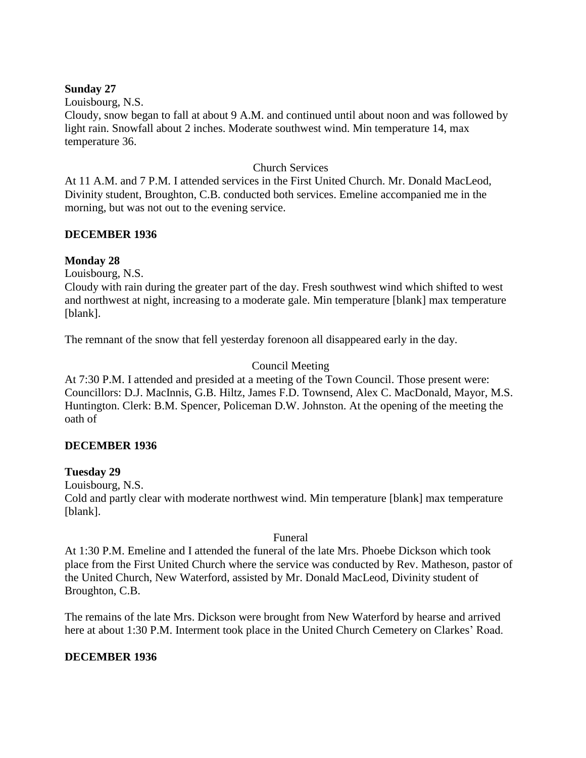**Sunday 27**

Louisbourg, N.S.

Cloudy, snow began to fall at about 9 A.M. and continued until about noon and was followed by light rain. Snowfall about 2 inches. Moderate southwest wind. Min temperature 14, max temperature 36.

Church Services

At 11 A.M. and 7 P.M. I attended services in the First United Church. Mr. Donald MacLeod, Divinity student, Broughton, C.B. conducted both services. Emeline accompanied me in the morning, but was not out to the evening service.

**DECEMBER 1936**

**Monday 28**

Louisbourg, N.S.

Cloudy with rain during the greater part of the day. Fresh southwest wind which shifted to west and northwest at night, increasing to a moderate gale. Min temperature [blank] max temperature [blank].

The remnant of the snow that fell yesterday forenoon all disappeared early in the day.

Council Meeting

At 7:30 P.M. I attended and presided at a meeting of the Town Council. Those present were: Councillors: D.J. MacInnis, G.B. Hiltz, James F.D. Townsend, Alex C. MacDonald, Mayor, M.S. Huntington. Clerk: B.M. Spencer, Policeman D.W. Johnston. At the opening of the meeting the oath of

**DECEMBER 1936**

**Tuesday 29**

Louisbourg, N.S.

Cold and partly clear with moderate northwest wind. Min temperature [blank] max temperature [blank].

Funeral

At 1:30 P.M. Emeline and I attended the funeral of the late Mrs. Phoebe Dickson which took place from the First United Church where the service was conducted by Rev. Matheson, pastor of the United Church, New Waterford, assisted by Mr. Donald MacLeod, Divinity student of Broughton, C.B.

The remains of the late Mrs. Dickson were brought from New Waterford by hearse and arrived here at about 1:30 P.M. Interment took place in the United Church Cemetery on Clarkes' Road.

**DECEMBER 1936**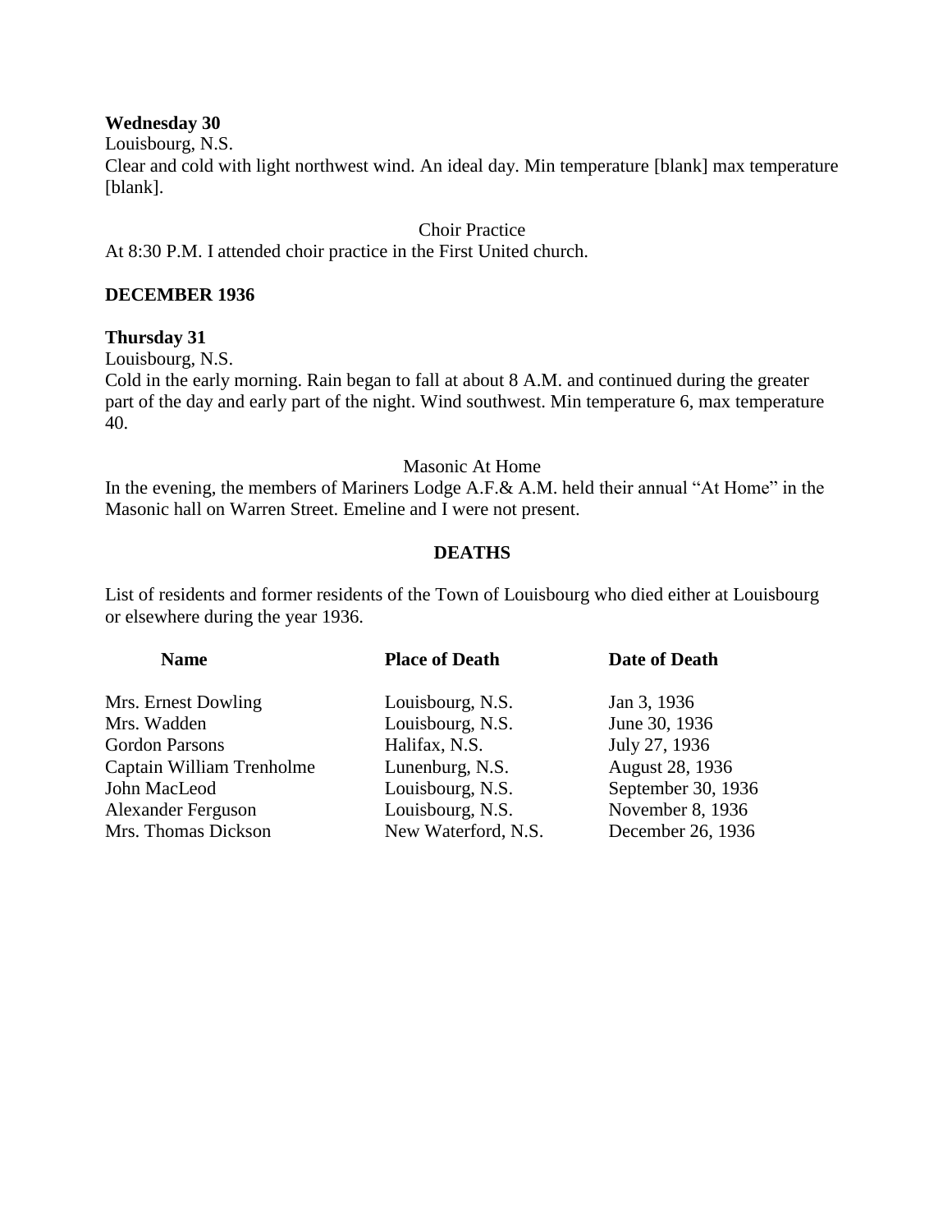**Wednesday 30**
Louisbourg, N.S.
Clear and cold with light northwest wind. An ideal day. Min temperature [blank] max temperature [blank].

Choir Practice

At 8:30 P.M. I attended choir practice in the First United church.

**DECEMBER 1936**

**Thursday 31**
Louisbourg, N.S.
Cold in the early morning. Rain began to fall at about 8 A.M. and continued during the greater part of the day and early part of the night. Wind southwest. Min temperature 6, max temperature 40.

Masonic At Home

In the evening, the members of Mariners Lodge A.F.& A.M. held their annual "At Home" in the Masonic hall on Warren Street. Emeline and I were not present.

**DEATHS**

List of residents and former residents of the Town of Louisbourg who died either at Louisbourg or elsewhere during the year 1936.

| Name | Place of Death | Date of Death |
|---|---|---|
| Mrs. Ernest Dowling | Louisbourg, N.S. | Jan 3, 1936 |
| Mrs. Wadden | Louisbourg, N.S. | June 30, 1936 |
| Gordon Parsons | Halifax, N.S. | July 27, 1936 |
| Captain William Trenholme | Lunenburg, N.S. | August 28, 1936 |
| John MacLeod | Louisbourg, N.S. | September 30, 1936 |
| Alexander Ferguson | Louisbourg, N.S. | November 8, 1936 |
| Mrs. Thomas Dickson | New Waterford, N.S. | December 26, 1936 |